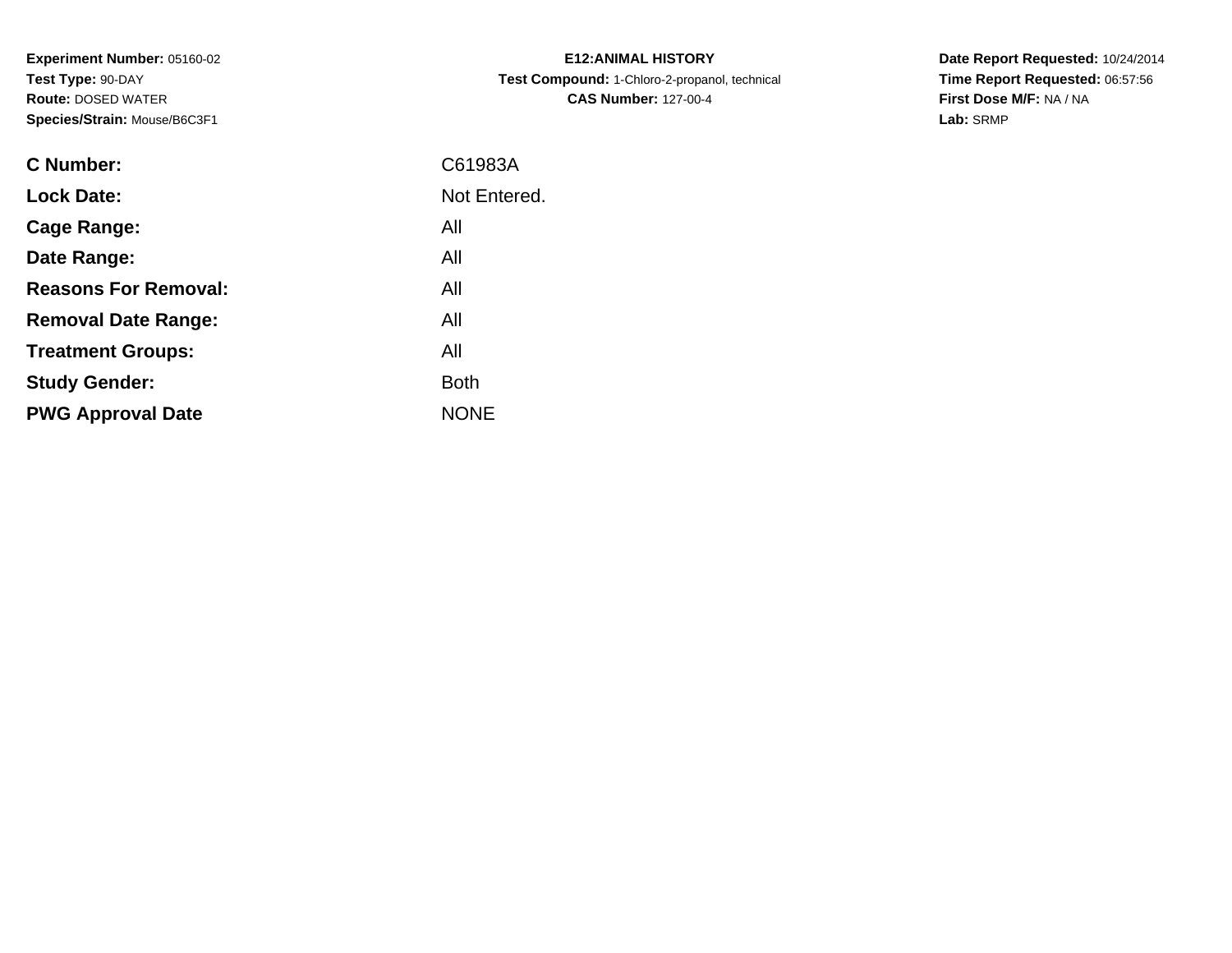**Experiment Number:** 05160-02
**Test Type:** 90-DAY
**Route:** DOSED WATER
**Species/Strain:** Mouse/B6C3F1

**E12:ANIMAL HISTORY**
**Test Compound:** 1-Chloro-2-propanol, technical
**CAS Number:** 127-00-4

**Date Report Requested:** 10/24/2014
**Time Report Requested:** 06:57:56
**First Dose M/F:** NA / NA
**Lab:** SRMP

| | |
|---|---|
| **C Number:** | C61983A |
| **Lock Date:** | Not Entered. |
| **Cage Range:** | All |
| **Date Range:** | All |
| **Reasons For Removal:** | All |
| **Removal Date Range:** | All |
| **Treatment Groups:** | All |
| **Study Gender:** | Both |
| **PWG Approval Date** | NONE |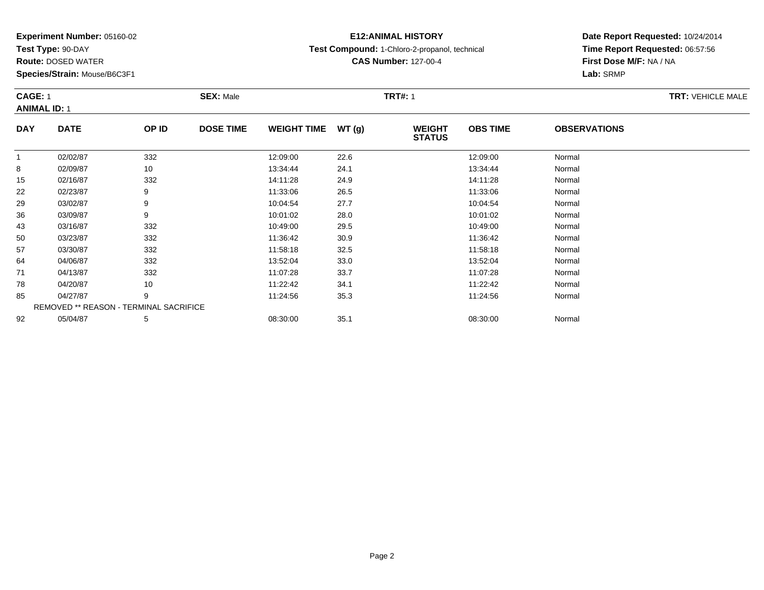**Experiment Number:** 05160-02
**Test Type:** 90-DAY
**Route:** DOSED WATER
**Species/Strain:** Mouse/B6C3F1

**E12:ANIMAL HISTORY**
**Test Compound:** 1-Chloro-2-propanol, technical
**CAS Number:** 127-00-4

**Date Report Requested:** 10/24/2014
**Time Report Requested:** 06:57:56
**First Dose M/F:** NA / NA
**Lab:** SRMP

**CAGE:** 1 **SEX:** Male **TRT#:** 1 **TRT:** VEHICLE MALE
**ANIMAL ID:** 1

| DAY | DATE | OP ID | DOSE TIME | WEIGHT TIME | WT (g) | WEIGHT STATUS | OBS TIME | OBSERVATIONS |
|---|---|---|---|---|---|---|---|---|
| 1 | 02/02/87 | 332 | | 12:09:00 | 22.6 | | 12:09:00 | Normal |
| 8 | 02/09/87 | 10 | | 13:34:44 | 24.1 | | 13:34:44 | Normal |
| 15 | 02/16/87 | 332 | | 14:11:28 | 24.9 | | 14:11:28 | Normal |
| 22 | 02/23/87 | 9 | | 11:33:06 | 26.5 | | 11:33:06 | Normal |
| 29 | 03/02/87 | 9 | | 10:04:54 | 27.7 | | 10:04:54 | Normal |
| 36 | 03/09/87 | 9 | | 10:01:02 | 28.0 | | 10:01:02 | Normal |
| 43 | 03/16/87 | 332 | | 10:49:00 | 29.5 | | 10:49:00 | Normal |
| 50 | 03/23/87 | 332 | | 11:36:42 | 30.9 | | 11:36:42 | Normal |
| 57 | 03/30/87 | 332 | | 11:58:18 | 32.5 | | 11:58:18 | Normal |
| 64 | 04/06/87 | 332 | | 13:52:04 | 33.0 | | 13:52:04 | Normal |
| 71 | 04/13/87 | 332 | | 11:07:28 | 33.7 | | 11:07:28 | Normal |
| 78 | 04/20/87 | 10 | | 11:22:42 | 34.1 | | 11:22:42 | Normal |
| 85 | 04/27/87 | 9 | | 11:24:56 | 35.3 | | 11:24:56 | Normal |
| REMOVED ** REASON - TERMINAL SACRIFICE | | | | | | | | |
| 92 | 05/04/87 | 5 | | 08:30:00 | 35.1 | | 08:30:00 | Normal |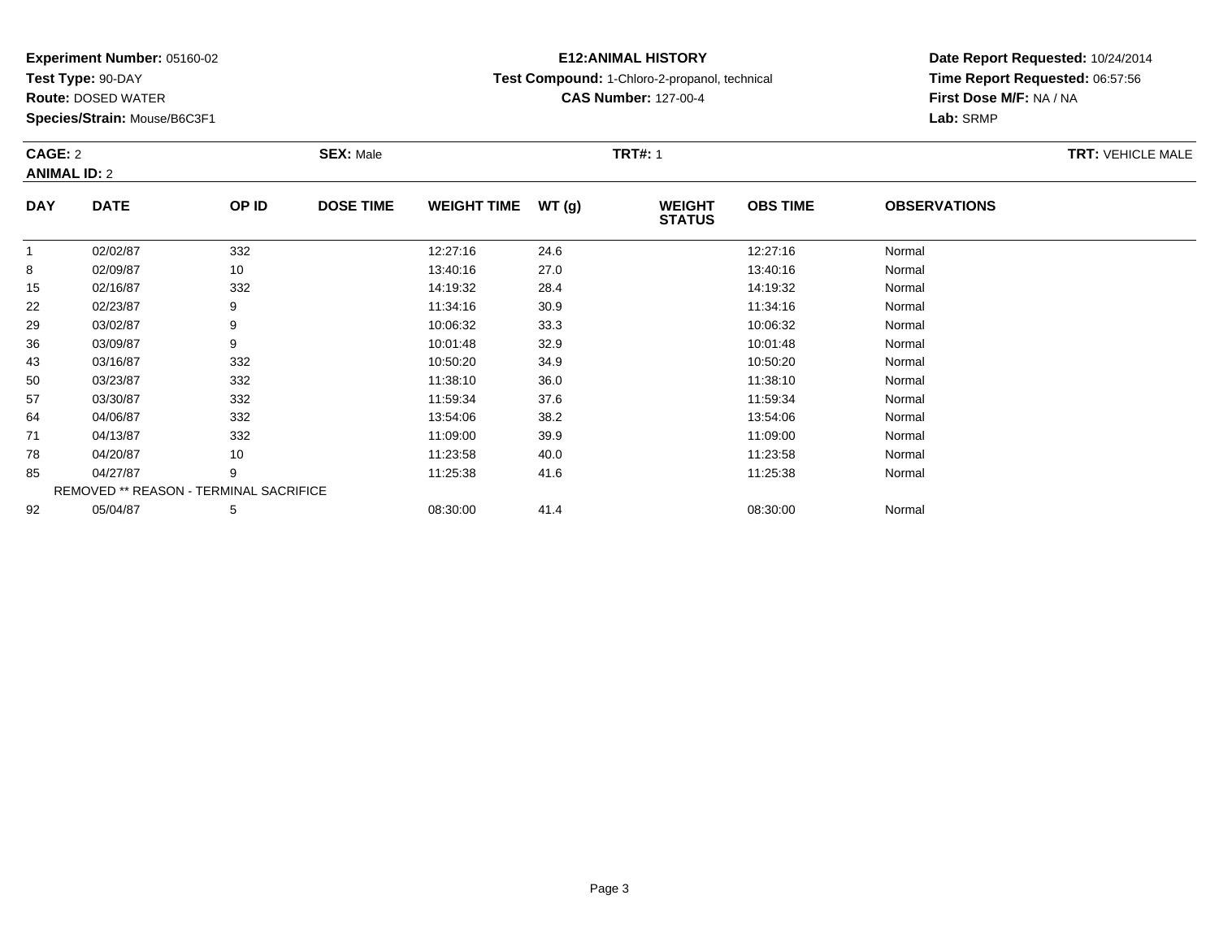**Experiment Number:** 05160-02
**Test Type:** 90-DAY
**Route:** DOSED WATER
**Species/Strain:** Mouse/B6C3F1

**E12:ANIMAL HISTORY**
**Test Compound:** 1-Chloro-2-propanol, technical
**CAS Number:** 127-00-4

**Date Report Requested:** 10/24/2014
**Time Report Requested:** 06:57:56
**First Dose M/F:** NA / NA
**Lab:** SRMP

**CAGE:** 2 **SEX:** Male **TRT#:** 1 **TRT:** VEHICLE MALE
**ANIMAL ID:** 2

| DAY | DATE | OP ID | DOSE TIME | WEIGHT TIME | WT (g) | WEIGHT STATUS | OBS TIME | OBSERVATIONS |
|---|---|---|---|---|---|---|---|---|
| 1 | 02/02/87 | 332 | | 12:27:16 | 24.6 | | 12:27:16 | Normal |
| 8 | 02/09/87 | 10 | | 13:40:16 | 27.0 | | 13:40:16 | Normal |
| 15 | 02/16/87 | 332 | | 14:19:32 | 28.4 | | 14:19:32 | Normal |
| 22 | 02/23/87 | 9 | | 11:34:16 | 30.9 | | 11:34:16 | Normal |
| 29 | 03/02/87 | 9 | | 10:06:32 | 33.3 | | 10:06:32 | Normal |
| 36 | 03/09/87 | 9 | | 10:01:48 | 32.9 | | 10:01:48 | Normal |
| 43 | 03/16/87 | 332 | | 10:50:20 | 34.9 | | 10:50:20 | Normal |
| 50 | 03/23/87 | 332 | | 11:38:10 | 36.0 | | 11:38:10 | Normal |
| 57 | 03/30/87 | 332 | | 11:59:34 | 37.6 | | 11:59:34 | Normal |
| 64 | 04/06/87 | 332 | | 13:54:06 | 38.2 | | 13:54:06 | Normal |
| 71 | 04/13/87 | 332 | | 11:09:00 | 39.9 | | 11:09:00 | Normal |
| 78 | 04/20/87 | 10 | | 11:23:58 | 40.0 | | 11:23:58 | Normal |
| 85 | 04/27/87 | 9 | | 11:25:38 | 41.6 | | 11:25:38 | Normal |
| | REMOVED ** REASON - TERMINAL SACRIFICE | | | | | | | |
| 92 | 05/04/87 | 5 | | 08:30:00 | 41.4 | | 08:30:00 | Normal |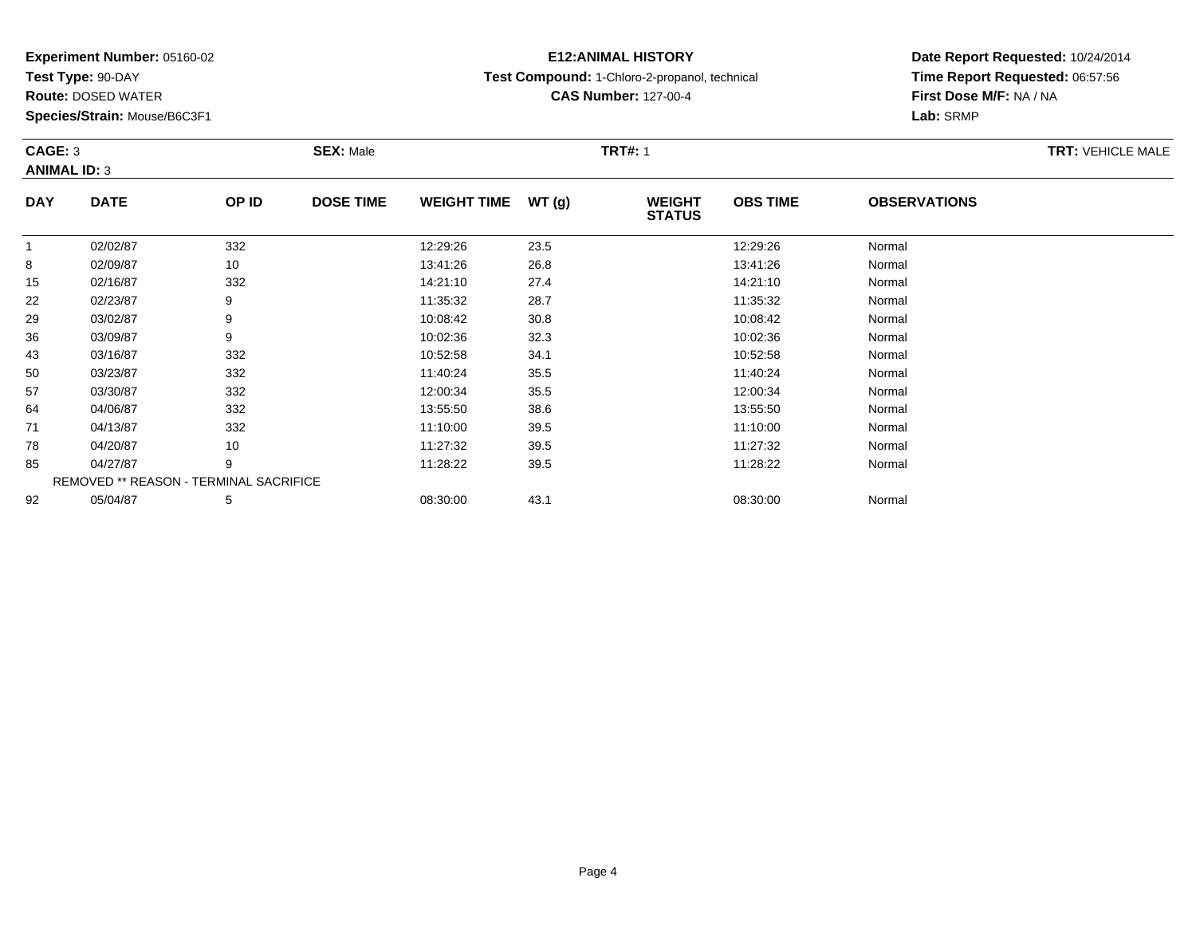**Experiment Number:** 05160-02
**Test Type:** 90-DAY
**Route:** DOSED WATER
**Species/Strain:** Mouse/B6C3F1

**E12:ANIMAL HISTORY**
**Test Compound:** 1-Chloro-2-propanol, technical
**CAS Number:** 127-00-4

**Date Report Requested:** 10/24/2014
**Time Report Requested:** 06:57:56
**First Dose M/F:** NA / NA
**Lab:** SRMP

**CAGE:** 3 **SEX:** Male **TRT#:** 1 **TRT:** VEHICLE MALE
**ANIMAL ID:** 3

| DAY | DATE | OP ID | DOSE TIME | WEIGHT TIME | WT (g) | WEIGHT STATUS | OBS TIME | OBSERVATIONS |
|---|---|---|---|---|---|---|---|---|
| 1 | 02/02/87 | 332 | | 12:29:26 | 23.5 | | 12:29:26 | Normal |
| 8 | 02/09/87 | 10 | | 13:41:26 | 26.8 | | 13:41:26 | Normal |
| 15 | 02/16/87 | 332 | | 14:21:10 | 27.4 | | 14:21:10 | Normal |
| 22 | 02/23/87 | 9 | | 11:35:32 | 28.7 | | 11:35:32 | Normal |
| 29 | 03/02/87 | 9 | | 10:08:42 | 30.8 | | 10:08:42 | Normal |
| 36 | 03/09/87 | 9 | | 10:02:36 | 32.3 | | 10:02:36 | Normal |
| 43 | 03/16/87 | 332 | | 10:52:58 | 34.1 | | 10:52:58 | Normal |
| 50 | 03/23/87 | 332 | | 11:40:24 | 35.5 | | 11:40:24 | Normal |
| 57 | 03/30/87 | 332 | | 12:00:34 | 35.5 | | 12:00:34 | Normal |
| 64 | 04/06/87 | 332 | | 13:55:50 | 38.6 | | 13:55:50 | Normal |
| 71 | 04/13/87 | 332 | | 11:10:00 | 39.5 | | 11:10:00 | Normal |
| 78 | 04/20/87 | 10 | | 11:27:32 | 39.5 | | 11:27:32 | Normal |
| 85 | 04/27/87 | 9 | | 11:28:22 | 39.5 | | 11:28:22 | Normal |
| REMOVED ** REASON - TERMINAL SACRIFICE | | | | | | | | |
| 92 | 05/04/87 | 5 | | 08:30:00 | 43.1 | | 08:30:00 | Normal |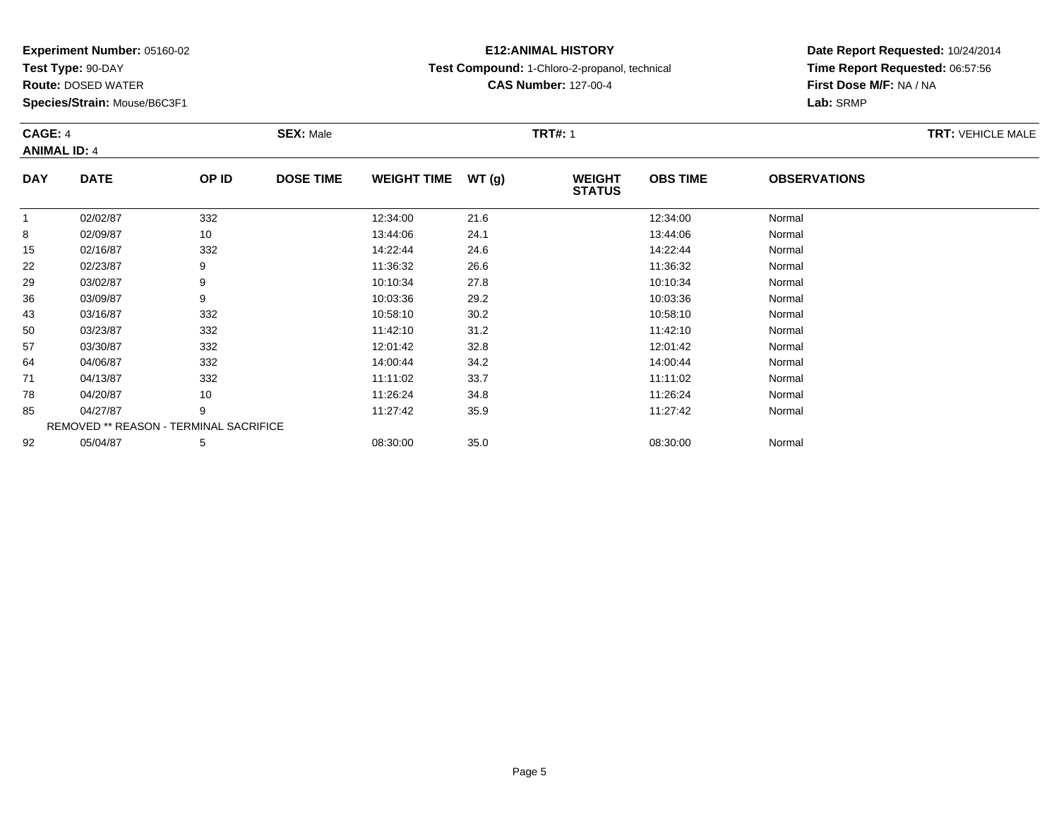**Experiment Number:** 05160-02
**Test Type:** 90-DAY
**Route:** DOSED WATER
**Species/Strain:** Mouse/B6C3F1

**E12:ANIMAL HISTORY**
**Test Compound:** 1-Chloro-2-propanol, technical
**CAS Number:** 127-00-4

**Date Report Requested:** 10/24/2014
**Time Report Requested:** 06:57:56
**First Dose M/F:** NA / NA
**Lab:** SRMP

**CAGE:** 4 **SEX:** Male **TRT#:** 1 **TRT:** VEHICLE MALE
**ANIMAL ID:** 4

| DAY | DATE | OP ID | DOSE TIME | WEIGHT TIME | WT (g) | WEIGHT STATUS | OBS TIME | OBSERVATIONS |
|---|---|---|---|---|---|---|---|---|
| 1 | 02/02/87 | 332 | | 12:34:00 | 21.6 | | 12:34:00 | Normal |
| 8 | 02/09/87 | 10 | | 13:44:06 | 24.1 | | 13:44:06 | Normal |
| 15 | 02/16/87 | 332 | | 14:22:44 | 24.6 | | 14:22:44 | Normal |
| 22 | 02/23/87 | 9 | | 11:36:32 | 26.6 | | 11:36:32 | Normal |
| 29 | 03/02/87 | 9 | | 10:10:34 | 27.8 | | 10:10:34 | Normal |
| 36 | 03/09/87 | 9 | | 10:03:36 | 29.2 | | 10:03:36 | Normal |
| 43 | 03/16/87 | 332 | | 10:58:10 | 30.2 | | 10:58:10 | Normal |
| 50 | 03/23/87 | 332 | | 11:42:10 | 31.2 | | 11:42:10 | Normal |
| 57 | 03/30/87 | 332 | | 12:01:42 | 32.8 | | 12:01:42 | Normal |
| 64 | 04/06/87 | 332 | | 14:00:44 | 34.2 | | 14:00:44 | Normal |
| 71 | 04/13/87 | 332 | | 11:11:02 | 33.7 | | 11:11:02 | Normal |
| 78 | 04/20/87 | 10 | | 11:26:24 | 34.8 | | 11:26:24 | Normal |
| 85 | 04/27/87 | 9 | | 11:27:42 | 35.9 | | 11:27:42 | Normal |
| REMOVED ** REASON - TERMINAL SACRIFICE | | | | | | | | |
| 92 | 05/04/87 | 5 | | 08:30:00 | 35.0 | | 08:30:00 | Normal |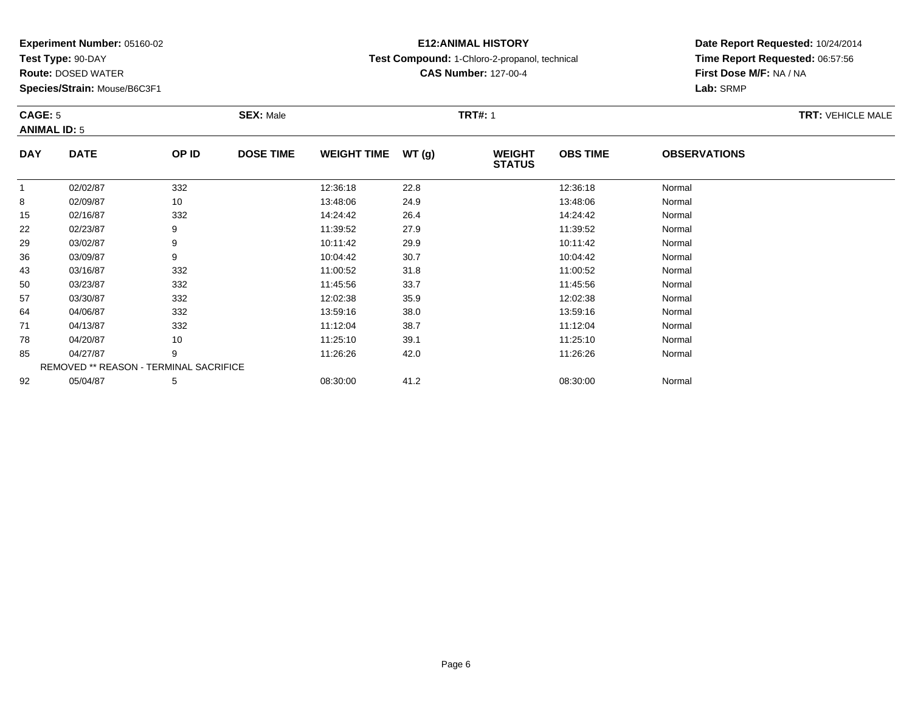**Experiment Number:** 05160-02
**Test Type:** 90-DAY
**Route:** DOSED WATER
**Species/Strain:** Mouse/B6C3F1

**E12:ANIMAL HISTORY**
**Test Compound:** 1-Chloro-2-propanol, technical
**CAS Number:** 127-00-4

**Date Report Requested:** 10/24/2014
**Time Report Requested:** 06:57:56
**First Dose M/F:** NA / NA
**Lab:** SRMP

**CAGE:** 5 **SEX:** Male **TRT#:** 1 **TRT:** VEHICLE MALE
**ANIMAL ID:** 5

| DAY | DATE | OP ID | DOSE TIME | WEIGHT TIME | WT (g) | WEIGHT STATUS | OBS TIME | OBSERVATIONS |
|---|---|---|---|---|---|---|---|---|
| 1 | 02/02/87 | 332 | | 12:36:18 | 22.8 | | 12:36:18 | Normal |
| 8 | 02/09/87 | 10 | | 13:48:06 | 24.9 | | 13:48:06 | Normal |
| 15 | 02/16/87 | 332 | | 14:24:42 | 26.4 | | 14:24:42 | Normal |
| 22 | 02/23/87 | 9 | | 11:39:52 | 27.9 | | 11:39:52 | Normal |
| 29 | 03/02/87 | 9 | | 10:11:42 | 29.9 | | 10:11:42 | Normal |
| 36 | 03/09/87 | 9 | | 10:04:42 | 30.7 | | 10:04:42 | Normal |
| 43 | 03/16/87 | 332 | | 11:00:52 | 31.8 | | 11:00:52 | Normal |
| 50 | 03/23/87 | 332 | | 11:45:56 | 33.7 | | 11:45:56 | Normal |
| 57 | 03/30/87 | 332 | | 12:02:38 | 35.9 | | 12:02:38 | Normal |
| 64 | 04/06/87 | 332 | | 13:59:16 | 38.0 | | 13:59:16 | Normal |
| 71 | 04/13/87 | 332 | | 11:12:04 | 38.7 | | 11:12:04 | Normal |
| 78 | 04/20/87 | 10 | | 11:25:10 | 39.1 | | 11:25:10 | Normal |
| 85 | 04/27/87 | 9 | | 11:26:26 | 42.0 | | 11:26:26 | Normal |
| REMOVED ** REASON - TERMINAL SACRIFICE | | | | | | | | |
| 92 | 05/04/87 | 5 | | 08:30:00 | 41.2 | | 08:30:00 | Normal |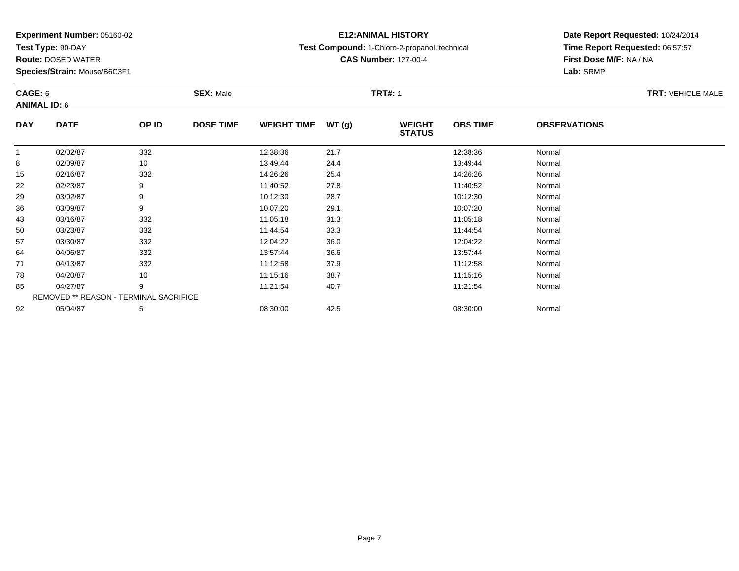**Experiment Number:** 05160-02
**Test Type:** 90-DAY
**Route:** DOSED WATER
**Species/Strain:** Mouse/B6C3F1

**E12:ANIMAL HISTORY**
**Test Compound:** 1-Chloro-2-propanol, technical
**CAS Number:** 127-00-4

**Date Report Requested:** 10/24/2014
**Time Report Requested:** 06:57:57
**First Dose M/F:** NA / NA
**Lab:** SRMP

**CAGE:** 6
**ANIMAL ID:** 6
**SEX:** Male
**TRT#:** 1
**TRT:** VEHICLE MALE

| DAY | DATE | OP ID | DOSE TIME | WEIGHT TIME | WT (g) | WEIGHT STATUS | OBS TIME | OBSERVATIONS |
|---|---|---|---|---|---|---|---|---|
| 1 | 02/02/87 | 332 | | 12:38:36 | 21.7 | | 12:38:36 | Normal |
| 8 | 02/09/87 | 10 | | 13:49:44 | 24.4 | | 13:49:44 | Normal |
| 15 | 02/16/87 | 332 | | 14:26:26 | 25.4 | | 14:26:26 | Normal |
| 22 | 02/23/87 | 9 | | 11:40:52 | 27.8 | | 11:40:52 | Normal |
| 29 | 03/02/87 | 9 | | 10:12:30 | 28.7 | | 10:12:30 | Normal |
| 36 | 03/09/87 | 9 | | 10:07:20 | 29.1 | | 10:07:20 | Normal |
| 43 | 03/16/87 | 332 | | 11:05:18 | 31.3 | | 11:05:18 | Normal |
| 50 | 03/23/87 | 332 | | 11:44:54 | 33.3 | | 11:44:54 | Normal |
| 57 | 03/30/87 | 332 | | 12:04:22 | 36.0 | | 12:04:22 | Normal |
| 64 | 04/06/87 | 332 | | 13:57:44 | 36.6 | | 13:57:44 | Normal |
| 71 | 04/13/87 | 332 | | 11:12:58 | 37.9 | | 11:12:58 | Normal |
| 78 | 04/20/87 | 10 | | 11:15:16 | 38.7 | | 11:15:16 | Normal |
| 85 | 04/27/87 | 9 | | 11:21:54 | 40.7 | | 11:21:54 | Normal |
| REMOVED ** REASON - TERMINAL SACRIFICE | | | | | | | | |
| 92 | 05/04/87 | 5 | | 08:30:00 | 42.5 | | 08:30:00 | Normal |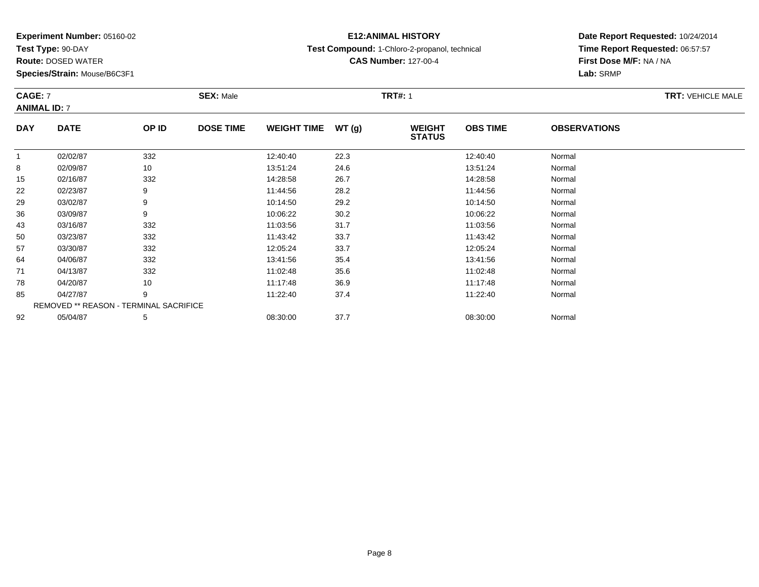**Experiment Number:** 05160-02
**Test Type:** 90-DAY
**Route:** DOSED WATER
**Species/Strain:** Mouse/B6C3F1

**E12:ANIMAL HISTORY**
**Test Compound:** 1-Chloro-2-propanol, technical
**CAS Number:** 127-00-4

**Date Report Requested:** 10/24/2014
**Time Report Requested:** 06:57:57
**First Dose M/F:** NA / NA
**Lab:** SRMP

**CAGE:** 7 **SEX:** Male **TRT#:** 1 **TRT:** VEHICLE MALE
**ANIMAL ID:** 7

| DAY | DATE | OP ID | DOSE TIME | WEIGHT TIME | WT (g) | WEIGHT STATUS | OBS TIME | OBSERVATIONS |
|---|---|---|---|---|---|---|---|---|
| 1 | 02/02/87 | 332 | | 12:40:40 | 22.3 | | 12:40:40 | Normal |
| 8 | 02/09/87 | 10 | | 13:51:24 | 24.6 | | 13:51:24 | Normal |
| 15 | 02/16/87 | 332 | | 14:28:58 | 26.7 | | 14:28:58 | Normal |
| 22 | 02/23/87 | 9 | | 11:44:56 | 28.2 | | 11:44:56 | Normal |
| 29 | 03/02/87 | 9 | | 10:14:50 | 29.2 | | 10:14:50 | Normal |
| 36 | 03/09/87 | 9 | | 10:06:22 | 30.2 | | 10:06:22 | Normal |
| 43 | 03/16/87 | 332 | | 11:03:56 | 31.7 | | 11:03:56 | Normal |
| 50 | 03/23/87 | 332 | | 11:43:42 | 33.7 | | 11:43:42 | Normal |
| 57 | 03/30/87 | 332 | | 12:05:24 | 33.7 | | 12:05:24 | Normal |
| 64 | 04/06/87 | 332 | | 13:41:56 | 35.4 | | 13:41:56 | Normal |
| 71 | 04/13/87 | 332 | | 11:02:48 | 35.6 | | 11:02:48 | Normal |
| 78 | 04/20/87 | 10 | | 11:17:48 | 36.9 | | 11:17:48 | Normal |
| 85 | 04/27/87 | 9 | | 11:22:40 | 37.4 | | 11:22:40 | Normal |
| REMOVED ** REASON - TERMINAL SACRIFICE | | | | | | | | |
| 92 | 05/04/87 | 5 | | 08:30:00 | 37.7 | | 08:30:00 | Normal |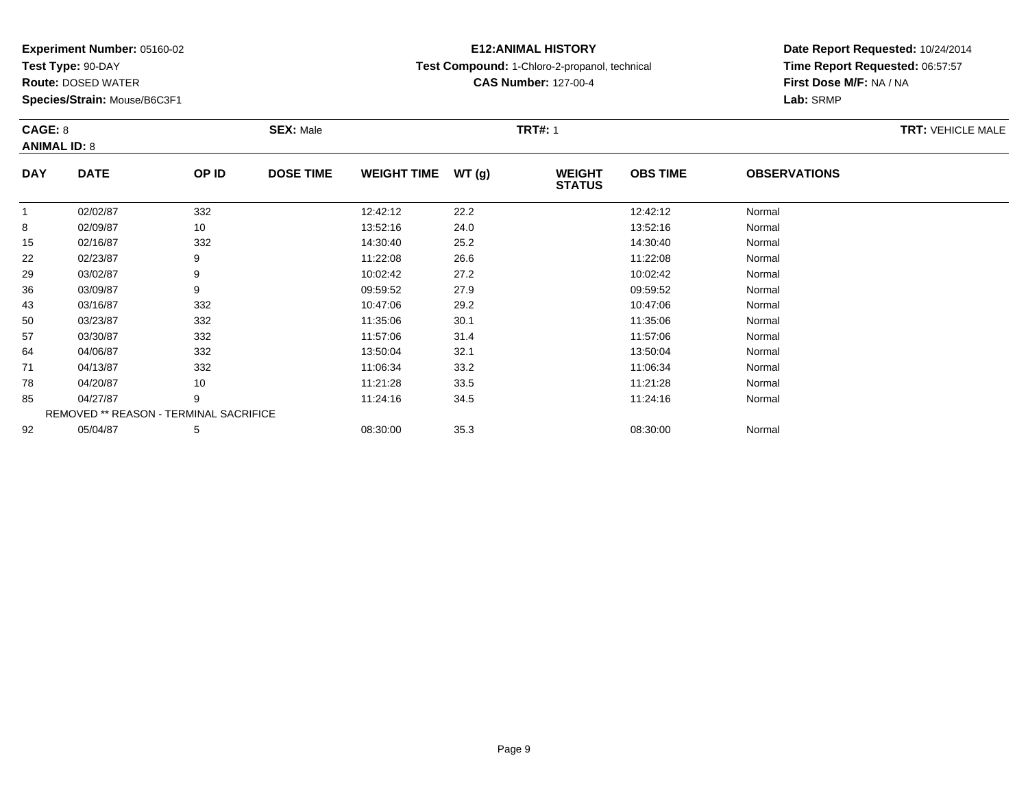**Experiment Number:** 05160-02
**Test Type:** 90-DAY
**Route:** DOSED WATER
**Species/Strain:** Mouse/B6C3F1

**E12:ANIMAL HISTORY**
**Test Compound:** 1-Chloro-2-propanol, technical
**CAS Number:** 127-00-4

**Date Report Requested:** 10/24/2014
**Time Report Requested:** 06:57:57
**First Dose M/F:** NA / NA
**Lab:** SRMP

**CAGE:** 8 **SEX:** Male **TRT#:** 1 **TRT:** VEHICLE MALE
**ANIMAL ID:** 8

| DAY | DATE | OP ID | DOSE TIME | WEIGHT TIME | WT (g) | WEIGHT STATUS | OBS TIME | OBSERVATIONS |
|---|---|---|---|---|---|---|---|---|
| 1 | 02/02/87 | 332 | | 12:42:12 | 22.2 | | 12:42:12 | Normal |
| 8 | 02/09/87 | 10 | | 13:52:16 | 24.0 | | 13:52:16 | Normal |
| 15 | 02/16/87 | 332 | | 14:30:40 | 25.2 | | 14:30:40 | Normal |
| 22 | 02/23/87 | 9 | | 11:22:08 | 26.6 | | 11:22:08 | Normal |
| 29 | 03/02/87 | 9 | | 10:02:42 | 27.2 | | 10:02:42 | Normal |
| 36 | 03/09/87 | 9 | | 09:59:52 | 27.9 | | 09:59:52 | Normal |
| 43 | 03/16/87 | 332 | | 10:47:06 | 29.2 | | 10:47:06 | Normal |
| 50 | 03/23/87 | 332 | | 11:35:06 | 30.1 | | 11:35:06 | Normal |
| 57 | 03/30/87 | 332 | | 11:57:06 | 31.4 | | 11:57:06 | Normal |
| 64 | 04/06/87 | 332 | | 13:50:04 | 32.1 | | 13:50:04 | Normal |
| 71 | 04/13/87 | 332 | | 11:06:34 | 33.2 | | 11:06:34 | Normal |
| 78 | 04/20/87 | 10 | | 11:21:28 | 33.5 | | 11:21:28 | Normal |
| 85 | 04/27/87 | 9 | | 11:24:16 | 34.5 | | 11:24:16 | Normal |
| REMOVED ** REASON - TERMINAL SACRIFICE | | | | | | | | |
| 92 | 05/04/87 | 5 | | 08:30:00 | 35.3 | | 08:30:00 | Normal |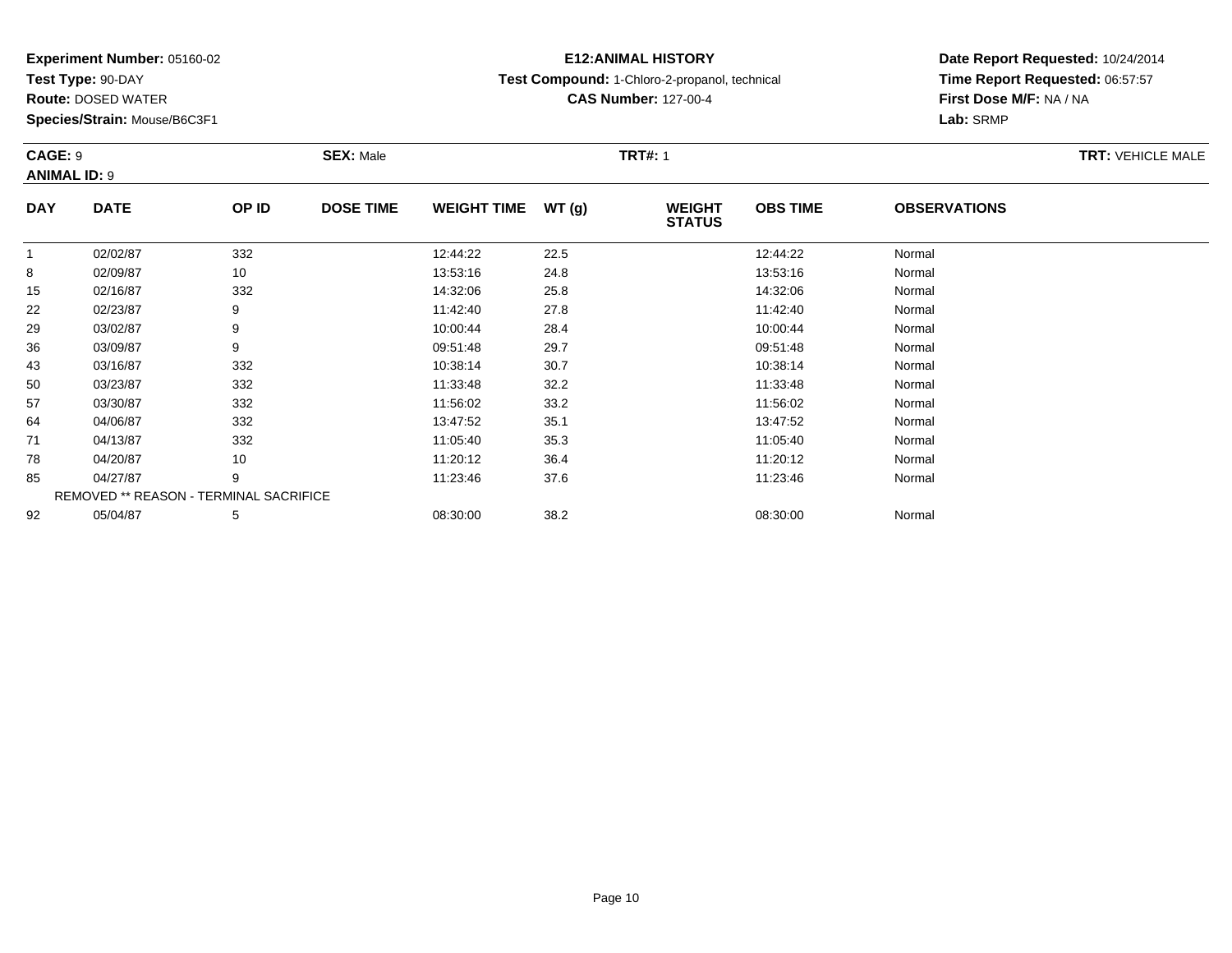**Experiment Number:** 05160-02
**Test Type:** 90-DAY
**Route:** DOSED WATER
**Species/Strain:** Mouse/B6C3F1

**E12:ANIMAL HISTORY**
**Test Compound:** 1-Chloro-2-propanol, technical
**CAS Number:** 127-00-4

**Date Report Requested:** 10/24/2014
**Time Report Requested:** 06:57:57
**First Dose M/F:** NA / NA
**Lab:** SRMP

**CAGE:** 9 **SEX:** Male **TRT#:** 1 **TRT:** VEHICLE MALE
**ANIMAL ID:** 9

| DAY | DATE | OP ID | DOSE TIME | WEIGHT TIME | WT (g) | WEIGHT STATUS | OBS TIME | OBSERVATIONS |
|---|---|---|---|---|---|---|---|---|
| 1 | 02/02/87 | 332 | | 12:44:22 | 22.5 | | 12:44:22 | Normal |
| 8 | 02/09/87 | 10 | | 13:53:16 | 24.8 | | 13:53:16 | Normal |
| 15 | 02/16/87 | 332 | | 14:32:06 | 25.8 | | 14:32:06 | Normal |
| 22 | 02/23/87 | 9 | | 11:42:40 | 27.8 | | 11:42:40 | Normal |
| 29 | 03/02/87 | 9 | | 10:00:44 | 28.4 | | 10:00:44 | Normal |
| 36 | 03/09/87 | 9 | | 09:51:48 | 29.7 | | 09:51:48 | Normal |
| 43 | 03/16/87 | 332 | | 10:38:14 | 30.7 | | 10:38:14 | Normal |
| 50 | 03/23/87 | 332 | | 11:33:48 | 32.2 | | 11:33:48 | Normal |
| 57 | 03/30/87 | 332 | | 11:56:02 | 33.2 | | 11:56:02 | Normal |
| 64 | 04/06/87 | 332 | | 13:47:52 | 35.1 | | 13:47:52 | Normal |
| 71 | 04/13/87 | 332 | | 11:05:40 | 35.3 | | 11:05:40 | Normal |
| 78 | 04/20/87 | 10 | | 11:20:12 | 36.4 | | 11:20:12 | Normal |
| 85 | 04/27/87 | 9 | | 11:23:46 | 37.6 | | 11:23:46 | Normal |
| REMOVED ** REASON - TERMINAL SACRIFICE | | | | | | | | |
| 92 | 05/04/87 | 5 | | 08:30:00 | 38.2 | | 08:30:00 | Normal |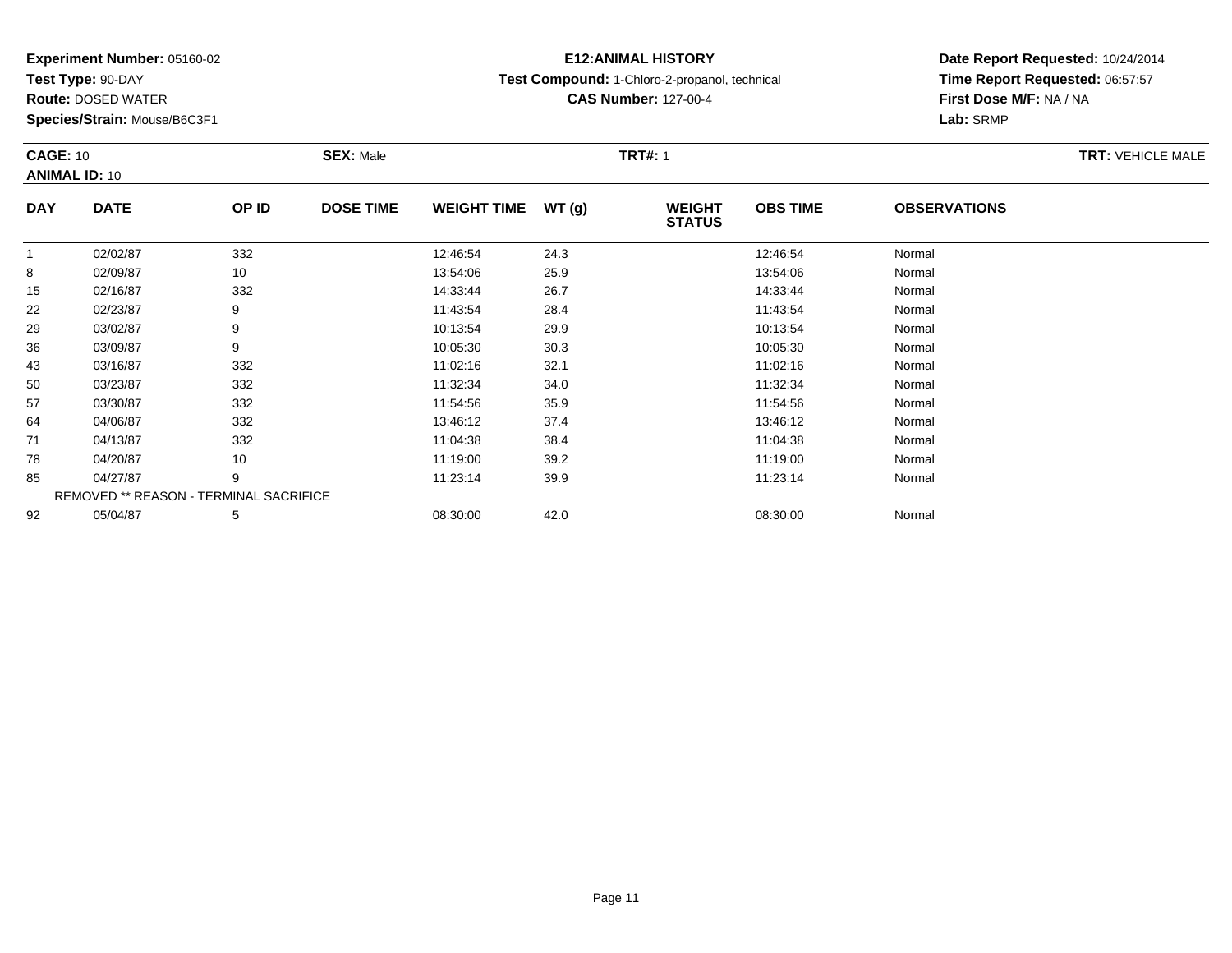**Experiment Number:** 05160-02
**Test Type:** 90-DAY
**Route:** DOSED WATER
**Species/Strain:** Mouse/B6C3F1

**E12:ANIMAL HISTORY**
**Test Compound:** 1-Chloro-2-propanol, technical
**CAS Number:** 127-00-4

**Date Report Requested:** 10/24/2014
**Time Report Requested:** 06:57:57
**First Dose M/F:** NA / NA
**Lab:** SRMP

**CAGE:** 10
**ANIMAL ID:** 10
**SEX:** Male
**TRT#:** 1
**TRT:** VEHICLE MALE

| DAY | DATE | OP ID | DOSE TIME | WEIGHT TIME | WT (g) | WEIGHT STATUS | OBS TIME | OBSERVATIONS |
|---|---|---|---|---|---|---|---|---|
| 1 | 02/02/87 | 332 | | 12:46:54 | 24.3 | | 12:46:54 | Normal |
| 8 | 02/09/87 | 10 | | 13:54:06 | 25.9 | | 13:54:06 | Normal |
| 15 | 02/16/87 | 332 | | 14:33:44 | 26.7 | | 14:33:44 | Normal |
| 22 | 02/23/87 | 9 | | 11:43:54 | 28.4 | | 11:43:54 | Normal |
| 29 | 03/02/87 | 9 | | 10:13:54 | 29.9 | | 10:13:54 | Normal |
| 36 | 03/09/87 | 9 | | 10:05:30 | 30.3 | | 10:05:30 | Normal |
| 43 | 03/16/87 | 332 | | 11:02:16 | 32.1 | | 11:02:16 | Normal |
| 50 | 03/23/87 | 332 | | 11:32:34 | 34.0 | | 11:32:34 | Normal |
| 57 | 03/30/87 | 332 | | 11:54:56 | 35.9 | | 11:54:56 | Normal |
| 64 | 04/06/87 | 332 | | 13:46:12 | 37.4 | | 13:46:12 | Normal |
| 71 | 04/13/87 | 332 | | 11:04:38 | 38.4 | | 11:04:38 | Normal |
| 78 | 04/20/87 | 10 | | 11:19:00 | 39.2 | | 11:19:00 | Normal |
| 85 | 04/27/87 | 9 | | 11:23:14 | 39.9 | | 11:23:14 | Normal |
| REMOVED ** REASON - TERMINAL SACRIFICE | | | | | | | | |
| 92 | 05/04/87 | 5 | | 08:30:00 | 42.0 | | 08:30:00 | Normal |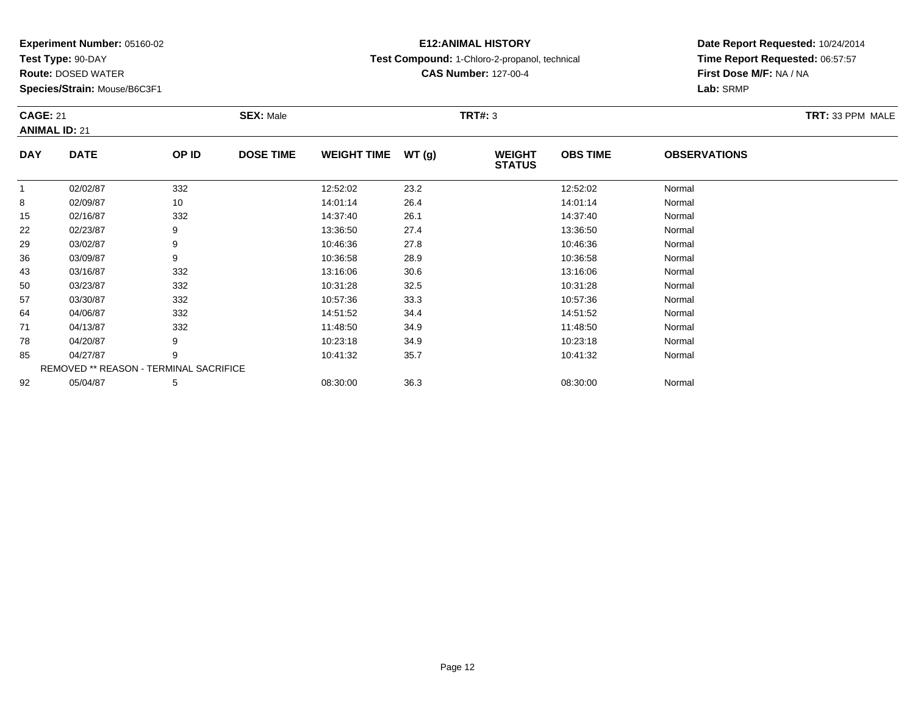**Experiment Number:** 05160-02
**Test Type:** 90-DAY
**Route:** DOSED WATER
**Species/Strain:** Mouse/B6C3F1

**E12:ANIMAL HISTORY**
**Test Compound:** 1-Chloro-2-propanol, technical
**CAS Number:** 127-00-4

**Date Report Requested:** 10/24/2014
**Time Report Requested:** 06:57:57
**First Dose M/F:** NA / NA
**Lab:** SRMP

**CAGE:** 21 **SEX:** Male **TRT#:** 3 **TRT:** 33 PPM MALE
**ANIMAL ID:** 21

| DAY | DATE | OP ID | DOSE TIME | WEIGHT TIME | WT (g) | WEIGHT STATUS | OBS TIME | OBSERVATIONS |
|---|---|---|---|---|---|---|---|---|
| 1 | 02/02/87 | 332 | | 12:52:02 | 23.2 | | 12:52:02 | Normal |
| 8 | 02/09/87 | 10 | | 14:01:14 | 26.4 | | 14:01:14 | Normal |
| 15 | 02/16/87 | 332 | | 14:37:40 | 26.1 | | 14:37:40 | Normal |
| 22 | 02/23/87 | 9 | | 13:36:50 | 27.4 | | 13:36:50 | Normal |
| 29 | 03/02/87 | 9 | | 10:46:36 | 27.8 | | 10:46:36 | Normal |
| 36 | 03/09/87 | 9 | | 10:36:58 | 28.9 | | 10:36:58 | Normal |
| 43 | 03/16/87 | 332 | | 13:16:06 | 30.6 | | 13:16:06 | Normal |
| 50 | 03/23/87 | 332 | | 10:31:28 | 32.5 | | 10:31:28 | Normal |
| 57 | 03/30/87 | 332 | | 10:57:36 | 33.3 | | 10:57:36 | Normal |
| 64 | 04/06/87 | 332 | | 14:51:52 | 34.4 | | 14:51:52 | Normal |
| 71 | 04/13/87 | 332 | | 11:48:50 | 34.9 | | 11:48:50 | Normal |
| 78 | 04/20/87 | 9 | | 10:23:18 | 34.9 | | 10:23:18 | Normal |
| 85 | 04/27/87 | 9 | | 10:41:32 | 35.7 | | 10:41:32 | Normal |
| REMOVED ** REASON - TERMINAL SACRIFICE | | | | | | | | |
| 92 | 05/04/87 | 5 | | 08:30:00 | 36.3 | | 08:30:00 | Normal |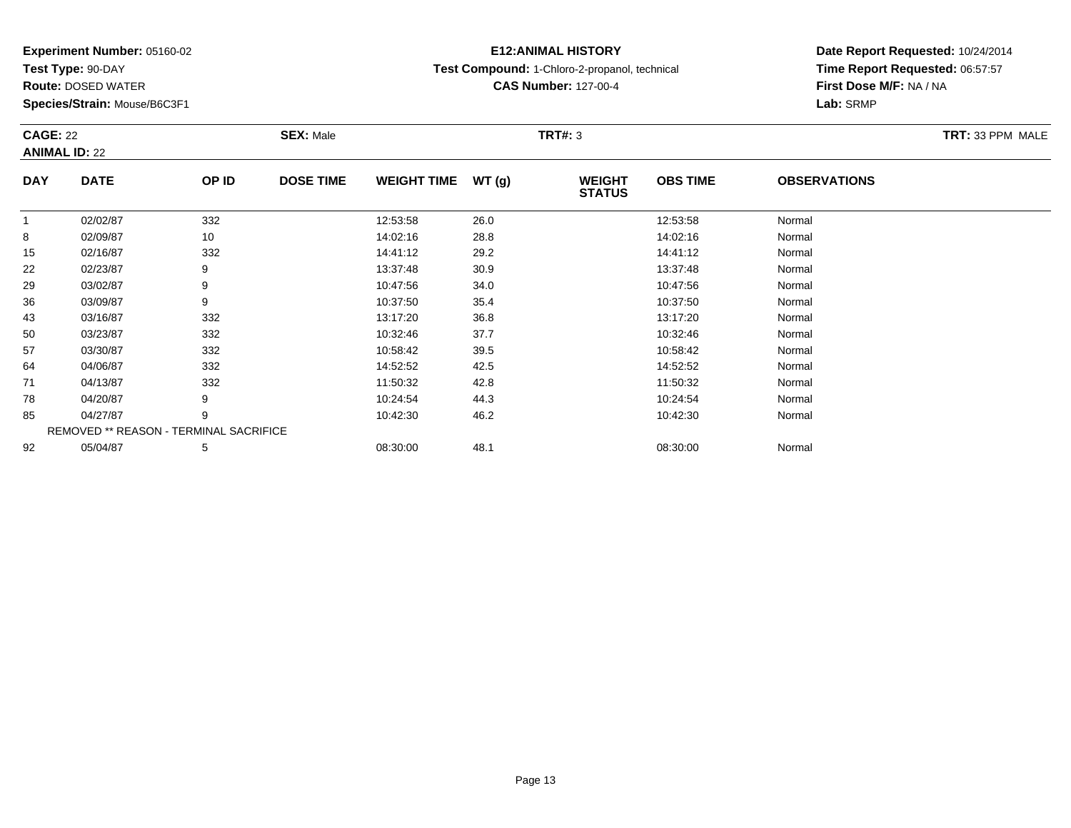**Experiment Number:** 05160-02
**Test Type:** 90-DAY
**Route:** DOSED WATER
**Species/Strain:** Mouse/B6C3F1

**E12:ANIMAL HISTORY**
**Test Compound:** 1-Chloro-2-propanol, technical
**CAS Number:** 127-00-4

**Date Report Requested:** 10/24/2014
**Time Report Requested:** 06:57:57
**First Dose M/F:** NA / NA
**Lab:** SRMP

**CAGE:** 22
**ANIMAL ID:** 22
**SEX:** Male
**TRT#:** 3
**TRT:** 33 PPM MALE

| DAY | DATE | OP ID | DOSE TIME | WEIGHT TIME | WT (g) | WEIGHT STATUS | OBS TIME | OBSERVATIONS |
|---|---|---|---|---|---|---|---|---|
| 1 | 02/02/87 | 332 | | 12:53:58 | 26.0 | | 12:53:58 | Normal |
| 8 | 02/09/87 | 10 | | 14:02:16 | 28.8 | | 14:02:16 | Normal |
| 15 | 02/16/87 | 332 | | 14:41:12 | 29.2 | | 14:41:12 | Normal |
| 22 | 02/23/87 | 9 | | 13:37:48 | 30.9 | | 13:37:48 | Normal |
| 29 | 03/02/87 | 9 | | 10:47:56 | 34.0 | | 10:47:56 | Normal |
| 36 | 03/09/87 | 9 | | 10:37:50 | 35.4 | | 10:37:50 | Normal |
| 43 | 03/16/87 | 332 | | 13:17:20 | 36.8 | | 13:17:20 | Normal |
| 50 | 03/23/87 | 332 | | 10:32:46 | 37.7 | | 10:32:46 | Normal |
| 57 | 03/30/87 | 332 | | 10:58:42 | 39.5 | | 10:58:42 | Normal |
| 64 | 04/06/87 | 332 | | 14:52:52 | 42.5 | | 14:52:52 | Normal |
| 71 | 04/13/87 | 332 | | 11:50:32 | 42.8 | | 11:50:32 | Normal |
| 78 | 04/20/87 | 9 | | 10:24:54 | 44.3 | | 10:24:54 | Normal |
| 85 | 04/27/87 | 9 | | 10:42:30 | 46.2 | | 10:42:30 | Normal |
| REMOVED ** REASON - TERMINAL SACRIFICE | | | | | | | | |
| 92 | 05/04/87 | 5 | | 08:30:00 | 48.1 | | 08:30:00 | Normal |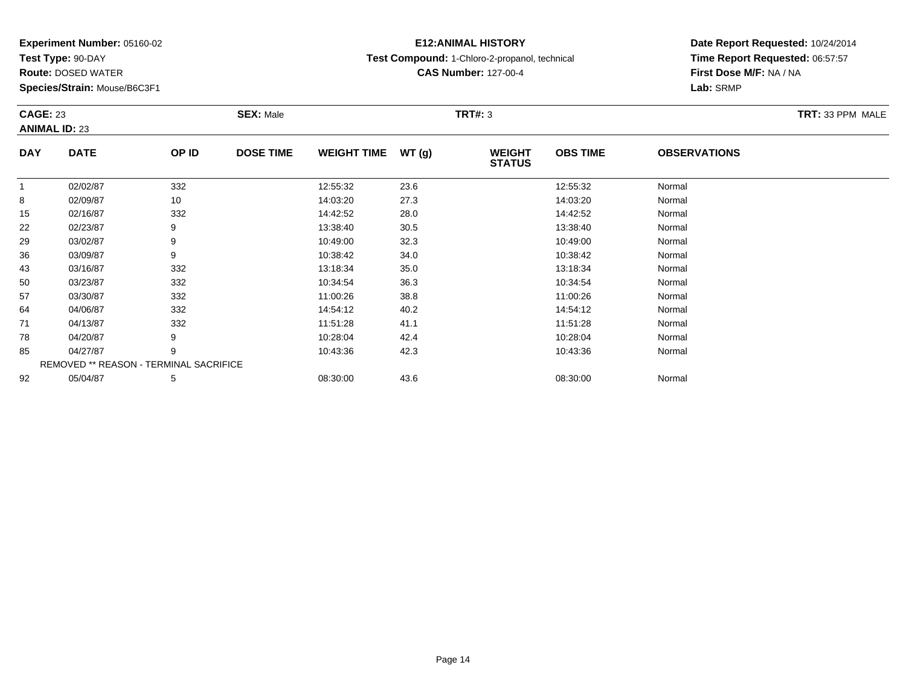**Experiment Number:** 05160-02
**Test Type:** 90-DAY
**Route:** DOSED WATER
**Species/Strain:** Mouse/B6C3F1

**E12:ANIMAL HISTORY**
**Test Compound:** 1-Chloro-2-propanol, technical
**CAS Number:** 127-00-4

**Date Report Requested:** 10/24/2014
**Time Report Requested:** 06:57:57
**First Dose M/F:** NA / NA
**Lab:** SRMP

**CAGE:** 23 **SEX:** Male **TRT#:** 3 **TRT:** 33 PPM MALE
**ANIMAL ID:** 23

| DAY | DATE | OP ID | DOSE TIME | WEIGHT TIME | WT (g) | WEIGHT STATUS | OBS TIME | OBSERVATIONS |
|---|---|---|---|---|---|---|---|---|
| 1 | 02/02/87 | 332 | | 12:55:32 | 23.6 | | 12:55:32 | Normal |
| 8 | 02/09/87 | 10 | | 14:03:20 | 27.3 | | 14:03:20 | Normal |
| 15 | 02/16/87 | 332 | | 14:42:52 | 28.0 | | 14:42:52 | Normal |
| 22 | 02/23/87 | 9 | | 13:38:40 | 30.5 | | 13:38:40 | Normal |
| 29 | 03/02/87 | 9 | | 10:49:00 | 32.3 | | 10:49:00 | Normal |
| 36 | 03/09/87 | 9 | | 10:38:42 | 34.0 | | 10:38:42 | Normal |
| 43 | 03/16/87 | 332 | | 13:18:34 | 35.0 | | 13:18:34 | Normal |
| 50 | 03/23/87 | 332 | | 10:34:54 | 36.3 | | 10:34:54 | Normal |
| 57 | 03/30/87 | 332 | | 11:00:26 | 38.8 | | 11:00:26 | Normal |
| 64 | 04/06/87 | 332 | | 14:54:12 | 40.2 | | 14:54:12 | Normal |
| 71 | 04/13/87 | 332 | | 11:51:28 | 41.1 | | 11:51:28 | Normal |
| 78 | 04/20/87 | 9 | | 10:28:04 | 42.4 | | 10:28:04 | Normal |
| 85 | 04/27/87 | 9 | | 10:43:36 | 42.3 | | 10:43:36 | Normal |
| REMOVED ** REASON - TERMINAL SACRIFICE | | | | | | | | |
| 92 | 05/04/87 | 5 | | 08:30:00 | 43.6 | | 08:30:00 | Normal |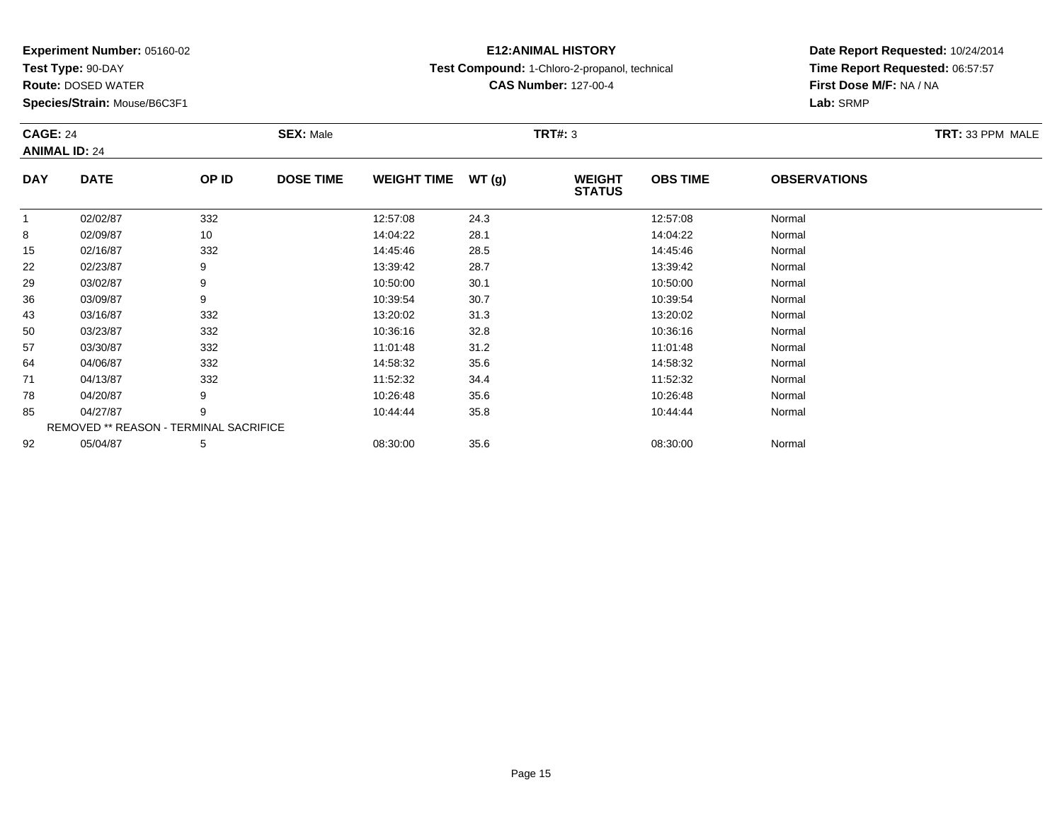**Experiment Number:** 05160-02
**Test Type:** 90-DAY
**Route:** DOSED WATER
**Species/Strain:** Mouse/B6C3F1

**E12:ANIMAL HISTORY**
**Test Compound:** 1-Chloro-2-propanol, technical
**CAS Number:** 127-00-4

**Date Report Requested:** 10/24/2014
**Time Report Requested:** 06:57:57
**First Dose M/F:** NA / NA
**Lab:** SRMP

**CAGE:** 24
**ANIMAL ID:** 24
**SEX:** Male
**TRT#:** 3
**TRT:** 33 PPM MALE

| DAY | DATE | OP ID | DOSE TIME | WEIGHT TIME | WT (g) | WEIGHT STATUS | OBS TIME | OBSERVATIONS |
|---|---|---|---|---|---|---|---|---|
| 1 | 02/02/87 | 332 | | 12:57:08 | 24.3 | | 12:57:08 | Normal |
| 8 | 02/09/87 | 10 | | 14:04:22 | 28.1 | | 14:04:22 | Normal |
| 15 | 02/16/87 | 332 | | 14:45:46 | 28.5 | | 14:45:46 | Normal |
| 22 | 02/23/87 | 9 | | 13:39:42 | 28.7 | | 13:39:42 | Normal |
| 29 | 03/02/87 | 9 | | 10:50:00 | 30.1 | | 10:50:00 | Normal |
| 36 | 03/09/87 | 9 | | 10:39:54 | 30.7 | | 10:39:54 | Normal |
| 43 | 03/16/87 | 332 | | 13:20:02 | 31.3 | | 13:20:02 | Normal |
| 50 | 03/23/87 | 332 | | 10:36:16 | 32.8 | | 10:36:16 | Normal |
| 57 | 03/30/87 | 332 | | 11:01:48 | 31.2 | | 11:01:48 | Normal |
| 64 | 04/06/87 | 332 | | 14:58:32 | 35.6 | | 14:58:32 | Normal |
| 71 | 04/13/87 | 332 | | 11:52:32 | 34.4 | | 11:52:32 | Normal |
| 78 | 04/20/87 | 9 | | 10:26:48 | 35.6 | | 10:26:48 | Normal |
| 85 | 04/27/87 | 9 | | 10:44:44 | 35.8 | | 10:44:44 | Normal |
| REMOVED ** REASON - TERMINAL SACRIFICE | | | | | | | | |
| 92 | 05/04/87 | 5 | | 08:30:00 | 35.6 | | 08:30:00 | Normal |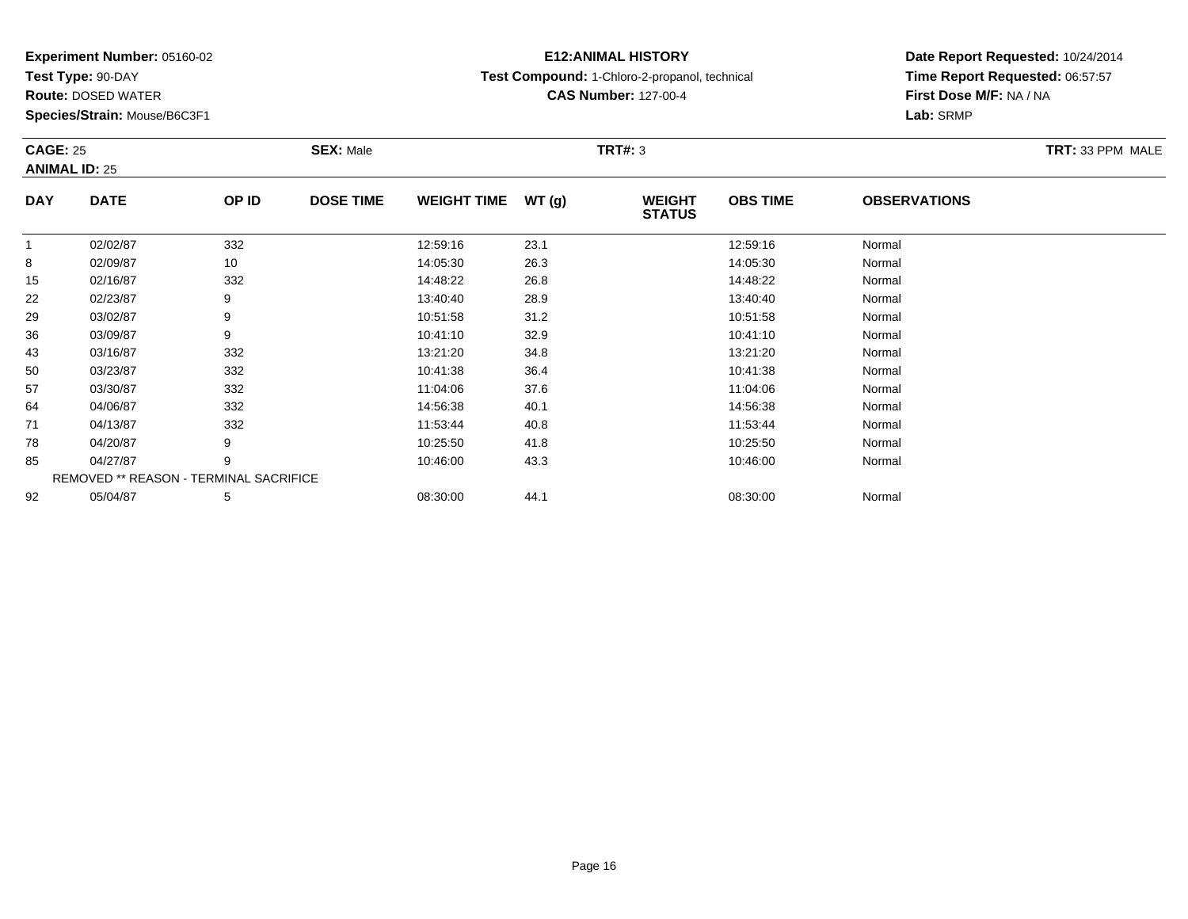**Experiment Number:** 05160-02
**Test Type:** 90-DAY
**Route:** DOSED WATER
**Species/Strain:** Mouse/B6C3F1

**E12:ANIMAL HISTORY**
**Test Compound:** 1-Chloro-2-propanol, technical
**CAS Number:** 127-00-4

**Date Report Requested:** 10/24/2014
**Time Report Requested:** 06:57:57
**First Dose M/F:** NA / NA
**Lab:** SRMP

**CAGE:** 25
**ANIMAL ID:** 25
**SEX:** Male
**TRT#:** 3
**TRT:** 33 PPM MALE

| DAY | DATE | OP ID | DOSE TIME | WEIGHT TIME | WT (g) | WEIGHT STATUS | OBS TIME | OBSERVATIONS |
|---|---|---|---|---|---|---|---|---|
| 1 | 02/02/87 | 332 | | 12:59:16 | 23.1 | | 12:59:16 | Normal |
| 8 | 02/09/87 | 10 | | 14:05:30 | 26.3 | | 14:05:30 | Normal |
| 15 | 02/16/87 | 332 | | 14:48:22 | 26.8 | | 14:48:22 | Normal |
| 22 | 02/23/87 | 9 | | 13:40:40 | 28.9 | | 13:40:40 | Normal |
| 29 | 03/02/87 | 9 | | 10:51:58 | 31.2 | | 10:51:58 | Normal |
| 36 | 03/09/87 | 9 | | 10:41:10 | 32.9 | | 10:41:10 | Normal |
| 43 | 03/16/87 | 332 | | 13:21:20 | 34.8 | | 13:21:20 | Normal |
| 50 | 03/23/87 | 332 | | 10:41:38 | 36.4 | | 10:41:38 | Normal |
| 57 | 03/30/87 | 332 | | 11:04:06 | 37.6 | | 11:04:06 | Normal |
| 64 | 04/06/87 | 332 | | 14:56:38 | 40.1 | | 14:56:38 | Normal |
| 71 | 04/13/87 | 332 | | 11:53:44 | 40.8 | | 11:53:44 | Normal |
| 78 | 04/20/87 | 9 | | 10:25:50 | 41.8 | | 10:25:50 | Normal |
| 85 | 04/27/87 | 9 | | 10:46:00 | 43.3 | | 10:46:00 | Normal |
| REMOVED ** REASON - TERMINAL SACRIFICE | | | | | | | | |
| 92 | 05/04/87 | 5 | | 08:30:00 | 44.1 | | 08:30:00 | Normal |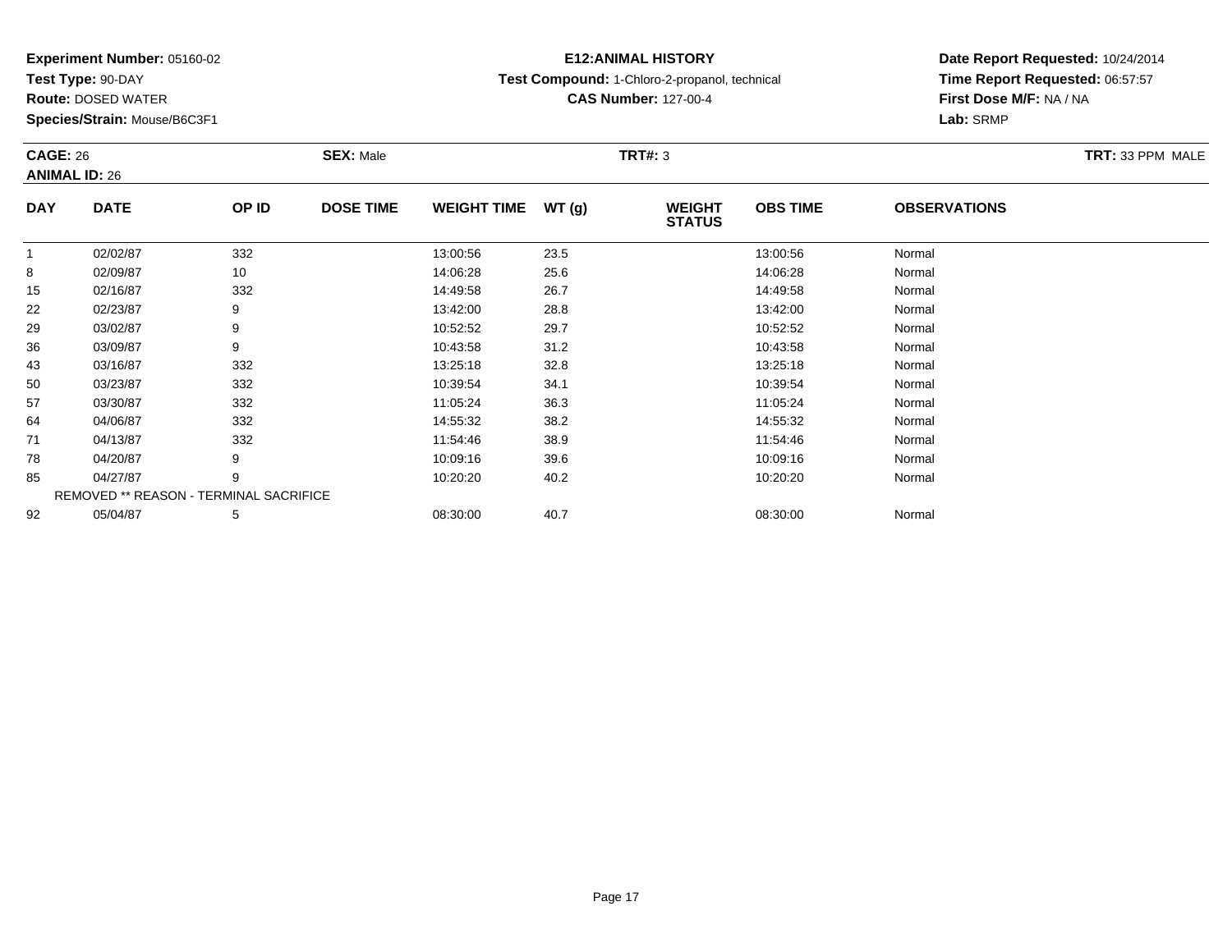**Experiment Number:** 05160-02
**Test Type:** 90-DAY
**Route:** DOSED WATER
**Species/Strain:** Mouse/B6C3F1

**E12:ANIMAL HISTORY**
**Test Compound:** 1-Chloro-2-propanol, technical
**CAS Number:** 127-00-4

**Date Report Requested:** 10/24/2014
**Time Report Requested:** 06:57:57
**First Dose M/F:** NA / NA
**Lab:** SRMP

**CAGE:** 26 **SEX:** Male **TRT#:** 3 **TRT:** 33 PPM MALE
**ANIMAL ID:** 26

| DAY | DATE | OP ID | DOSE TIME | WEIGHT TIME | WT (g) | WEIGHT STATUS | OBS TIME | OBSERVATIONS |
|---|---|---|---|---|---|---|---|---|
| 1 | 02/02/87 | 332 | | 13:00:56 | 23.5 | | 13:00:56 | Normal |
| 8 | 02/09/87 | 10 | | 14:06:28 | 25.6 | | 14:06:28 | Normal |
| 15 | 02/16/87 | 332 | | 14:49:58 | 26.7 | | 14:49:58 | Normal |
| 22 | 02/23/87 | 9 | | 13:42:00 | 28.8 | | 13:42:00 | Normal |
| 29 | 03/02/87 | 9 | | 10:52:52 | 29.7 | | 10:52:52 | Normal |
| 36 | 03/09/87 | 9 | | 10:43:58 | 31.2 | | 10:43:58 | Normal |
| 43 | 03/16/87 | 332 | | 13:25:18 | 32.8 | | 13:25:18 | Normal |
| 50 | 03/23/87 | 332 | | 10:39:54 | 34.1 | | 10:39:54 | Normal |
| 57 | 03/30/87 | 332 | | 11:05:24 | 36.3 | | 11:05:24 | Normal |
| 64 | 04/06/87 | 332 | | 14:55:32 | 38.2 | | 14:55:32 | Normal |
| 71 | 04/13/87 | 332 | | 11:54:46 | 38.9 | | 11:54:46 | Normal |
| 78 | 04/20/87 | 9 | | 10:09:16 | 39.6 | | 10:09:16 | Normal |
| 85 | 04/27/87 | 9 | | 10:20:20 | 40.2 | | 10:20:20 | Normal |
| REMOVED ** REASON - TERMINAL SACRIFICE | | | | | | | | |
| 92 | 05/04/87 | 5 | | 08:30:00 | 40.7 | | 08:30:00 | Normal |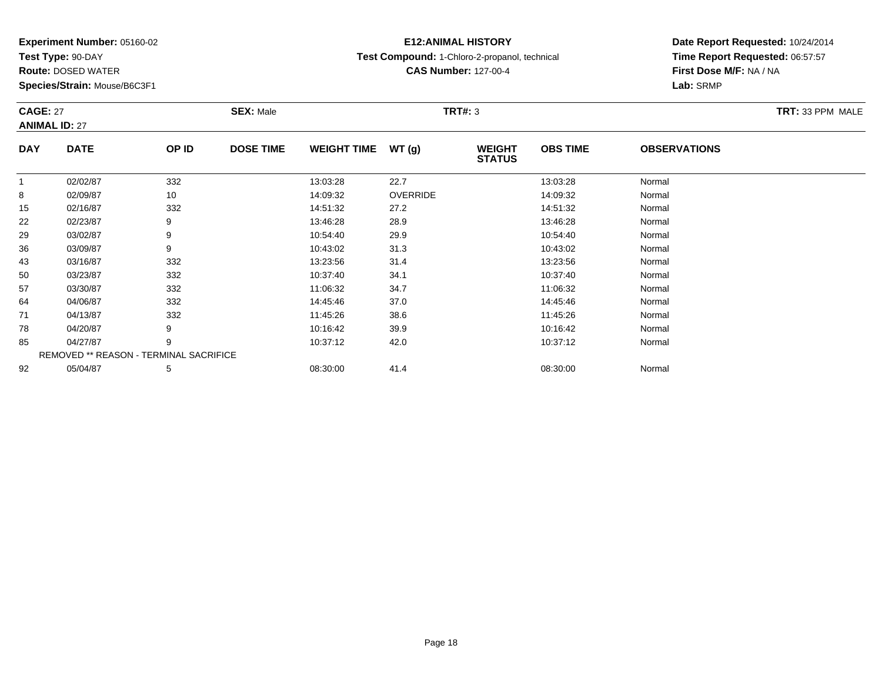**Experiment Number:** 05160-02
**Test Type:** 90-DAY
**Route:** DOSED WATER
**Species/Strain:** Mouse/B6C3F1

**E12:ANIMAL HISTORY**
**Test Compound:** 1-Chloro-2-propanol, technical
**CAS Number:** 127-00-4

**Date Report Requested:** 10/24/2014
**Time Report Requested:** 06:57:57
**First Dose M/F:** NA / NA
**Lab:** SRMP

**CAGE:** 27
**ANIMAL ID:** 27
**SEX:** Male
**TRT#:** 3
**TRT:** 33 PPM MALE

| DAY | DATE | OP ID | DOSE TIME | WEIGHT TIME | WT (g) | WEIGHT STATUS | OBS TIME | OBSERVATIONS |
|---|---|---|---|---|---|---|---|---|
| 1 | 02/02/87 | 332 | | 13:03:28 | 22.7 | | 13:03:28 | Normal |
| 8 | 02/09/87 | 10 | | 14:09:32 | OVERRIDE | | 14:09:32 | Normal |
| 15 | 02/16/87 | 332 | | 14:51:32 | 27.2 | | 14:51:32 | Normal |
| 22 | 02/23/87 | 9 | | 13:46:28 | 28.9 | | 13:46:28 | Normal |
| 29 | 03/02/87 | 9 | | 10:54:40 | 29.9 | | 10:54:40 | Normal |
| 36 | 03/09/87 | 9 | | 10:43:02 | 31.3 | | 10:43:02 | Normal |
| 43 | 03/16/87 | 332 | | 13:23:56 | 31.4 | | 13:23:56 | Normal |
| 50 | 03/23/87 | 332 | | 10:37:40 | 34.1 | | 10:37:40 | Normal |
| 57 | 03/30/87 | 332 | | 11:06:32 | 34.7 | | 11:06:32 | Normal |
| 64 | 04/06/87 | 332 | | 14:45:46 | 37.0 | | 14:45:46 | Normal |
| 71 | 04/13/87 | 332 | | 11:45:26 | 38.6 | | 11:45:26 | Normal |
| 78 | 04/20/87 | 9 | | 10:16:42 | 39.9 | | 10:16:42 | Normal |
| 85 | 04/27/87 | 9 | | 10:37:12 | 42.0 | | 10:37:12 | Normal |
| REMOVED ** REASON - TERMINAL SACRIFICE | | | | | | | | |
| 92 | 05/04/87 | 5 | | 08:30:00 | 41.4 | | 08:30:00 | Normal |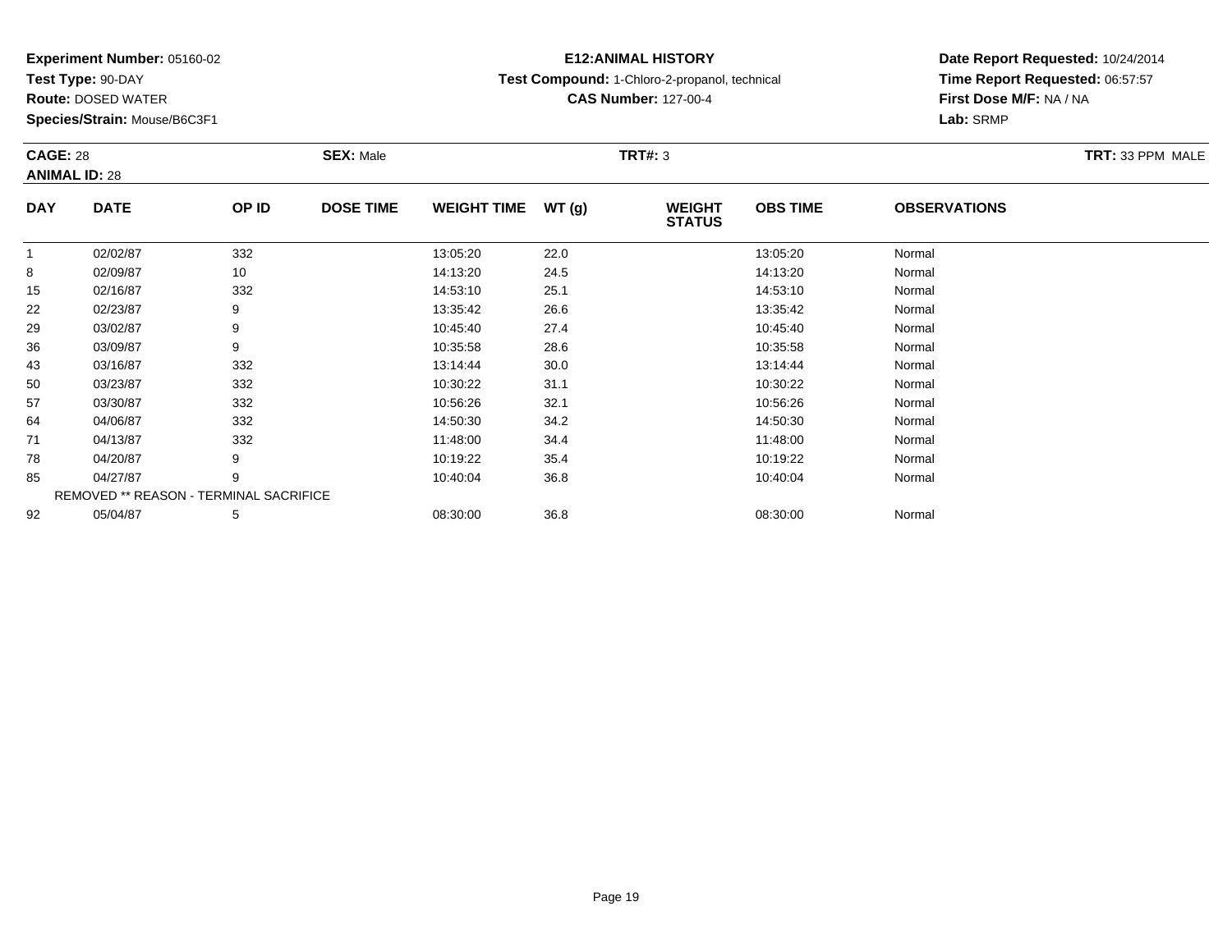**Experiment Number:** 05160-02
**Test Type:** 90-DAY
**Route:** DOSED WATER
**Species/Strain:** Mouse/B6C3F1

**E12:ANIMAL HISTORY**
**Test Compound:** 1-Chloro-2-propanol, technical
**CAS Number:** 127-00-4

**Date Report Requested:** 10/24/2014
**Time Report Requested:** 06:57:57
**First Dose M/F:** NA / NA
**Lab:** SRMP

**CAGE:** 28 **SEX:** Male **TRT#:** 3 **TRT:** 33 PPM MALE
**ANIMAL ID:** 28

| DAY | DATE | OP ID | DOSE TIME | WEIGHT TIME | WT (g) | WEIGHT STATUS | OBS TIME | OBSERVATIONS |
|---|---|---|---|---|---|---|---|---|
| 1 | 02/02/87 | 332 | | 13:05:20 | 22.0 | | 13:05:20 | Normal |
| 8 | 02/09/87 | 10 | | 14:13:20 | 24.5 | | 14:13:20 | Normal |
| 15 | 02/16/87 | 332 | | 14:53:10 | 25.1 | | 14:53:10 | Normal |
| 22 | 02/23/87 | 9 | | 13:35:42 | 26.6 | | 13:35:42 | Normal |
| 29 | 03/02/87 | 9 | | 10:45:40 | 27.4 | | 10:45:40 | Normal |
| 36 | 03/09/87 | 9 | | 10:35:58 | 28.6 | | 10:35:58 | Normal |
| 43 | 03/16/87 | 332 | | 13:14:44 | 30.0 | | 13:14:44 | Normal |
| 50 | 03/23/87 | 332 | | 10:30:22 | 31.1 | | 10:30:22 | Normal |
| 57 | 03/30/87 | 332 | | 10:56:26 | 32.1 | | 10:56:26 | Normal |
| 64 | 04/06/87 | 332 | | 14:50:30 | 34.2 | | 14:50:30 | Normal |
| 71 | 04/13/87 | 332 | | 11:48:00 | 34.4 | | 11:48:00 | Normal |
| 78 | 04/20/87 | 9 | | 10:19:22 | 35.4 | | 10:19:22 | Normal |
| 85 | 04/27/87 | 9 | | 10:40:04 | 36.8 | | 10:40:04 | Normal |
| REMOVED ** REASON - TERMINAL SACRIFICE | | | | | | | | |
| 92 | 05/04/87 | 5 | | 08:30:00 | 36.8 | | 08:30:00 | Normal |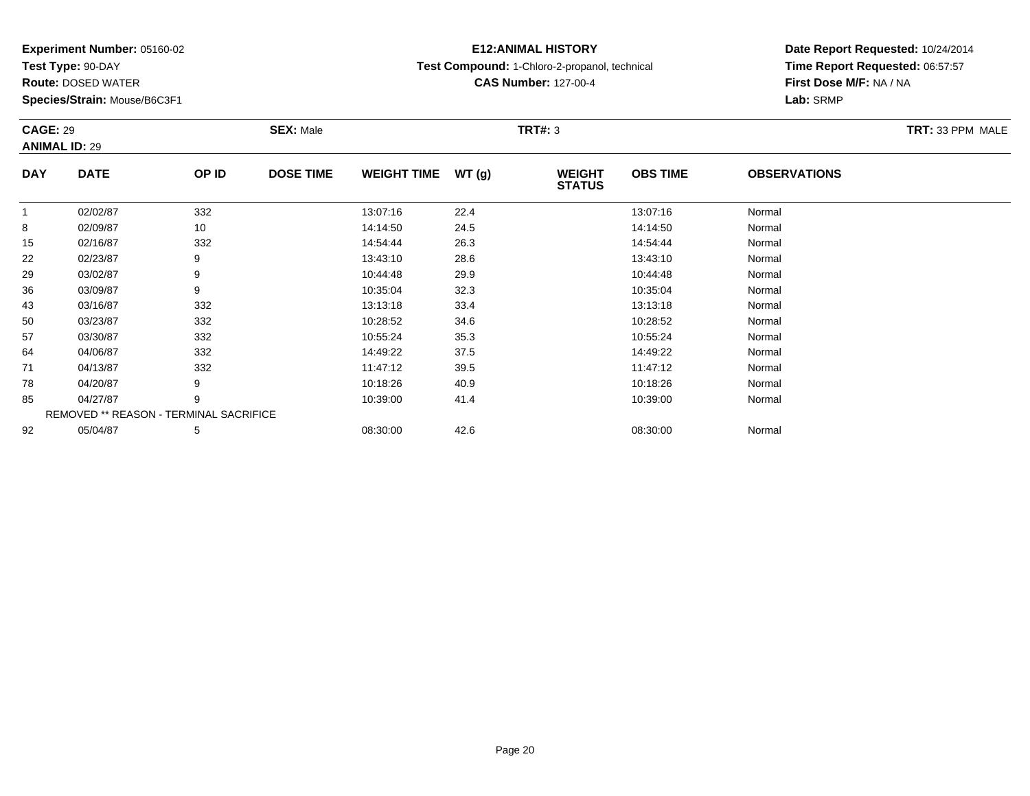**Experiment Number:** 05160-02
**Test Type:** 90-DAY
**Route:** DOSED WATER
**Species/Strain:** Mouse/B6C3F1

**E12:ANIMAL HISTORY**
**Test Compound:** 1-Chloro-2-propanol, technical
**CAS Number:** 127-00-4

**Date Report Requested:** 10/24/2014
**Time Report Requested:** 06:57:57
**First Dose M/F:** NA / NA
**Lab:** SRMP

**CAGE:** 29 **SEX:** Male **TRT#:** 3 **TRT:** 33 PPM MALE
**ANIMAL ID:** 29

| DAY | DATE | OP ID | DOSE TIME | WEIGHT TIME | WT (g) | WEIGHT STATUS | OBS TIME | OBSERVATIONS |
|---|---|---|---|---|---|---|---|---|
| 1 | 02/02/87 | 332 | | 13:07:16 | 22.4 | | 13:07:16 | Normal |
| 8 | 02/09/87 | 10 | | 14:14:50 | 24.5 | | 14:14:50 | Normal |
| 15 | 02/16/87 | 332 | | 14:54:44 | 26.3 | | 14:54:44 | Normal |
| 22 | 02/23/87 | 9 | | 13:43:10 | 28.6 | | 13:43:10 | Normal |
| 29 | 03/02/87 | 9 | | 10:44:48 | 29.9 | | 10:44:48 | Normal |
| 36 | 03/09/87 | 9 | | 10:35:04 | 32.3 | | 10:35:04 | Normal |
| 43 | 03/16/87 | 332 | | 13:13:18 | 33.4 | | 13:13:18 | Normal |
| 50 | 03/23/87 | 332 | | 10:28:52 | 34.6 | | 10:28:52 | Normal |
| 57 | 03/30/87 | 332 | | 10:55:24 | 35.3 | | 10:55:24 | Normal |
| 64 | 04/06/87 | 332 | | 14:49:22 | 37.5 | | 14:49:22 | Normal |
| 71 | 04/13/87 | 332 | | 11:47:12 | 39.5 | | 11:47:12 | Normal |
| 78 | 04/20/87 | 9 | | 10:18:26 | 40.9 | | 10:18:26 | Normal |
| 85 | 04/27/87 | 9 | | 10:39:00 | 41.4 | | 10:39:00 | Normal |
| REMOVED ** REASON - TERMINAL SACRIFICE | | | | | | | | |
| 92 | 05/04/87 | 5 | | 08:30:00 | 42.6 | | 08:30:00 | Normal |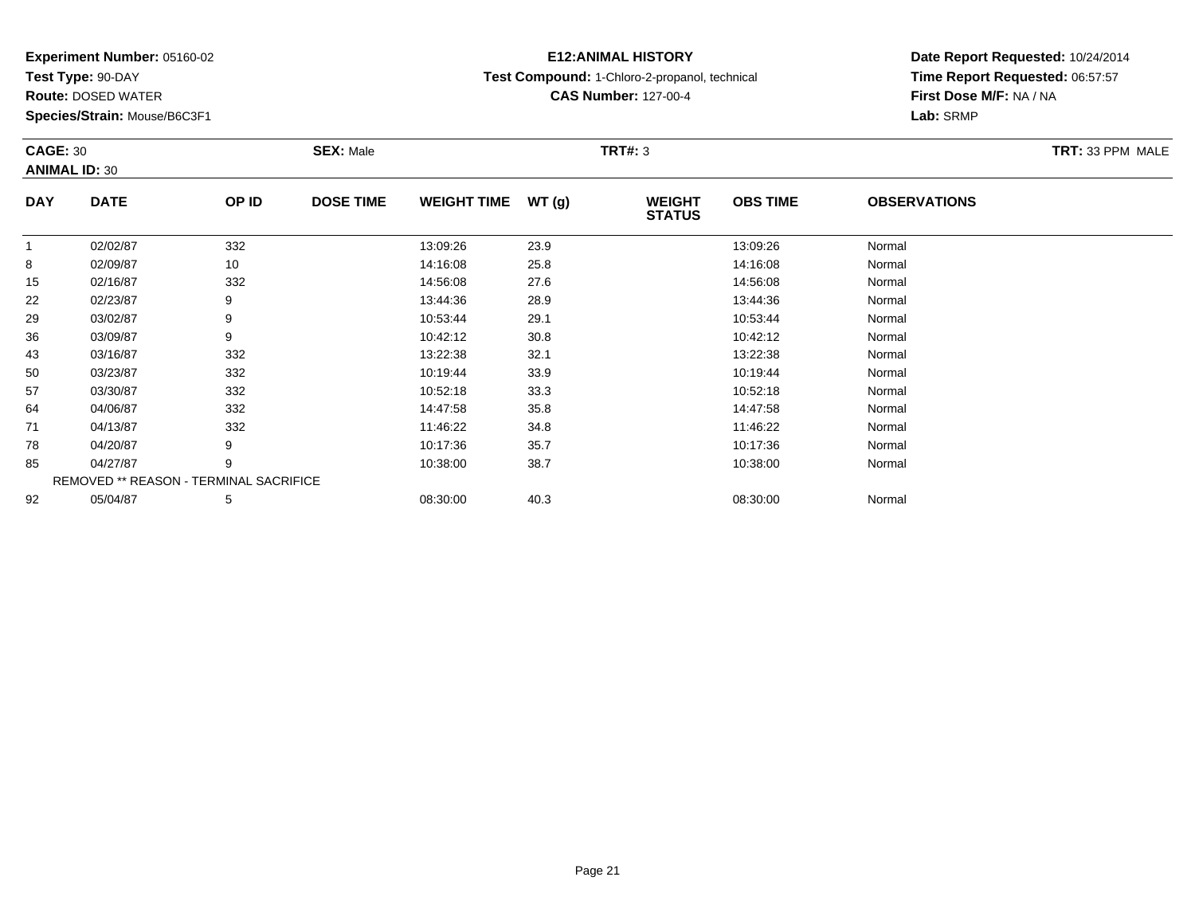**Experiment Number:** 05160-02
**Test Type:** 90-DAY
**Route:** DOSED WATER
**Species/Strain:** Mouse/B6C3F1

**E12:ANIMAL HISTORY**
**Test Compound:** 1-Chloro-2-propanol, technical
**CAS Number:** 127-00-4

**Date Report Requested:** 10/24/2014
**Time Report Requested:** 06:57:57
**First Dose M/F:** NA / NA
**Lab:** SRMP

**CAGE:** 30 **SEX:** Male **TRT#:** 3 **TRT:** 33 PPM MALE
**ANIMAL ID:** 30

| DAY | DATE | OP ID | DOSE TIME | WEIGHT TIME | WT (g) | WEIGHT STATUS | OBS TIME | OBSERVATIONS |
|---|---|---|---|---|---|---|---|---|
| 1 | 02/02/87 | 332 | | 13:09:26 | 23.9 | | 13:09:26 | Normal |
| 8 | 02/09/87 | 10 | | 14:16:08 | 25.8 | | 14:16:08 | Normal |
| 15 | 02/16/87 | 332 | | 14:56:08 | 27.6 | | 14:56:08 | Normal |
| 22 | 02/23/87 | 9 | | 13:44:36 | 28.9 | | 13:44:36 | Normal |
| 29 | 03/02/87 | 9 | | 10:53:44 | 29.1 | | 10:53:44 | Normal |
| 36 | 03/09/87 | 9 | | 10:42:12 | 30.8 | | 10:42:12 | Normal |
| 43 | 03/16/87 | 332 | | 13:22:38 | 32.1 | | 13:22:38 | Normal |
| 50 | 03/23/87 | 332 | | 10:19:44 | 33.9 | | 10:19:44 | Normal |
| 57 | 03/30/87 | 332 | | 10:52:18 | 33.3 | | 10:52:18 | Normal |
| 64 | 04/06/87 | 332 | | 14:47:58 | 35.8 | | 14:47:58 | Normal |
| 71 | 04/13/87 | 332 | | 11:46:22 | 34.8 | | 11:46:22 | Normal |
| 78 | 04/20/87 | 9 | | 10:17:36 | 35.7 | | 10:17:36 | Normal |
| 85 | 04/27/87 | 9 | | 10:38:00 | 38.7 | | 10:38:00 | Normal |
| REMOVED ** REASON - TERMINAL SACRIFICE | | | | | | | | |
| 92 | 05/04/87 | 5 | | 08:30:00 | 40.3 | | 08:30:00 | Normal |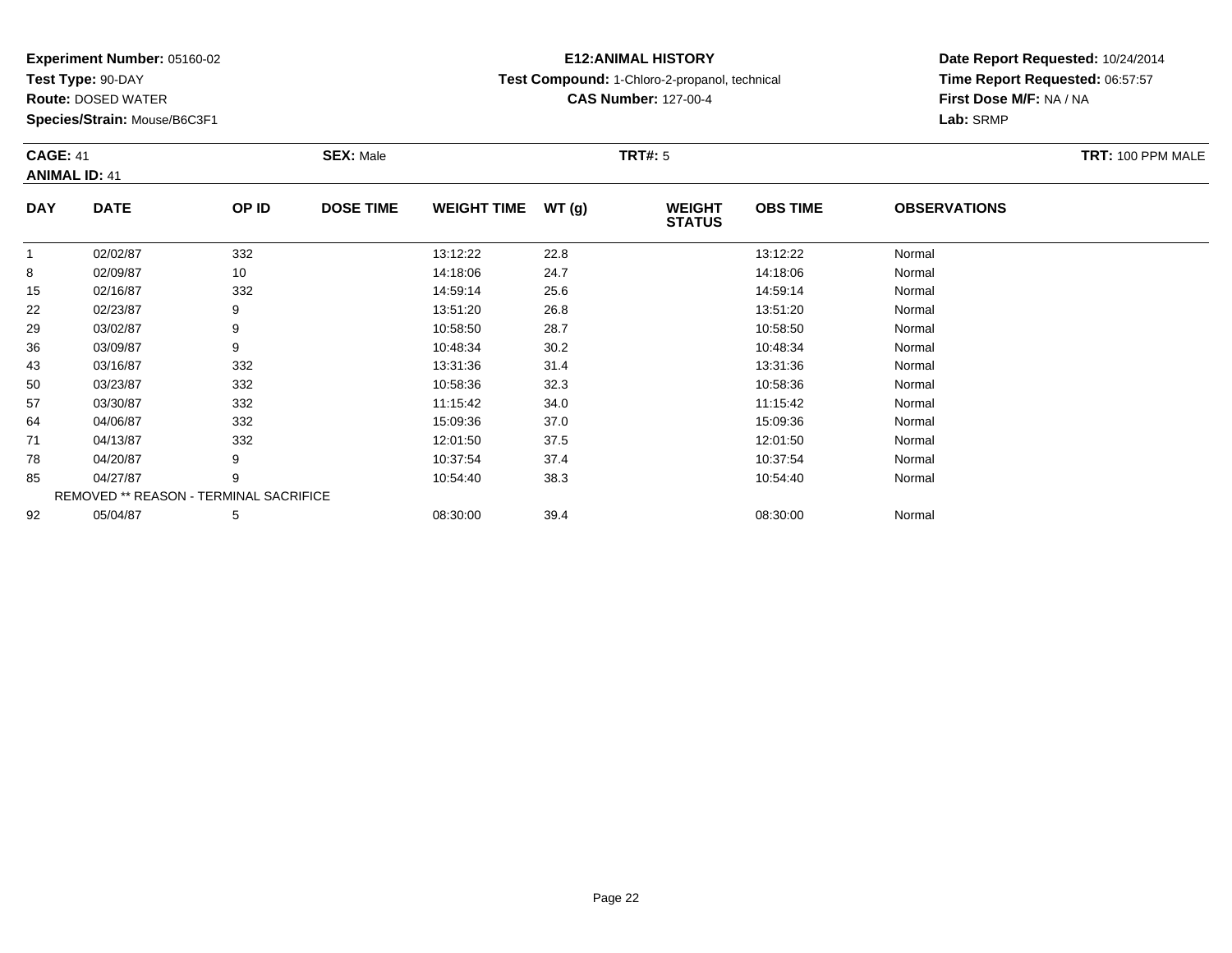**Experiment Number:** 05160-02
**Test Type:** 90-DAY
**Route:** DOSED WATER
**Species/Strain:** Mouse/B6C3F1

**E12:ANIMAL HISTORY**
**Test Compound:** 1-Chloro-2-propanol, technical
**CAS Number:** 127-00-4

**Date Report Requested:** 10/24/2014
**Time Report Requested:** 06:57:57
**First Dose M/F:** NA / NA
**Lab:** SRMP

**CAGE:** 41 **SEX:** Male **TRT#:** 5 **TRT:** 100 PPM MALE
**ANIMAL ID:** 41

| DAY | DATE | OP ID | DOSE TIME | WEIGHT TIME | WT (g) | WEIGHT STATUS | OBS TIME | OBSERVATIONS |
|---|---|---|---|---|---|---|---|---|
| 1 | 02/02/87 | 332 | | 13:12:22 | 22.8 | | 13:12:22 | Normal |
| 8 | 02/09/87 | 10 | | 14:18:06 | 24.7 | | 14:18:06 | Normal |
| 15 | 02/16/87 | 332 | | 14:59:14 | 25.6 | | 14:59:14 | Normal |
| 22 | 02/23/87 | 9 | | 13:51:20 | 26.8 | | 13:51:20 | Normal |
| 29 | 03/02/87 | 9 | | 10:58:50 | 28.7 | | 10:58:50 | Normal |
| 36 | 03/09/87 | 9 | | 10:48:34 | 30.2 | | 10:48:34 | Normal |
| 43 | 03/16/87 | 332 | | 13:31:36 | 31.4 | | 13:31:36 | Normal |
| 50 | 03/23/87 | 332 | | 10:58:36 | 32.3 | | 10:58:36 | Normal |
| 57 | 03/30/87 | 332 | | 11:15:42 | 34.0 | | 11:15:42 | Normal |
| 64 | 04/06/87 | 332 | | 15:09:36 | 37.0 | | 15:09:36 | Normal |
| 71 | 04/13/87 | 332 | | 12:01:50 | 37.5 | | 12:01:50 | Normal |
| 78 | 04/20/87 | 9 | | 10:37:54 | 37.4 | | 10:37:54 | Normal |
| 85 | 04/27/87 | 9 | | 10:54:40 | 38.3 | | 10:54:40 | Normal |
| REMOVED ** REASON - TERMINAL SACRIFICE | | | | | | | | |
| 92 | 05/04/87 | 5 | | 08:30:00 | 39.4 | | 08:30:00 | Normal |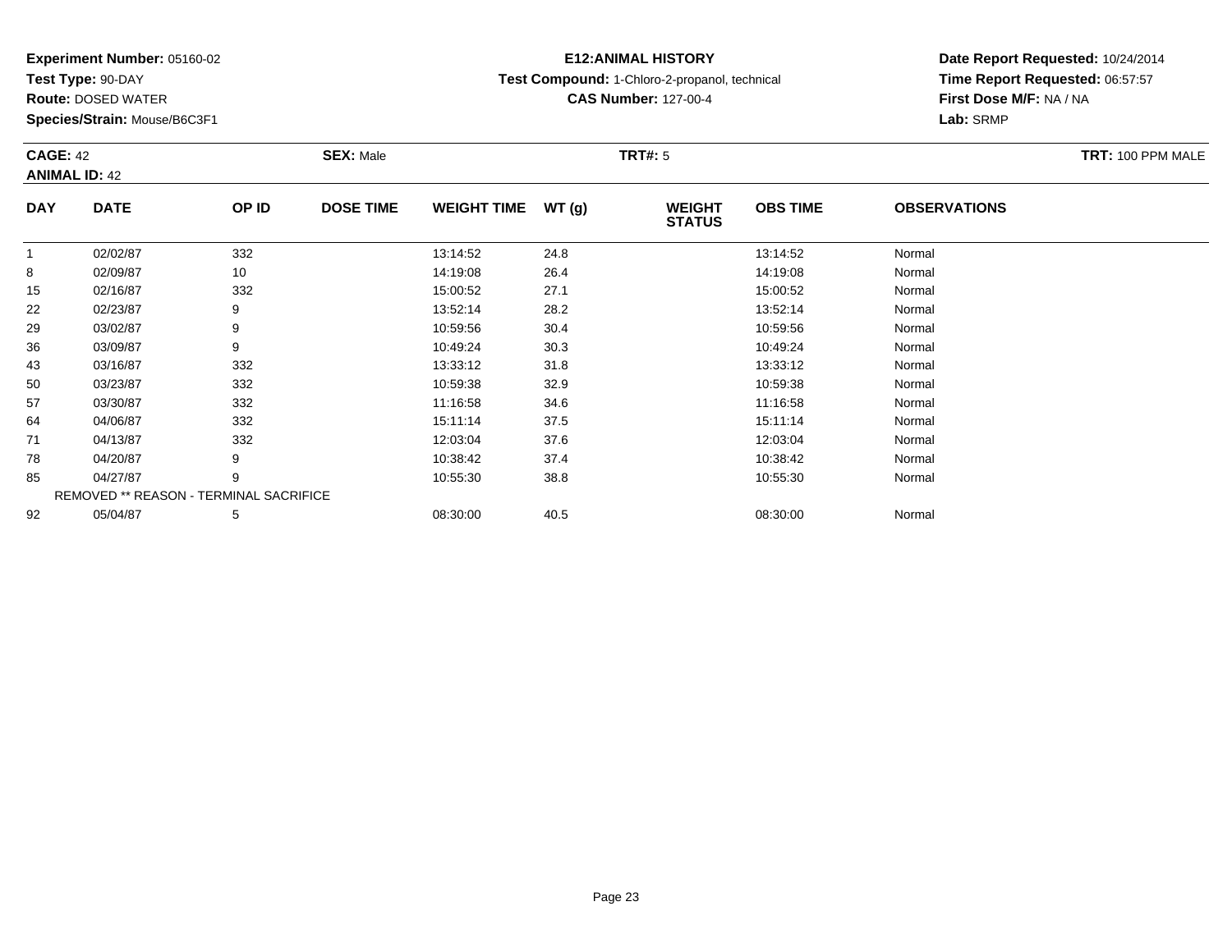**Experiment Number:** 05160-02
**Test Type:** 90-DAY
**Route:** DOSED WATER
**Species/Strain:** Mouse/B6C3F1

**E12:ANIMAL HISTORY**
**Test Compound:** 1-Chloro-2-propanol, technical
**CAS Number:** 127-00-4

**Date Report Requested:** 10/24/2014
**Time Report Requested:** 06:57:57
**First Dose M/F:** NA / NA
**Lab:** SRMP

**CAGE:** 42
**ANIMAL ID:** 42
**SEX:** Male
**TRT#:** 5
**TRT:** 100 PPM MALE

| DAY | DATE | OP ID | DOSE TIME | WEIGHT TIME | WT (g) | WEIGHT STATUS | OBS TIME | OBSERVATIONS |
|---|---|---|---|---|---|---|---|---|
| 1 | 02/02/87 | 332 | | 13:14:52 | 24.8 | | 13:14:52 | Normal |
| 8 | 02/09/87 | 10 | | 14:19:08 | 26.4 | | 14:19:08 | Normal |
| 15 | 02/16/87 | 332 | | 15:00:52 | 27.1 | | 15:00:52 | Normal |
| 22 | 02/23/87 | 9 | | 13:52:14 | 28.2 | | 13:52:14 | Normal |
| 29 | 03/02/87 | 9 | | 10:59:56 | 30.4 | | 10:59:56 | Normal |
| 36 | 03/09/87 | 9 | | 10:49:24 | 30.3 | | 10:49:24 | Normal |
| 43 | 03/16/87 | 332 | | 13:33:12 | 31.8 | | 13:33:12 | Normal |
| 50 | 03/23/87 | 332 | | 10:59:38 | 32.9 | | 10:59:38 | Normal |
| 57 | 03/30/87 | 332 | | 11:16:58 | 34.6 | | 11:16:58 | Normal |
| 64 | 04/06/87 | 332 | | 15:11:14 | 37.5 | | 15:11:14 | Normal |
| 71 | 04/13/87 | 332 | | 12:03:04 | 37.6 | | 12:03:04 | Normal |
| 78 | 04/20/87 | 9 | | 10:38:42 | 37.4 | | 10:38:42 | Normal |
| 85 | 04/27/87 | 9 | | 10:55:30 | 38.8 | | 10:55:30 | Normal |
| REMOVED ** REASON - TERMINAL SACRIFICE | | | | | | | | |
| 92 | 05/04/87 | 5 | | 08:30:00 | 40.5 | | 08:30:00 | Normal |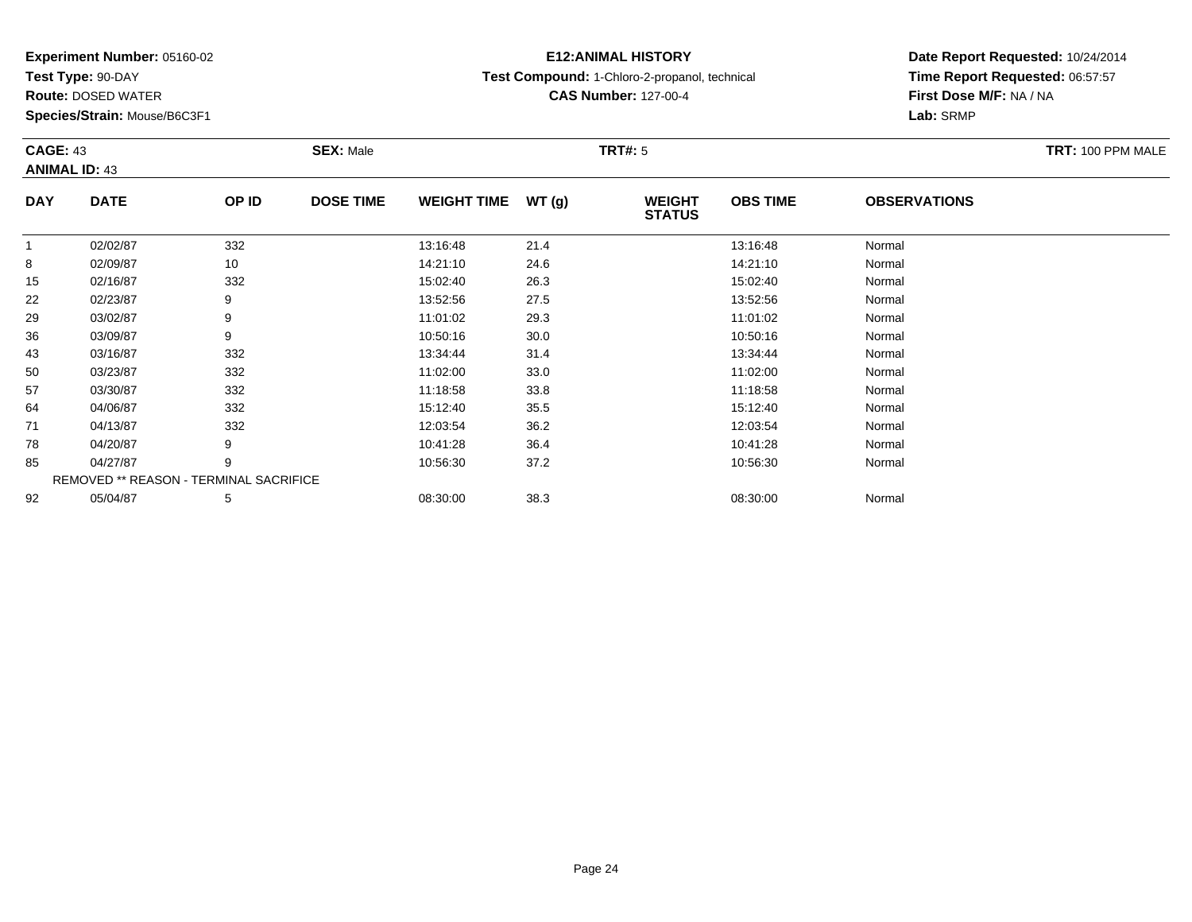**Experiment Number:** 05160-02
**Test Type:** 90-DAY
**Route:** DOSED WATER
**Species/Strain:** Mouse/B6C3F1

**E12:ANIMAL HISTORY**
**Test Compound:** 1-Chloro-2-propanol, technical
**CAS Number:** 127-00-4

**Date Report Requested:** 10/24/2014
**Time Report Requested:** 06:57:57
**First Dose M/F:** NA / NA
**Lab:** SRMP

**CAGE:** 43 **SEX:** Male **TRT#:** 5 **TRT:** 100 PPM MALE
**ANIMAL ID:** 43

| DAY | DATE | OP ID | DOSE TIME | WEIGHT TIME | WT (g) | WEIGHT STATUS | OBS TIME | OBSERVATIONS |
|---|---|---|---|---|---|---|---|---|
| 1 | 02/02/87 | 332 | | 13:16:48 | 21.4 | | 13:16:48 | Normal |
| 8 | 02/09/87 | 10 | | 14:21:10 | 24.6 | | 14:21:10 | Normal |
| 15 | 02/16/87 | 332 | | 15:02:40 | 26.3 | | 15:02:40 | Normal |
| 22 | 02/23/87 | 9 | | 13:52:56 | 27.5 | | 13:52:56 | Normal |
| 29 | 03/02/87 | 9 | | 11:01:02 | 29.3 | | 11:01:02 | Normal |
| 36 | 03/09/87 | 9 | | 10:50:16 | 30.0 | | 10:50:16 | Normal |
| 43 | 03/16/87 | 332 | | 13:34:44 | 31.4 | | 13:34:44 | Normal |
| 50 | 03/23/87 | 332 | | 11:02:00 | 33.0 | | 11:02:00 | Normal |
| 57 | 03/30/87 | 332 | | 11:18:58 | 33.8 | | 11:18:58 | Normal |
| 64 | 04/06/87 | 332 | | 15:12:40 | 35.5 | | 15:12:40 | Normal |
| 71 | 04/13/87 | 332 | | 12:03:54 | 36.2 | | 12:03:54 | Normal |
| 78 | 04/20/87 | 9 | | 10:41:28 | 36.4 | | 10:41:28 | Normal |
| 85 | 04/27/87 | 9 | | 10:56:30 | 37.2 | | 10:56:30 | Normal |
| | REMOVED ** REASON - TERMINAL SACRIFICE | | | | | | | |
| 92 | 05/04/87 | 5 | | 08:30:00 | 38.3 | | 08:30:00 | Normal |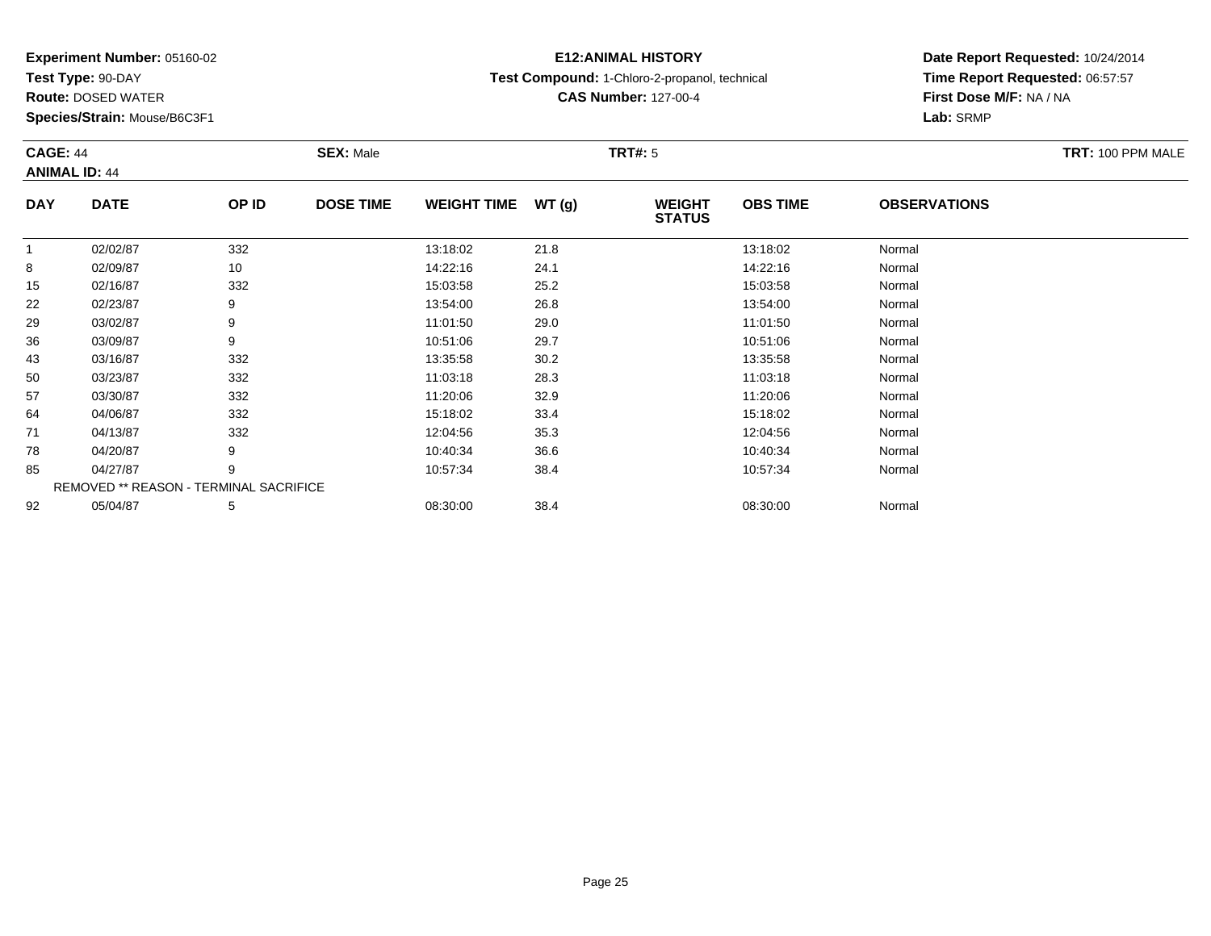**Experiment Number:** 05160-02
**Test Type:** 90-DAY
**Route:** DOSED WATER
**Species/Strain:** Mouse/B6C3F1

**E12:ANIMAL HISTORY**
**Test Compound:** 1-Chloro-2-propanol, technical
**CAS Number:** 127-00-4

**Date Report Requested:** 10/24/2014
**Time Report Requested:** 06:57:57
**First Dose M/F:** NA / NA
**Lab:** SRMP

**CAGE:** 44
**ANIMAL ID:** 44

**SEX:** Male

**TRT#:** 5

**TRT:** 100 PPM MALE

| DAY | DATE | OP ID | DOSE TIME | WEIGHT TIME | WT (g) | WEIGHT STATUS | OBS TIME | OBSERVATIONS |
|---|---|---|---|---|---|---|---|---|
| 1 | 02/02/87 | 332 | | 13:18:02 | 21.8 | | 13:18:02 | Normal |
| 8 | 02/09/87 | 10 | | 14:22:16 | 24.1 | | 14:22:16 | Normal |
| 15 | 02/16/87 | 332 | | 15:03:58 | 25.2 | | 15:03:58 | Normal |
| 22 | 02/23/87 | 9 | | 13:54:00 | 26.8 | | 13:54:00 | Normal |
| 29 | 03/02/87 | 9 | | 11:01:50 | 29.0 | | 11:01:50 | Normal |
| 36 | 03/09/87 | 9 | | 10:51:06 | 29.7 | | 10:51:06 | Normal |
| 43 | 03/16/87 | 332 | | 13:35:58 | 30.2 | | 13:35:58 | Normal |
| 50 | 03/23/87 | 332 | | 11:03:18 | 28.3 | | 11:03:18 | Normal |
| 57 | 03/30/87 | 332 | | 11:20:06 | 32.9 | | 11:20:06 | Normal |
| 64 | 04/06/87 | 332 | | 15:18:02 | 33.4 | | 15:18:02 | Normal |
| 71 | 04/13/87 | 332 | | 12:04:56 | 35.3 | | 12:04:56 | Normal |
| 78 | 04/20/87 | 9 | | 10:40:34 | 36.6 | | 10:40:34 | Normal |
| 85 | 04/27/87 | 9 | | 10:57:34 | 38.4 | | 10:57:34 | Normal |
| | REMOVED ** REASON - TERMINAL SACRIFICE | | | | | | | |
| 92 | 05/04/87 | 5 | | 08:30:00 | 38.4 | | 08:30:00 | Normal |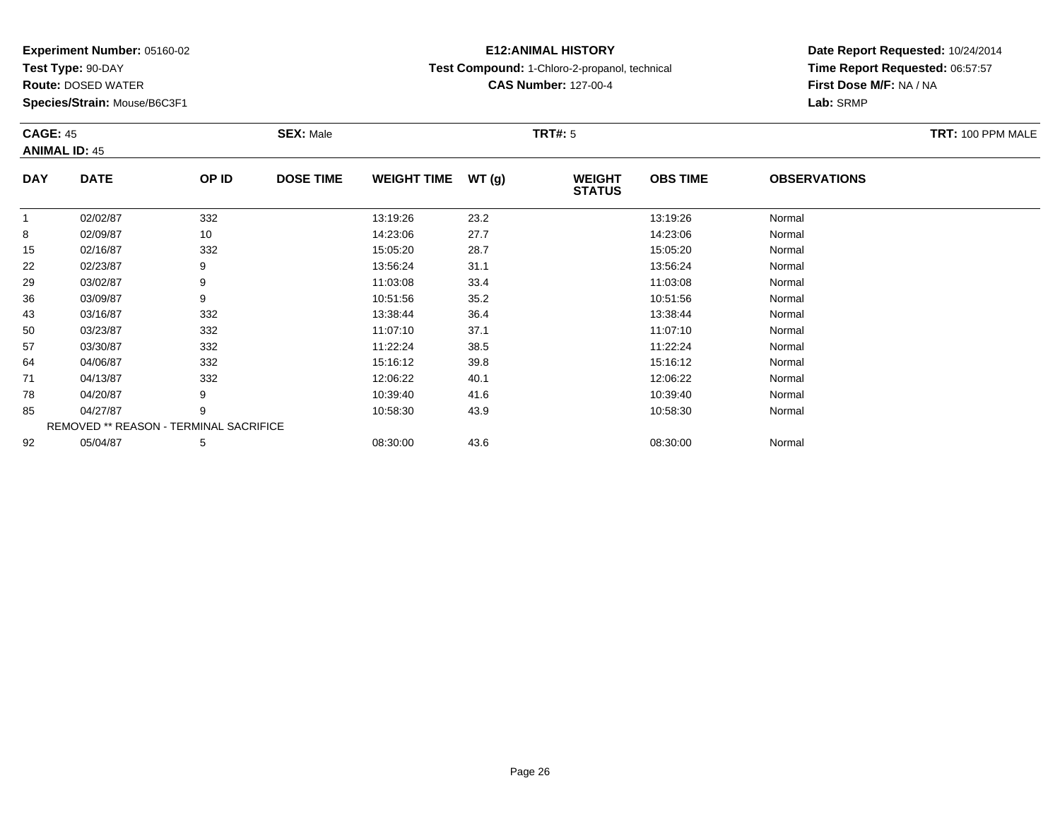**Experiment Number:** 05160-02
**Test Type:** 90-DAY
**Route:** DOSED WATER
**Species/Strain:** Mouse/B6C3F1

**E12:ANIMAL HISTORY**
**Test Compound:** 1-Chloro-2-propanol, technical
**CAS Number:** 127-00-4

**Date Report Requested:** 10/24/2014
**Time Report Requested:** 06:57:57
**First Dose M/F:** NA / NA
**Lab:** SRMP

**CAGE:** 45
**ANIMAL ID:** 45
**SEX:** Male
**TRT#:** 5
**TRT:** 100 PPM MALE

| DAY | DATE | OP ID | DOSE TIME | WEIGHT TIME | WT (g) | WEIGHT STATUS | OBS TIME | OBSERVATIONS |
|---|---|---|---|---|---|---|---|---|
| 1 | 02/02/87 | 332 | | 13:19:26 | 23.2 | | 13:19:26 | Normal |
| 8 | 02/09/87 | 10 | | 14:23:06 | 27.7 | | 14:23:06 | Normal |
| 15 | 02/16/87 | 332 | | 15:05:20 | 28.7 | | 15:05:20 | Normal |
| 22 | 02/23/87 | 9 | | 13:56:24 | 31.1 | | 13:56:24 | Normal |
| 29 | 03/02/87 | 9 | | 11:03:08 | 33.4 | | 11:03:08 | Normal |
| 36 | 03/09/87 | 9 | | 10:51:56 | 35.2 | | 10:51:56 | Normal |
| 43 | 03/16/87 | 332 | | 13:38:44 | 36.4 | | 13:38:44 | Normal |
| 50 | 03/23/87 | 332 | | 11:07:10 | 37.1 | | 11:07:10 | Normal |
| 57 | 03/30/87 | 332 | | 11:22:24 | 38.5 | | 11:22:24 | Normal |
| 64 | 04/06/87 | 332 | | 15:16:12 | 39.8 | | 15:16:12 | Normal |
| 71 | 04/13/87 | 332 | | 12:06:22 | 40.1 | | 12:06:22 | Normal |
| 78 | 04/20/87 | 9 | | 10:39:40 | 41.6 | | 10:39:40 | Normal |
| 85 | 04/27/87 | 9 | | 10:58:30 | 43.9 | | 10:58:30 | Normal |
| REMOVED ** REASON - TERMINAL SACRIFICE | | | | | | | | |
| 92 | 05/04/87 | 5 | | 08:30:00 | 43.6 | | 08:30:00 | Normal |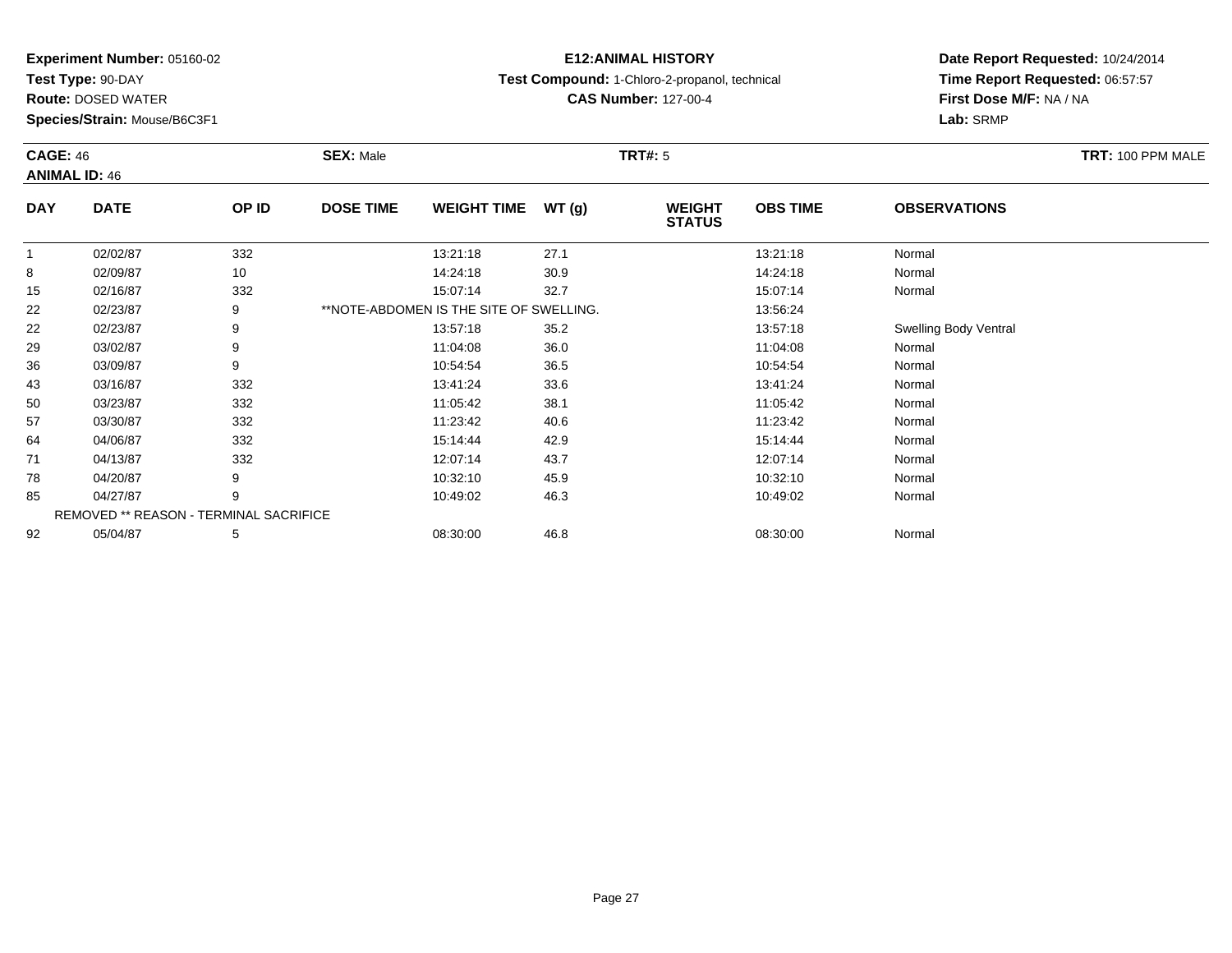**Experiment Number:** 05160-02
**Test Type:** 90-DAY
**Route:** DOSED WATER
**Species/Strain:** Mouse/B6C3F1

**E12:ANIMAL HISTORY**
**Test Compound:** 1-Chloro-2-propanol, technical
**CAS Number:** 127-00-4

**Date Report Requested:** 10/24/2014
**Time Report Requested:** 06:57:57
**First Dose M/F:** NA / NA
**Lab:** SRMP

**CAGE:** 46 **SEX:** Male **TRT#:** 5 **TRT:** 100 PPM MALE
**ANIMAL ID:** 46

| DAY | DATE | OP ID | DOSE TIME | WEIGHT TIME | WT (g) | WEIGHT STATUS | OBS TIME | OBSERVATIONS |
|---|---|---|---|---|---|---|---|---|
| 1 | 02/02/87 | 332 | | 13:21:18 | 27.1 | | 13:21:18 | Normal |
| 8 | 02/09/87 | 10 | | 14:24:18 | 30.9 | | 14:24:18 | Normal |
| 15 | 02/16/87 | 332 | | 15:07:14 | 32.7 | | 15:07:14 | Normal |
| 22 | 02/23/87 | 9 | **NOTE-ABDOMEN IS THE SITE OF SWELLING. | | | | 13:56:24 | |
| 22 | 02/23/87 | 9 | | 13:57:18 | 35.2 | | 13:57:18 | Swelling Body Ventral |
| 29 | 03/02/87 | 9 | | 11:04:08 | 36.0 | | 11:04:08 | Normal |
| 36 | 03/09/87 | 9 | | 10:54:54 | 36.5 | | 10:54:54 | Normal |
| 43 | 03/16/87 | 332 | | 13:41:24 | 33.6 | | 13:41:24 | Normal |
| 50 | 03/23/87 | 332 | | 11:05:42 | 38.1 | | 11:05:42 | Normal |
| 57 | 03/30/87 | 332 | | 11:23:42 | 40.6 | | 11:23:42 | Normal |
| 64 | 04/06/87 | 332 | | 15:14:44 | 42.9 | | 15:14:44 | Normal |
| 71 | 04/13/87 | 332 | | 12:07:14 | 43.7 | | 12:07:14 | Normal |
| 78 | 04/20/87 | 9 | | 10:32:10 | 45.9 | | 10:32:10 | Normal |
| 85 | 04/27/87 | 9 | | 10:49:02 | 46.3 | | 10:49:02 | Normal |
| | REMOVED ** REASON - TERMINAL SACRIFICE | | | | | | | |
| 92 | 05/04/87 | 5 | | 08:30:00 | 46.8 | | 08:30:00 | Normal |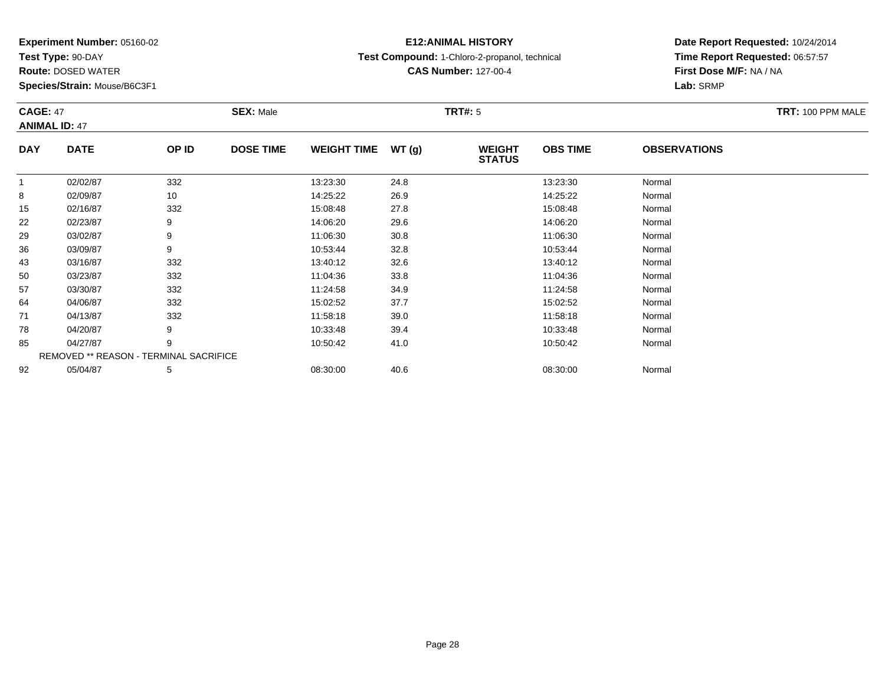**Experiment Number:** 05160-02
**Test Type:** 90-DAY
**Route:** DOSED WATER
**Species/Strain:** Mouse/B6C3F1

**E12:ANIMAL HISTORY**
**Test Compound:** 1-Chloro-2-propanol, technical
**CAS Number:** 127-00-4

**Date Report Requested:** 10/24/2014
**Time Report Requested:** 06:57:57
**First Dose M/F:** NA / NA
**Lab:** SRMP

**CAGE:** 47
**ANIMAL ID:** 47
**SEX:** Male
**TRT#:** 5
**TRT:** 100 PPM MALE

| DAY | DATE | OP ID | DOSE TIME | WEIGHT TIME | WT (g) | WEIGHT STATUS | OBS TIME | OBSERVATIONS |
|---|---|---|---|---|---|---|---|---|
| 1 | 02/02/87 | 332 | | 13:23:30 | 24.8 | | 13:23:30 | Normal |
| 8 | 02/09/87 | 10 | | 14:25:22 | 26.9 | | 14:25:22 | Normal |
| 15 | 02/16/87 | 332 | | 15:08:48 | 27.8 | | 15:08:48 | Normal |
| 22 | 02/23/87 | 9 | | 14:06:20 | 29.6 | | 14:06:20 | Normal |
| 29 | 03/02/87 | 9 | | 11:06:30 | 30.8 | | 11:06:30 | Normal |
| 36 | 03/09/87 | 9 | | 10:53:44 | 32.8 | | 10:53:44 | Normal |
| 43 | 03/16/87 | 332 | | 13:40:12 | 32.6 | | 13:40:12 | Normal |
| 50 | 03/23/87 | 332 | | 11:04:36 | 33.8 | | 11:04:36 | Normal |
| 57 | 03/30/87 | 332 | | 11:24:58 | 34.9 | | 11:24:58 | Normal |
| 64 | 04/06/87 | 332 | | 15:02:52 | 37.7 | | 15:02:52 | Normal |
| 71 | 04/13/87 | 332 | | 11:58:18 | 39.0 | | 11:58:18 | Normal |
| 78 | 04/20/87 | 9 | | 10:33:48 | 39.4 | | 10:33:48 | Normal |
| 85 | 04/27/87 | 9 | | 10:50:42 | 41.0 | | 10:50:42 | Normal |
| REMOVED ** REASON - TERMINAL SACRIFICE | | | | | | | | |
| 92 | 05/04/87 | 5 | | 08:30:00 | 40.6 | | 08:30:00 | Normal |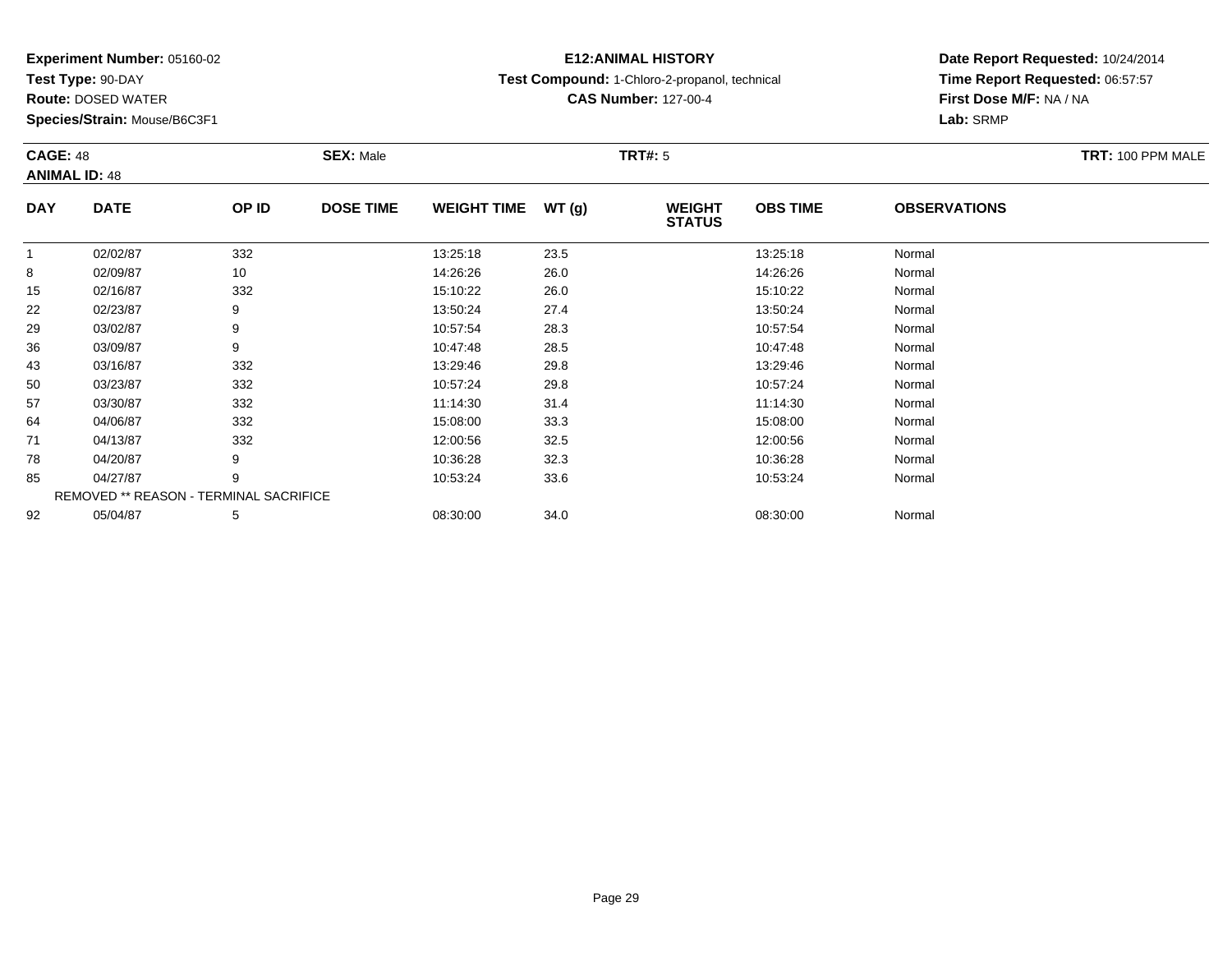**Experiment Number:** 05160-02
**Test Type:** 90-DAY
**Route:** DOSED WATER
**Species/Strain:** Mouse/B6C3F1

**E12:ANIMAL HISTORY**
**Test Compound:** 1-Chloro-2-propanol, technical
**CAS Number:** 127-00-4

**Date Report Requested:** 10/24/2014
**Time Report Requested:** 06:57:57
**First Dose M/F:** NA / NA
**Lab:** SRMP

**CAGE:** 48
**ANIMAL ID:** 48
**SEX:** Male
**TRT#:** 5
**TRT:** 100 PPM MALE

| DAY | DATE | OP ID | DOSE TIME | WEIGHT TIME | WT (g) | WEIGHT STATUS | OBS TIME | OBSERVATIONS |
|---|---|---|---|---|---|---|---|---|
| 1 | 02/02/87 | 332 | | 13:25:18 | 23.5 | | 13:25:18 | Normal |
| 8 | 02/09/87 | 10 | | 14:26:26 | 26.0 | | 14:26:26 | Normal |
| 15 | 02/16/87 | 332 | | 15:10:22 | 26.0 | | 15:10:22 | Normal |
| 22 | 02/23/87 | 9 | | 13:50:24 | 27.4 | | 13:50:24 | Normal |
| 29 | 03/02/87 | 9 | | 10:57:54 | 28.3 | | 10:57:54 | Normal |
| 36 | 03/09/87 | 9 | | 10:47:48 | 28.5 | | 10:47:48 | Normal |
| 43 | 03/16/87 | 332 | | 13:29:46 | 29.8 | | 13:29:46 | Normal |
| 50 | 03/23/87 | 332 | | 10:57:24 | 29.8 | | 10:57:24 | Normal |
| 57 | 03/30/87 | 332 | | 11:14:30 | 31.4 | | 11:14:30 | Normal |
| 64 | 04/06/87 | 332 | | 15:08:00 | 33.3 | | 15:08:00 | Normal |
| 71 | 04/13/87 | 332 | | 12:00:56 | 32.5 | | 12:00:56 | Normal |
| 78 | 04/20/87 | 9 | | 10:36:28 | 32.3 | | 10:36:28 | Normal |
| 85 | 04/27/87 | 9 | | 10:53:24 | 33.6 | | 10:53:24 | Normal |
| | REMOVED ** REASON - TERMINAL SACRIFICE | | | | | | | |
| 92 | 05/04/87 | 5 | | 08:30:00 | 34.0 | | 08:30:00 | Normal |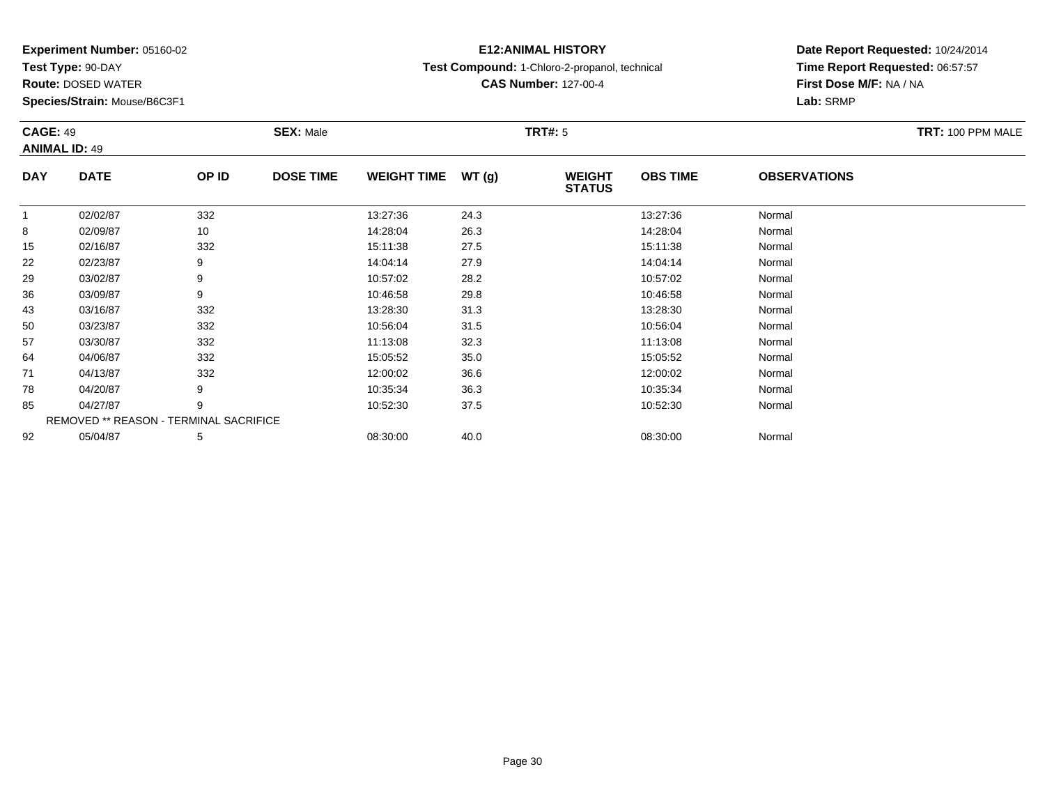**Experiment Number:** 05160-02
**Test Type:** 90-DAY
**Route:** DOSED WATER
**Species/Strain:** Mouse/B6C3F1

**E12:ANIMAL HISTORY**
**Test Compound:** 1-Chloro-2-propanol, technical
**CAS Number:** 127-00-4

**Date Report Requested:** 10/24/2014
**Time Report Requested:** 06:57:57
**First Dose M/F:** NA / NA
**Lab:** SRMP

**CAGE:** 49
**ANIMAL ID:** 49
**SEX:** Male
**TRT#:** 5
**TRT:** 100 PPM MALE

| DAY | DATE | OP ID | DOSE TIME | WEIGHT TIME | WT (g) | WEIGHT STATUS | OBS TIME | OBSERVATIONS |
|---|---|---|---|---|---|---|---|---|
| 1 | 02/02/87 | 332 | | 13:27:36 | 24.3 | | 13:27:36 | Normal |
| 8 | 02/09/87 | 10 | | 14:28:04 | 26.3 | | 14:28:04 | Normal |
| 15 | 02/16/87 | 332 | | 15:11:38 | 27.5 | | 15:11:38 | Normal |
| 22 | 02/23/87 | 9 | | 14:04:14 | 27.9 | | 14:04:14 | Normal |
| 29 | 03/02/87 | 9 | | 10:57:02 | 28.2 | | 10:57:02 | Normal |
| 36 | 03/09/87 | 9 | | 10:46:58 | 29.8 | | 10:46:58 | Normal |
| 43 | 03/16/87 | 332 | | 13:28:30 | 31.3 | | 13:28:30 | Normal |
| 50 | 03/23/87 | 332 | | 10:56:04 | 31.5 | | 10:56:04 | Normal |
| 57 | 03/30/87 | 332 | | 11:13:08 | 32.3 | | 11:13:08 | Normal |
| 64 | 04/06/87 | 332 | | 15:05:52 | 35.0 | | 15:05:52 | Normal |
| 71 | 04/13/87 | 332 | | 12:00:02 | 36.6 | | 12:00:02 | Normal |
| 78 | 04/20/87 | 9 | | 10:35:34 | 36.3 | | 10:35:34 | Normal |
| 85 | 04/27/87 | 9 | | 10:52:30 | 37.5 | | 10:52:30 | Normal |
| REMOVED ** REASON - TERMINAL SACRIFICE | | | | | | | | |
| 92 | 05/04/87 | 5 | | 08:30:00 | 40.0 | | 08:30:00 | Normal |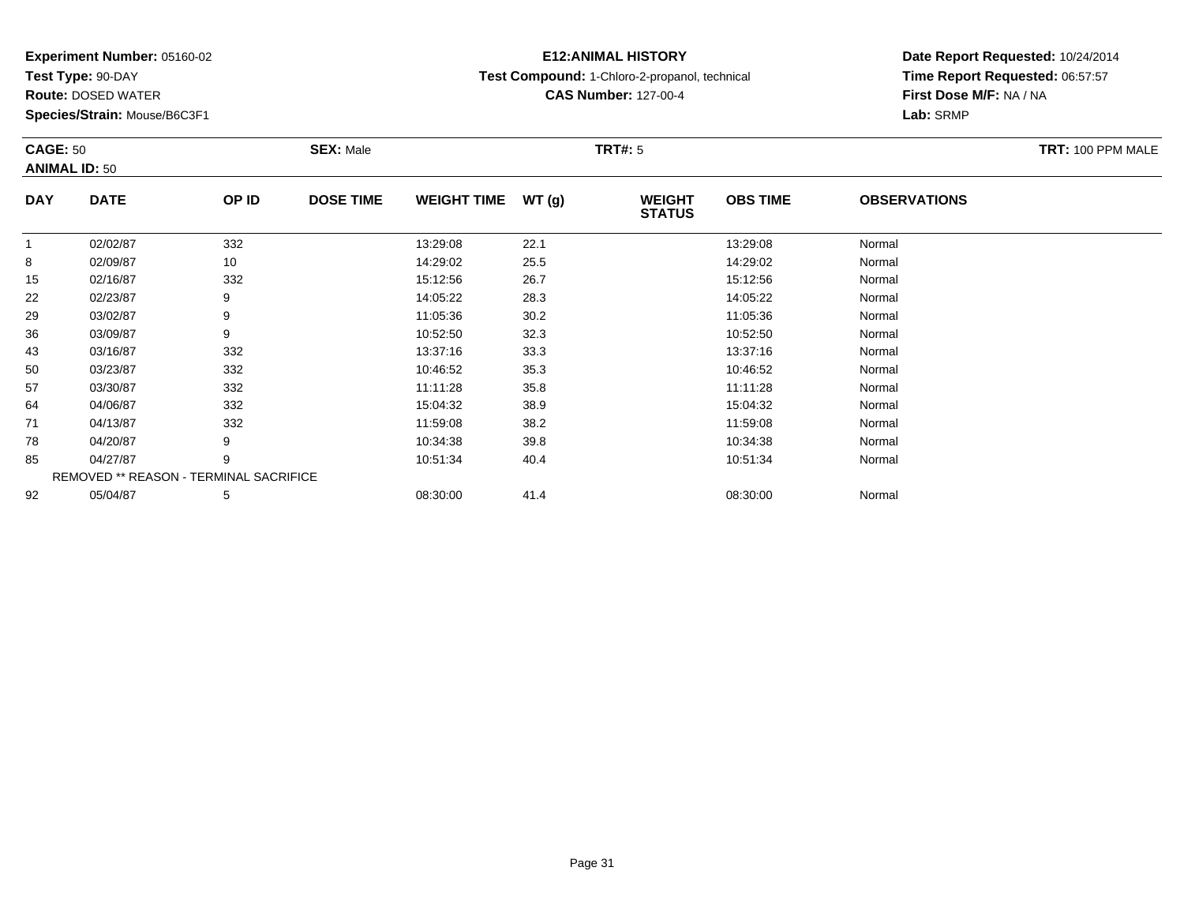**Experiment Number:** 05160-02
**Test Type:** 90-DAY
**Route:** DOSED WATER
**Species/Strain:** Mouse/B6C3F1

**E12:ANIMAL HISTORY**
**Test Compound:** 1-Chloro-2-propanol, technical
**CAS Number:** 127-00-4

**Date Report Requested:** 10/24/2014
**Time Report Requested:** 06:57:57
**First Dose M/F:** NA / NA
**Lab:** SRMP

**CAGE:** 50 **SEX:** Male **TRT#:** 5 **TRT:** 100 PPM MALE
**ANIMAL ID:** 50

| DAY | DATE | OP ID | DOSE TIME | WEIGHT TIME | WT (g) | WEIGHT STATUS | OBS TIME | OBSERVATIONS |
|---|---|---|---|---|---|---|---|---|
| 1 | 02/02/87 | 332 | | 13:29:08 | 22.1 | | 13:29:08 | Normal |
| 8 | 02/09/87 | 10 | | 14:29:02 | 25.5 | | 14:29:02 | Normal |
| 15 | 02/16/87 | 332 | | 15:12:56 | 26.7 | | 15:12:56 | Normal |
| 22 | 02/23/87 | 9 | | 14:05:22 | 28.3 | | 14:05:22 | Normal |
| 29 | 03/02/87 | 9 | | 11:05:36 | 30.2 | | 11:05:36 | Normal |
| 36 | 03/09/87 | 9 | | 10:52:50 | 32.3 | | 10:52:50 | Normal |
| 43 | 03/16/87 | 332 | | 13:37:16 | 33.3 | | 13:37:16 | Normal |
| 50 | 03/23/87 | 332 | | 10:46:52 | 35.3 | | 10:46:52 | Normal |
| 57 | 03/30/87 | 332 | | 11:11:28 | 35.8 | | 11:11:28 | Normal |
| 64 | 04/06/87 | 332 | | 15:04:32 | 38.9 | | 15:04:32 | Normal |
| 71 | 04/13/87 | 332 | | 11:59:08 | 38.2 | | 11:59:08 | Normal |
| 78 | 04/20/87 | 9 | | 10:34:38 | 39.8 | | 10:34:38 | Normal |
| 85 | 04/27/87 | 9 | | 10:51:34 | 40.4 | | 10:51:34 | Normal |
| REMOVED ** REASON - TERMINAL SACRIFICE | | | | | | | | |
| 92 | 05/04/87 | 5 | | 08:30:00 | 41.4 | | 08:30:00 | Normal |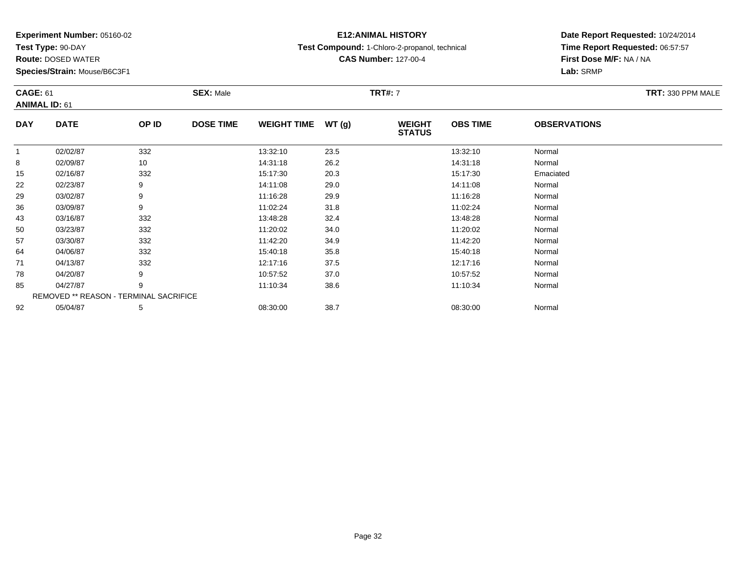**Experiment Number:** 05160-02
**Test Type:** 90-DAY
**Route:** DOSED WATER
**Species/Strain:** Mouse/B6C3F1

**E12:ANIMAL HISTORY**
**Test Compound:** 1-Chloro-2-propanol, technical
**CAS Number:** 127-00-4

**Date Report Requested:** 10/24/2014
**Time Report Requested:** 06:57:57
**First Dose M/F:** NA / NA
**Lab:** SRMP

**CAGE:** 61 **SEX:** Male **TRT#:** 7 **TRT:** 330 PPM MALE
**ANIMAL ID:** 61

| DAY | DATE | OP ID | DOSE TIME | WEIGHT TIME | WT (g) | WEIGHT STATUS | OBS TIME | OBSERVATIONS |
|---|---|---|---|---|---|---|---|---|
| 1 | 02/02/87 | 332 | | 13:32:10 | 23.5 | | 13:32:10 | Normal |
| 8 | 02/09/87 | 10 | | 14:31:18 | 26.2 | | 14:31:18 | Normal |
| 15 | 02/16/87 | 332 | | 15:17:30 | 20.3 | | 15:17:30 | Emaciated |
| 22 | 02/23/87 | 9 | | 14:11:08 | 29.0 | | 14:11:08 | Normal |
| 29 | 03/02/87 | 9 | | 11:16:28 | 29.9 | | 11:16:28 | Normal |
| 36 | 03/09/87 | 9 | | 11:02:24 | 31.8 | | 11:02:24 | Normal |
| 43 | 03/16/87 | 332 | | 13:48:28 | 32.4 | | 13:48:28 | Normal |
| 50 | 03/23/87 | 332 | | 11:20:02 | 34.0 | | 11:20:02 | Normal |
| 57 | 03/30/87 | 332 | | 11:42:20 | 34.9 | | 11:42:20 | Normal |
| 64 | 04/06/87 | 332 | | 15:40:18 | 35.8 | | 15:40:18 | Normal |
| 71 | 04/13/87 | 332 | | 12:17:16 | 37.5 | | 12:17:16 | Normal |
| 78 | 04/20/87 | 9 | | 10:57:52 | 37.0 | | 10:57:52 | Normal |
| 85 | 04/27/87 | 9 | | 11:10:34 | 38.6 | | 11:10:34 | Normal |
| REMOVED ** REASON - TERMINAL SACRIFICE | | | | | | | | |
| 92 | 05/04/87 | 5 | | 08:30:00 | 38.7 | | 08:30:00 | Normal |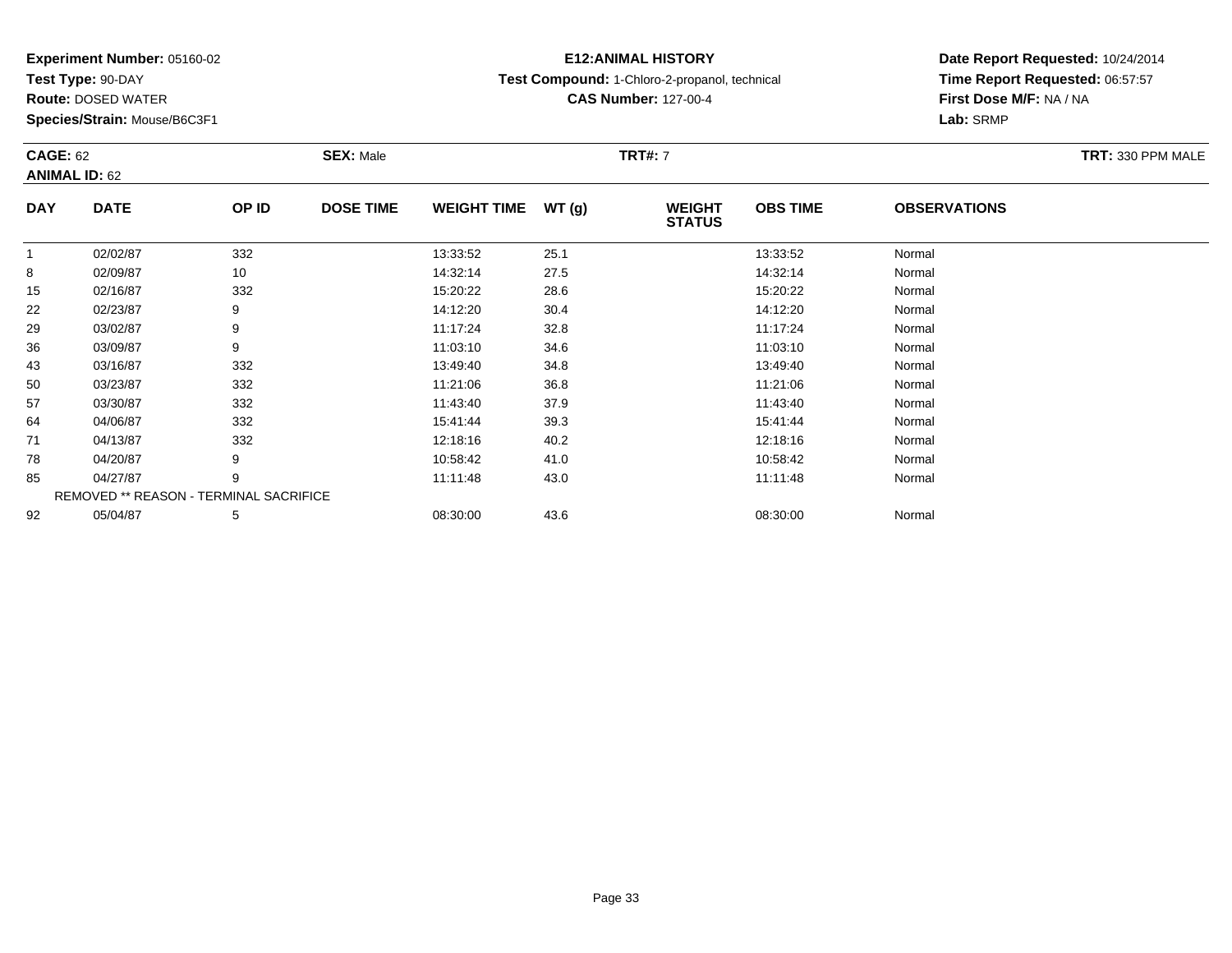**Experiment Number:** 05160-02
**Test Type:** 90-DAY
**Route:** DOSED WATER
**Species/Strain:** Mouse/B6C3F1

**E12:ANIMAL HISTORY**
**Test Compound:** 1-Chloro-2-propanol, technical
**CAS Number:** 127-00-4

**Date Report Requested:** 10/24/2014
**Time Report Requested:** 06:57:57
**First Dose M/F:** NA / NA
**Lab:** SRMP

**CAGE:** 62 **SEX:** Male **TRT#:** 7 **TRT:** 330 PPM MALE
**ANIMAL ID:** 62

| DAY | DATE | OP ID | DOSE TIME | WEIGHT TIME | WT (g) | WEIGHT STATUS | OBS TIME | OBSERVATIONS |
|---|---|---|---|---|---|---|---|---|
| 1 | 02/02/87 | 332 | | 13:33:52 | 25.1 | | 13:33:52 | Normal |
| 8 | 02/09/87 | 10 | | 14:32:14 | 27.5 | | 14:32:14 | Normal |
| 15 | 02/16/87 | 332 | | 15:20:22 | 28.6 | | 15:20:22 | Normal |
| 22 | 02/23/87 | 9 | | 14:12:20 | 30.4 | | 14:12:20 | Normal |
| 29 | 03/02/87 | 9 | | 11:17:24 | 32.8 | | 11:17:24 | Normal |
| 36 | 03/09/87 | 9 | | 11:03:10 | 34.6 | | 11:03:10 | Normal |
| 43 | 03/16/87 | 332 | | 13:49:40 | 34.8 | | 13:49:40 | Normal |
| 50 | 03/23/87 | 332 | | 11:21:06 | 36.8 | | 11:21:06 | Normal |
| 57 | 03/30/87 | 332 | | 11:43:40 | 37.9 | | 11:43:40 | Normal |
| 64 | 04/06/87 | 332 | | 15:41:44 | 39.3 | | 15:41:44 | Normal |
| 71 | 04/13/87 | 332 | | 12:18:16 | 40.2 | | 12:18:16 | Normal |
| 78 | 04/20/87 | 9 | | 10:58:42 | 41.0 | | 10:58:42 | Normal |
| 85 | 04/27/87 | 9 | | 11:11:48 | 43.0 | | 11:11:48 | Normal |
| | REMOVED ** REASON - TERMINAL SACRIFICE | | | | | | | |
| 92 | 05/04/87 | 5 | | 08:30:00 | 43.6 | | 08:30:00 | Normal |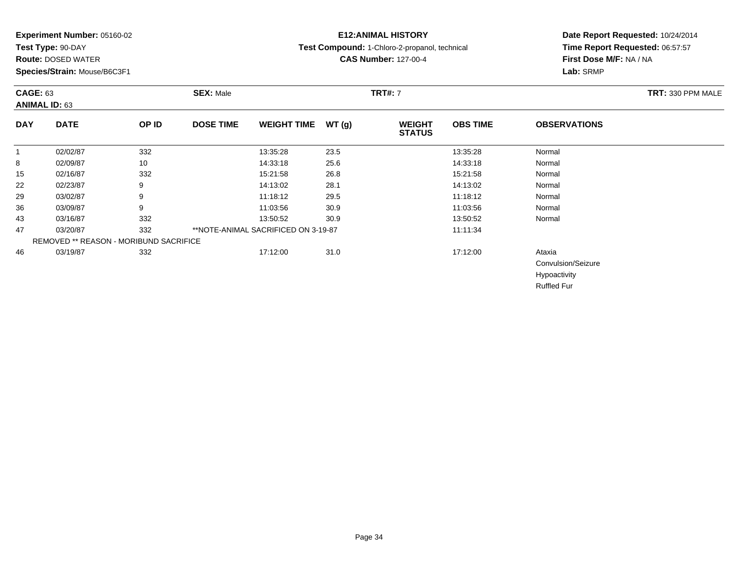**Experiment Number:** 05160-02
**Test Type:** 90-DAY
**Route:** DOSED WATER
**Species/Strain:** Mouse/B6C3F1

**E12:ANIMAL HISTORY**
**Test Compound:** 1-Chloro-2-propanol, technical
**CAS Number:** 127-00-4

**Date Report Requested:** 10/24/2014
**Time Report Requested:** 06:57:57
**First Dose M/F:** NA / NA
**Lab:** SRMP

**CAGE:** 63 **SEX:** Male **TRT#:** 7 **TRT:** 330 PPM MALE
**ANIMAL ID:** 63

| DAY | DATE | OP ID | DOSE TIME | WEIGHT TIME | WT (g) | WEIGHT STATUS | OBS TIME | OBSERVATIONS |
|---|---|---|---|---|---|---|---|---|
| 1 | 02/02/87 | 332 | | 13:35:28 | 23.5 | | 13:35:28 | Normal |
| 8 | 02/09/87 | 10 | | 14:33:18 | 25.6 | | 14:33:18 | Normal |
| 15 | 02/16/87 | 332 | | 15:21:58 | 26.8 | | 15:21:58 | Normal |
| 22 | 02/23/87 | 9 | | 14:13:02 | 28.1 | | 14:13:02 | Normal |
| 29 | 03/02/87 | 9 | | 11:18:12 | 29.5 | | 11:18:12 | Normal |
| 36 | 03/09/87 | 9 | | 11:03:56 | 30.9 | | 11:03:56 | Normal |
| 43 | 03/16/87 | 332 | | 13:50:52 | 30.9 | | 13:50:52 | Normal |
| 47 | 03/20/87 | 332 | **NOTE-ANIMAL SACRIFICED ON 3-19-87 | | | | 11:11:34 | |
| REMOVED ** REASON - MORIBUND SACRIFICE | | | | | | | | |
| 46 | 03/19/87 | 332 | | 17:12:00 | 31.0 | | 17:12:00 | Ataxia |
| | | | | | | | | Convulsion/Seizure |
| | | | | | | | | Hypoactivity |
| | | | | | | | | Ruffled Fur |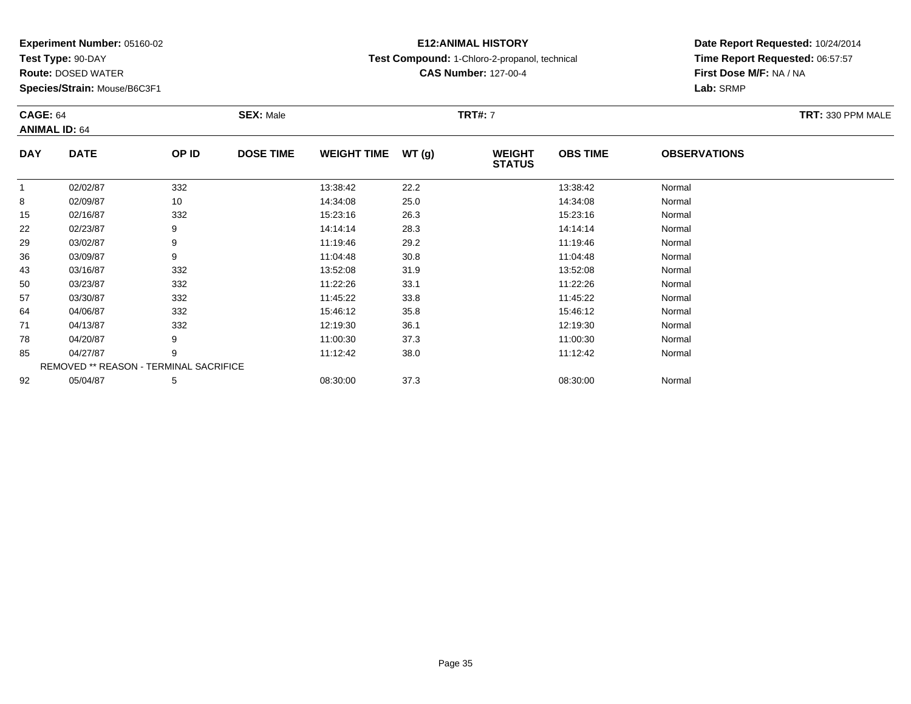**Experiment Number:** 05160-02
**Test Type:** 90-DAY
**Route:** DOSED WATER
**Species/Strain:** Mouse/B6C3F1

**E12:ANIMAL HISTORY**
**Test Compound:** 1-Chloro-2-propanol, technical
**CAS Number:** 127-00-4

**Date Report Requested:** 10/24/2014
**Time Report Requested:** 06:57:57
**First Dose M/F:** NA / NA
**Lab:** SRMP

**CAGE:** 64 **SEX:** Male **TRT#:** 7 **TRT:** 330 PPM MALE
**ANIMAL ID:** 64

| DAY | DATE | OP ID | DOSE TIME | WEIGHT TIME | WT (g) | WEIGHT STATUS | OBS TIME | OBSERVATIONS |
|---|---|---|---|---|---|---|---|---|
| 1 | 02/02/87 | 332 | | 13:38:42 | 22.2 | | 13:38:42 | Normal |
| 8 | 02/09/87 | 10 | | 14:34:08 | 25.0 | | 14:34:08 | Normal |
| 15 | 02/16/87 | 332 | | 15:23:16 | 26.3 | | 15:23:16 | Normal |
| 22 | 02/23/87 | 9 | | 14:14:14 | 28.3 | | 14:14:14 | Normal |
| 29 | 03/02/87 | 9 | | 11:19:46 | 29.2 | | 11:19:46 | Normal |
| 36 | 03/09/87 | 9 | | 11:04:48 | 30.8 | | 11:04:48 | Normal |
| 43 | 03/16/87 | 332 | | 13:52:08 | 31.9 | | 13:52:08 | Normal |
| 50 | 03/23/87 | 332 | | 11:22:26 | 33.1 | | 11:22:26 | Normal |
| 57 | 03/30/87 | 332 | | 11:45:22 | 33.8 | | 11:45:22 | Normal |
| 64 | 04/06/87 | 332 | | 15:46:12 | 35.8 | | 15:46:12 | Normal |
| 71 | 04/13/87 | 332 | | 12:19:30 | 36.1 | | 12:19:30 | Normal |
| 78 | 04/20/87 | 9 | | 11:00:30 | 37.3 | | 11:00:30 | Normal |
| 85 | 04/27/87 | 9 | | 11:12:42 | 38.0 | | 11:12:42 | Normal |
| REMOVED ** REASON - TERMINAL SACRIFICE | | | | | | | | |
| 92 | 05/04/87 | 5 | | 08:30:00 | 37.3 | | 08:30:00 | Normal |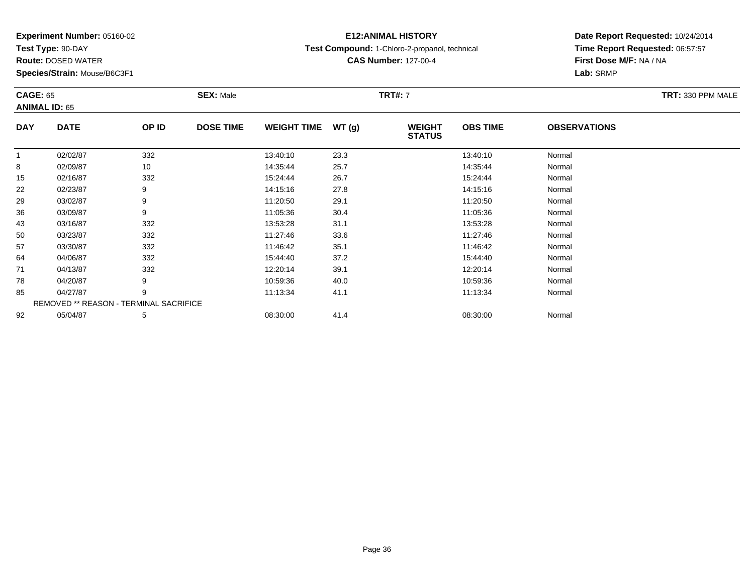**Experiment Number:** 05160-02
**Test Type:** 90-DAY
**Route:** DOSED WATER
**Species/Strain:** Mouse/B6C3F1

**E12:ANIMAL HISTORY**
**Test Compound:** 1-Chloro-2-propanol, technical
**CAS Number:** 127-00-4

**Date Report Requested:** 10/24/2014
**Time Report Requested:** 06:57:57
**First Dose M/F:** NA / NA
**Lab:** SRMP

**CAGE:** 65
**ANIMAL ID:** 65
**SEX:** Male
**TRT#:** 7
**TRT:** 330 PPM MALE

| DAY | DATE | OP ID | DOSE TIME | WEIGHT TIME | WT (g) | WEIGHT STATUS | OBS TIME | OBSERVATIONS |
|---|---|---|---|---|---|---|---|---|
| 1 | 02/02/87 | 332 | | 13:40:10 | 23.3 | | 13:40:10 | Normal |
| 8 | 02/09/87 | 10 | | 14:35:44 | 25.7 | | 14:35:44 | Normal |
| 15 | 02/16/87 | 332 | | 15:24:44 | 26.7 | | 15:24:44 | Normal |
| 22 | 02/23/87 | 9 | | 14:15:16 | 27.8 | | 14:15:16 | Normal |
| 29 | 03/02/87 | 9 | | 11:20:50 | 29.1 | | 11:20:50 | Normal |
| 36 | 03/09/87 | 9 | | 11:05:36 | 30.4 | | 11:05:36 | Normal |
| 43 | 03/16/87 | 332 | | 13:53:28 | 31.1 | | 13:53:28 | Normal |
| 50 | 03/23/87 | 332 | | 11:27:46 | 33.6 | | 11:27:46 | Normal |
| 57 | 03/30/87 | 332 | | 11:46:42 | 35.1 | | 11:46:42 | Normal |
| 64 | 04/06/87 | 332 | | 15:44:40 | 37.2 | | 15:44:40 | Normal |
| 71 | 04/13/87 | 332 | | 12:20:14 | 39.1 | | 12:20:14 | Normal |
| 78 | 04/20/87 | 9 | | 10:59:36 | 40.0 | | 10:59:36 | Normal |
| 85 | 04/27/87 | 9 | | 11:13:34 | 41.1 | | 11:13:34 | Normal |
| REMOVED ** REASON - TERMINAL SACRIFICE | | | | | | | | |
| 92 | 05/04/87 | 5 | | 08:30:00 | 41.4 | | 08:30:00 | Normal |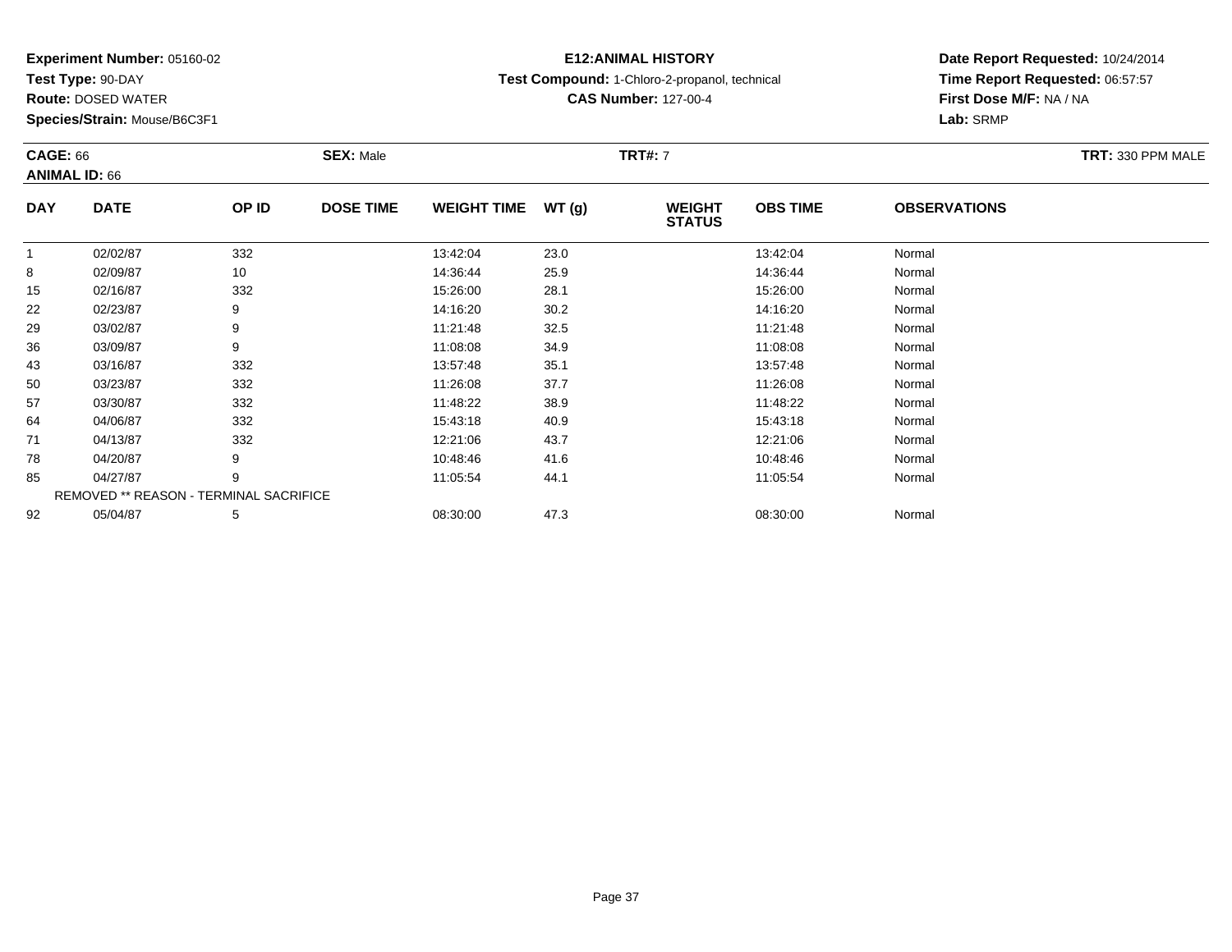**Experiment Number:** 05160-02
**Test Type:** 90-DAY
**Route:** DOSED WATER
**Species/Strain:** Mouse/B6C3F1

**E12:ANIMAL HISTORY**
**Test Compound:** 1-Chloro-2-propanol, technical
**CAS Number:** 127-00-4

**Date Report Requested:** 10/24/2014
**Time Report Requested:** 06:57:57
**First Dose M/F:** NA / NA
**Lab:** SRMP

**CAGE:** 66 **SEX:** Male **TRT#:** 7 **TRT:** 330 PPM MALE
**ANIMAL ID:** 66

| DAY | DATE | OP ID | DOSE TIME | WEIGHT TIME | WT (g) | WEIGHT STATUS | OBS TIME | OBSERVATIONS |
|---|---|---|---|---|---|---|---|---|
| 1 | 02/02/87 | 332 | | 13:42:04 | 23.0 | | 13:42:04 | Normal |
| 8 | 02/09/87 | 10 | | 14:36:44 | 25.9 | | 14:36:44 | Normal |
| 15 | 02/16/87 | 332 | | 15:26:00 | 28.1 | | 15:26:00 | Normal |
| 22 | 02/23/87 | 9 | | 14:16:20 | 30.2 | | 14:16:20 | Normal |
| 29 | 03/02/87 | 9 | | 11:21:48 | 32.5 | | 11:21:48 | Normal |
| 36 | 03/09/87 | 9 | | 11:08:08 | 34.9 | | 11:08:08 | Normal |
| 43 | 03/16/87 | 332 | | 13:57:48 | 35.1 | | 13:57:48 | Normal |
| 50 | 03/23/87 | 332 | | 11:26:08 | 37.7 | | 11:26:08 | Normal |
| 57 | 03/30/87 | 332 | | 11:48:22 | 38.9 | | 11:48:22 | Normal |
| 64 | 04/06/87 | 332 | | 15:43:18 | 40.9 | | 15:43:18 | Normal |
| 71 | 04/13/87 | 332 | | 12:21:06 | 43.7 | | 12:21:06 | Normal |
| 78 | 04/20/87 | 9 | | 10:48:46 | 41.6 | | 10:48:46 | Normal |
| 85 | 04/27/87 | 9 | | 11:05:54 | 44.1 | | 11:05:54 | Normal |
| REMOVED ** REASON - TERMINAL SACRIFICE | | | | | | | | |
| 92 | 05/04/87 | 5 | | 08:30:00 | 47.3 | | 08:30:00 | Normal |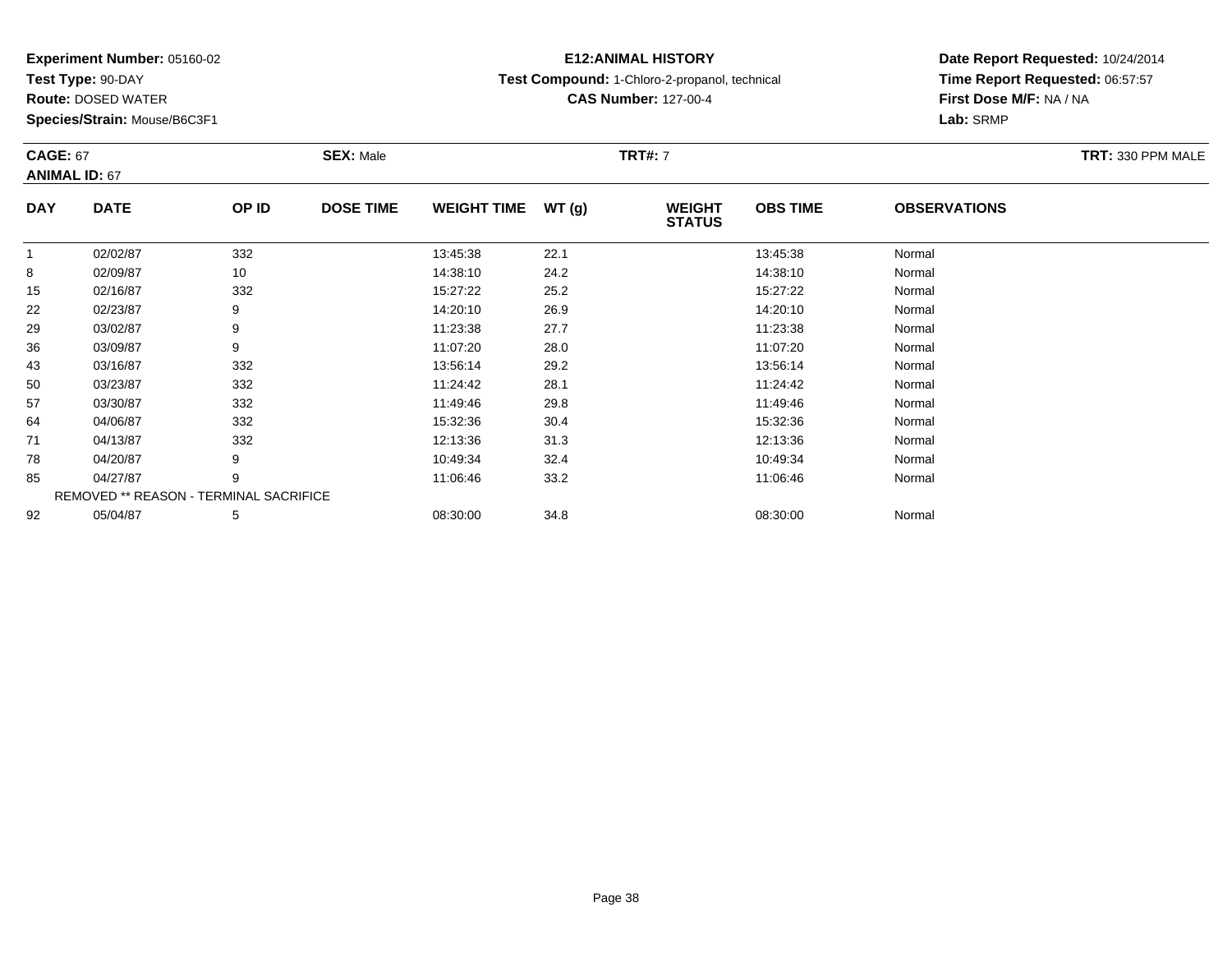**Experiment Number:** 05160-02
**Test Type:** 90-DAY
**Route:** DOSED WATER
**Species/Strain:** Mouse/B6C3F1

**E12:ANIMAL HISTORY**
**Test Compound:** 1-Chloro-2-propanol, technical
**CAS Number:** 127-00-4

**Date Report Requested:** 10/24/2014
**Time Report Requested:** 06:57:57
**First Dose M/F:** NA / NA
**Lab:** SRMP

**CAGE:** 67
**ANIMAL ID:** 67
**SEX:** Male
**TRT#:** 7
**TRT:** 330 PPM MALE

| DAY | DATE | OP ID | DOSE TIME | WEIGHT TIME | WT (g) | WEIGHT STATUS | OBS TIME | OBSERVATIONS |
|---|---|---|---|---|---|---|---|---|
| 1 | 02/02/87 | 332 | | 13:45:38 | 22.1 | | 13:45:38 | Normal |
| 8 | 02/09/87 | 10 | | 14:38:10 | 24.2 | | 14:38:10 | Normal |
| 15 | 02/16/87 | 332 | | 15:27:22 | 25.2 | | 15:27:22 | Normal |
| 22 | 02/23/87 | 9 | | 14:20:10 | 26.9 | | 14:20:10 | Normal |
| 29 | 03/02/87 | 9 | | 11:23:38 | 27.7 | | 11:23:38 | Normal |
| 36 | 03/09/87 | 9 | | 11:07:20 | 28.0 | | 11:07:20 | Normal |
| 43 | 03/16/87 | 332 | | 13:56:14 | 29.2 | | 13:56:14 | Normal |
| 50 | 03/23/87 | 332 | | 11:24:42 | 28.1 | | 11:24:42 | Normal |
| 57 | 03/30/87 | 332 | | 11:49:46 | 29.8 | | 11:49:46 | Normal |
| 64 | 04/06/87 | 332 | | 15:32:36 | 30.4 | | 15:32:36 | Normal |
| 71 | 04/13/87 | 332 | | 12:13:36 | 31.3 | | 12:13:36 | Normal |
| 78 | 04/20/87 | 9 | | 10:49:34 | 32.4 | | 10:49:34 | Normal |
| 85 | 04/27/87 | 9 | | 11:06:46 | 33.2 | | 11:06:46 | Normal |
| REMOVED ** REASON - TERMINAL SACRIFICE | | | | | | | | |
| 92 | 05/04/87 | 5 | | 08:30:00 | 34.8 | | 08:30:00 | Normal |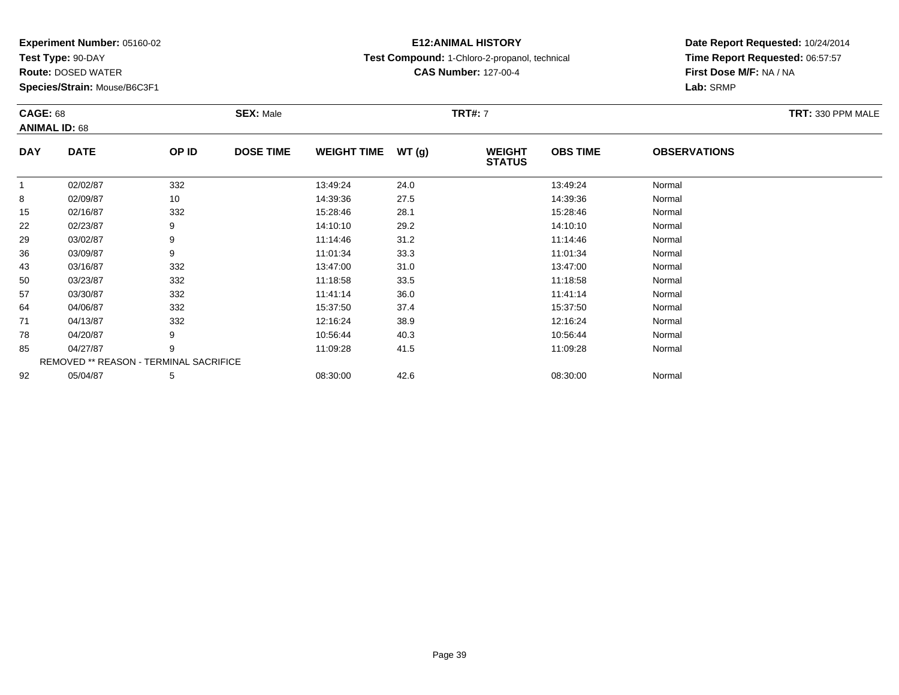**Experiment Number:** 05160-02
**Test Type:** 90-DAY
**Route:** DOSED WATER
**Species/Strain:** Mouse/B6C3F1

**E12:ANIMAL HISTORY**
**Test Compound:** 1-Chloro-2-propanol, technical
**CAS Number:** 127-00-4

**Date Report Requested:** 10/24/2014
**Time Report Requested:** 06:57:57
**First Dose M/F:** NA / NA
**Lab:** SRMP

**CAGE:** 68
**ANIMAL ID:** 68

**SEX:** Male

**TRT#:** 7

**TRT:** 330 PPM MALE

| DAY | DATE | OP ID | DOSE TIME | WEIGHT TIME | WT (g) | WEIGHT STATUS | OBS TIME | OBSERVATIONS |
|---|---|---|---|---|---|---|---|---|
| 1 | 02/02/87 | 332 | | 13:49:24 | 24.0 | | 13:49:24 | Normal |
| 8 | 02/09/87 | 10 | | 14:39:36 | 27.5 | | 14:39:36 | Normal |
| 15 | 02/16/87 | 332 | | 15:28:46 | 28.1 | | 15:28:46 | Normal |
| 22 | 02/23/87 | 9 | | 14:10:10 | 29.2 | | 14:10:10 | Normal |
| 29 | 03/02/87 | 9 | | 11:14:46 | 31.2 | | 11:14:46 | Normal |
| 36 | 03/09/87 | 9 | | 11:01:34 | 33.3 | | 11:01:34 | Normal |
| 43 | 03/16/87 | 332 | | 13:47:00 | 31.0 | | 13:47:00 | Normal |
| 50 | 03/23/87 | 332 | | 11:18:58 | 33.5 | | 11:18:58 | Normal |
| 57 | 03/30/87 | 332 | | 11:41:14 | 36.0 | | 11:41:14 | Normal |
| 64 | 04/06/87 | 332 | | 15:37:50 | 37.4 | | 15:37:50 | Normal |
| 71 | 04/13/87 | 332 | | 12:16:24 | 38.9 | | 12:16:24 | Normal |
| 78 | 04/20/87 | 9 | | 10:56:44 | 40.3 | | 10:56:44 | Normal |
| 85 | 04/27/87 | 9 | | 11:09:28 | 41.5 | | 11:09:28 | Normal |
| REMOVED ** REASON - TERMINAL SACRIFICE | | | | | | | | |
| 92 | 05/04/87 | 5 | | 08:30:00 | 42.6 | | 08:30:00 | Normal |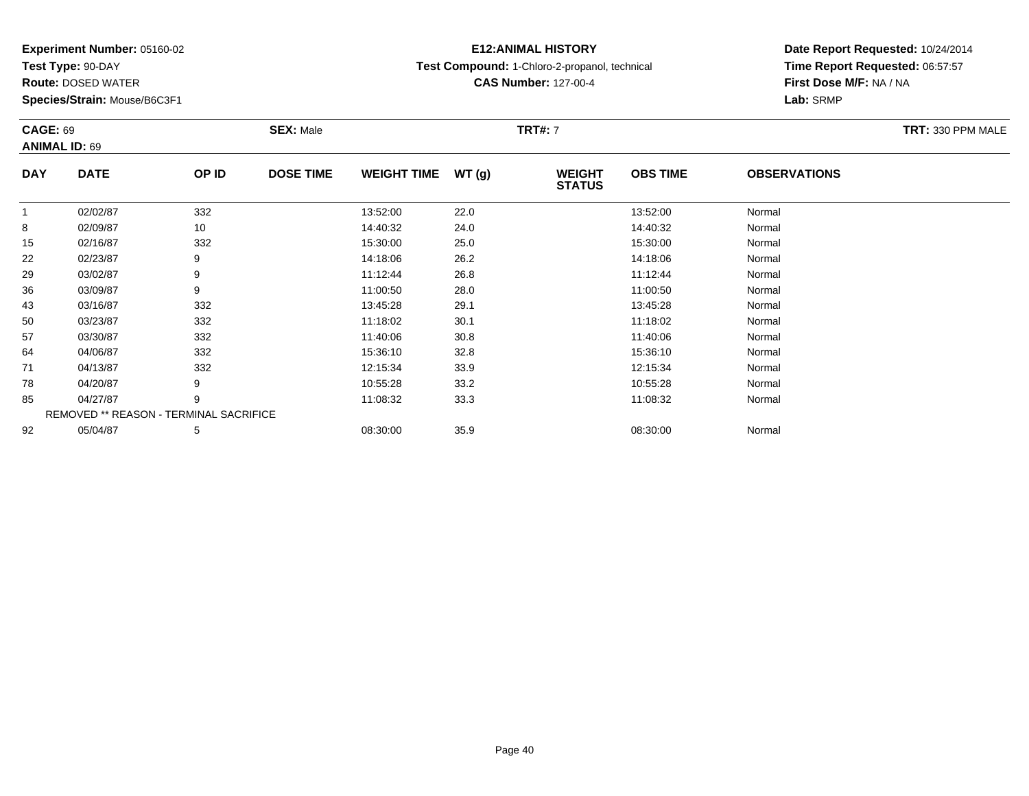**Experiment Number:** 05160-02
**Test Type:** 90-DAY
**Route:** DOSED WATER
**Species/Strain:** Mouse/B6C3F1

**E12:ANIMAL HISTORY**
**Test Compound:** 1-Chloro-2-propanol, technical
**CAS Number:** 127-00-4

**Date Report Requested:** 10/24/2014
**Time Report Requested:** 06:57:57
**First Dose M/F:** NA / NA
**Lab:** SRMP

**CAGE:** 69
**ANIMAL ID:** 69
**SEX:** Male
**TRT#:** 7
**TRT:** 330 PPM MALE

| DAY | DATE | OP ID | DOSE TIME | WEIGHT TIME | WT (g) | WEIGHT STATUS | OBS TIME | OBSERVATIONS |
|---|---|---|---|---|---|---|---|---|
| 1 | 02/02/87 | 332 | | 13:52:00 | 22.0 | | 13:52:00 | Normal |
| 8 | 02/09/87 | 10 | | 14:40:32 | 24.0 | | 14:40:32 | Normal |
| 15 | 02/16/87 | 332 | | 15:30:00 | 25.0 | | 15:30:00 | Normal |
| 22 | 02/23/87 | 9 | | 14:18:06 | 26.2 | | 14:18:06 | Normal |
| 29 | 03/02/87 | 9 | | 11:12:44 | 26.8 | | 11:12:44 | Normal |
| 36 | 03/09/87 | 9 | | 11:00:50 | 28.0 | | 11:00:50 | Normal |
| 43 | 03/16/87 | 332 | | 13:45:28 | 29.1 | | 13:45:28 | Normal |
| 50 | 03/23/87 | 332 | | 11:18:02 | 30.1 | | 11:18:02 | Normal |
| 57 | 03/30/87 | 332 | | 11:40:06 | 30.8 | | 11:40:06 | Normal |
| 64 | 04/06/87 | 332 | | 15:36:10 | 32.8 | | 15:36:10 | Normal |
| 71 | 04/13/87 | 332 | | 12:15:34 | 33.9 | | 12:15:34 | Normal |
| 78 | 04/20/87 | 9 | | 10:55:28 | 33.2 | | 10:55:28 | Normal |
| 85 | 04/27/87 | 9 | | 11:08:32 | 33.3 | | 11:08:32 | Normal |
| REMOVED ** REASON - TERMINAL SACRIFICE | | | | | | | | |
| 92 | 05/04/87 | 5 | | 08:30:00 | 35.9 | | 08:30:00 | Normal |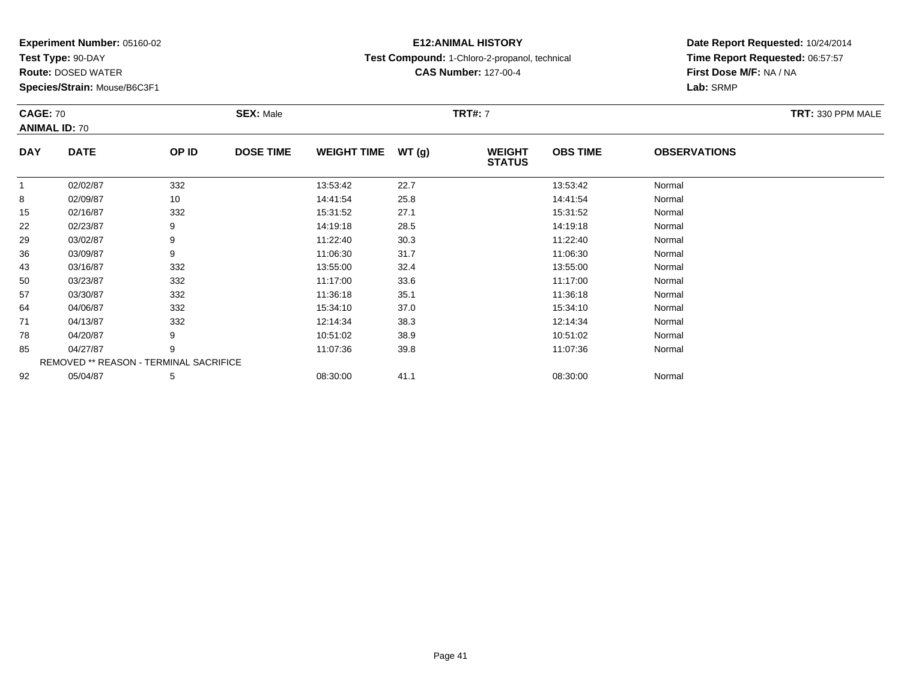**Experiment Number:** 05160-02
**Test Type:** 90-DAY
**Route:** DOSED WATER
**Species/Strain:** Mouse/B6C3F1

**E12:ANIMAL HISTORY**
**Test Compound:** 1-Chloro-2-propanol, technical
**CAS Number:** 127-00-4

**Date Report Requested:** 10/24/2014
**Time Report Requested:** 06:57:57
**First Dose M/F:** NA / NA
**Lab:** SRMP

**CAGE:** 70 **SEX:** Male **TRT#:** 7 **TRT:** 330 PPM MALE
**ANIMAL ID:** 70

| DAY | DATE | OP ID | DOSE TIME | WEIGHT TIME | WT (g) | WEIGHT STATUS | OBS TIME | OBSERVATIONS |
|---|---|---|---|---|---|---|---|---|
| 1 | 02/02/87 | 332 | | 13:53:42 | 22.7 | | 13:53:42 | Normal |
| 8 | 02/09/87 | 10 | | 14:41:54 | 25.8 | | 14:41:54 | Normal |
| 15 | 02/16/87 | 332 | | 15:31:52 | 27.1 | | 15:31:52 | Normal |
| 22 | 02/23/87 | 9 | | 14:19:18 | 28.5 | | 14:19:18 | Normal |
| 29 | 03/02/87 | 9 | | 11:22:40 | 30.3 | | 11:22:40 | Normal |
| 36 | 03/09/87 | 9 | | 11:06:30 | 31.7 | | 11:06:30 | Normal |
| 43 | 03/16/87 | 332 | | 13:55:00 | 32.4 | | 13:55:00 | Normal |
| 50 | 03/23/87 | 332 | | 11:17:00 | 33.6 | | 11:17:00 | Normal |
| 57 | 03/30/87 | 332 | | 11:36:18 | 35.1 | | 11:36:18 | Normal |
| 64 | 04/06/87 | 332 | | 15:34:10 | 37.0 | | 15:34:10 | Normal |
| 71 | 04/13/87 | 332 | | 12:14:34 | 38.3 | | 12:14:34 | Normal |
| 78 | 04/20/87 | 9 | | 10:51:02 | 38.9 | | 10:51:02 | Normal |
| 85 | 04/27/87 | 9 | | 11:07:36 | 39.8 | | 11:07:36 | Normal |
| REMOVED ** REASON - TERMINAL SACRIFICE | | | | | | | | |
| 92 | 05/04/87 | 5 | | 08:30:00 | 41.1 | | 08:30:00 | Normal |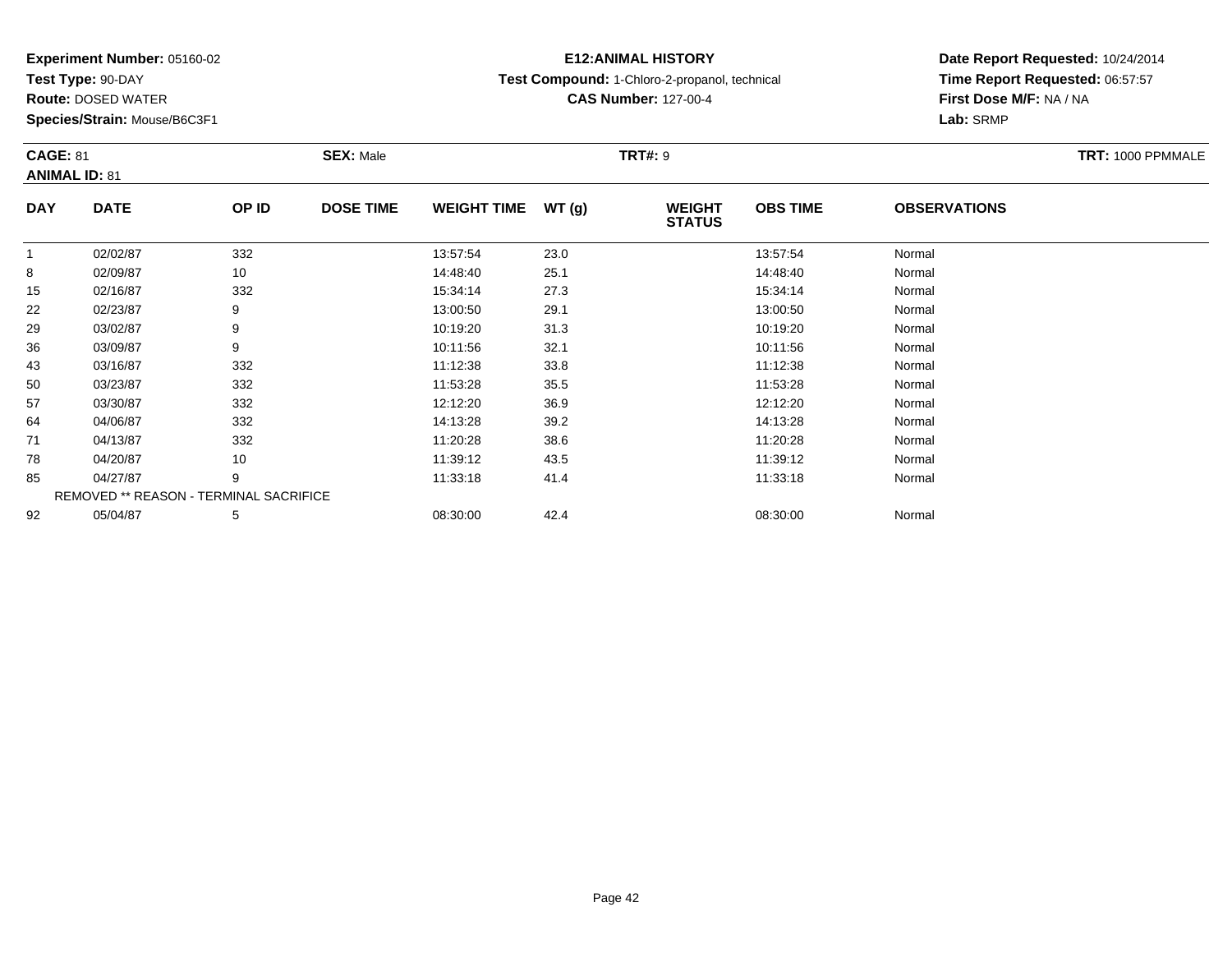**Experiment Number:** 05160-02
**Test Type:** 90-DAY
**Route:** DOSED WATER
**Species/Strain:** Mouse/B6C3F1

**E12:ANIMAL HISTORY**
**Test Compound:** 1-Chloro-2-propanol, technical
**CAS Number:** 127-00-4

**Date Report Requested:** 10/24/2014
**Time Report Requested:** 06:57:57
**First Dose M/F:** NA / NA
**Lab:** SRMP

**CAGE:** 81
**ANIMAL ID:** 81
**SEX:** Male
**TRT#:** 9
**TRT:** 1000 PPMMALE

| DAY | DATE | OP ID | DOSE TIME | WEIGHT TIME | WT (g) | WEIGHT STATUS | OBS TIME | OBSERVATIONS |
|---|---|---|---|---|---|---|---|---|
| 1 | 02/02/87 | 332 | | 13:57:54 | 23.0 | | 13:57:54 | Normal |
| 8 | 02/09/87 | 10 | | 14:48:40 | 25.1 | | 14:48:40 | Normal |
| 15 | 02/16/87 | 332 | | 15:34:14 | 27.3 | | 15:34:14 | Normal |
| 22 | 02/23/87 | 9 | | 13:00:50 | 29.1 | | 13:00:50 | Normal |
| 29 | 03/02/87 | 9 | | 10:19:20 | 31.3 | | 10:19:20 | Normal |
| 36 | 03/09/87 | 9 | | 10:11:56 | 32.1 | | 10:11:56 | Normal |
| 43 | 03/16/87 | 332 | | 11:12:38 | 33.8 | | 11:12:38 | Normal |
| 50 | 03/23/87 | 332 | | 11:53:28 | 35.5 | | 11:53:28 | Normal |
| 57 | 03/30/87 | 332 | | 12:12:20 | 36.9 | | 12:12:20 | Normal |
| 64 | 04/06/87 | 332 | | 14:13:28 | 39.2 | | 14:13:28 | Normal |
| 71 | 04/13/87 | 332 | | 11:20:28 | 38.6 | | 11:20:28 | Normal |
| 78 | 04/20/87 | 10 | | 11:39:12 | 43.5 | | 11:39:12 | Normal |
| 85 | 04/27/87 | 9 | | 11:33:18 | 41.4 | | 11:33:18 | Normal |
| REMOVED ** REASON - TERMINAL SACRIFICE | | | | | | | | |
| 92 | 05/04/87 | 5 | | 08:30:00 | 42.4 | | 08:30:00 | Normal |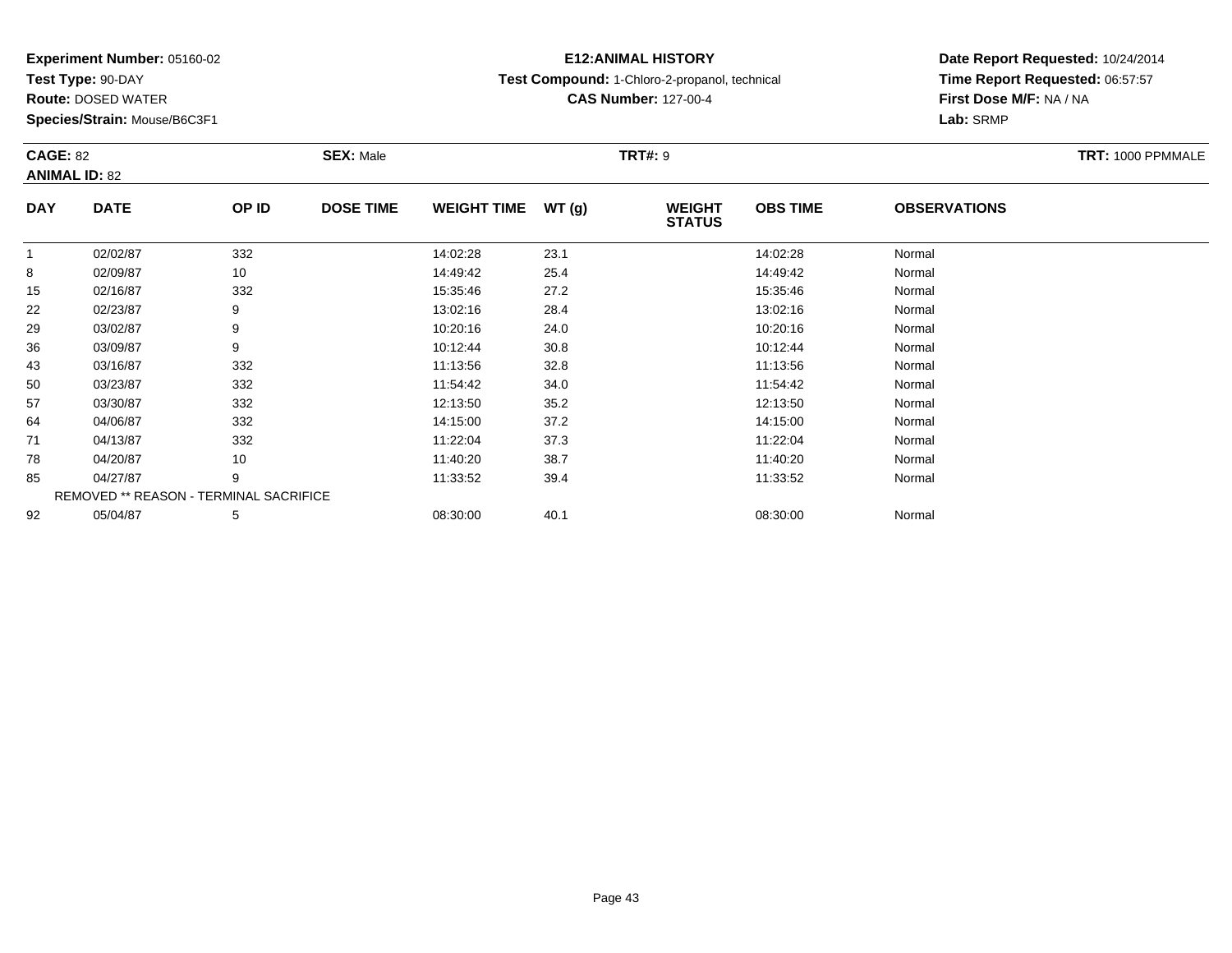**Experiment Number:** 05160-02
**Test Type:** 90-DAY
**Route:** DOSED WATER
**Species/Strain:** Mouse/B6C3F1

**E12:ANIMAL HISTORY**
**Test Compound:** 1-Chloro-2-propanol, technical
**CAS Number:** 127-00-4

**Date Report Requested:** 10/24/2014
**Time Report Requested:** 06:57:57
**First Dose M/F:** NA / NA
**Lab:** SRMP

**CAGE:** 82
**ANIMAL ID:** 82
**SEX:** Male
**TRT#:** 9
**TRT:** 1000 PPMMALE

| DAY | DATE | OP ID | DOSE TIME | WEIGHT TIME | WT (g) | WEIGHT STATUS | OBS TIME | OBSERVATIONS |
|---|---|---|---|---|---|---|---|---|
| 1 | 02/02/87 | 332 | | 14:02:28 | 23.1 | | 14:02:28 | Normal |
| 8 | 02/09/87 | 10 | | 14:49:42 | 25.4 | | 14:49:42 | Normal |
| 15 | 02/16/87 | 332 | | 15:35:46 | 27.2 | | 15:35:46 | Normal |
| 22 | 02/23/87 | 9 | | 13:02:16 | 28.4 | | 13:02:16 | Normal |
| 29 | 03/02/87 | 9 | | 10:20:16 | 24.0 | | 10:20:16 | Normal |
| 36 | 03/09/87 | 9 | | 10:12:44 | 30.8 | | 10:12:44 | Normal |
| 43 | 03/16/87 | 332 | | 11:13:56 | 32.8 | | 11:13:56 | Normal |
| 50 | 03/23/87 | 332 | | 11:54:42 | 34.0 | | 11:54:42 | Normal |
| 57 | 03/30/87 | 332 | | 12:13:50 | 35.2 | | 12:13:50 | Normal |
| 64 | 04/06/87 | 332 | | 14:15:00 | 37.2 | | 14:15:00 | Normal |
| 71 | 04/13/87 | 332 | | 11:22:04 | 37.3 | | 11:22:04 | Normal |
| 78 | 04/20/87 | 10 | | 11:40:20 | 38.7 | | 11:40:20 | Normal |
| 85 | 04/27/87 | 9 | | 11:33:52 | 39.4 | | 11:33:52 | Normal |
| REMOVED ** REASON - TERMINAL SACRIFICE | | | | | | | | |
| 92 | 05/04/87 | 5 | | 08:30:00 | 40.1 | | 08:30:00 | Normal |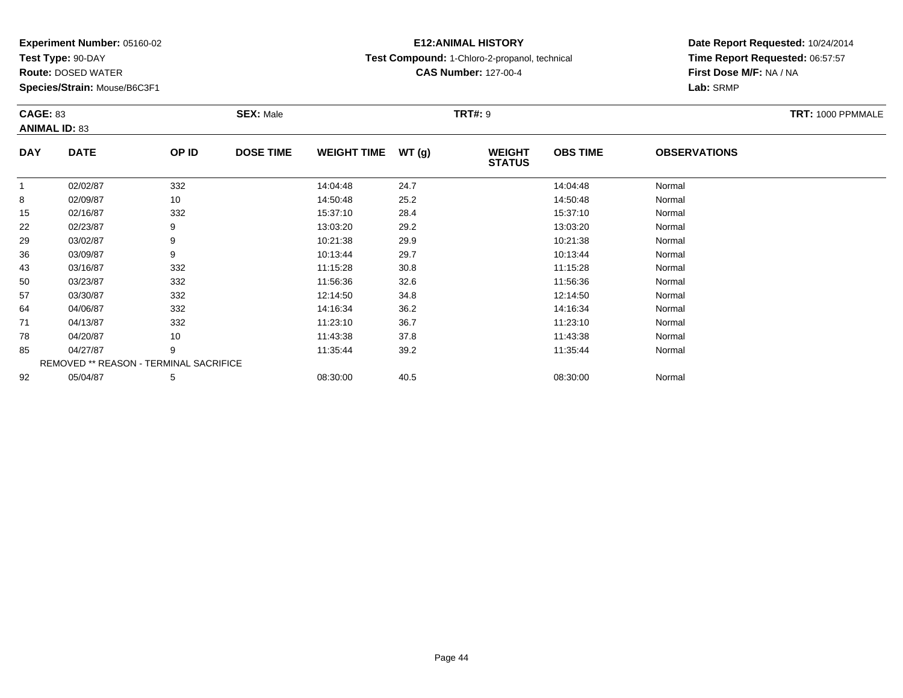**Experiment Number:** 05160-02
**Test Type:** 90-DAY
**Route:** DOSED WATER
**Species/Strain:** Mouse/B6C3F1

**E12:ANIMAL HISTORY**
**Test Compound:** 1-Chloro-2-propanol, technical
**CAS Number:** 127-00-4

**Date Report Requested:** 10/24/2014
**Time Report Requested:** 06:57:57
**First Dose M/F:** NA / NA
**Lab:** SRMP

**CAGE:** 83 | **SEX:** Male | **TRT#:** 9 | **TRT:** 1000 PPMMALE
**ANIMAL ID:** 83

| DAY | DATE | OP ID | DOSE TIME | WEIGHT TIME | WT (g) | WEIGHT STATUS | OBS TIME | OBSERVATIONS |
|---|---|---|---|---|---|---|---|---|
| 1 | 02/02/87 | 332 | | 14:04:48 | 24.7 | | 14:04:48 | Normal |
| 8 | 02/09/87 | 10 | | 14:50:48 | 25.2 | | 14:50:48 | Normal |
| 15 | 02/16/87 | 332 | | 15:37:10 | 28.4 | | 15:37:10 | Normal |
| 22 | 02/23/87 | 9 | | 13:03:20 | 29.2 | | 13:03:20 | Normal |
| 29 | 03/02/87 | 9 | | 10:21:38 | 29.9 | | 10:21:38 | Normal |
| 36 | 03/09/87 | 9 | | 10:13:44 | 29.7 | | 10:13:44 | Normal |
| 43 | 03/16/87 | 332 | | 11:15:28 | 30.8 | | 11:15:28 | Normal |
| 50 | 03/23/87 | 332 | | 11:56:36 | 32.6 | | 11:56:36 | Normal |
| 57 | 03/30/87 | 332 | | 12:14:50 | 34.8 | | 12:14:50 | Normal |
| 64 | 04/06/87 | 332 | | 14:16:34 | 36.2 | | 14:16:34 | Normal |
| 71 | 04/13/87 | 332 | | 11:23:10 | 36.7 | | 11:23:10 | Normal |
| 78 | 04/20/87 | 10 | | 11:43:38 | 37.8 | | 11:43:38 | Normal |
| 85 | 04/27/87 | 9 | | 11:35:44 | 39.2 | | 11:35:44 | Normal |
| REMOVED ** REASON - TERMINAL SACRIFICE | | | | | | | | |
| 92 | 05/04/87 | 5 | | 08:30:00 | 40.5 | | 08:30:00 | Normal |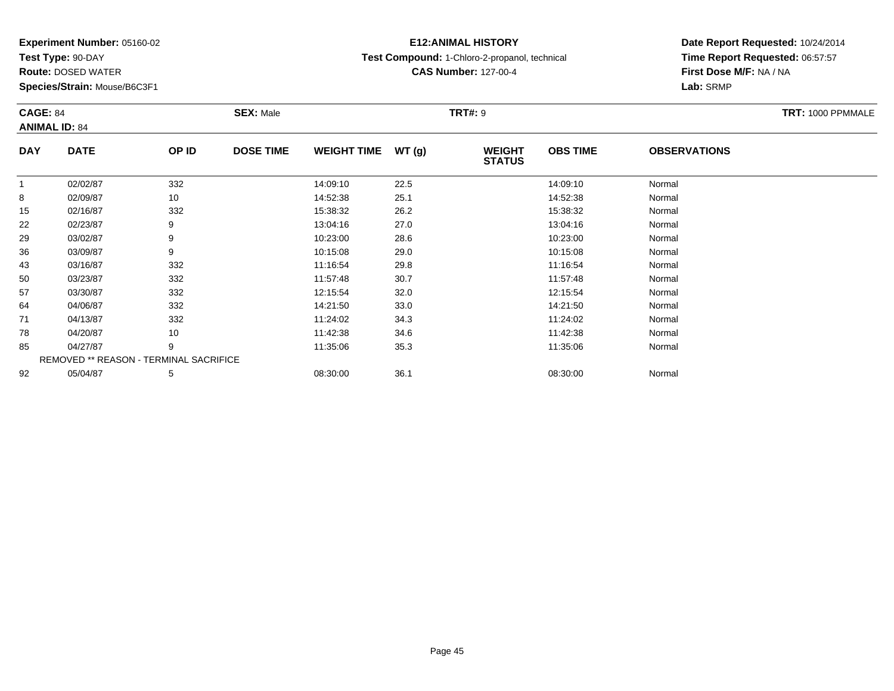**Experiment Number:** 05160-02
**Test Type:** 90-DAY
**Route:** DOSED WATER
**Species/Strain:** Mouse/B6C3F1

**E12:ANIMAL HISTORY**
**Test Compound:** 1-Chloro-2-propanol, technical
**CAS Number:** 127-00-4

**Date Report Requested:** 10/24/2014
**Time Report Requested:** 06:57:57
**First Dose M/F:** NA / NA
**Lab:** SRMP

**CAGE:** 84
**ANIMAL ID:** 84
**SEX:** Male
**TRT#:** 9
**TRT:** 1000 PPMMALE

| DAY | DATE | OP ID | DOSE TIME | WEIGHT TIME | WT (g) | WEIGHT STATUS | OBS TIME | OBSERVATIONS |
|---|---|---|---|---|---|---|---|---|
| 1 | 02/02/87 | 332 | | 14:09:10 | 22.5 | | 14:09:10 | Normal |
| 8 | 02/09/87 | 10 | | 14:52:38 | 25.1 | | 14:52:38 | Normal |
| 15 | 02/16/87 | 332 | | 15:38:32 | 26.2 | | 15:38:32 | Normal |
| 22 | 02/23/87 | 9 | | 13:04:16 | 27.0 | | 13:04:16 | Normal |
| 29 | 03/02/87 | 9 | | 10:23:00 | 28.6 | | 10:23:00 | Normal |
| 36 | 03/09/87 | 9 | | 10:15:08 | 29.0 | | 10:15:08 | Normal |
| 43 | 03/16/87 | 332 | | 11:16:54 | 29.8 | | 11:16:54 | Normal |
| 50 | 03/23/87 | 332 | | 11:57:48 | 30.7 | | 11:57:48 | Normal |
| 57 | 03/30/87 | 332 | | 12:15:54 | 32.0 | | 12:15:54 | Normal |
| 64 | 04/06/87 | 332 | | 14:21:50 | 33.0 | | 14:21:50 | Normal |
| 71 | 04/13/87 | 332 | | 11:24:02 | 34.3 | | 11:24:02 | Normal |
| 78 | 04/20/87 | 10 | | 11:42:38 | 34.6 | | 11:42:38 | Normal |
| 85 | 04/27/87 | 9 | | 11:35:06 | 35.3 | | 11:35:06 | Normal |
| REMOVED ** REASON - TERMINAL SACRIFICE | | | | | | | | |
| 92 | 05/04/87 | 5 | | 08:30:00 | 36.1 | | 08:30:00 | Normal |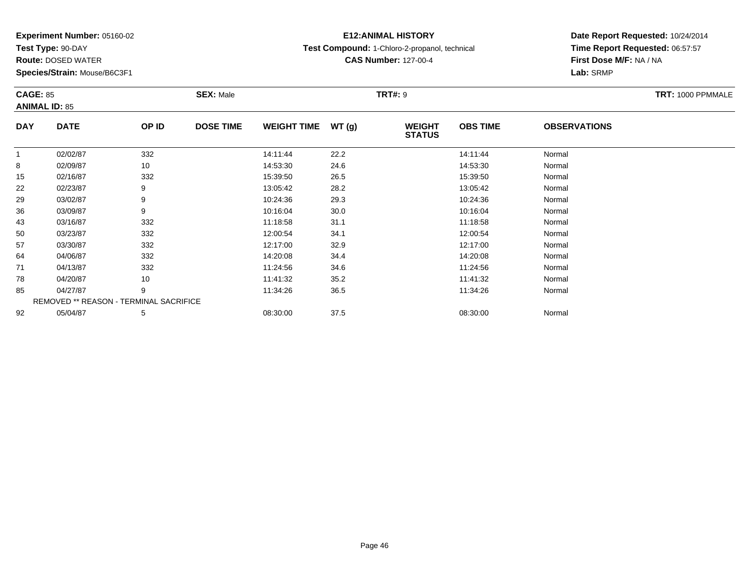**Experiment Number:** 05160-02
**Test Type:** 90-DAY
**Route:** DOSED WATER
**Species/Strain:** Mouse/B6C3F1

**E12:ANIMAL HISTORY**
**Test Compound:** 1-Chloro-2-propanol, technical
**CAS Number:** 127-00-4

**Date Report Requested:** 10/24/2014
**Time Report Requested:** 06:57:57
**First Dose M/F:** NA / NA
**Lab:** SRMP

**CAGE:** 85 **SEX:** Male **TRT#:** 9 **TRT:** 1000 PPMMALE
**ANIMAL ID:** 85

| DAY | DATE | OP ID | DOSE TIME | WEIGHT TIME | WT (g) | WEIGHT STATUS | OBS TIME | OBSERVATIONS |
|---|---|---|---|---|---|---|---|---|
| 1 | 02/02/87 | 332 | | 14:11:44 | 22.2 | | 14:11:44 | Normal |
| 8 | 02/09/87 | 10 | | 14:53:30 | 24.6 | | 14:53:30 | Normal |
| 15 | 02/16/87 | 332 | | 15:39:50 | 26.5 | | 15:39:50 | Normal |
| 22 | 02/23/87 | 9 | | 13:05:42 | 28.2 | | 13:05:42 | Normal |
| 29 | 03/02/87 | 9 | | 10:24:36 | 29.3 | | 10:24:36 | Normal |
| 36 | 03/09/87 | 9 | | 10:16:04 | 30.0 | | 10:16:04 | Normal |
| 43 | 03/16/87 | 332 | | 11:18:58 | 31.1 | | 11:18:58 | Normal |
| 50 | 03/23/87 | 332 | | 12:00:54 | 34.1 | | 12:00:54 | Normal |
| 57 | 03/30/87 | 332 | | 12:17:00 | 32.9 | | 12:17:00 | Normal |
| 64 | 04/06/87 | 332 | | 14:20:08 | 34.4 | | 14:20:08 | Normal |
| 71 | 04/13/87 | 332 | | 11:24:56 | 34.6 | | 11:24:56 | Normal |
| 78 | 04/20/87 | 10 | | 11:41:32 | 35.2 | | 11:41:32 | Normal |
| 85 | 04/27/87 | 9 | | 11:34:26 | 36.5 | | 11:34:26 | Normal |
| REMOVED ** REASON - TERMINAL SACRIFICE | | | | | | | | |
| 92 | 05/04/87 | 5 | | 08:30:00 | 37.5 | | 08:30:00 | Normal |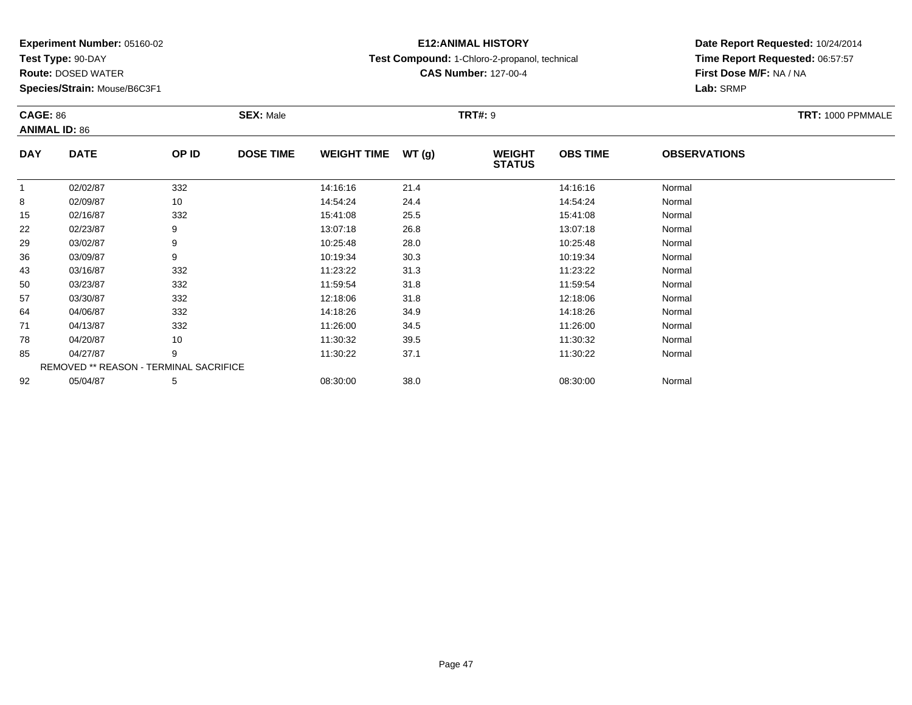**Experiment Number:** 05160-02
**Test Type:** 90-DAY
**Route:** DOSED WATER
**Species/Strain:** Mouse/B6C3F1

**E12:ANIMAL HISTORY**
**Test Compound:** 1-Chloro-2-propanol, technical
**CAS Number:** 127-00-4

**Date Report Requested:** 10/24/2014
**Time Report Requested:** 06:57:57
**First Dose M/F:** NA / NA
**Lab:** SRMP

**CAGE:** 86 **SEX:** Male **TRT#:** 9 **TRT:** 1000 PPMMALE
**ANIMAL ID:** 86

| DAY | DATE | OP ID | DOSE TIME | WEIGHT TIME | WT (g) | WEIGHT STATUS | OBS TIME | OBSERVATIONS |
|---|---|---|---|---|---|---|---|---|
| 1 | 02/02/87 | 332 | | 14:16:16 | 21.4 | | 14:16:16 | Normal |
| 8 | 02/09/87 | 10 | | 14:54:24 | 24.4 | | 14:54:24 | Normal |
| 15 | 02/16/87 | 332 | | 15:41:08 | 25.5 | | 15:41:08 | Normal |
| 22 | 02/23/87 | 9 | | 13:07:18 | 26.8 | | 13:07:18 | Normal |
| 29 | 03/02/87 | 9 | | 10:25:48 | 28.0 | | 10:25:48 | Normal |
| 36 | 03/09/87 | 9 | | 10:19:34 | 30.3 | | 10:19:34 | Normal |
| 43 | 03/16/87 | 332 | | 11:23:22 | 31.3 | | 11:23:22 | Normal |
| 50 | 03/23/87 | 332 | | 11:59:54 | 31.8 | | 11:59:54 | Normal |
| 57 | 03/30/87 | 332 | | 12:18:06 | 31.8 | | 12:18:06 | Normal |
| 64 | 04/06/87 | 332 | | 14:18:26 | 34.9 | | 14:18:26 | Normal |
| 71 | 04/13/87 | 332 | | 11:26:00 | 34.5 | | 11:26:00 | Normal |
| 78 | 04/20/87 | 10 | | 11:30:32 | 39.5 | | 11:30:32 | Normal |
| 85 | 04/27/87 | 9 | | 11:30:22 | 37.1 | | 11:30:22 | Normal |
| REMOVED ** REASON - TERMINAL SACRIFICE | | | | | | | | |
| 92 | 05/04/87 | 5 | | 08:30:00 | 38.0 | | 08:30:00 | Normal |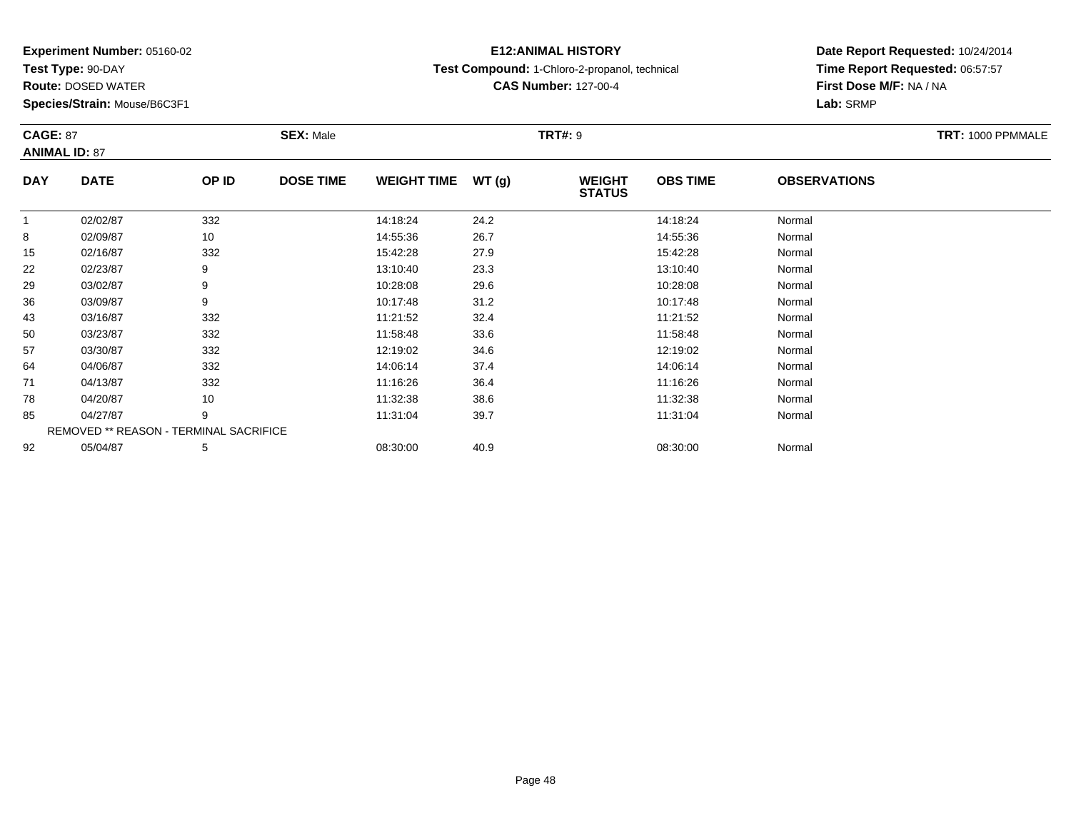**Experiment Number:** 05160-02
**Test Type:** 90-DAY
**Route:** DOSED WATER
**Species/Strain:** Mouse/B6C3F1

**E12:ANIMAL HISTORY**
**Test Compound:** 1-Chloro-2-propanol, technical
**CAS Number:** 127-00-4

**Date Report Requested:** 10/24/2014
**Time Report Requested:** 06:57:57
**First Dose M/F:** NA / NA
**Lab:** SRMP

**CAGE:** 87 **SEX:** Male **TRT#:** 9 **TRT:** 1000 PPMMALE
**ANIMAL ID:** 87

| DAY | DATE | OP ID | DOSE TIME | WEIGHT TIME | WT (g) | WEIGHT STATUS | OBS TIME | OBSERVATIONS |
|---|---|---|---|---|---|---|---|---|
| 1 | 02/02/87 | 332 | | 14:18:24 | 24.2 | | 14:18:24 | Normal |
| 8 | 02/09/87 | 10 | | 14:55:36 | 26.7 | | 14:55:36 | Normal |
| 15 | 02/16/87 | 332 | | 15:42:28 | 27.9 | | 15:42:28 | Normal |
| 22 | 02/23/87 | 9 | | 13:10:40 | 23.3 | | 13:10:40 | Normal |
| 29 | 03/02/87 | 9 | | 10:28:08 | 29.6 | | 10:28:08 | Normal |
| 36 | 03/09/87 | 9 | | 10:17:48 | 31.2 | | 10:17:48 | Normal |
| 43 | 03/16/87 | 332 | | 11:21:52 | 32.4 | | 11:21:52 | Normal |
| 50 | 03/23/87 | 332 | | 11:58:48 | 33.6 | | 11:58:48 | Normal |
| 57 | 03/30/87 | 332 | | 12:19:02 | 34.6 | | 12:19:02 | Normal |
| 64 | 04/06/87 | 332 | | 14:06:14 | 37.4 | | 14:06:14 | Normal |
| 71 | 04/13/87 | 332 | | 11:16:26 | 36.4 | | 11:16:26 | Normal |
| 78 | 04/20/87 | 10 | | 11:32:38 | 38.6 | | 11:32:38 | Normal |
| 85 | 04/27/87 | 9 | | 11:31:04 | 39.7 | | 11:31:04 | Normal |
| REMOVED ** REASON - TERMINAL SACRIFICE | | | | | | | | |
| 92 | 05/04/87 | 5 | | 08:30:00 | 40.9 | | 08:30:00 | Normal |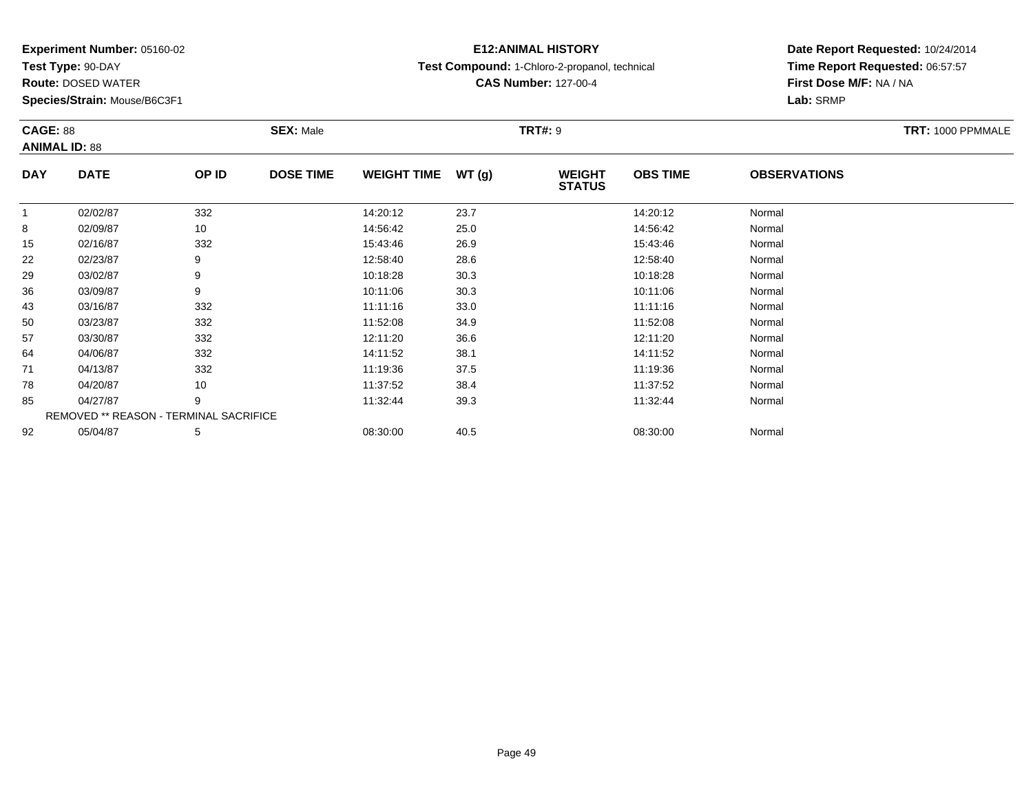**Experiment Number:** 05160-02
**Test Type:** 90-DAY
**Route:** DOSED WATER
**Species/Strain:** Mouse/B6C3F1

**E12:ANIMAL HISTORY**
**Test Compound:** 1-Chloro-2-propanol, technical
**CAS Number:** 127-00-4

**Date Report Requested:** 10/24/2014
**Time Report Requested:** 06:57:57
**First Dose M/F:** NA / NA
**Lab:** SRMP

**CAGE:** 88 **SEX:** Male **TRT#:** 9 **TRT:** 1000 PPMMALE
**ANIMAL ID:** 88

| DAY | DATE | OP ID | DOSE TIME | WEIGHT TIME | WT (g) | WEIGHT STATUS | OBS TIME | OBSERVATIONS |
|---|---|---|---|---|---|---|---|---|
| 1 | 02/02/87 | 332 | | 14:20:12 | 23.7 | | 14:20:12 | Normal |
| 8 | 02/09/87 | 10 | | 14:56:42 | 25.0 | | 14:56:42 | Normal |
| 15 | 02/16/87 | 332 | | 15:43:46 | 26.9 | | 15:43:46 | Normal |
| 22 | 02/23/87 | 9 | | 12:58:40 | 28.6 | | 12:58:40 | Normal |
| 29 | 03/02/87 | 9 | | 10:18:28 | 30.3 | | 10:18:28 | Normal |
| 36 | 03/09/87 | 9 | | 10:11:06 | 30.3 | | 10:11:06 | Normal |
| 43 | 03/16/87 | 332 | | 11:11:16 | 33.0 | | 11:11:16 | Normal |
| 50 | 03/23/87 | 332 | | 11:52:08 | 34.9 | | 11:52:08 | Normal |
| 57 | 03/30/87 | 332 | | 12:11:20 | 36.6 | | 12:11:20 | Normal |
| 64 | 04/06/87 | 332 | | 14:11:52 | 38.1 | | 14:11:52 | Normal |
| 71 | 04/13/87 | 332 | | 11:19:36 | 37.5 | | 11:19:36 | Normal |
| 78 | 04/20/87 | 10 | | 11:37:52 | 38.4 | | 11:37:52 | Normal |
| 85 | 04/27/87 | 9 | | 11:32:44 | 39.3 | | 11:32:44 | Normal |
| REMOVED ** REASON - TERMINAL SACRIFICE | | | | | | | | |
| 92 | 05/04/87 | 5 | | 08:30:00 | 40.5 | | 08:30:00 | Normal |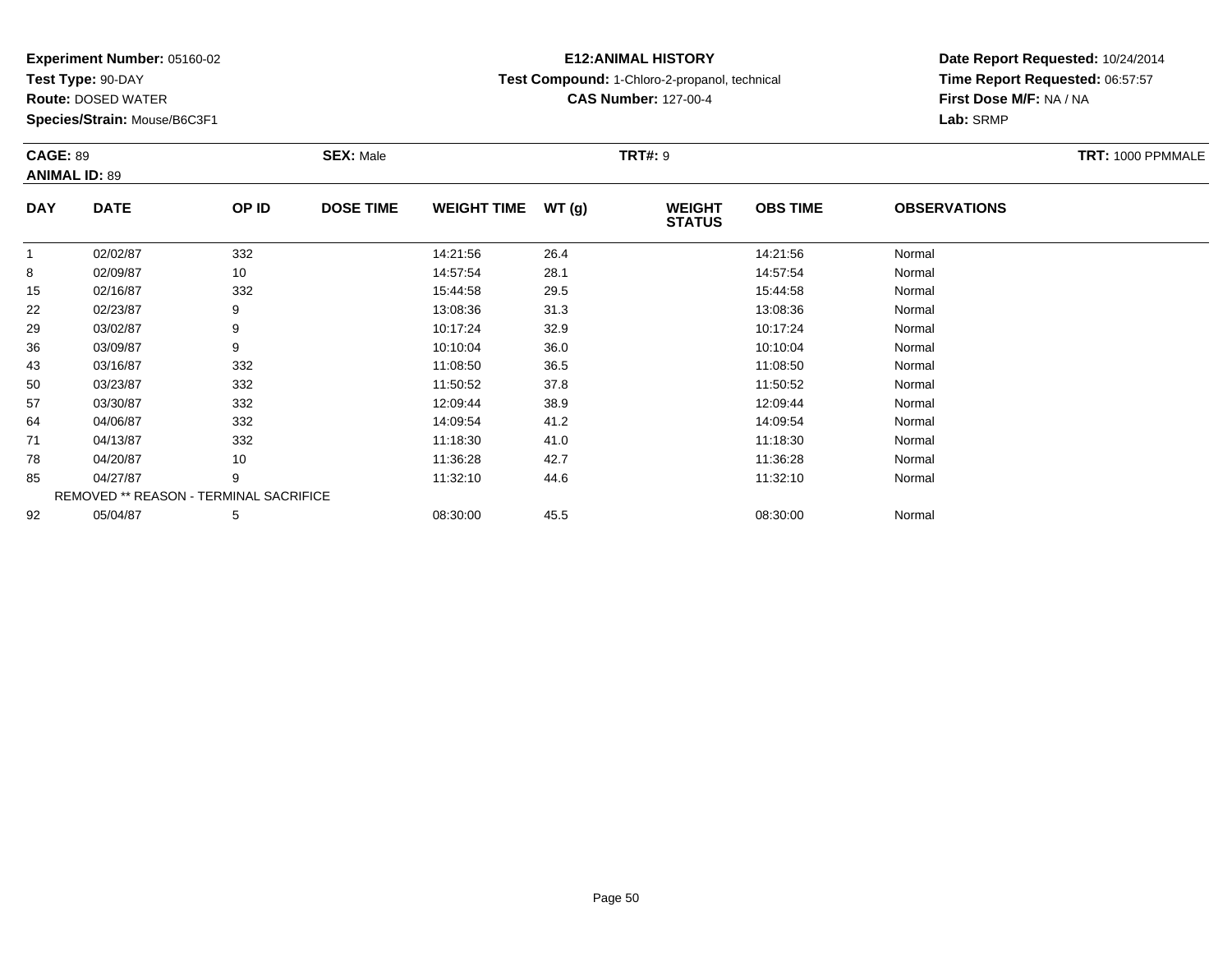**Experiment Number:** 05160-02
**Test Type:** 90-DAY
**Route:** DOSED WATER
**Species/Strain:** Mouse/B6C3F1

**E12:ANIMAL HISTORY**
**Test Compound:** 1-Chloro-2-propanol, technical
**CAS Number:** 127-00-4

**Date Report Requested:** 10/24/2014
**Time Report Requested:** 06:57:57
**First Dose M/F:** NA / NA
**Lab:** SRMP

**CAGE:** 89
**ANIMAL ID:** 89
**SEX:** Male
**TRT#:** 9
**TRT:** 1000 PPMMALE

| DAY | DATE | OP ID | DOSE TIME | WEIGHT TIME | WT (g) | WEIGHT STATUS | OBS TIME | OBSERVATIONS |
|---|---|---|---|---|---|---|---|---|
| 1 | 02/02/87 | 332 | | 14:21:56 | 26.4 | | 14:21:56 | Normal |
| 8 | 02/09/87 | 10 | | 14:57:54 | 28.1 | | 14:57:54 | Normal |
| 15 | 02/16/87 | 332 | | 15:44:58 | 29.5 | | 15:44:58 | Normal |
| 22 | 02/23/87 | 9 | | 13:08:36 | 31.3 | | 13:08:36 | Normal |
| 29 | 03/02/87 | 9 | | 10:17:24 | 32.9 | | 10:17:24 | Normal |
| 36 | 03/09/87 | 9 | | 10:10:04 | 36.0 | | 10:10:04 | Normal |
| 43 | 03/16/87 | 332 | | 11:08:50 | 36.5 | | 11:08:50 | Normal |
| 50 | 03/23/87 | 332 | | 11:50:52 | 37.8 | | 11:50:52 | Normal |
| 57 | 03/30/87 | 332 | | 12:09:44 | 38.9 | | 12:09:44 | Normal |
| 64 | 04/06/87 | 332 | | 14:09:54 | 41.2 | | 14:09:54 | Normal |
| 71 | 04/13/87 | 332 | | 11:18:30 | 41.0 | | 11:18:30 | Normal |
| 78 | 04/20/87 | 10 | | 11:36:28 | 42.7 | | 11:36:28 | Normal |
| 85 | 04/27/87 | 9 | | 11:32:10 | 44.6 | | 11:32:10 | Normal |
| REMOVED ** REASON - TERMINAL SACRIFICE | | | | | | | | |
| 92 | 05/04/87 | 5 | | 08:30:00 | 45.5 | | 08:30:00 | Normal |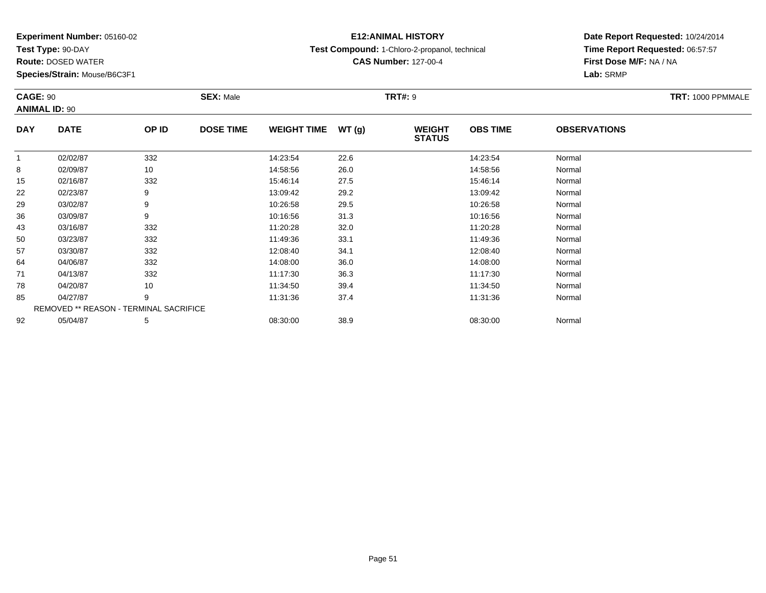**Experiment Number:** 05160-02
**Test Type:** 90-DAY
**Route:** DOSED WATER
**Species/Strain:** Mouse/B6C3F1

**E12:ANIMAL HISTORY**
**Test Compound:** 1-Chloro-2-propanol, technical
**CAS Number:** 127-00-4

**Date Report Requested:** 10/24/2014
**Time Report Requested:** 06:57:57
**First Dose M/F:** NA / NA
**Lab:** SRMP

**CAGE:** 90 **SEX:** Male **TRT#:** 9 **TRT:** 1000 PPMMALE
**ANIMAL ID:** 90

| DAY | DATE | OP ID | DOSE TIME | WEIGHT TIME | WT (g) | WEIGHT STATUS | OBS TIME | OBSERVATIONS |
|---|---|---|---|---|---|---|---|---|
| 1 | 02/02/87 | 332 | | 14:23:54 | 22.6 | | 14:23:54 | Normal |
| 8 | 02/09/87 | 10 | | 14:58:56 | 26.0 | | 14:58:56 | Normal |
| 15 | 02/16/87 | 332 | | 15:46:14 | 27.5 | | 15:46:14 | Normal |
| 22 | 02/23/87 | 9 | | 13:09:42 | 29.2 | | 13:09:42 | Normal |
| 29 | 03/02/87 | 9 | | 10:26:58 | 29.5 | | 10:26:58 | Normal |
| 36 | 03/09/87 | 9 | | 10:16:56 | 31.3 | | 10:16:56 | Normal |
| 43 | 03/16/87 | 332 | | 11:20:28 | 32.0 | | 11:20:28 | Normal |
| 50 | 03/23/87 | 332 | | 11:49:36 | 33.1 | | 11:49:36 | Normal |
| 57 | 03/30/87 | 332 | | 12:08:40 | 34.1 | | 12:08:40 | Normal |
| 64 | 04/06/87 | 332 | | 14:08:00 | 36.0 | | 14:08:00 | Normal |
| 71 | 04/13/87 | 332 | | 11:17:30 | 36.3 | | 11:17:30 | Normal |
| 78 | 04/20/87 | 10 | | 11:34:50 | 39.4 | | 11:34:50 | Normal |
| 85 | 04/27/87 | 9 | | 11:31:36 | 37.4 | | 11:31:36 | Normal |
| REMOVED ** REASON - TERMINAL SACRIFICE | | | | | | | | |
| 92 | 05/04/87 | 5 | | 08:30:00 | 38.9 | | 08:30:00 | Normal |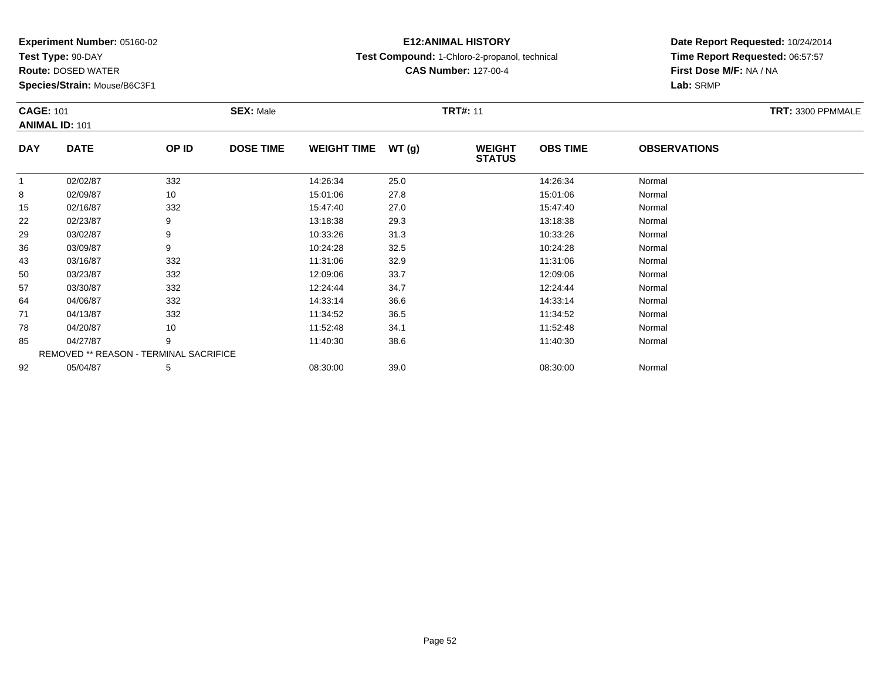**Experiment Number:** 05160-02
**Test Type:** 90-DAY
**Route:** DOSED WATER
**Species/Strain:** Mouse/B6C3F1

**E12:ANIMAL HISTORY**
**Test Compound:** 1-Chloro-2-propanol, technical
**CAS Number:** 127-00-4

**Date Report Requested:** 10/24/2014
**Time Report Requested:** 06:57:57
**First Dose M/F:** NA / NA
**Lab:** SRMP

**CAGE:** 101
**ANIMAL ID:** 101
**SEX:** Male
**TRT#:** 11
**TRT:** 3300 PPMMALE

| DAY | DATE | OP ID | DOSE TIME | WEIGHT TIME | WT (g) | WEIGHT STATUS | OBS TIME | OBSERVATIONS |
|---|---|---|---|---|---|---|---|---|
| 1 | 02/02/87 | 332 | | 14:26:34 | 25.0 | | 14:26:34 | Normal |
| 8 | 02/09/87 | 10 | | 15:01:06 | 27.8 | | 15:01:06 | Normal |
| 15 | 02/16/87 | 332 | | 15:47:40 | 27.0 | | 15:47:40 | Normal |
| 22 | 02/23/87 | 9 | | 13:18:38 | 29.3 | | 13:18:38 | Normal |
| 29 | 03/02/87 | 9 | | 10:33:26 | 31.3 | | 10:33:26 | Normal |
| 36 | 03/09/87 | 9 | | 10:24:28 | 32.5 | | 10:24:28 | Normal |
| 43 | 03/16/87 | 332 | | 11:31:06 | 32.9 | | 11:31:06 | Normal |
| 50 | 03/23/87 | 332 | | 12:09:06 | 33.7 | | 12:09:06 | Normal |
| 57 | 03/30/87 | 332 | | 12:24:44 | 34.7 | | 12:24:44 | Normal |
| 64 | 04/06/87 | 332 | | 14:33:14 | 36.6 | | 14:33:14 | Normal |
| 71 | 04/13/87 | 332 | | 11:34:52 | 36.5 | | 11:34:52 | Normal |
| 78 | 04/20/87 | 10 | | 11:52:48 | 34.1 | | 11:52:48 | Normal |
| 85 | 04/27/87 | 9 | | 11:40:30 | 38.6 | | 11:40:30 | Normal |
| REMOVED ** REASON - TERMINAL SACRIFICE | | | | | | | | |
| 92 | 05/04/87 | 5 | | 08:30:00 | 39.0 | | 08:30:00 | Normal |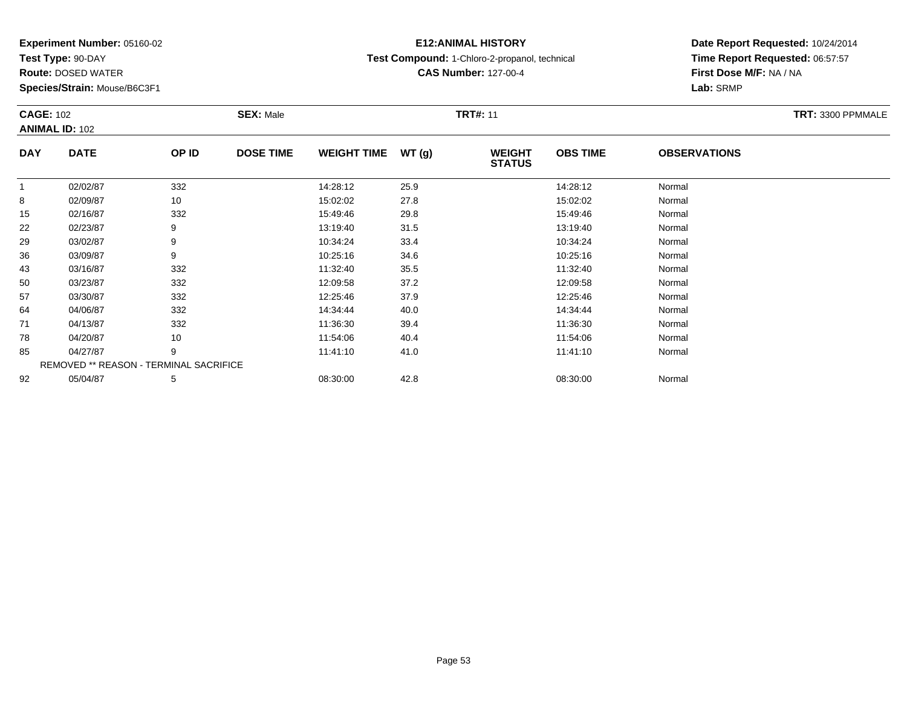**Experiment Number:** 05160-02
**Test Type:** 90-DAY
**Route:** DOSED WATER
**Species/Strain:** Mouse/B6C3F1

**E12:ANIMAL HISTORY**
**Test Compound:** 1-Chloro-2-propanol, technical
**CAS Number:** 127-00-4

**Date Report Requested:** 10/24/2014
**Time Report Requested:** 06:57:57
**First Dose M/F:** NA / NA
**Lab:** SRMP

**CAGE:** 102 **SEX:** Male **TRT#:** 11 **TRT:** 3300 PPMMALE
**ANIMAL ID:** 102

| DAY | DATE | OP ID | DOSE TIME | WEIGHT TIME | WT (g) | WEIGHT STATUS | OBS TIME | OBSERVATIONS |
|---|---|---|---|---|---|---|---|---|
| 1 | 02/02/87 | 332 | | 14:28:12 | 25.9 | | 14:28:12 | Normal |
| 8 | 02/09/87 | 10 | | 15:02:02 | 27.8 | | 15:02:02 | Normal |
| 15 | 02/16/87 | 332 | | 15:49:46 | 29.8 | | 15:49:46 | Normal |
| 22 | 02/23/87 | 9 | | 13:19:40 | 31.5 | | 13:19:40 | Normal |
| 29 | 03/02/87 | 9 | | 10:34:24 | 33.4 | | 10:34:24 | Normal |
| 36 | 03/09/87 | 9 | | 10:25:16 | 34.6 | | 10:25:16 | Normal |
| 43 | 03/16/87 | 332 | | 11:32:40 | 35.5 | | 11:32:40 | Normal |
| 50 | 03/23/87 | 332 | | 12:09:58 | 37.2 | | 12:09:58 | Normal |
| 57 | 03/30/87 | 332 | | 12:25:46 | 37.9 | | 12:25:46 | Normal |
| 64 | 04/06/87 | 332 | | 14:34:44 | 40.0 | | 14:34:44 | Normal |
| 71 | 04/13/87 | 332 | | 11:36:30 | 39.4 | | 11:36:30 | Normal |
| 78 | 04/20/87 | 10 | | 11:54:06 | 40.4 | | 11:54:06 | Normal |
| 85 | 04/27/87 | 9 | | 11:41:10 | 41.0 | | 11:41:10 | Normal |
| REMOVED ** REASON - TERMINAL SACRIFICE | | | | | | | | |
| 92 | 05/04/87 | 5 | | 08:30:00 | 42.8 | | 08:30:00 | Normal |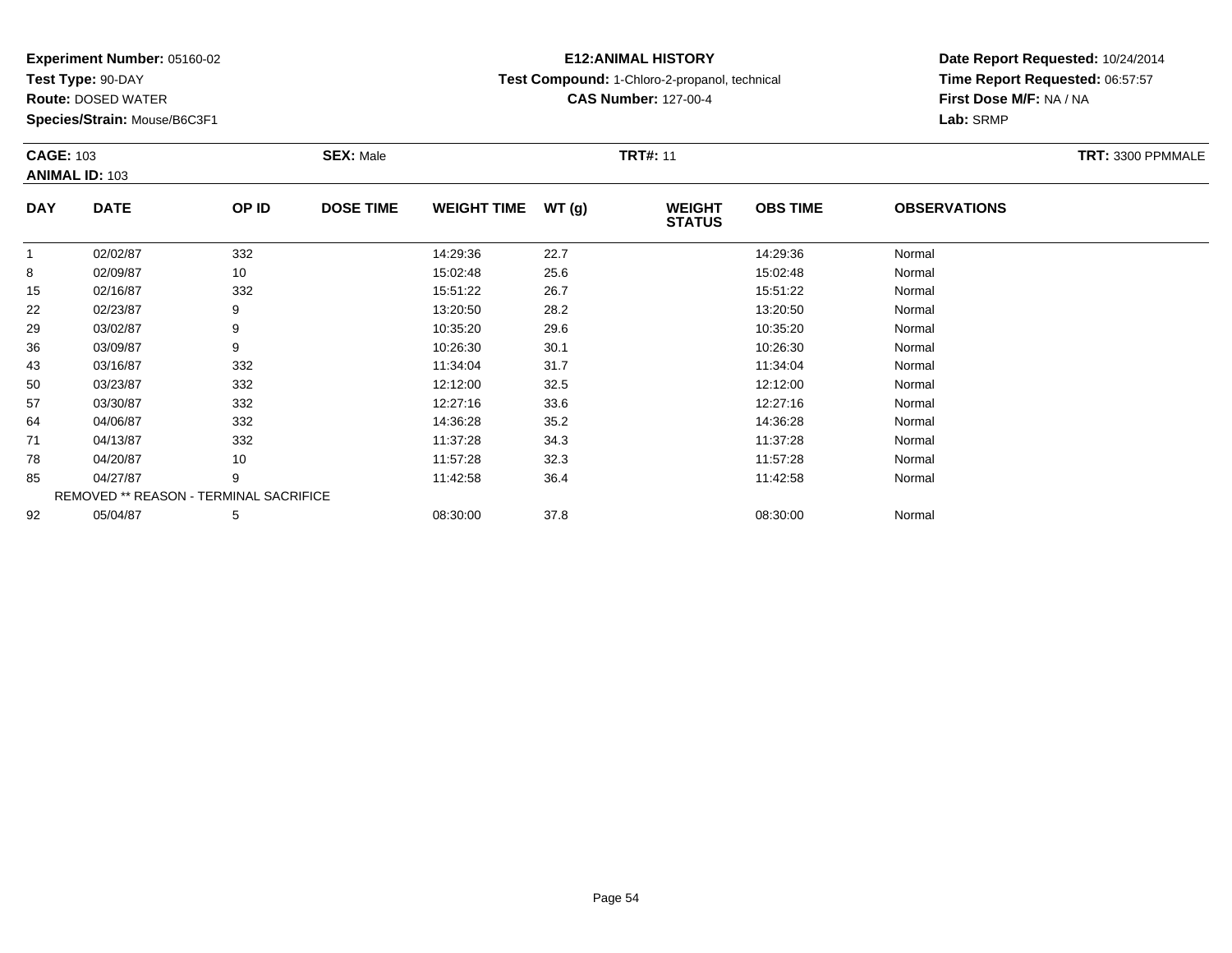**Experiment Number:** 05160-02
**Test Type:** 90-DAY
**Route:** DOSED WATER
**Species/Strain:** Mouse/B6C3F1

**E12:ANIMAL HISTORY**
**Test Compound:** 1-Chloro-2-propanol, technical
**CAS Number:** 127-00-4

**Date Report Requested:** 10/24/2014
**Time Report Requested:** 06:57:57
**First Dose M/F:** NA / NA
**Lab:** SRMP

**CAGE:** 103 **SEX:** Male **TRT#:** 11 **TRT:** 3300 PPMMALE
**ANIMAL ID:** 103

| DAY | DATE | OP ID | DOSE TIME | WEIGHT TIME | WT (g) | WEIGHT STATUS | OBS TIME | OBSERVATIONS |
|---|---|---|---|---|---|---|---|---|
| 1 | 02/02/87 | 332 | | 14:29:36 | 22.7 | | 14:29:36 | Normal |
| 8 | 02/09/87 | 10 | | 15:02:48 | 25.6 | | 15:02:48 | Normal |
| 15 | 02/16/87 | 332 | | 15:51:22 | 26.7 | | 15:51:22 | Normal |
| 22 | 02/23/87 | 9 | | 13:20:50 | 28.2 | | 13:20:50 | Normal |
| 29 | 03/02/87 | 9 | | 10:35:20 | 29.6 | | 10:35:20 | Normal |
| 36 | 03/09/87 | 9 | | 10:26:30 | 30.1 | | 10:26:30 | Normal |
| 43 | 03/16/87 | 332 | | 11:34:04 | 31.7 | | 11:34:04 | Normal |
| 50 | 03/23/87 | 332 | | 12:12:00 | 32.5 | | 12:12:00 | Normal |
| 57 | 03/30/87 | 332 | | 12:27:16 | 33.6 | | 12:27:16 | Normal |
| 64 | 04/06/87 | 332 | | 14:36:28 | 35.2 | | 14:36:28 | Normal |
| 71 | 04/13/87 | 332 | | 11:37:28 | 34.3 | | 11:37:28 | Normal |
| 78 | 04/20/87 | 10 | | 11:57:28 | 32.3 | | 11:57:28 | Normal |
| 85 | 04/27/87 | 9 | | 11:42:58 | 36.4 | | 11:42:58 | Normal |
| REMOVED ** REASON - TERMINAL SACRIFICE | | | | | | | | |
| 92 | 05/04/87 | 5 | | 08:30:00 | 37.8 | | 08:30:00 | Normal |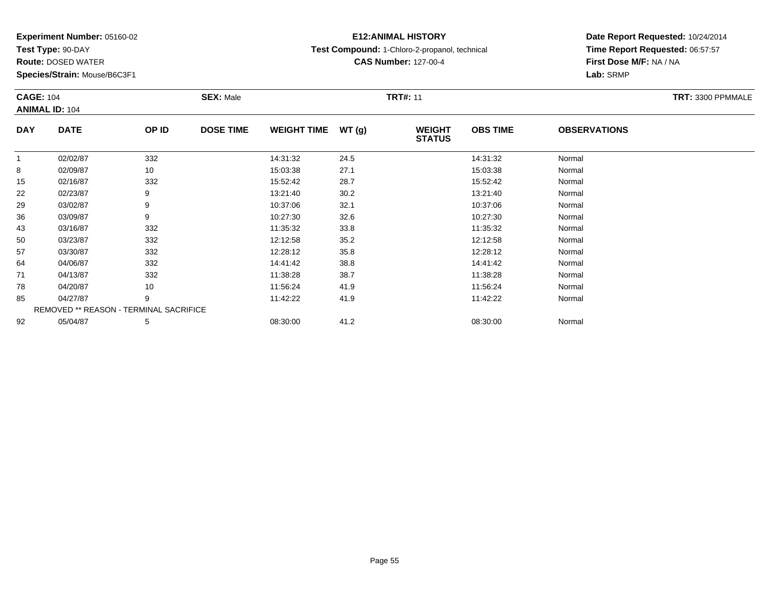**Experiment Number:** 05160-02
**Test Type:** 90-DAY
**Route:** DOSED WATER
**Species/Strain:** Mouse/B6C3F1

**E12:ANIMAL HISTORY**
**Test Compound:** 1-Chloro-2-propanol, technical
**CAS Number:** 127-00-4

**Date Report Requested:** 10/24/2014
**Time Report Requested:** 06:57:57
**First Dose M/F:** NA / NA
**Lab:** SRMP

**CAGE:** 104 **SEX:** Male **TRT#:** 11 **TRT:** 3300 PPMMALE
**ANIMAL ID:** 104

| DAY | DATE | OP ID | DOSE TIME | WEIGHT TIME | WT (g) | WEIGHT STATUS | OBS TIME | OBSERVATIONS |
|---|---|---|---|---|---|---|---|---|
| 1 | 02/02/87 | 332 | | 14:31:32 | 24.5 | | 14:31:32 | Normal |
| 8 | 02/09/87 | 10 | | 15:03:38 | 27.1 | | 15:03:38 | Normal |
| 15 | 02/16/87 | 332 | | 15:52:42 | 28.7 | | 15:52:42 | Normal |
| 22 | 02/23/87 | 9 | | 13:21:40 | 30.2 | | 13:21:40 | Normal |
| 29 | 03/02/87 | 9 | | 10:37:06 | 32.1 | | 10:37:06 | Normal |
| 36 | 03/09/87 | 9 | | 10:27:30 | 32.6 | | 10:27:30 | Normal |
| 43 | 03/16/87 | 332 | | 11:35:32 | 33.8 | | 11:35:32 | Normal |
| 50 | 03/23/87 | 332 | | 12:12:58 | 35.2 | | 12:12:58 | Normal |
| 57 | 03/30/87 | 332 | | 12:28:12 | 35.8 | | 12:28:12 | Normal |
| 64 | 04/06/87 | 332 | | 14:41:42 | 38.8 | | 14:41:42 | Normal |
| 71 | 04/13/87 | 332 | | 11:38:28 | 38.7 | | 11:38:28 | Normal |
| 78 | 04/20/87 | 10 | | 11:56:24 | 41.9 | | 11:56:24 | Normal |
| 85 | 04/27/87 | 9 | | 11:42:22 | 41.9 | | 11:42:22 | Normal |
| REMOVED ** REASON - TERMINAL SACRIFICE | | | | | | | | |
| 92 | 05/04/87 | 5 | | 08:30:00 | 41.2 | | 08:30:00 | Normal |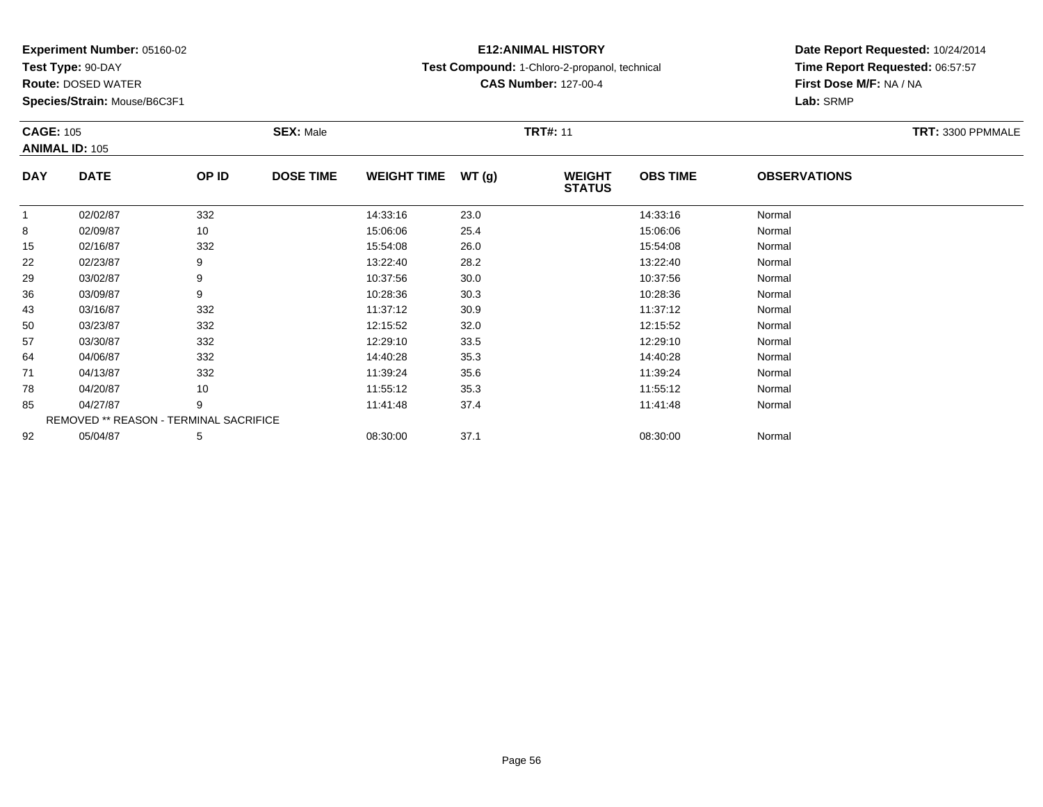**Experiment Number:** 05160-02
**Test Type:** 90-DAY
**Route:** DOSED WATER
**Species/Strain:** Mouse/B6C3F1

**E12:ANIMAL HISTORY**
**Test Compound:** 1-Chloro-2-propanol, technical
**CAS Number:** 127-00-4

**Date Report Requested:** 10/24/2014
**Time Report Requested:** 06:57:57
**First Dose M/F:** NA / NA
**Lab:** SRMP

**CAGE:** 105 **SEX:** Male **TRT#:** 11 **TRT:** 3300 PPMMALE
**ANIMAL ID:** 105

| DAY | DATE | OP ID | DOSE TIME | WEIGHT TIME | WT (g) | WEIGHT STATUS | OBS TIME | OBSERVATIONS |
|---|---|---|---|---|---|---|---|---|
| 1 | 02/02/87 | 332 | | 14:33:16 | 23.0 | | 14:33:16 | Normal |
| 8 | 02/09/87 | 10 | | 15:06:06 | 25.4 | | 15:06:06 | Normal |
| 15 | 02/16/87 | 332 | | 15:54:08 | 26.0 | | 15:54:08 | Normal |
| 22 | 02/23/87 | 9 | | 13:22:40 | 28.2 | | 13:22:40 | Normal |
| 29 | 03/02/87 | 9 | | 10:37:56 | 30.0 | | 10:37:56 | Normal |
| 36 | 03/09/87 | 9 | | 10:28:36 | 30.3 | | 10:28:36 | Normal |
| 43 | 03/16/87 | 332 | | 11:37:12 | 30.9 | | 11:37:12 | Normal |
| 50 | 03/23/87 | 332 | | 12:15:52 | 32.0 | | 12:15:52 | Normal |
| 57 | 03/30/87 | 332 | | 12:29:10 | 33.5 | | 12:29:10 | Normal |
| 64 | 04/06/87 | 332 | | 14:40:28 | 35.3 | | 14:40:28 | Normal |
| 71 | 04/13/87 | 332 | | 11:39:24 | 35.6 | | 11:39:24 | Normal |
| 78 | 04/20/87 | 10 | | 11:55:12 | 35.3 | | 11:55:12 | Normal |
| 85 | 04/27/87 | 9 | | 11:41:48 | 37.4 | | 11:41:48 | Normal |
| REMOVED ** REASON - TERMINAL SACRIFICE | | | | | | | | |
| 92 | 05/04/87 | 5 | | 08:30:00 | 37.1 | | 08:30:00 | Normal |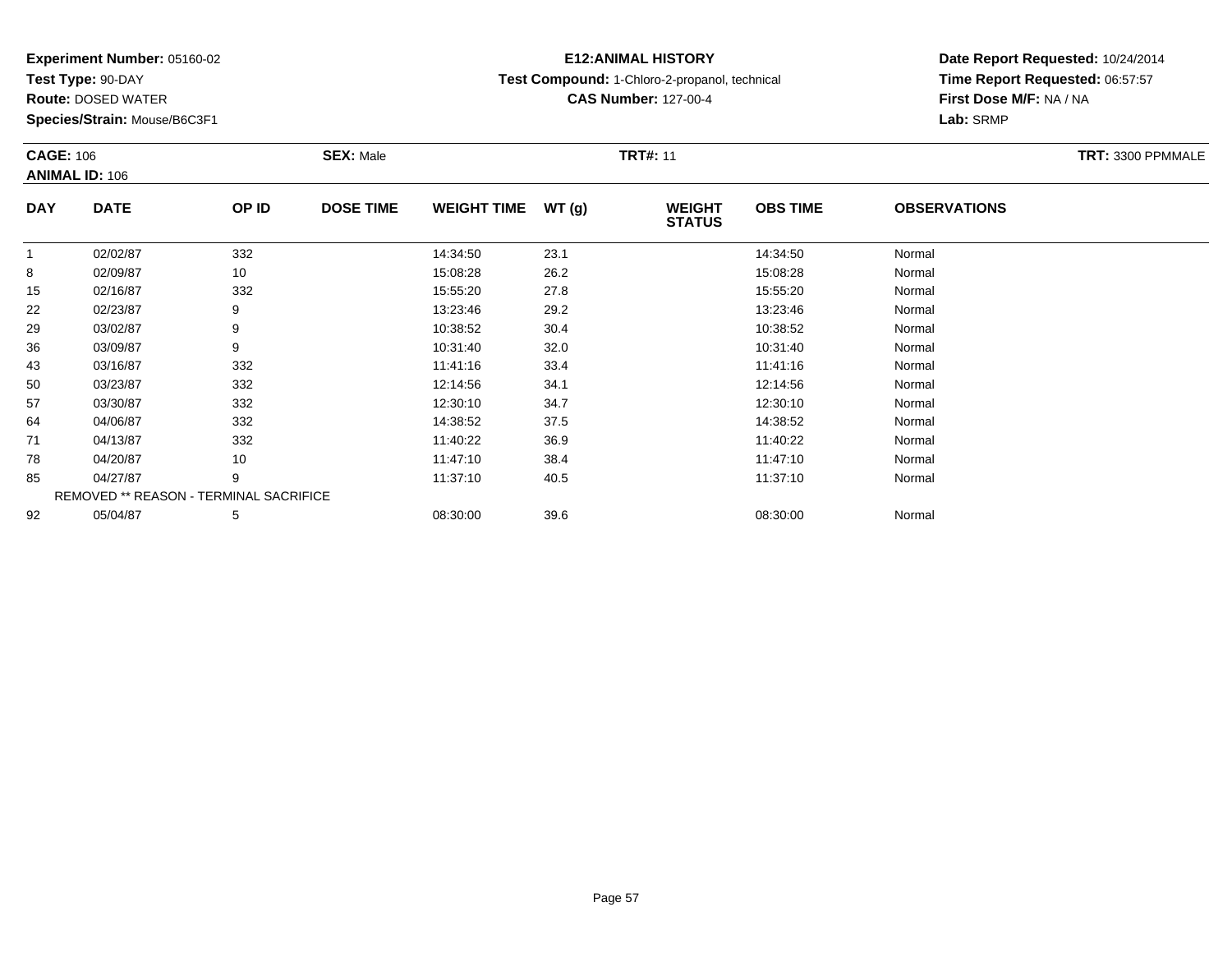**Experiment Number:** 05160-02
**Test Type:** 90-DAY
**Route:** DOSED WATER
**Species/Strain:** Mouse/B6C3F1

**E12:ANIMAL HISTORY**
**Test Compound:** 1-Chloro-2-propanol, technical
**CAS Number:** 127-00-4

**Date Report Requested:** 10/24/2014
**Time Report Requested:** 06:57:57
**First Dose M/F:** NA / NA
**Lab:** SRMP

**CAGE:** 106
**ANIMAL ID:** 106
**SEX:** Male
**TRT#:** 11
**TRT:** 3300 PPMMALE

| DAY | DATE | OP ID | DOSE TIME | WEIGHT TIME | WT (g) | WEIGHT STATUS | OBS TIME | OBSERVATIONS |
|---|---|---|---|---|---|---|---|---|
| 1 | 02/02/87 | 332 | | 14:34:50 | 23.1 | | 14:34:50 | Normal |
| 8 | 02/09/87 | 10 | | 15:08:28 | 26.2 | | 15:08:28 | Normal |
| 15 | 02/16/87 | 332 | | 15:55:20 | 27.8 | | 15:55:20 | Normal |
| 22 | 02/23/87 | 9 | | 13:23:46 | 29.2 | | 13:23:46 | Normal |
| 29 | 03/02/87 | 9 | | 10:38:52 | 30.4 | | 10:38:52 | Normal |
| 36 | 03/09/87 | 9 | | 10:31:40 | 32.0 | | 10:31:40 | Normal |
| 43 | 03/16/87 | 332 | | 11:41:16 | 33.4 | | 11:41:16 | Normal |
| 50 | 03/23/87 | 332 | | 12:14:56 | 34.1 | | 12:14:56 | Normal |
| 57 | 03/30/87 | 332 | | 12:30:10 | 34.7 | | 12:30:10 | Normal |
| 64 | 04/06/87 | 332 | | 14:38:52 | 37.5 | | 14:38:52 | Normal |
| 71 | 04/13/87 | 332 | | 11:40:22 | 36.9 | | 11:40:22 | Normal |
| 78 | 04/20/87 | 10 | | 11:47:10 | 38.4 | | 11:47:10 | Normal |
| 85 | 04/27/87 | 9 | | 11:37:10 | 40.5 | | 11:37:10 | Normal |
| | REMOVED ** REASON - TERMINAL SACRIFICE | | | | | | | |
| 92 | 05/04/87 | 5 | | 08:30:00 | 39.6 | | 08:30:00 | Normal |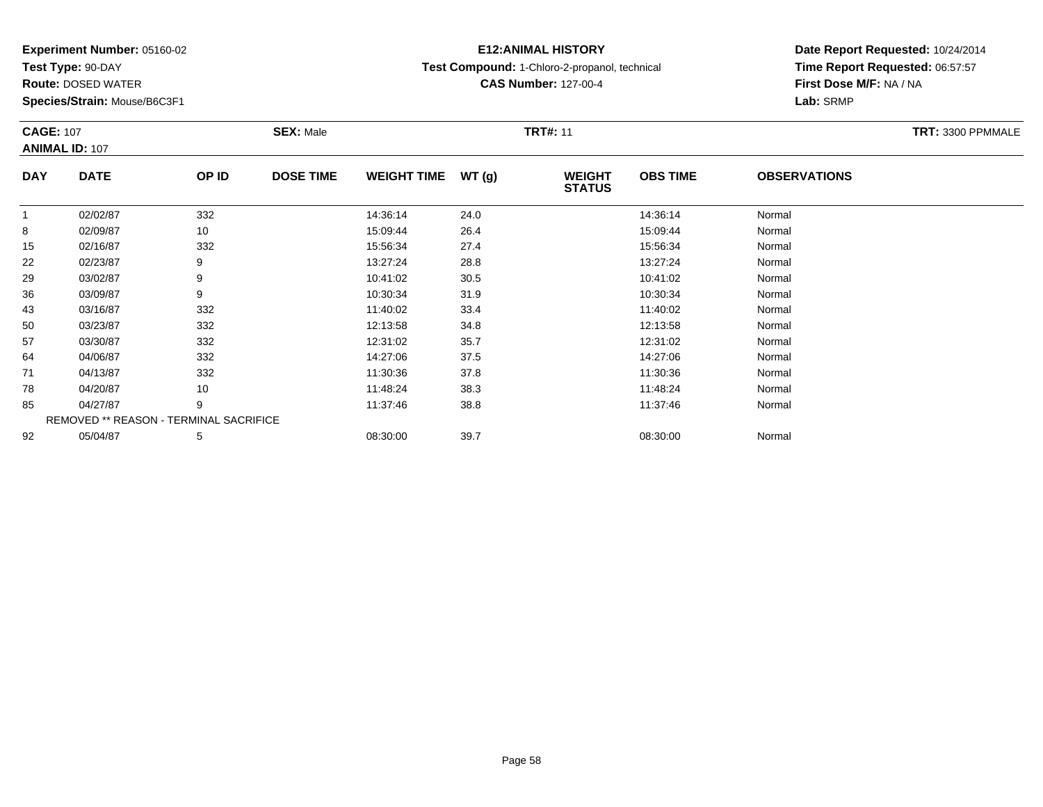**Experiment Number:** 05160-02
**Test Type:** 90-DAY
**Route:** DOSED WATER
**Species/Strain:** Mouse/B6C3F1

**E12:ANIMAL HISTORY**
**Test Compound:** 1-Chloro-2-propanol, technical
**CAS Number:** 127-00-4

**Date Report Requested:** 10/24/2014
**Time Report Requested:** 06:57:57
**First Dose M/F:** NA / NA
**Lab:** SRMP

**CAGE:** 107
**ANIMAL ID:** 107
**SEX:** Male
**TRT#:** 11
**TRT:** 3300 PPMMALE

| DAY | DATE | OP ID | DOSE TIME | WEIGHT TIME | WT (g) | WEIGHT STATUS | OBS TIME | OBSERVATIONS |
|---|---|---|---|---|---|---|---|---|
| 1 | 02/02/87 | 332 | | 14:36:14 | 24.0 | | 14:36:14 | Normal |
| 8 | 02/09/87 | 10 | | 15:09:44 | 26.4 | | 15:09:44 | Normal |
| 15 | 02/16/87 | 332 | | 15:56:34 | 27.4 | | 15:56:34 | Normal |
| 22 | 02/23/87 | 9 | | 13:27:24 | 28.8 | | 13:27:24 | Normal |
| 29 | 03/02/87 | 9 | | 10:41:02 | 30.5 | | 10:41:02 | Normal |
| 36 | 03/09/87 | 9 | | 10:30:34 | 31.9 | | 10:30:34 | Normal |
| 43 | 03/16/87 | 332 | | 11:40:02 | 33.4 | | 11:40:02 | Normal |
| 50 | 03/23/87 | 332 | | 12:13:58 | 34.8 | | 12:13:58 | Normal |
| 57 | 03/30/87 | 332 | | 12:31:02 | 35.7 | | 12:31:02 | Normal |
| 64 | 04/06/87 | 332 | | 14:27:06 | 37.5 | | 14:27:06 | Normal |
| 71 | 04/13/87 | 332 | | 11:30:36 | 37.8 | | 11:30:36 | Normal |
| 78 | 04/20/87 | 10 | | 11:48:24 | 38.3 | | 11:48:24 | Normal |
| 85 | 04/27/87 | 9 | | 11:37:46 | 38.8 | | 11:37:46 | Normal |
| REMOVED ** REASON - TERMINAL SACRIFICE | | | | | | | | |
| 92 | 05/04/87 | 5 | | 08:30:00 | 39.7 | | 08:30:00 | Normal |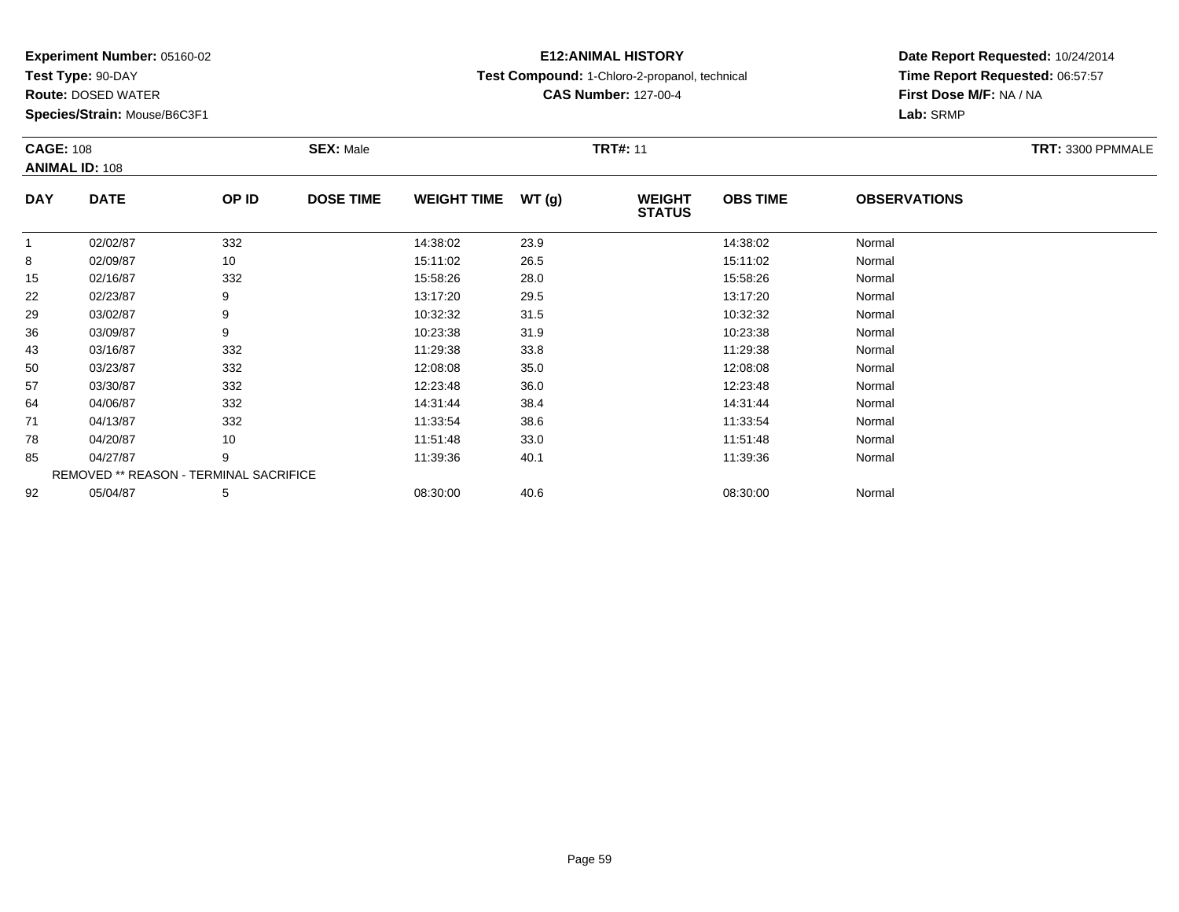**Experiment Number:** 05160-02
**Test Type:** 90-DAY
**Route:** DOSED WATER
**Species/Strain:** Mouse/B6C3F1

**E12:ANIMAL HISTORY**
**Test Compound:** 1-Chloro-2-propanol, technical
**CAS Number:** 127-00-4

**Date Report Requested:** 10/24/2014
**Time Report Requested:** 06:57:57
**First Dose M/F:** NA / NA
**Lab:** SRMP

**CAGE:** 108 **SEX:** Male **TRT#:** 11 **TRT:** 3300 PPMMALE
**ANIMAL ID:** 108

| DAY | DATE | OP ID | DOSE TIME | WEIGHT TIME | WT (g) | WEIGHT STATUS | OBS TIME | OBSERVATIONS |
|---|---|---|---|---|---|---|---|---|
| 1 | 02/02/87 | 332 | | 14:38:02 | 23.9 | | 14:38:02 | Normal |
| 8 | 02/09/87 | 10 | | 15:11:02 | 26.5 | | 15:11:02 | Normal |
| 15 | 02/16/87 | 332 | | 15:58:26 | 28.0 | | 15:58:26 | Normal |
| 22 | 02/23/87 | 9 | | 13:17:20 | 29.5 | | 13:17:20 | Normal |
| 29 | 03/02/87 | 9 | | 10:32:32 | 31.5 | | 10:32:32 | Normal |
| 36 | 03/09/87 | 9 | | 10:23:38 | 31.9 | | 10:23:38 | Normal |
| 43 | 03/16/87 | 332 | | 11:29:38 | 33.8 | | 11:29:38 | Normal |
| 50 | 03/23/87 | 332 | | 12:08:08 | 35.0 | | 12:08:08 | Normal |
| 57 | 03/30/87 | 332 | | 12:23:48 | 36.0 | | 12:23:48 | Normal |
| 64 | 04/06/87 | 332 | | 14:31:44 | 38.4 | | 14:31:44 | Normal |
| 71 | 04/13/87 | 332 | | 11:33:54 | 38.6 | | 11:33:54 | Normal |
| 78 | 04/20/87 | 10 | | 11:51:48 | 33.0 | | 11:51:48 | Normal |
| 85 | 04/27/87 | 9 | | 11:39:36 | 40.1 | | 11:39:36 | Normal |
| REMOVED ** REASON - TERMINAL SACRIFICE | | | | | | | | |
| 92 | 05/04/87 | 5 | | 08:30:00 | 40.6 | | 08:30:00 | Normal |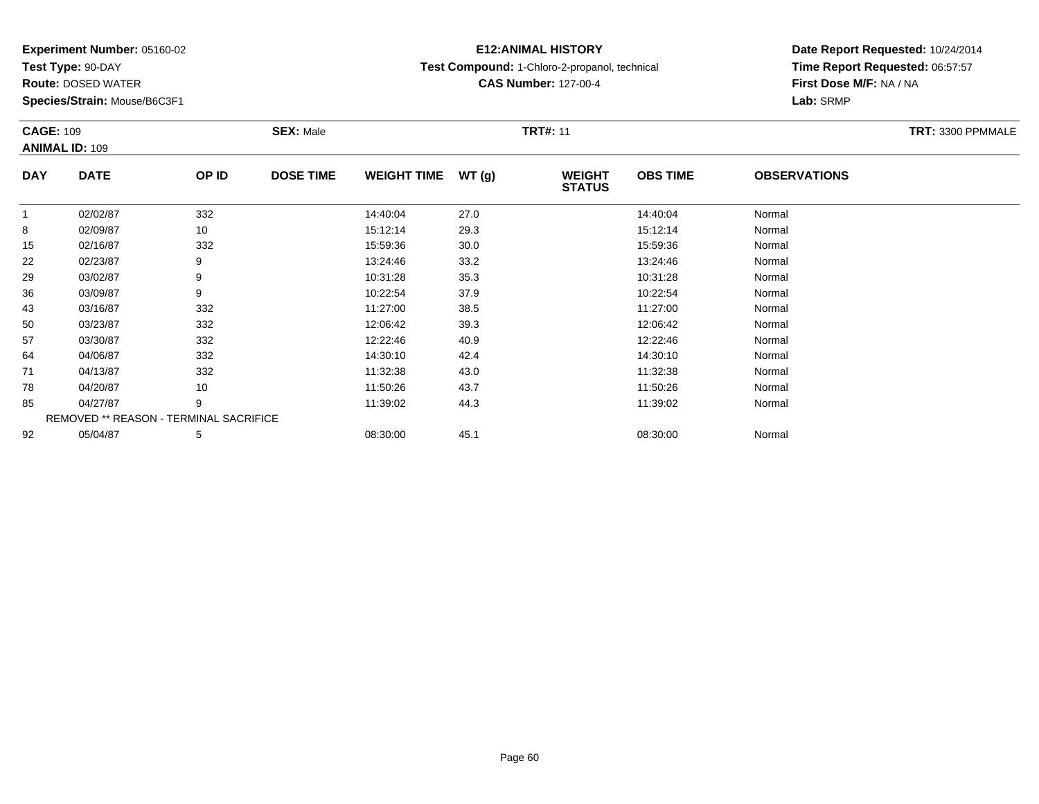**Experiment Number:** 05160-02
**Test Type:** 90-DAY
**Route:** DOSED WATER
**Species/Strain:** Mouse/B6C3F1

**E12:ANIMAL HISTORY**
**Test Compound:** 1-Chloro-2-propanol, technical
**CAS Number:** 127-00-4

**Date Report Requested:** 10/24/2014
**Time Report Requested:** 06:57:57
**First Dose M/F:** NA / NA
**Lab:** SRMP

**CAGE:** 109
**ANIMAL ID:** 109
**SEX:** Male
**TRT#:** 11
**TRT:** 3300 PPMMALE

| DAY | DATE | OP ID | DOSE TIME | WEIGHT TIME | WT (g) | WEIGHT STATUS | OBS TIME | OBSERVATIONS |
|---|---|---|---|---|---|---|---|---|
| 1 | 02/02/87 | 332 | | 14:40:04 | 27.0 | | 14:40:04 | Normal |
| 8 | 02/09/87 | 10 | | 15:12:14 | 29.3 | | 15:12:14 | Normal |
| 15 | 02/16/87 | 332 | | 15:59:36 | 30.0 | | 15:59:36 | Normal |
| 22 | 02/23/87 | 9 | | 13:24:46 | 33.2 | | 13:24:46 | Normal |
| 29 | 03/02/87 | 9 | | 10:31:28 | 35.3 | | 10:31:28 | Normal |
| 36 | 03/09/87 | 9 | | 10:22:54 | 37.9 | | 10:22:54 | Normal |
| 43 | 03/16/87 | 332 | | 11:27:00 | 38.5 | | 11:27:00 | Normal |
| 50 | 03/23/87 | 332 | | 12:06:42 | 39.3 | | 12:06:42 | Normal |
| 57 | 03/30/87 | 332 | | 12:22:46 | 40.9 | | 12:22:46 | Normal |
| 64 | 04/06/87 | 332 | | 14:30:10 | 42.4 | | 14:30:10 | Normal |
| 71 | 04/13/87 | 332 | | 11:32:38 | 43.0 | | 11:32:38 | Normal |
| 78 | 04/20/87 | 10 | | 11:50:26 | 43.7 | | 11:50:26 | Normal |
| 85 | 04/27/87 | 9 | | 11:39:02 | 44.3 | | 11:39:02 | Normal |
| REMOVED ** REASON - TERMINAL SACRIFICE | | | | | | | | |
| 92 | 05/04/87 | 5 | | 08:30:00 | 45.1 | | 08:30:00 | Normal |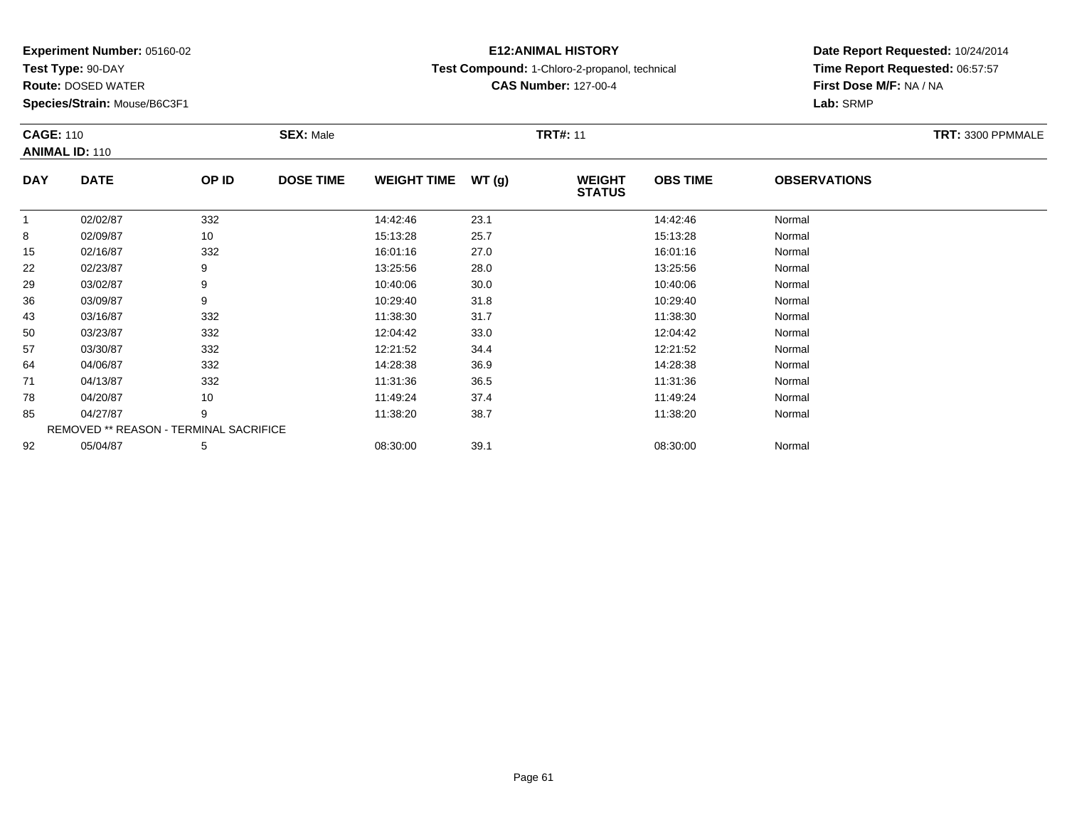**Experiment Number:** 05160-02
**Test Type:** 90-DAY
**Route:** DOSED WATER
**Species/Strain:** Mouse/B6C3F1

**E12:ANIMAL HISTORY**
**Test Compound:** 1-Chloro-2-propanol, technical
**CAS Number:** 127-00-4

**Date Report Requested:** 10/24/2014
**Time Report Requested:** 06:57:57
**First Dose M/F:** NA / NA
**Lab:** SRMP

**CAGE:** 110
**ANIMAL ID:** 110
**SEX:** Male
**TRT#:** 11
**TRT:** 3300 PPMMALE

| DAY | DATE | OP ID | DOSE TIME | WEIGHT TIME | WT (g) | WEIGHT STATUS | OBS TIME | OBSERVATIONS |
|---|---|---|---|---|---|---|---|---|
| 1 | 02/02/87 | 332 | | 14:42:46 | 23.1 | | 14:42:46 | Normal |
| 8 | 02/09/87 | 10 | | 15:13:28 | 25.7 | | 15:13:28 | Normal |
| 15 | 02/16/87 | 332 | | 16:01:16 | 27.0 | | 16:01:16 | Normal |
| 22 | 02/23/87 | 9 | | 13:25:56 | 28.0 | | 13:25:56 | Normal |
| 29 | 03/02/87 | 9 | | 10:40:06 | 30.0 | | 10:40:06 | Normal |
| 36 | 03/09/87 | 9 | | 10:29:40 | 31.8 | | 10:29:40 | Normal |
| 43 | 03/16/87 | 332 | | 11:38:30 | 31.7 | | 11:38:30 | Normal |
| 50 | 03/23/87 | 332 | | 12:04:42 | 33.0 | | 12:04:42 | Normal |
| 57 | 03/30/87 | 332 | | 12:21:52 | 34.4 | | 12:21:52 | Normal |
| 64 | 04/06/87 | 332 | | 14:28:38 | 36.9 | | 14:28:38 | Normal |
| 71 | 04/13/87 | 332 | | 11:31:36 | 36.5 | | 11:31:36 | Normal |
| 78 | 04/20/87 | 10 | | 11:49:24 | 37.4 | | 11:49:24 | Normal |
| 85 | 04/27/87 | 9 | | 11:38:20 | 38.7 | | 11:38:20 | Normal |
| REMOVED ** REASON - TERMINAL SACRIFICE | | | | | | | | |
| 92 | 05/04/87 | 5 | | 08:30:00 | 39.1 | | 08:30:00 | Normal |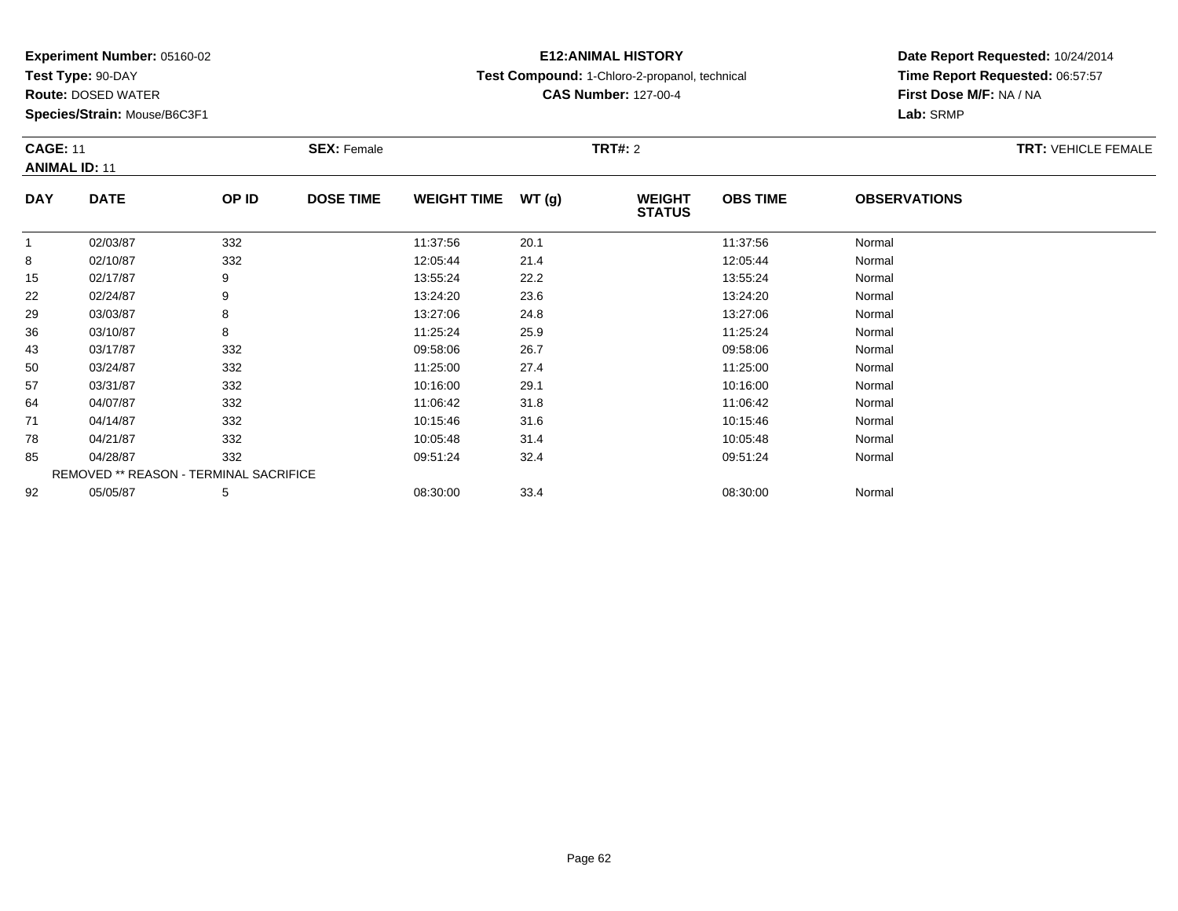**Experiment Number:** 05160-02
**Test Type:** 90-DAY
**Route:** DOSED WATER
**Species/Strain:** Mouse/B6C3F1

**E12:ANIMAL HISTORY**
**Test Compound:** 1-Chloro-2-propanol, technical
**CAS Number:** 127-00-4

**Date Report Requested:** 10/24/2014
**Time Report Requested:** 06:57:57
**First Dose M/F:** NA / NA
**Lab:** SRMP

**CAGE:** 11 **SEX:** Female **TRT#:** 2 **TRT:** VEHICLE FEMALE
**ANIMAL ID:** 11

| DAY | DATE | OP ID | DOSE TIME | WEIGHT TIME | WT (g) | WEIGHT STATUS | OBS TIME | OBSERVATIONS |
|---|---|---|---|---|---|---|---|---|
| 1 | 02/03/87 | 332 | | 11:37:56 | 20.1 | | 11:37:56 | Normal |
| 8 | 02/10/87 | 332 | | 12:05:44 | 21.4 | | 12:05:44 | Normal |
| 15 | 02/17/87 | 9 | | 13:55:24 | 22.2 | | 13:55:24 | Normal |
| 22 | 02/24/87 | 9 | | 13:24:20 | 23.6 | | 13:24:20 | Normal |
| 29 | 03/03/87 | 8 | | 13:27:06 | 24.8 | | 13:27:06 | Normal |
| 36 | 03/10/87 | 8 | | 11:25:24 | 25.9 | | 11:25:24 | Normal |
| 43 | 03/17/87 | 332 | | 09:58:06 | 26.7 | | 09:58:06 | Normal |
| 50 | 03/24/87 | 332 | | 11:25:00 | 27.4 | | 11:25:00 | Normal |
| 57 | 03/31/87 | 332 | | 10:16:00 | 29.1 | | 10:16:00 | Normal |
| 64 | 04/07/87 | 332 | | 11:06:42 | 31.8 | | 11:06:42 | Normal |
| 71 | 04/14/87 | 332 | | 10:15:46 | 31.6 | | 10:15:46 | Normal |
| 78 | 04/21/87 | 332 | | 10:05:48 | 31.4 | | 10:05:48 | Normal |
| 85 | 04/28/87 | 332 | | 09:51:24 | 32.4 | | 09:51:24 | Normal |
| REMOVED ** REASON - TERMINAL SACRIFICE | | | | | | | | |
| 92 | 05/05/87 | 5 | | 08:30:00 | 33.4 | | 08:30:00 | Normal |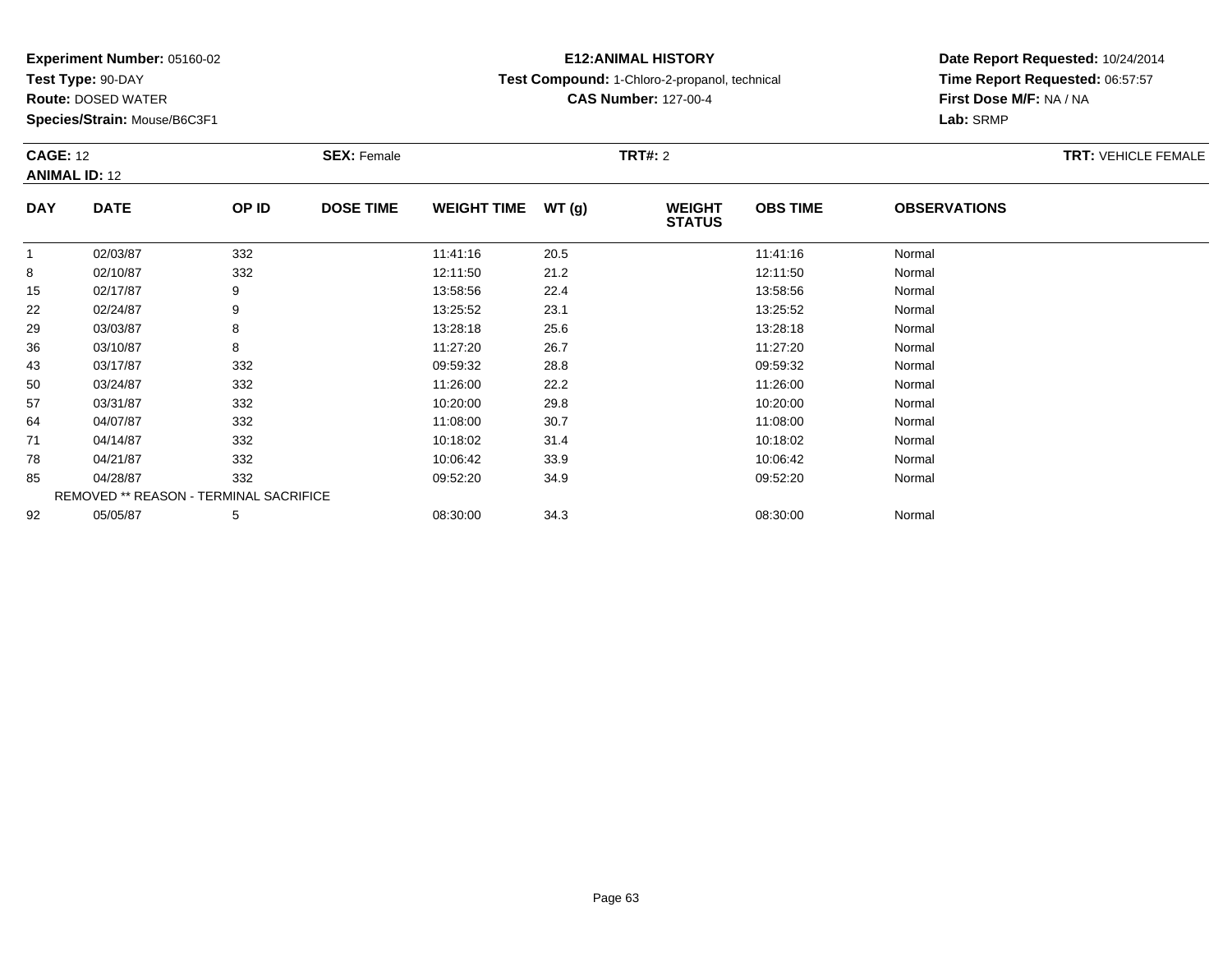**Experiment Number:** 05160-02
**Test Type:** 90-DAY
**Route:** DOSED WATER
**Species/Strain:** Mouse/B6C3F1

**E12:ANIMAL HISTORY**
**Test Compound:** 1-Chloro-2-propanol, technical
**CAS Number:** 127-00-4

**Date Report Requested:** 10/24/2014
**Time Report Requested:** 06:57:57
**First Dose M/F:** NA / NA
**Lab:** SRMP

**CAGE:** 12 **SEX:** Female **TRT#:** 2 **TRT:** VEHICLE FEMALE
**ANIMAL ID:** 12

| DAY | DATE | OP ID | DOSE TIME | WEIGHT TIME | WT (g) | WEIGHT STATUS | OBS TIME | OBSERVATIONS |
|---|---|---|---|---|---|---|---|---|
| 1 | 02/03/87 | 332 | | 11:41:16 | 20.5 | | 11:41:16 | Normal |
| 8 | 02/10/87 | 332 | | 12:11:50 | 21.2 | | 12:11:50 | Normal |
| 15 | 02/17/87 | 9 | | 13:58:56 | 22.4 | | 13:58:56 | Normal |
| 22 | 02/24/87 | 9 | | 13:25:52 | 23.1 | | 13:25:52 | Normal |
| 29 | 03/03/87 | 8 | | 13:28:18 | 25.6 | | 13:28:18 | Normal |
| 36 | 03/10/87 | 8 | | 11:27:20 | 26.7 | | 11:27:20 | Normal |
| 43 | 03/17/87 | 332 | | 09:59:32 | 28.8 | | 09:59:32 | Normal |
| 50 | 03/24/87 | 332 | | 11:26:00 | 22.2 | | 11:26:00 | Normal |
| 57 | 03/31/87 | 332 | | 10:20:00 | 29.8 | | 10:20:00 | Normal |
| 64 | 04/07/87 | 332 | | 11:08:00 | 30.7 | | 11:08:00 | Normal |
| 71 | 04/14/87 | 332 | | 10:18:02 | 31.4 | | 10:18:02 | Normal |
| 78 | 04/21/87 | 332 | | 10:06:42 | 33.9 | | 10:06:42 | Normal |
| 85 | 04/28/87 | 332 | | 09:52:20 | 34.9 | | 09:52:20 | Normal |
| REMOVED ** REASON - TERMINAL SACRIFICE | | | | | | | | |
| 92 | 05/05/87 | 5 | | 08:30:00 | 34.3 | | 08:30:00 | Normal |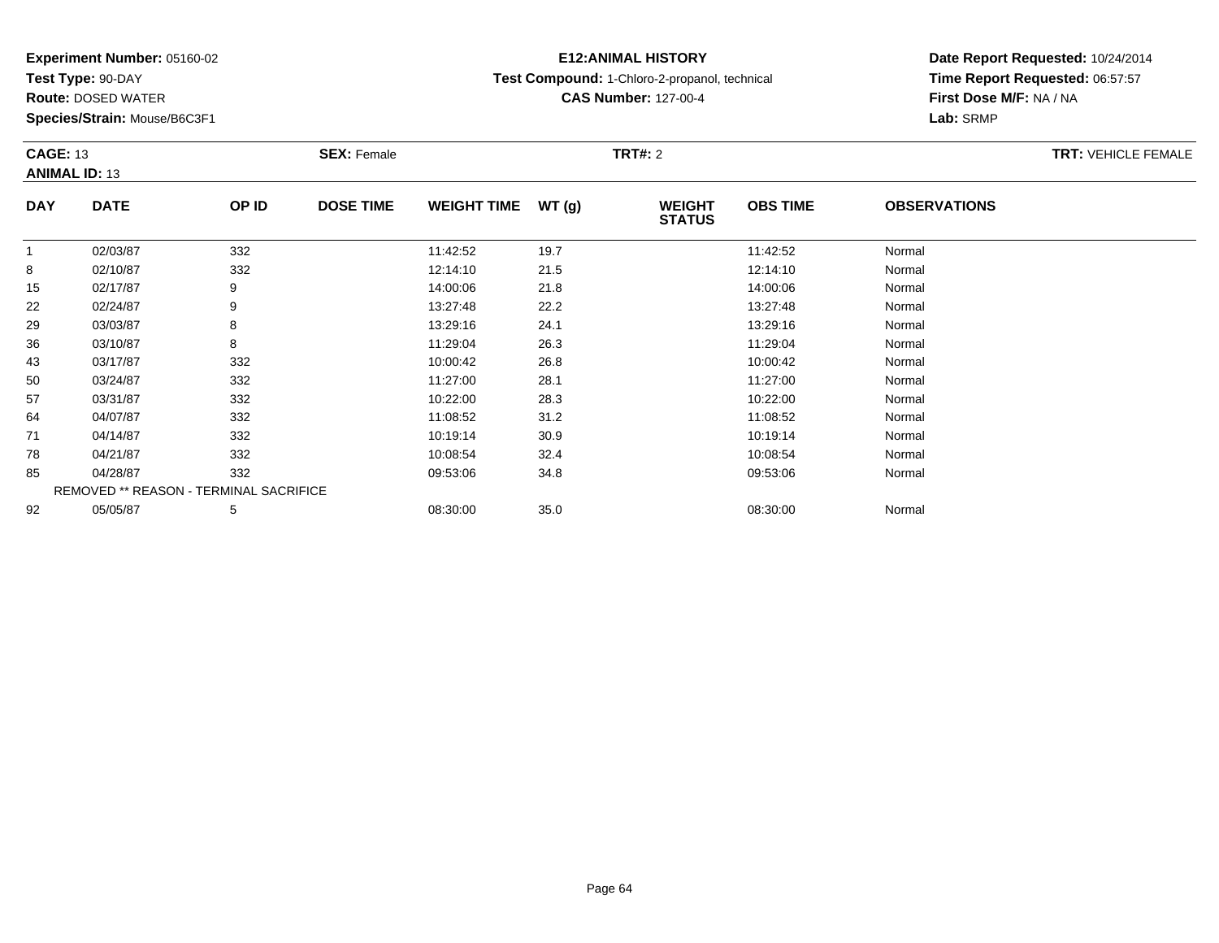**Experiment Number:** 05160-02
**Test Type:** 90-DAY
**Route:** DOSED WATER
**Species/Strain:** Mouse/B6C3F1

**E12:ANIMAL HISTORY**
**Test Compound:** 1-Chloro-2-propanol, technical
**CAS Number:** 127-00-4

**Date Report Requested:** 10/24/2014
**Time Report Requested:** 06:57:57
**First Dose M/F:** NA / NA
**Lab:** SRMP

**CAGE:** 13 **SEX:** Female **TRT#:** 2 **TRT:** VEHICLE FEMALE
**ANIMAL ID:** 13

| DAY | DATE | OP ID | DOSE TIME | WEIGHT TIME | WT (g) | WEIGHT STATUS | OBS TIME | OBSERVATIONS |
|---|---|---|---|---|---|---|---|---|
| 1 | 02/03/87 | 332 | | 11:42:52 | 19.7 | | 11:42:52 | Normal |
| 8 | 02/10/87 | 332 | | 12:14:10 | 21.5 | | 12:14:10 | Normal |
| 15 | 02/17/87 | 9 | | 14:00:06 | 21.8 | | 14:00:06 | Normal |
| 22 | 02/24/87 | 9 | | 13:27:48 | 22.2 | | 13:27:48 | Normal |
| 29 | 03/03/87 | 8 | | 13:29:16 | 24.1 | | 13:29:16 | Normal |
| 36 | 03/10/87 | 8 | | 11:29:04 | 26.3 | | 11:29:04 | Normal |
| 43 | 03/17/87 | 332 | | 10:00:42 | 26.8 | | 10:00:42 | Normal |
| 50 | 03/24/87 | 332 | | 11:27:00 | 28.1 | | 11:27:00 | Normal |
| 57 | 03/31/87 | 332 | | 10:22:00 | 28.3 | | 10:22:00 | Normal |
| 64 | 04/07/87 | 332 | | 11:08:52 | 31.2 | | 11:08:52 | Normal |
| 71 | 04/14/87 | 332 | | 10:19:14 | 30.9 | | 10:19:14 | Normal |
| 78 | 04/21/87 | 332 | | 10:08:54 | 32.4 | | 10:08:54 | Normal |
| 85 | 04/28/87 | 332 | | 09:53:06 | 34.8 | | 09:53:06 | Normal |
| REMOVED ** REASON - TERMINAL SACRIFICE | | | | | | | | |
| 92 | 05/05/87 | 5 | | 08:30:00 | 35.0 | | 08:30:00 | Normal |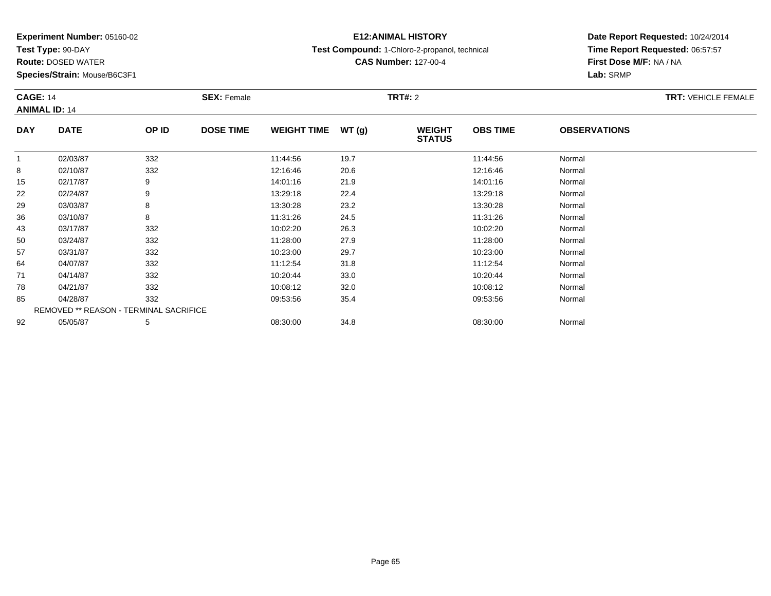**Experiment Number:** 05160-02
**Test Type:** 90-DAY
**Route:** DOSED WATER
**Species/Strain:** Mouse/B6C3F1

**E12:ANIMAL HISTORY**
**Test Compound:** 1-Chloro-2-propanol, technical
**CAS Number:** 127-00-4

**Date Report Requested:** 10/24/2014
**Time Report Requested:** 06:57:57
**First Dose M/F:** NA / NA
**Lab:** SRMP

**CAGE:** 14 **SEX:** Female **TRT#:** 2 **TRT:** VEHICLE FEMALE
**ANIMAL ID:** 14

| DAY | DATE | OP ID | DOSE TIME | WEIGHT TIME | WT (g) | WEIGHT STATUS | OBS TIME | OBSERVATIONS |
|---|---|---|---|---|---|---|---|---|
| 1 | 02/03/87 | 332 | | 11:44:56 | 19.7 | | 11:44:56 | Normal |
| 8 | 02/10/87 | 332 | | 12:16:46 | 20.6 | | 12:16:46 | Normal |
| 15 | 02/17/87 | 9 | | 14:01:16 | 21.9 | | 14:01:16 | Normal |
| 22 | 02/24/87 | 9 | | 13:29:18 | 22.4 | | 13:29:18 | Normal |
| 29 | 03/03/87 | 8 | | 13:30:28 | 23.2 | | 13:30:28 | Normal |
| 36 | 03/10/87 | 8 | | 11:31:26 | 24.5 | | 11:31:26 | Normal |
| 43 | 03/17/87 | 332 | | 10:02:20 | 26.3 | | 10:02:20 | Normal |
| 50 | 03/24/87 | 332 | | 11:28:00 | 27.9 | | 11:28:00 | Normal |
| 57 | 03/31/87 | 332 | | 10:23:00 | 29.7 | | 10:23:00 | Normal |
| 64 | 04/07/87 | 332 | | 11:12:54 | 31.8 | | 11:12:54 | Normal |
| 71 | 04/14/87 | 332 | | 10:20:44 | 33.0 | | 10:20:44 | Normal |
| 78 | 04/21/87 | 332 | | 10:08:12 | 32.0 | | 10:08:12 | Normal |
| 85 | 04/28/87 | 332 | | 09:53:56 | 35.4 | | 09:53:56 | Normal |
| REMOVED ** REASON - TERMINAL SACRIFICE | | | | | | | | |
| 92 | 05/05/87 | 5 | | 08:30:00 | 34.8 | | 08:30:00 | Normal |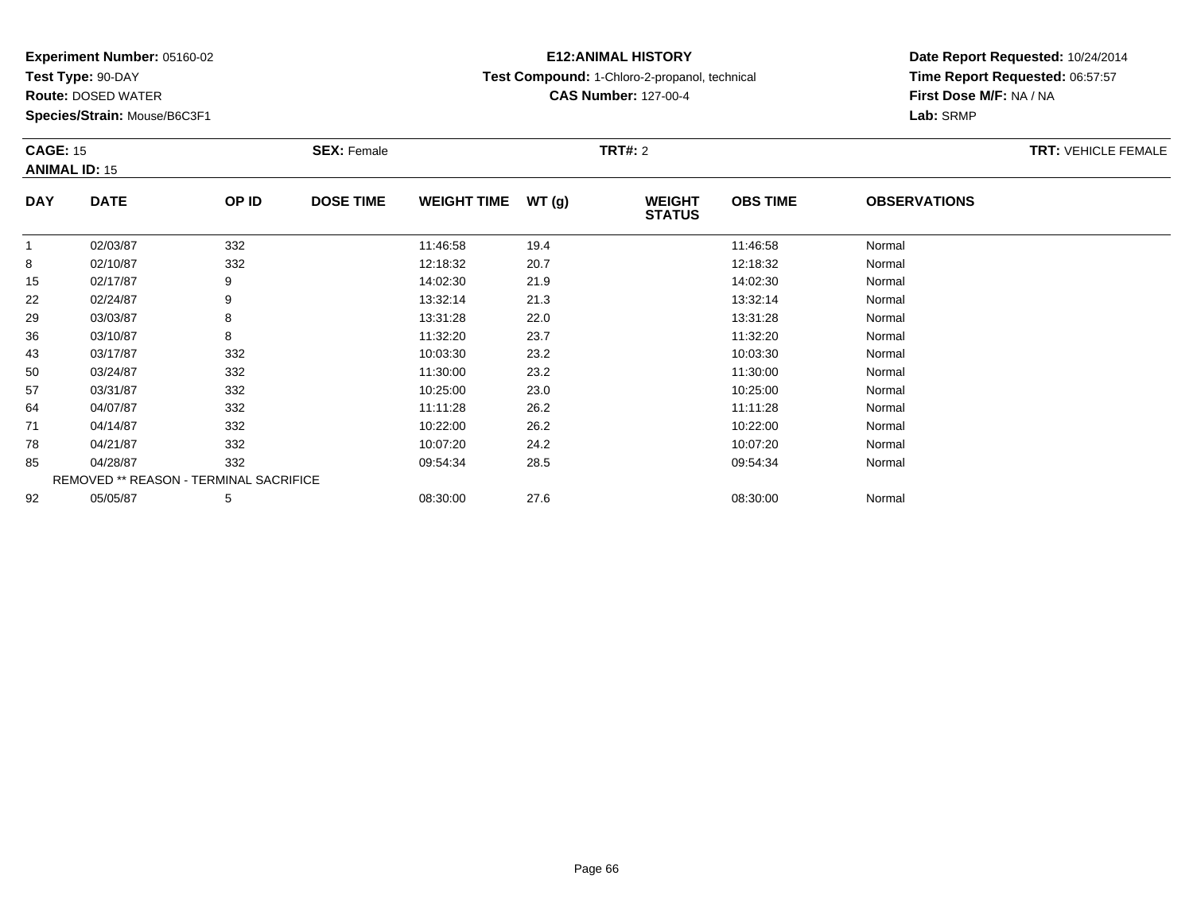**Experiment Number:** 05160-02
**Test Type:** 90-DAY
**Route:** DOSED WATER
**Species/Strain:** Mouse/B6C3F1

**E12:ANIMAL HISTORY**
**Test Compound:** 1-Chloro-2-propanol, technical
**CAS Number:** 127-00-4

**Date Report Requested:** 10/24/2014
**Time Report Requested:** 06:57:57
**First Dose M/F:** NA / NA
**Lab:** SRMP

**CAGE:** 15 **SEX:** Female **TRT#:** 2 **TRT:** VEHICLE FEMALE
**ANIMAL ID:** 15

| DAY | DATE | OP ID | DOSE TIME | WEIGHT TIME | WT (g) | WEIGHT STATUS | OBS TIME | OBSERVATIONS |
|---|---|---|---|---|---|---|---|---|
| 1 | 02/03/87 | 332 | | 11:46:58 | 19.4 | | 11:46:58 | Normal |
| 8 | 02/10/87 | 332 | | 12:18:32 | 20.7 | | 12:18:32 | Normal |
| 15 | 02/17/87 | 9 | | 14:02:30 | 21.9 | | 14:02:30 | Normal |
| 22 | 02/24/87 | 9 | | 13:32:14 | 21.3 | | 13:32:14 | Normal |
| 29 | 03/03/87 | 8 | | 13:31:28 | 22.0 | | 13:31:28 | Normal |
| 36 | 03/10/87 | 8 | | 11:32:20 | 23.7 | | 11:32:20 | Normal |
| 43 | 03/17/87 | 332 | | 10:03:30 | 23.2 | | 10:03:30 | Normal |
| 50 | 03/24/87 | 332 | | 11:30:00 | 23.2 | | 11:30:00 | Normal |
| 57 | 03/31/87 | 332 | | 10:25:00 | 23.0 | | 10:25:00 | Normal |
| 64 | 04/07/87 | 332 | | 11:11:28 | 26.2 | | 11:11:28 | Normal |
| 71 | 04/14/87 | 332 | | 10:22:00 | 26.2 | | 10:22:00 | Normal |
| 78 | 04/21/87 | 332 | | 10:07:20 | 24.2 | | 10:07:20 | Normal |
| 85 | 04/28/87 | 332 | | 09:54:34 | 28.5 | | 09:54:34 | Normal |
| | REMOVED ** REASON - TERMINAL SACRIFICE | | | | | | | |
| 92 | 05/05/87 | 5 | | 08:30:00 | 27.6 | | 08:30:00 | Normal |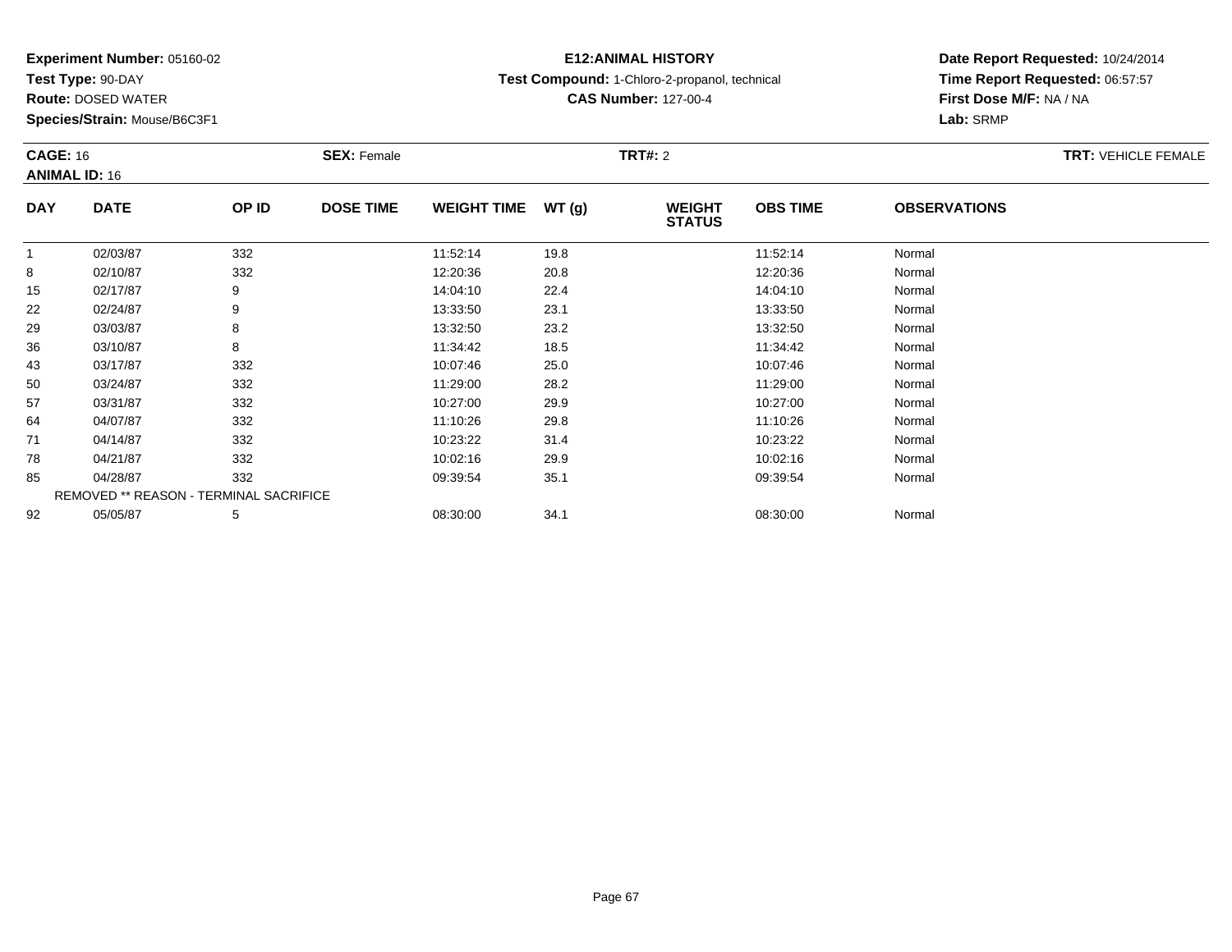**Experiment Number:** 05160-02
**Test Type:** 90-DAY
**Route:** DOSED WATER
**Species/Strain:** Mouse/B6C3F1

**E12:ANIMAL HISTORY**
**Test Compound:** 1-Chloro-2-propanol, technical
**CAS Number:** 127-00-4

**Date Report Requested:** 10/24/2014
**Time Report Requested:** 06:57:57
**First Dose M/F:** NA / NA
**Lab:** SRMP

**CAGE:** 16 **SEX:** Female **TRT#:** 2 **TRT:** VEHICLE FEMALE
**ANIMAL ID:** 16

| DAY | DATE | OP ID | DOSE TIME | WEIGHT TIME | WT (g) | WEIGHT STATUS | OBS TIME | OBSERVATIONS |
|---|---|---|---|---|---|---|---|---|
| 1 | 02/03/87 | 332 | | 11:52:14 | 19.8 | | 11:52:14 | Normal |
| 8 | 02/10/87 | 332 | | 12:20:36 | 20.8 | | 12:20:36 | Normal |
| 15 | 02/17/87 | 9 | | 14:04:10 | 22.4 | | 14:04:10 | Normal |
| 22 | 02/24/87 | 9 | | 13:33:50 | 23.1 | | 13:33:50 | Normal |
| 29 | 03/03/87 | 8 | | 13:32:50 | 23.2 | | 13:32:50 | Normal |
| 36 | 03/10/87 | 8 | | 11:34:42 | 18.5 | | 11:34:42 | Normal |
| 43 | 03/17/87 | 332 | | 10:07:46 | 25.0 | | 10:07:46 | Normal |
| 50 | 03/24/87 | 332 | | 11:29:00 | 28.2 | | 11:29:00 | Normal |
| 57 | 03/31/87 | 332 | | 10:27:00 | 29.9 | | 10:27:00 | Normal |
| 64 | 04/07/87 | 332 | | 11:10:26 | 29.8 | | 11:10:26 | Normal |
| 71 | 04/14/87 | 332 | | 10:23:22 | 31.4 | | 10:23:22 | Normal |
| 78 | 04/21/87 | 332 | | 10:02:16 | 29.9 | | 10:02:16 | Normal |
| 85 | 04/28/87 | 332 | | 09:39:54 | 35.1 | | 09:39:54 | Normal |
| REMOVED ** REASON - TERMINAL SACRIFICE | | | | | | | | |
| 92 | 05/05/87 | 5 | | 08:30:00 | 34.1 | | 08:30:00 | Normal |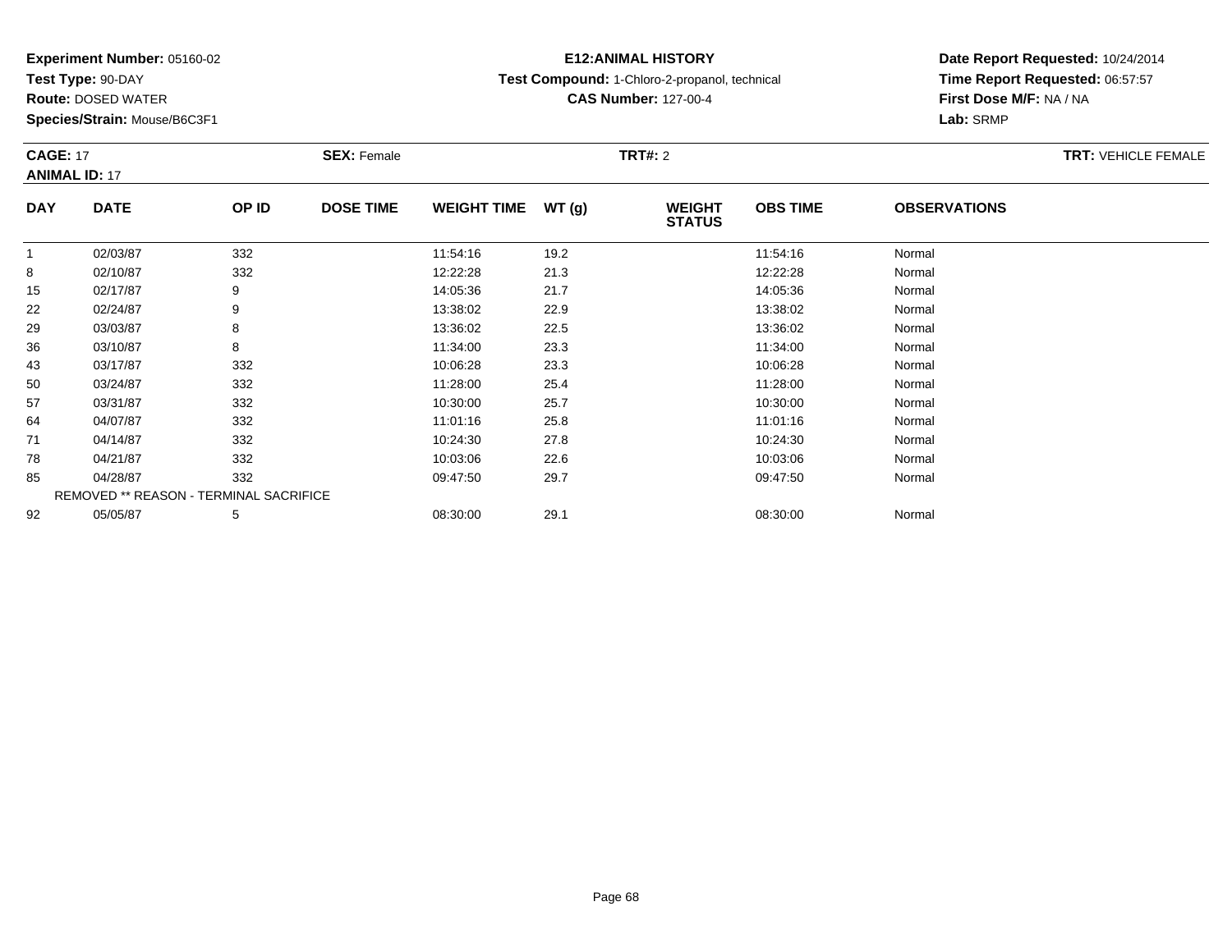**Experiment Number:** 05160-02
**Test Type:** 90-DAY
**Route:** DOSED WATER
**Species/Strain:** Mouse/B6C3F1

**E12:ANIMAL HISTORY**
**Test Compound:** 1-Chloro-2-propanol, technical
**CAS Number:** 127-00-4

**Date Report Requested:** 10/24/2014
**Time Report Requested:** 06:57:57
**First Dose M/F:** NA / NA
**Lab:** SRMP

**CAGE:** 17
**ANIMAL ID:** 17
**SEX:** Female
**TRT#:** 2
**TRT:** VEHICLE FEMALE

| DAY | DATE | OP ID | DOSE TIME | WEIGHT TIME | WT (g) | WEIGHT STATUS | OBS TIME | OBSERVATIONS |
|---|---|---|---|---|---|---|---|---|
| 1 | 02/03/87 | 332 | | 11:54:16 | 19.2 | | 11:54:16 | Normal |
| 8 | 02/10/87 | 332 | | 12:22:28 | 21.3 | | 12:22:28 | Normal |
| 15 | 02/17/87 | 9 | | 14:05:36 | 21.7 | | 14:05:36 | Normal |
| 22 | 02/24/87 | 9 | | 13:38:02 | 22.9 | | 13:38:02 | Normal |
| 29 | 03/03/87 | 8 | | 13:36:02 | 22.5 | | 13:36:02 | Normal |
| 36 | 03/10/87 | 8 | | 11:34:00 | 23.3 | | 11:34:00 | Normal |
| 43 | 03/17/87 | 332 | | 10:06:28 | 23.3 | | 10:06:28 | Normal |
| 50 | 03/24/87 | 332 | | 11:28:00 | 25.4 | | 11:28:00 | Normal |
| 57 | 03/31/87 | 332 | | 10:30:00 | 25.7 | | 10:30:00 | Normal |
| 64 | 04/07/87 | 332 | | 11:01:16 | 25.8 | | 11:01:16 | Normal |
| 71 | 04/14/87 | 332 | | 10:24:30 | 27.8 | | 10:24:30 | Normal |
| 78 | 04/21/87 | 332 | | 10:03:06 | 22.6 | | 10:03:06 | Normal |
| 85 | 04/28/87 | 332 | | 09:47:50 | 29.7 | | 09:47:50 | Normal |
| REMOVED ** REASON - TERMINAL SACRIFICE | | | | | | | | |
| 92 | 05/05/87 | 5 | | 08:30:00 | 29.1 | | 08:30:00 | Normal |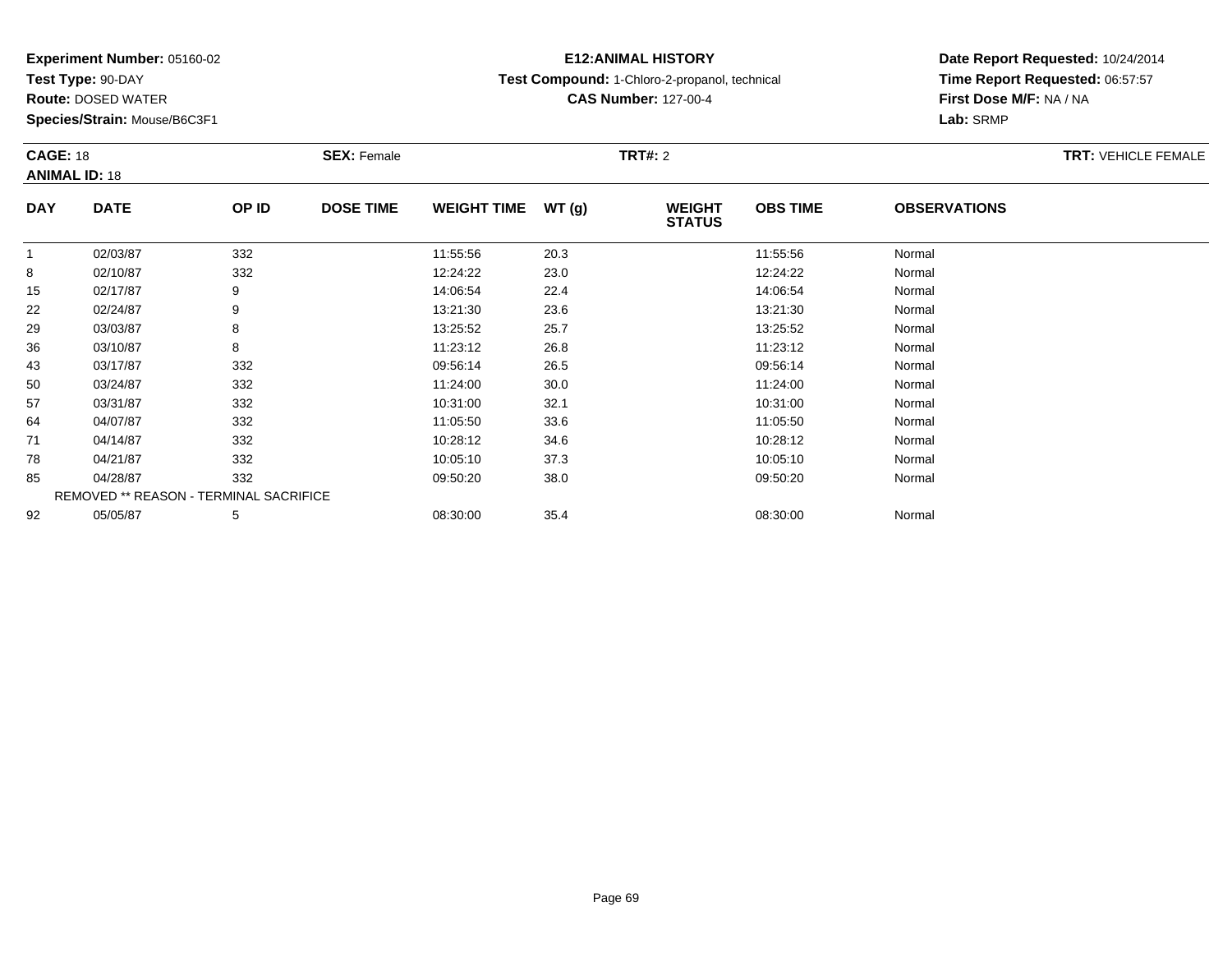**Experiment Number:** 05160-02
**Test Type:** 90-DAY
**Route:** DOSED WATER
**Species/Strain:** Mouse/B6C3F1

**E12:ANIMAL HISTORY**
**Test Compound:** 1-Chloro-2-propanol, technical
**CAS Number:** 127-00-4

**Date Report Requested:** 10/24/2014
**Time Report Requested:** 06:57:57
**First Dose M/F:** NA / NA
**Lab:** SRMP

**CAGE:** 18 **SEX:** Female **TRT#:** 2 **TRT:** VEHICLE FEMALE
**ANIMAL ID:** 18

| DAY | DATE | OP ID | DOSE TIME | WEIGHT TIME | WT (g) | WEIGHT STATUS | OBS TIME | OBSERVATIONS |
|---|---|---|---|---|---|---|---|---|
| 1 | 02/03/87 | 332 | | 11:55:56 | 20.3 | | 11:55:56 | Normal |
| 8 | 02/10/87 | 332 | | 12:24:22 | 23.0 | | 12:24:22 | Normal |
| 15 | 02/17/87 | 9 | | 14:06:54 | 22.4 | | 14:06:54 | Normal |
| 22 | 02/24/87 | 9 | | 13:21:30 | 23.6 | | 13:21:30 | Normal |
| 29 | 03/03/87 | 8 | | 13:25:52 | 25.7 | | 13:25:52 | Normal |
| 36 | 03/10/87 | 8 | | 11:23:12 | 26.8 | | 11:23:12 | Normal |
| 43 | 03/17/87 | 332 | | 09:56:14 | 26.5 | | 09:56:14 | Normal |
| 50 | 03/24/87 | 332 | | 11:24:00 | 30.0 | | 11:24:00 | Normal |
| 57 | 03/31/87 | 332 | | 10:31:00 | 32.1 | | 10:31:00 | Normal |
| 64 | 04/07/87 | 332 | | 11:05:50 | 33.6 | | 11:05:50 | Normal |
| 71 | 04/14/87 | 332 | | 10:28:12 | 34.6 | | 10:28:12 | Normal |
| 78 | 04/21/87 | 332 | | 10:05:10 | 37.3 | | 10:05:10 | Normal |
| 85 | 04/28/87 | 332 | | 09:50:20 | 38.0 | | 09:50:20 | Normal |
| REMOVED ** REASON - TERMINAL SACRIFICE | | | | | | | | |
| 92 | 05/05/87 | 5 | | 08:30:00 | 35.4 | | 08:30:00 | Normal |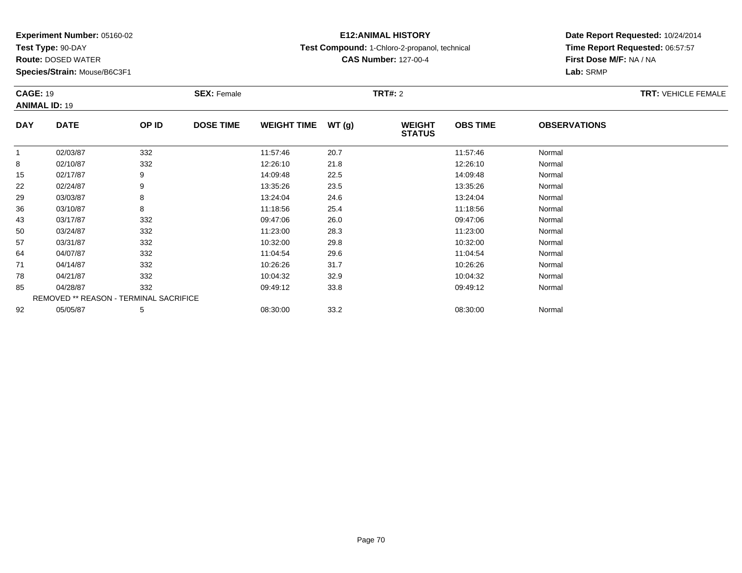**Experiment Number:** 05160-02
**Test Type:** 90-DAY
**Route:** DOSED WATER
**Species/Strain:** Mouse/B6C3F1

**E12:ANIMAL HISTORY**
**Test Compound:** 1-Chloro-2-propanol, technical
**CAS Number:** 127-00-4

**Date Report Requested:** 10/24/2014
**Time Report Requested:** 06:57:57
**First Dose M/F:** NA / NA
**Lab:** SRMP

**CAGE:** 19
**ANIMAL ID:** 19
**SEX:** Female
**TRT#:** 2
**TRT:** VEHICLE FEMALE

| DAY | DATE | OP ID | DOSE TIME | WEIGHT TIME | WT (g) | WEIGHT STATUS | OBS TIME | OBSERVATIONS |
|---|---|---|---|---|---|---|---|---|
| 1 | 02/03/87 | 332 | | 11:57:46 | 20.7 | | 11:57:46 | Normal |
| 8 | 02/10/87 | 332 | | 12:26:10 | 21.8 | | 12:26:10 | Normal |
| 15 | 02/17/87 | 9 | | 14:09:48 | 22.5 | | 14:09:48 | Normal |
| 22 | 02/24/87 | 9 | | 13:35:26 | 23.5 | | 13:35:26 | Normal |
| 29 | 03/03/87 | 8 | | 13:24:04 | 24.6 | | 13:24:04 | Normal |
| 36 | 03/10/87 | 8 | | 11:18:56 | 25.4 | | 11:18:56 | Normal |
| 43 | 03/17/87 | 332 | | 09:47:06 | 26.0 | | 09:47:06 | Normal |
| 50 | 03/24/87 | 332 | | 11:23:00 | 28.3 | | 11:23:00 | Normal |
| 57 | 03/31/87 | 332 | | 10:32:00 | 29.8 | | 10:32:00 | Normal |
| 64 | 04/07/87 | 332 | | 11:04:54 | 29.6 | | 11:04:54 | Normal |
| 71 | 04/14/87 | 332 | | 10:26:26 | 31.7 | | 10:26:26 | Normal |
| 78 | 04/21/87 | 332 | | 10:04:32 | 32.9 | | 10:04:32 | Normal |
| 85 | 04/28/87 | 332 | | 09:49:12 | 33.8 | | 09:49:12 | Normal |
| REMOVED ** REASON - TERMINAL SACRIFICE | | | | | | | | |
| 92 | 05/05/87 | 5 | | 08:30:00 | 33.2 | | 08:30:00 | Normal |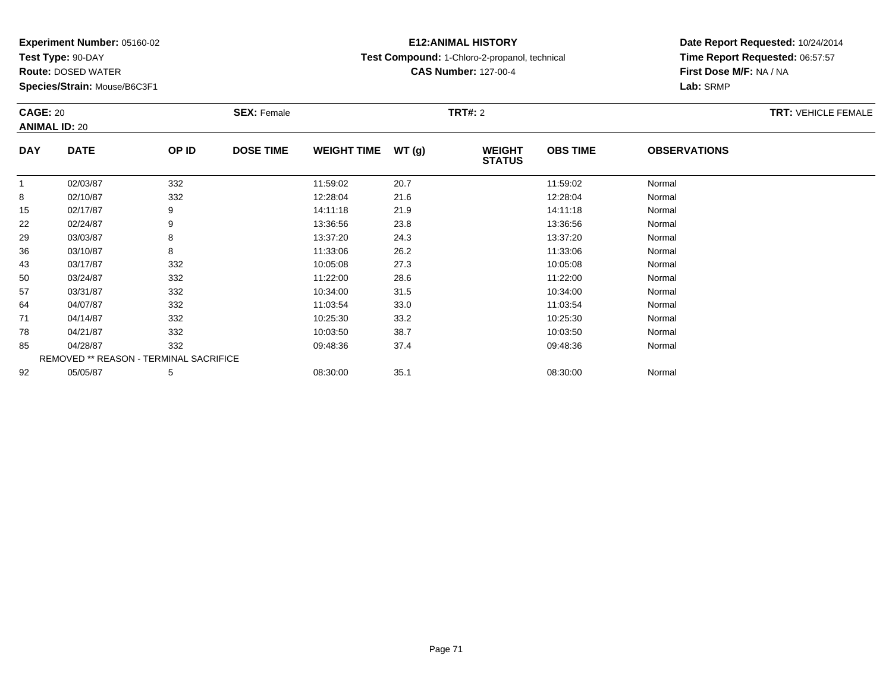**Experiment Number:** 05160-02
**Test Type:** 90-DAY
**Route:** DOSED WATER
**Species/Strain:** Mouse/B6C3F1

**E12:ANIMAL HISTORY**
**Test Compound:** 1-Chloro-2-propanol, technical
**CAS Number:** 127-00-4

**Date Report Requested:** 10/24/2014
**Time Report Requested:** 06:57:57
**First Dose M/F:** NA / NA
**Lab:** SRMP

**CAGE:** 20 **SEX:** Female **TRT#:** 2 **TRT:** VEHICLE FEMALE
**ANIMAL ID:** 20

| DAY | DATE | OP ID | DOSE TIME | WEIGHT TIME | WT (g) | WEIGHT STATUS | OBS TIME | OBSERVATIONS |
|---|---|---|---|---|---|---|---|---|
| 1 | 02/03/87 | 332 | | 11:59:02 | 20.7 | | 11:59:02 | Normal |
| 8 | 02/10/87 | 332 | | 12:28:04 | 21.6 | | 12:28:04 | Normal |
| 15 | 02/17/87 | 9 | | 14:11:18 | 21.9 | | 14:11:18 | Normal |
| 22 | 02/24/87 | 9 | | 13:36:56 | 23.8 | | 13:36:56 | Normal |
| 29 | 03/03/87 | 8 | | 13:37:20 | 24.3 | | 13:37:20 | Normal |
| 36 | 03/10/87 | 8 | | 11:33:06 | 26.2 | | 11:33:06 | Normal |
| 43 | 03/17/87 | 332 | | 10:05:08 | 27.3 | | 10:05:08 | Normal |
| 50 | 03/24/87 | 332 | | 11:22:00 | 28.6 | | 11:22:00 | Normal |
| 57 | 03/31/87 | 332 | | 10:34:00 | 31.5 | | 10:34:00 | Normal |
| 64 | 04/07/87 | 332 | | 11:03:54 | 33.0 | | 11:03:54 | Normal |
| 71 | 04/14/87 | 332 | | 10:25:30 | 33.2 | | 10:25:30 | Normal |
| 78 | 04/21/87 | 332 | | 10:03:50 | 38.7 | | 10:03:50 | Normal |
| 85 | 04/28/87 | 332 | | 09:48:36 | 37.4 | | 09:48:36 | Normal |
| REMOVED ** REASON - TERMINAL SACRIFICE | | | | | | | | |
| 92 | 05/05/87 | 5 | | 08:30:00 | 35.1 | | 08:30:00 | Normal |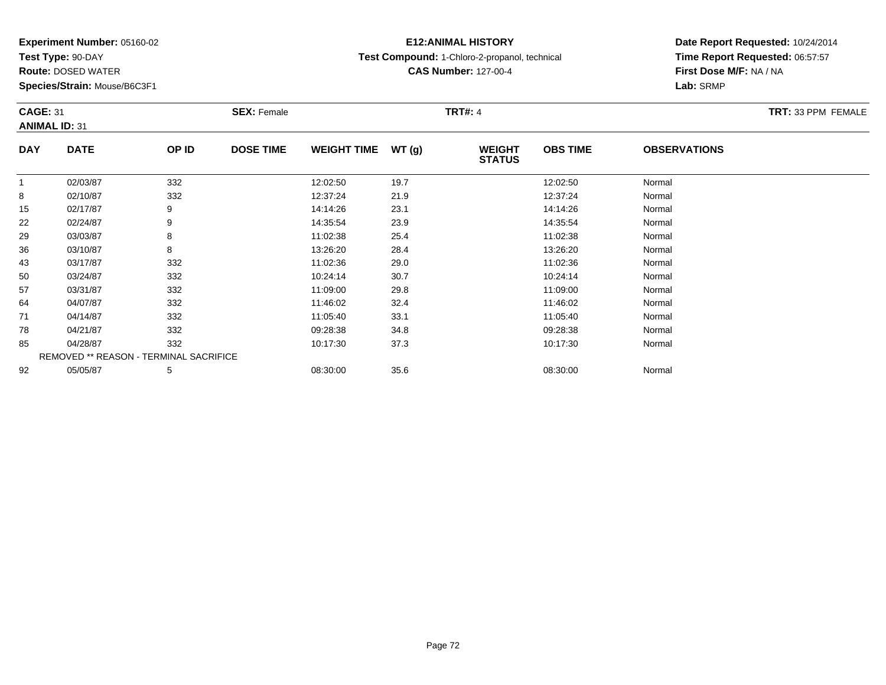**Experiment Number:** 05160-02
**Test Type:** 90-DAY
**Route:** DOSED WATER
**Species/Strain:** Mouse/B6C3F1

**E12:ANIMAL HISTORY**
**Test Compound:** 1-Chloro-2-propanol, technical
**CAS Number:** 127-00-4

**Date Report Requested:** 10/24/2014
**Time Report Requested:** 06:57:57
**First Dose M/F:** NA / NA
**Lab:** SRMP

**CAGE:** 31
**ANIMAL ID:** 31
**SEX:** Female
**TRT#:** 4
**TRT:** 33 PPM FEMALE

| DAY | DATE | OP ID | DOSE TIME | WEIGHT TIME | WT (g) | WEIGHT STATUS | OBS TIME | OBSERVATIONS |
|---|---|---|---|---|---|---|---|---|
| 1 | 02/03/87 | 332 | | 12:02:50 | 19.7 | | 12:02:50 | Normal |
| 8 | 02/10/87 | 332 | | 12:37:24 | 21.9 | | 12:37:24 | Normal |
| 15 | 02/17/87 | 9 | | 14:14:26 | 23.1 | | 14:14:26 | Normal |
| 22 | 02/24/87 | 9 | | 14:35:54 | 23.9 | | 14:35:54 | Normal |
| 29 | 03/03/87 | 8 | | 11:02:38 | 25.4 | | 11:02:38 | Normal |
| 36 | 03/10/87 | 8 | | 13:26:20 | 28.4 | | 13:26:20 | Normal |
| 43 | 03/17/87 | 332 | | 11:02:36 | 29.0 | | 11:02:36 | Normal |
| 50 | 03/24/87 | 332 | | 10:24:14 | 30.7 | | 10:24:14 | Normal |
| 57 | 03/31/87 | 332 | | 11:09:00 | 29.8 | | 11:09:00 | Normal |
| 64 | 04/07/87 | 332 | | 11:46:02 | 32.4 | | 11:46:02 | Normal |
| 71 | 04/14/87 | 332 | | 11:05:40 | 33.1 | | 11:05:40 | Normal |
| 78 | 04/21/87 | 332 | | 09:28:38 | 34.8 | | 09:28:38 | Normal |
| 85 | 04/28/87 | 332 | | 10:17:30 | 37.3 | | 10:17:30 | Normal |
| REMOVED ** REASON - TERMINAL SACRIFICE | | | | | | | | |
| 92 | 05/05/87 | 5 | | 08:30:00 | 35.6 | | 08:30:00 | Normal |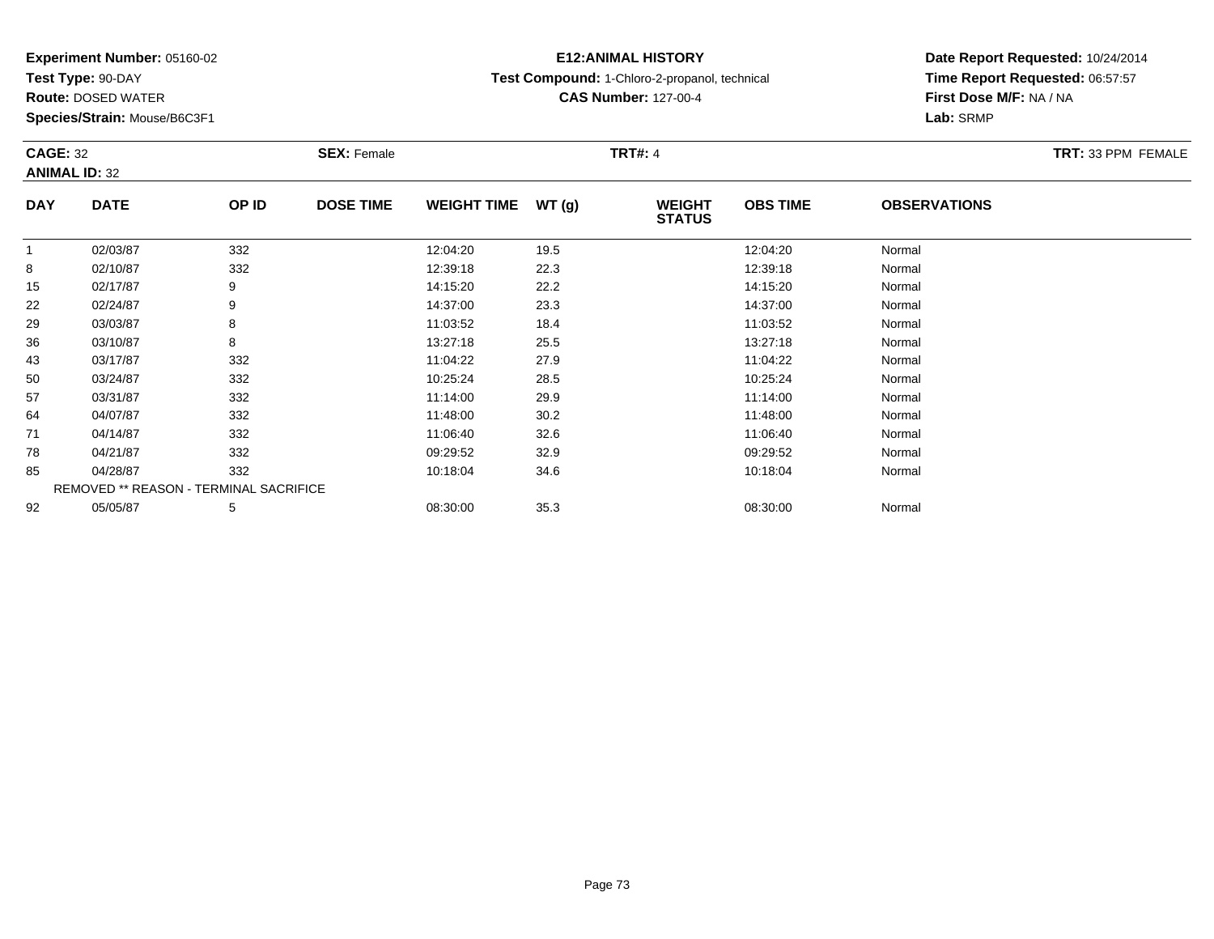**Experiment Number:** 05160-02
**Test Type:** 90-DAY
**Route:** DOSED WATER
**Species/Strain:** Mouse/B6C3F1

**E12:ANIMAL HISTORY**
**Test Compound:** 1-Chloro-2-propanol, technical
**CAS Number:** 127-00-4

**Date Report Requested:** 10/24/2014
**Time Report Requested:** 06:57:57
**First Dose M/F:** NA / NA
**Lab:** SRMP

**CAGE:** 32 **SEX:** Female **TRT#:** 4 **TRT:** 33 PPM FEMALE
**ANIMAL ID:** 32

| DAY | DATE | OP ID | DOSE TIME | WEIGHT TIME | WT (g) | WEIGHT STATUS | OBS TIME | OBSERVATIONS |
|---|---|---|---|---|---|---|---|---|
| 1 | 02/03/87 | 332 | | 12:04:20 | 19.5 | | 12:04:20 | Normal |
| 8 | 02/10/87 | 332 | | 12:39:18 | 22.3 | | 12:39:18 | Normal |
| 15 | 02/17/87 | 9 | | 14:15:20 | 22.2 | | 14:15:20 | Normal |
| 22 | 02/24/87 | 9 | | 14:37:00 | 23.3 | | 14:37:00 | Normal |
| 29 | 03/03/87 | 8 | | 11:03:52 | 18.4 | | 11:03:52 | Normal |
| 36 | 03/10/87 | 8 | | 13:27:18 | 25.5 | | 13:27:18 | Normal |
| 43 | 03/17/87 | 332 | | 11:04:22 | 27.9 | | 11:04:22 | Normal |
| 50 | 03/24/87 | 332 | | 10:25:24 | 28.5 | | 10:25:24 | Normal |
| 57 | 03/31/87 | 332 | | 11:14:00 | 29.9 | | 11:14:00 | Normal |
| 64 | 04/07/87 | 332 | | 11:48:00 | 30.2 | | 11:48:00 | Normal |
| 71 | 04/14/87 | 332 | | 11:06:40 | 32.6 | | 11:06:40 | Normal |
| 78 | 04/21/87 | 332 | | 09:29:52 | 32.9 | | 09:29:52 | Normal |
| 85 | 04/28/87 | 332 | | 10:18:04 | 34.6 | | 10:18:04 | Normal |
| | REMOVED ** REASON - TERMINAL SACRIFICE | | | | | | | |
| 92 | 05/05/87 | 5 | | 08:30:00 | 35.3 | | 08:30:00 | Normal |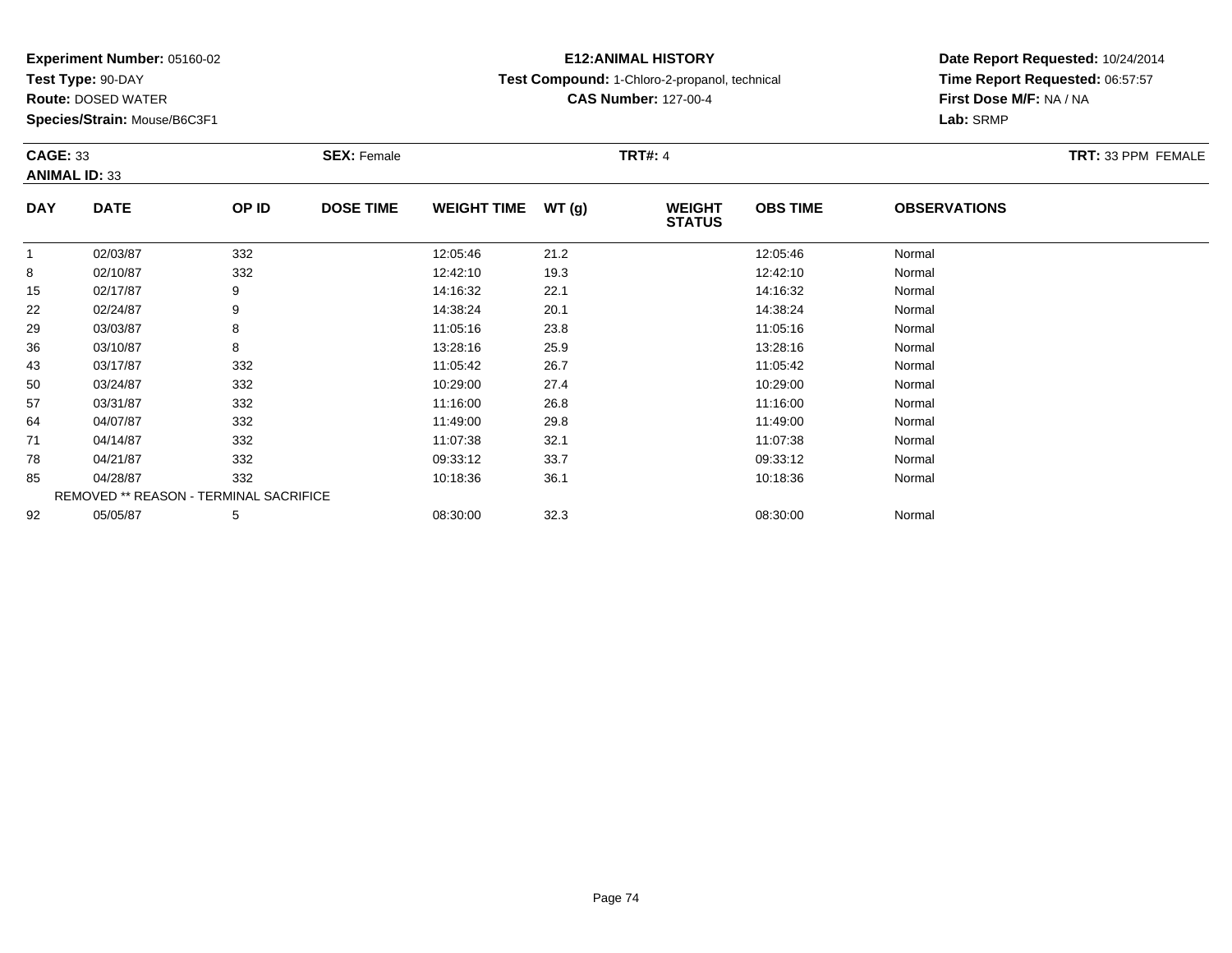**Experiment Number:** 05160-02
**Test Type:** 90-DAY
**Route:** DOSED WATER
**Species/Strain:** Mouse/B6C3F1

**E12:ANIMAL HISTORY**
**Test Compound:** 1-Chloro-2-propanol, technical
**CAS Number:** 127-00-4

**Date Report Requested:** 10/24/2014
**Time Report Requested:** 06:57:57
**First Dose M/F:** NA / NA
**Lab:** SRMP

**CAGE:** 33 **SEX:** Female **TRT#:** 4 **TRT:** 33 PPM FEMALE
**ANIMAL ID:** 33

| DAY | DATE | OP ID | DOSE TIME | WEIGHT TIME | WT (g) | WEIGHT STATUS | OBS TIME | OBSERVATIONS |
|---|---|---|---|---|---|---|---|---|
| 1 | 02/03/87 | 332 | | 12:05:46 | 21.2 | | 12:05:46 | Normal |
| 8 | 02/10/87 | 332 | | 12:42:10 | 19.3 | | 12:42:10 | Normal |
| 15 | 02/17/87 | 9 | | 14:16:32 | 22.1 | | 14:16:32 | Normal |
| 22 | 02/24/87 | 9 | | 14:38:24 | 20.1 | | 14:38:24 | Normal |
| 29 | 03/03/87 | 8 | | 11:05:16 | 23.8 | | 11:05:16 | Normal |
| 36 | 03/10/87 | 8 | | 13:28:16 | 25.9 | | 13:28:16 | Normal |
| 43 | 03/17/87 | 332 | | 11:05:42 | 26.7 | | 11:05:42 | Normal |
| 50 | 03/24/87 | 332 | | 10:29:00 | 27.4 | | 10:29:00 | Normal |
| 57 | 03/31/87 | 332 | | 11:16:00 | 26.8 | | 11:16:00 | Normal |
| 64 | 04/07/87 | 332 | | 11:49:00 | 29.8 | | 11:49:00 | Normal |
| 71 | 04/14/87 | 332 | | 11:07:38 | 32.1 | | 11:07:38 | Normal |
| 78 | 04/21/87 | 332 | | 09:33:12 | 33.7 | | 09:33:12 | Normal |
| 85 | 04/28/87 | 332 | | 10:18:36 | 36.1 | | 10:18:36 | Normal |
| | REMOVED ** REASON - TERMINAL SACRIFICE | | | | | | | |
| 92 | 05/05/87 | 5 | | 08:30:00 | 32.3 | | 08:30:00 | Normal |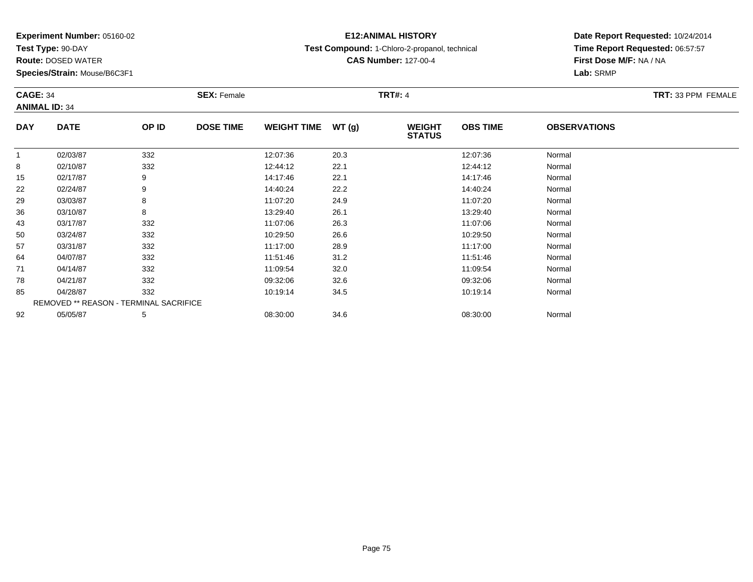**Experiment Number:** 05160-02
**Test Type:** 90-DAY
**Route:** DOSED WATER
**Species/Strain:** Mouse/B6C3F1

**E12:ANIMAL HISTORY**
**Test Compound:** 1-Chloro-2-propanol, technical
**CAS Number:** 127-00-4

**Date Report Requested:** 10/24/2014
**Time Report Requested:** 06:57:57
**First Dose M/F:** NA / NA
**Lab:** SRMP

**CAGE:** 34 **SEX:** Female **TRT#:** 4 **TRT:** 33 PPM FEMALE
**ANIMAL ID:** 34

| DAY | DATE | OP ID | DOSE TIME | WEIGHT TIME | WT (g) | WEIGHT STATUS | OBS TIME | OBSERVATIONS |
|---|---|---|---|---|---|---|---|---|
| 1 | 02/03/87 | 332 | | 12:07:36 | 20.3 | | 12:07:36 | Normal |
| 8 | 02/10/87 | 332 | | 12:44:12 | 22.1 | | 12:44:12 | Normal |
| 15 | 02/17/87 | 9 | | 14:17:46 | 22.1 | | 14:17:46 | Normal |
| 22 | 02/24/87 | 9 | | 14:40:24 | 22.2 | | 14:40:24 | Normal |
| 29 | 03/03/87 | 8 | | 11:07:20 | 24.9 | | 11:07:20 | Normal |
| 36 | 03/10/87 | 8 | | 13:29:40 | 26.1 | | 13:29:40 | Normal |
| 43 | 03/17/87 | 332 | | 11:07:06 | 26.3 | | 11:07:06 | Normal |
| 50 | 03/24/87 | 332 | | 10:29:50 | 26.6 | | 10:29:50 | Normal |
| 57 | 03/31/87 | 332 | | 11:17:00 | 28.9 | | 11:17:00 | Normal |
| 64 | 04/07/87 | 332 | | 11:51:46 | 31.2 | | 11:51:46 | Normal |
| 71 | 04/14/87 | 332 | | 11:09:54 | 32.0 | | 11:09:54 | Normal |
| 78 | 04/21/87 | 332 | | 09:32:06 | 32.6 | | 09:32:06 | Normal |
| 85 | 04/28/87 | 332 | | 10:19:14 | 34.5 | | 10:19:14 | Normal |
| | REMOVED ** REASON - TERMINAL SACRIFICE | | | | | | | |
| 92 | 05/05/87 | 5 | | 08:30:00 | 34.6 | | 08:30:00 | Normal |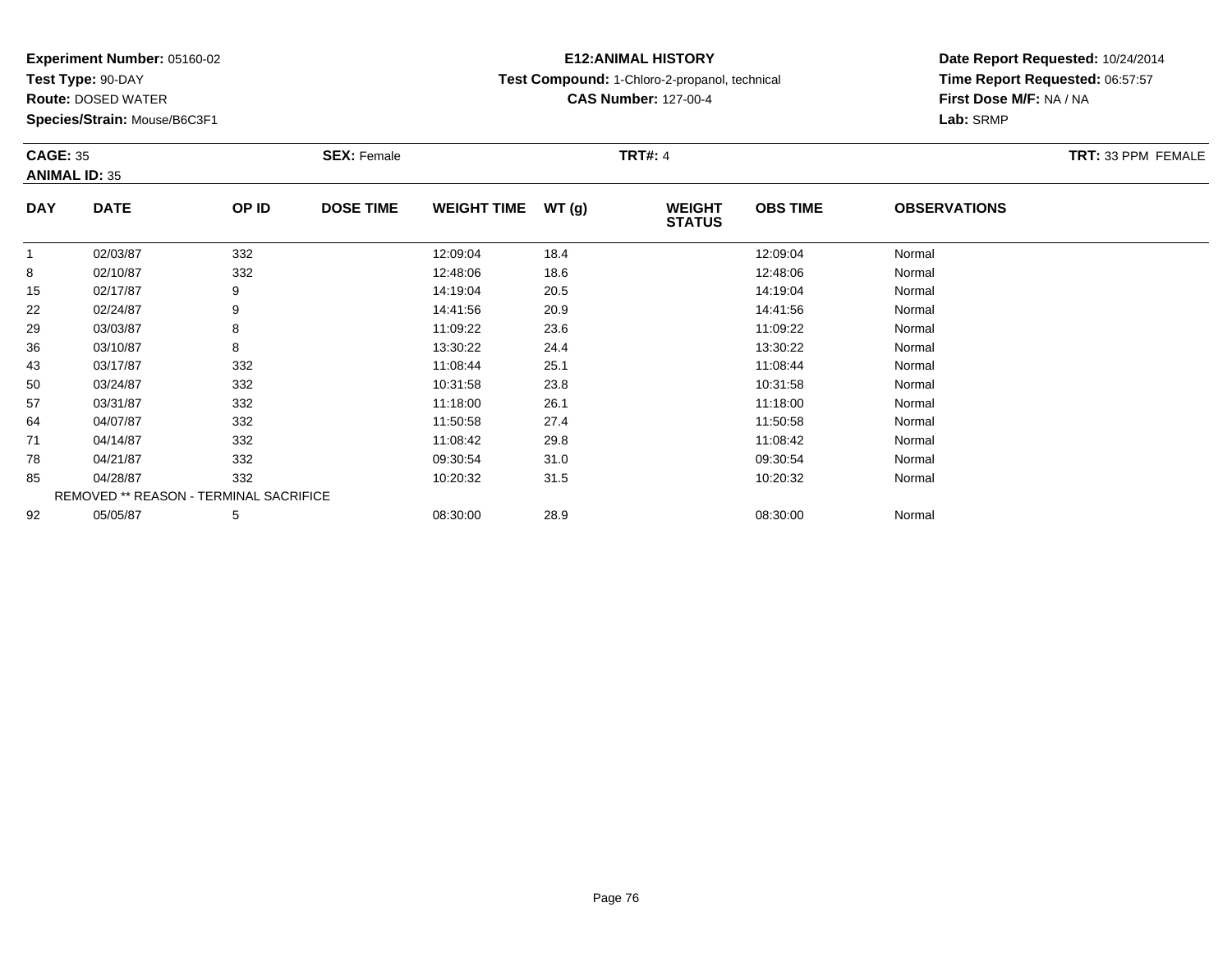**Experiment Number:** 05160-02
**Test Type:** 90-DAY
**Route:** DOSED WATER
**Species/Strain:** Mouse/B6C3F1

**E12:ANIMAL HISTORY**
**Test Compound:** 1-Chloro-2-propanol, technical
**CAS Number:** 127-00-4

**Date Report Requested:** 10/24/2014
**Time Report Requested:** 06:57:57
**First Dose M/F:** NA / NA
**Lab:** SRMP

**CAGE:** 35 **SEX:** Female **TRT#:** 4 **TRT:** 33 PPM FEMALE
**ANIMAL ID:** 35

| DAY | DATE | OP ID | DOSE TIME | WEIGHT TIME | WT (g) | WEIGHT STATUS | OBS TIME | OBSERVATIONS |
|---|---|---|---|---|---|---|---|---|
| 1 | 02/03/87 | 332 | | 12:09:04 | 18.4 | | 12:09:04 | Normal |
| 8 | 02/10/87 | 332 | | 12:48:06 | 18.6 | | 12:48:06 | Normal |
| 15 | 02/17/87 | 9 | | 14:19:04 | 20.5 | | 14:19:04 | Normal |
| 22 | 02/24/87 | 9 | | 14:41:56 | 20.9 | | 14:41:56 | Normal |
| 29 | 03/03/87 | 8 | | 11:09:22 | 23.6 | | 11:09:22 | Normal |
| 36 | 03/10/87 | 8 | | 13:30:22 | 24.4 | | 13:30:22 | Normal |
| 43 | 03/17/87 | 332 | | 11:08:44 | 25.1 | | 11:08:44 | Normal |
| 50 | 03/24/87 | 332 | | 10:31:58 | 23.8 | | 10:31:58 | Normal |
| 57 | 03/31/87 | 332 | | 11:18:00 | 26.1 | | 11:18:00 | Normal |
| 64 | 04/07/87 | 332 | | 11:50:58 | 27.4 | | 11:50:58 | Normal |
| 71 | 04/14/87 | 332 | | 11:08:42 | 29.8 | | 11:08:42 | Normal |
| 78 | 04/21/87 | 332 | | 09:30:54 | 31.0 | | 09:30:54 | Normal |
| 85 | 04/28/87 | 332 | | 10:20:32 | 31.5 | | 10:20:32 | Normal |
| | REMOVED ** REASON - TERMINAL SACRIFICE | | | | | | | |
| 92 | 05/05/87 | 5 | | 08:30:00 | 28.9 | | 08:30:00 | Normal |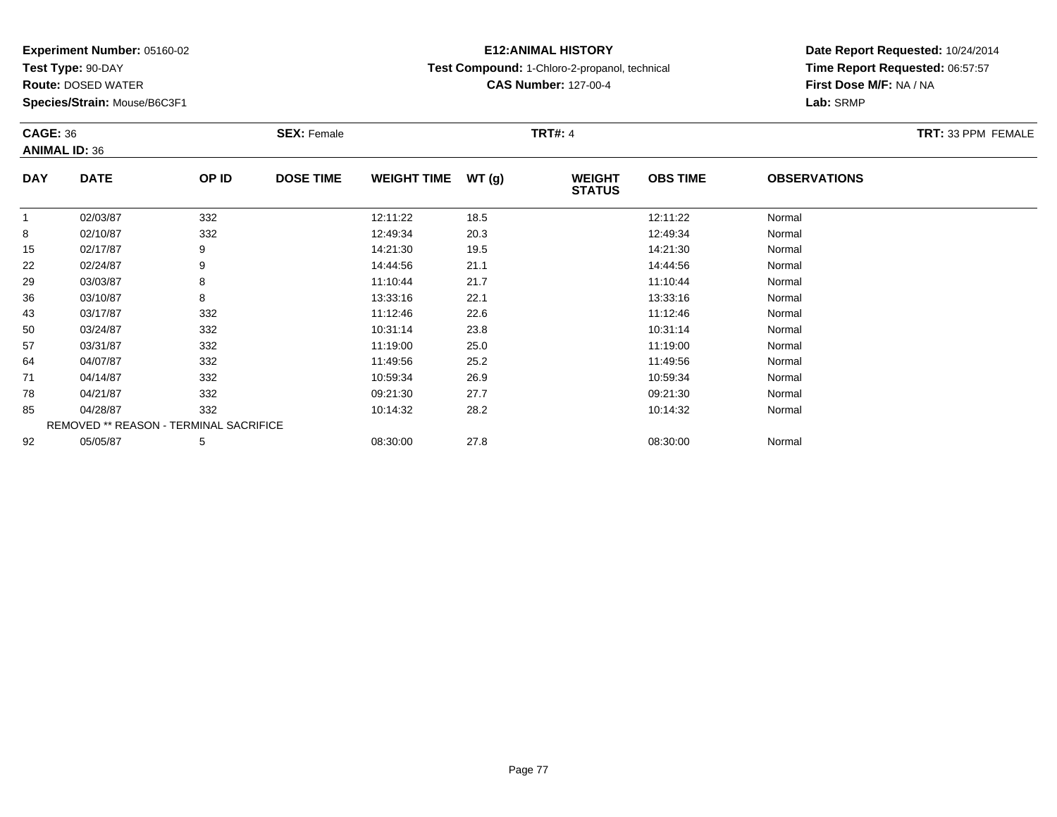**Experiment Number:** 05160-02
**Test Type:** 90-DAY
**Route:** DOSED WATER
**Species/Strain:** Mouse/B6C3F1

**E12:ANIMAL HISTORY**
**Test Compound:** 1-Chloro-2-propanol, technical
**CAS Number:** 127-00-4

**Date Report Requested:** 10/24/2014
**Time Report Requested:** 06:57:57
**First Dose M/F:** NA / NA
**Lab:** SRMP

**CAGE:** 36 **SEX:** Female **TRT#:** 4 **TRT:** 33 PPM FEMALE
**ANIMAL ID:** 36

| DAY | DATE | OP ID | DOSE TIME | WEIGHT TIME | WT (g) | WEIGHT STATUS | OBS TIME | OBSERVATIONS |
|---|---|---|---|---|---|---|---|---|
| 1 | 02/03/87 | 332 | | 12:11:22 | 18.5 | | 12:11:22 | Normal |
| 8 | 02/10/87 | 332 | | 12:49:34 | 20.3 | | 12:49:34 | Normal |
| 15 | 02/17/87 | 9 | | 14:21:30 | 19.5 | | 14:21:30 | Normal |
| 22 | 02/24/87 | 9 | | 14:44:56 | 21.1 | | 14:44:56 | Normal |
| 29 | 03/03/87 | 8 | | 11:10:44 | 21.7 | | 11:10:44 | Normal |
| 36 | 03/10/87 | 8 | | 13:33:16 | 22.1 | | 13:33:16 | Normal |
| 43 | 03/17/87 | 332 | | 11:12:46 | 22.6 | | 11:12:46 | Normal |
| 50 | 03/24/87 | 332 | | 10:31:14 | 23.8 | | 10:31:14 | Normal |
| 57 | 03/31/87 | 332 | | 11:19:00 | 25.0 | | 11:19:00 | Normal |
| 64 | 04/07/87 | 332 | | 11:49:56 | 25.2 | | 11:49:56 | Normal |
| 71 | 04/14/87 | 332 | | 10:59:34 | 26.9 | | 10:59:34 | Normal |
| 78 | 04/21/87 | 332 | | 09:21:30 | 27.7 | | 09:21:30 | Normal |
| 85 | 04/28/87 | 332 | | 10:14:32 | 28.2 | | 10:14:32 | Normal |
| | REMOVED ** REASON - TERMINAL SACRIFICE | | | | | | | |
| 92 | 05/05/87 | 5 | | 08:30:00 | 27.8 | | 08:30:00 | Normal |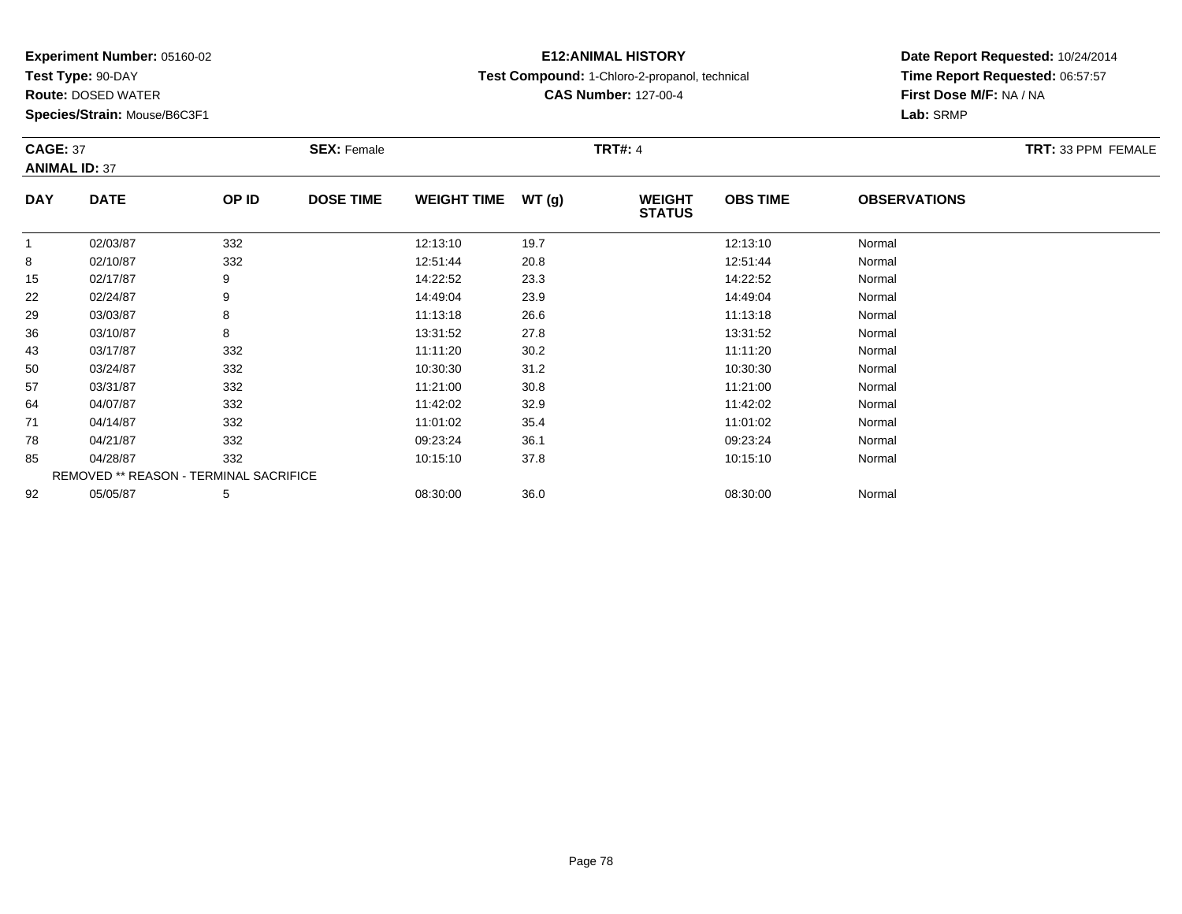**Experiment Number:** 05160-02
**Test Type:** 90-DAY
**Route:** DOSED WATER
**Species/Strain:** Mouse/B6C3F1

**E12:ANIMAL HISTORY**
**Test Compound:** 1-Chloro-2-propanol, technical
**CAS Number:** 127-00-4

**Date Report Requested:** 10/24/2014
**Time Report Requested:** 06:57:57
**First Dose M/F:** NA / NA
**Lab:** SRMP

**CAGE:** 37 **SEX:** Female **TRT#:** 4 **TRT:** 33 PPM FEMALE
**ANIMAL ID:** 37

| DAY | DATE | OP ID | DOSE TIME | WEIGHT TIME | WT (g) | WEIGHT STATUS | OBS TIME | OBSERVATIONS |
|---|---|---|---|---|---|---|---|---|
| 1 | 02/03/87 | 332 | | 12:13:10 | 19.7 | | 12:13:10 | Normal |
| 8 | 02/10/87 | 332 | | 12:51:44 | 20.8 | | 12:51:44 | Normal |
| 15 | 02/17/87 | 9 | | 14:22:52 | 23.3 | | 14:22:52 | Normal |
| 22 | 02/24/87 | 9 | | 14:49:04 | 23.9 | | 14:49:04 | Normal |
| 29 | 03/03/87 | 8 | | 11:13:18 | 26.6 | | 11:13:18 | Normal |
| 36 | 03/10/87 | 8 | | 13:31:52 | 27.8 | | 13:31:52 | Normal |
| 43 | 03/17/87 | 332 | | 11:11:20 | 30.2 | | 11:11:20 | Normal |
| 50 | 03/24/87 | 332 | | 10:30:30 | 31.2 | | 10:30:30 | Normal |
| 57 | 03/31/87 | 332 | | 11:21:00 | 30.8 | | 11:21:00 | Normal |
| 64 | 04/07/87 | 332 | | 11:42:02 | 32.9 | | 11:42:02 | Normal |
| 71 | 04/14/87 | 332 | | 11:01:02 | 35.4 | | 11:01:02 | Normal |
| 78 | 04/21/87 | 332 | | 09:23:24 | 36.1 | | 09:23:24 | Normal |
| 85 | 04/28/87 | 332 | | 10:15:10 | 37.8 | | 10:15:10 | Normal |
| REMOVED ** REASON - TERMINAL SACRIFICE | | | | | | | | |
| 92 | 05/05/87 | 5 | | 08:30:00 | 36.0 | | 08:30:00 | Normal |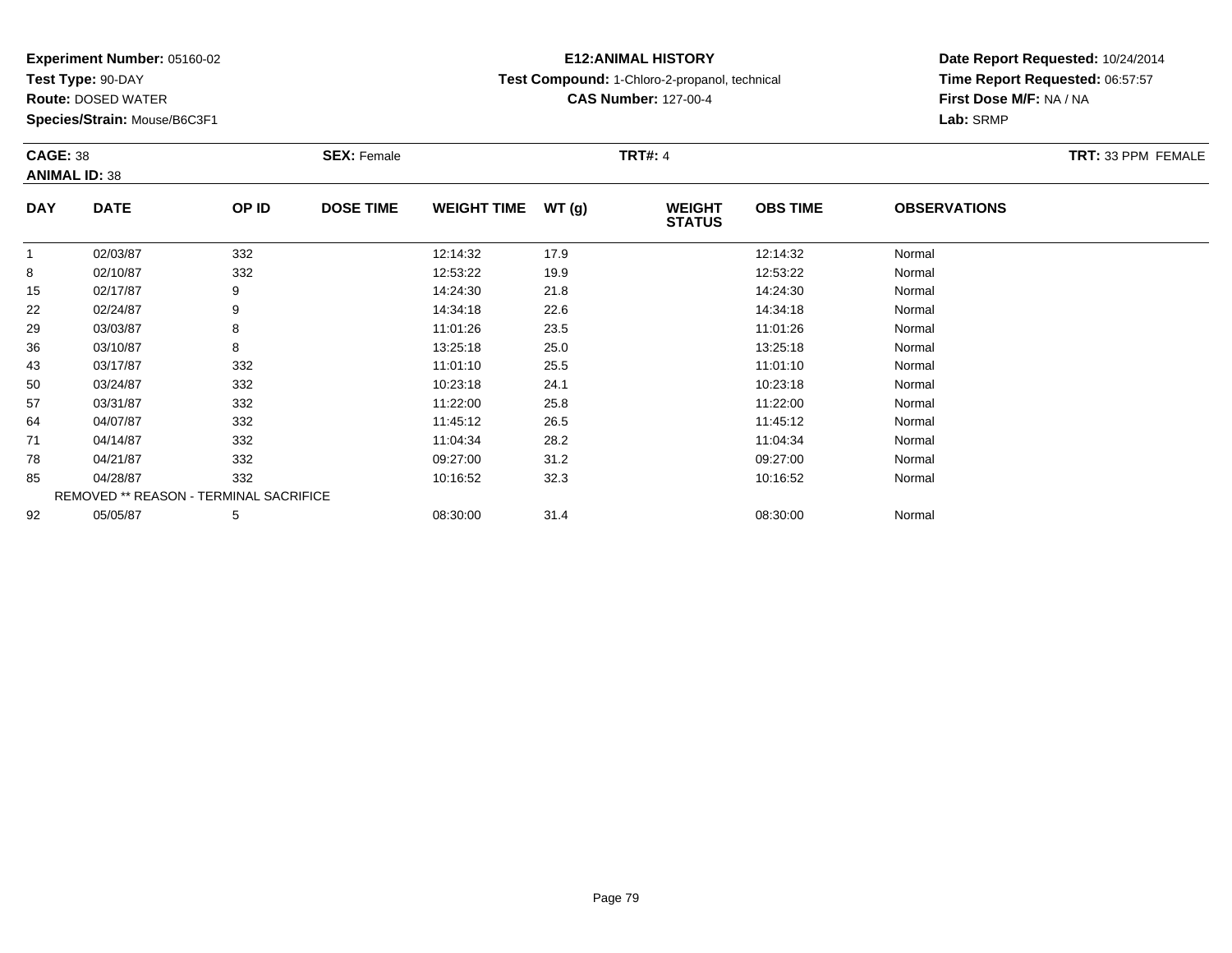**Experiment Number:** 05160-02
**Test Type:** 90-DAY
**Route:** DOSED WATER
**Species/Strain:** Mouse/B6C3F1

**E12:ANIMAL HISTORY**
**Test Compound:** 1-Chloro-2-propanol, technical
**CAS Number:** 127-00-4

**Date Report Requested:** 10/24/2014
**Time Report Requested:** 06:57:57
**First Dose M/F:** NA / NA
**Lab:** SRMP

**CAGE:** 38 **SEX:** Female **TRT#:** 4 **TRT:** 33 PPM FEMALE
**ANIMAL ID:** 38

| DAY | DATE | OP ID | DOSE TIME | WEIGHT TIME | WT (g) | WEIGHT STATUS | OBS TIME | OBSERVATIONS |
|---|---|---|---|---|---|---|---|---|
| 1 | 02/03/87 | 332 | | 12:14:32 | 17.9 | | 12:14:32 | Normal |
| 8 | 02/10/87 | 332 | | 12:53:22 | 19.9 | | 12:53:22 | Normal |
| 15 | 02/17/87 | 9 | | 14:24:30 | 21.8 | | 14:24:30 | Normal |
| 22 | 02/24/87 | 9 | | 14:34:18 | 22.6 | | 14:34:18 | Normal |
| 29 | 03/03/87 | 8 | | 11:01:26 | 23.5 | | 11:01:26 | Normal |
| 36 | 03/10/87 | 8 | | 13:25:18 | 25.0 | | 13:25:18 | Normal |
| 43 | 03/17/87 | 332 | | 11:01:10 | 25.5 | | 11:01:10 | Normal |
| 50 | 03/24/87 | 332 | | 10:23:18 | 24.1 | | 10:23:18 | Normal |
| 57 | 03/31/87 | 332 | | 11:22:00 | 25.8 | | 11:22:00 | Normal |
| 64 | 04/07/87 | 332 | | 11:45:12 | 26.5 | | 11:45:12 | Normal |
| 71 | 04/14/87 | 332 | | 11:04:34 | 28.2 | | 11:04:34 | Normal |
| 78 | 04/21/87 | 332 | | 09:27:00 | 31.2 | | 09:27:00 | Normal |
| 85 | 04/28/87 | 332 | | 10:16:52 | 32.3 | | 10:16:52 | Normal |
| REMOVED ** REASON - TERMINAL SACRIFICE | | | | | | | | |
| 92 | 05/05/87 | 5 | | 08:30:00 | 31.4 | | 08:30:00 | Normal |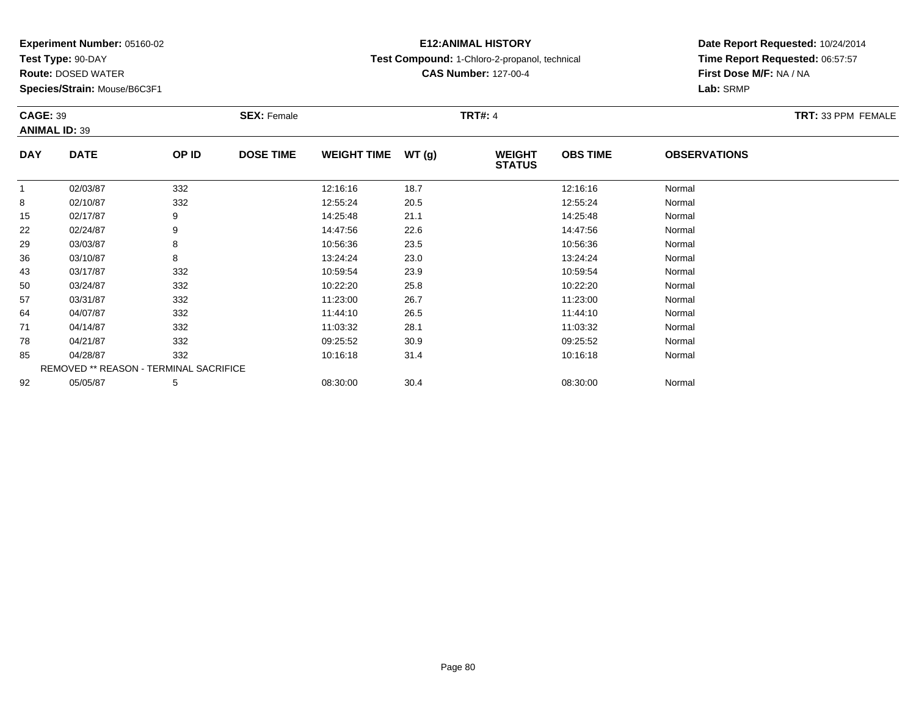**Experiment Number:** 05160-02
**Test Type:** 90-DAY
**Route:** DOSED WATER
**Species/Strain:** Mouse/B6C3F1

**E12:ANIMAL HISTORY**
**Test Compound:** 1-Chloro-2-propanol, technical
**CAS Number:** 127-00-4

**Date Report Requested:** 10/24/2014
**Time Report Requested:** 06:57:57
**First Dose M/F:** NA / NA
**Lab:** SRMP

**CAGE:** 39 **SEX:** Female **TRT#:** 4 **TRT:** 33 PPM FEMALE
**ANIMAL ID:** 39

| DAY | DATE | OP ID | DOSE TIME | WEIGHT TIME | WT (g) | WEIGHT STATUS | OBS TIME | OBSERVATIONS |
|---|---|---|---|---|---|---|---|---|
| 1 | 02/03/87 | 332 | | 12:16:16 | 18.7 | | 12:16:16 | Normal |
| 8 | 02/10/87 | 332 | | 12:55:24 | 20.5 | | 12:55:24 | Normal |
| 15 | 02/17/87 | 9 | | 14:25:48 | 21.1 | | 14:25:48 | Normal |
| 22 | 02/24/87 | 9 | | 14:47:56 | 22.6 | | 14:47:56 | Normal |
| 29 | 03/03/87 | 8 | | 10:56:36 | 23.5 | | 10:56:36 | Normal |
| 36 | 03/10/87 | 8 | | 13:24:24 | 23.0 | | 13:24:24 | Normal |
| 43 | 03/17/87 | 332 | | 10:59:54 | 23.9 | | 10:59:54 | Normal |
| 50 | 03/24/87 | 332 | | 10:22:20 | 25.8 | | 10:22:20 | Normal |
| 57 | 03/31/87 | 332 | | 11:23:00 | 26.7 | | 11:23:00 | Normal |
| 64 | 04/07/87 | 332 | | 11:44:10 | 26.5 | | 11:44:10 | Normal |
| 71 | 04/14/87 | 332 | | 11:03:32 | 28.1 | | 11:03:32 | Normal |
| 78 | 04/21/87 | 332 | | 09:25:52 | 30.9 | | 09:25:52 | Normal |
| 85 | 04/28/87 | 332 | | 10:16:18 | 31.4 | | 10:16:18 | Normal |
| REMOVED ** REASON - TERMINAL SACRIFICE | | | | | | | | |
| 92 | 05/05/87 | 5 | | 08:30:00 | 30.4 | | 08:30:00 | Normal |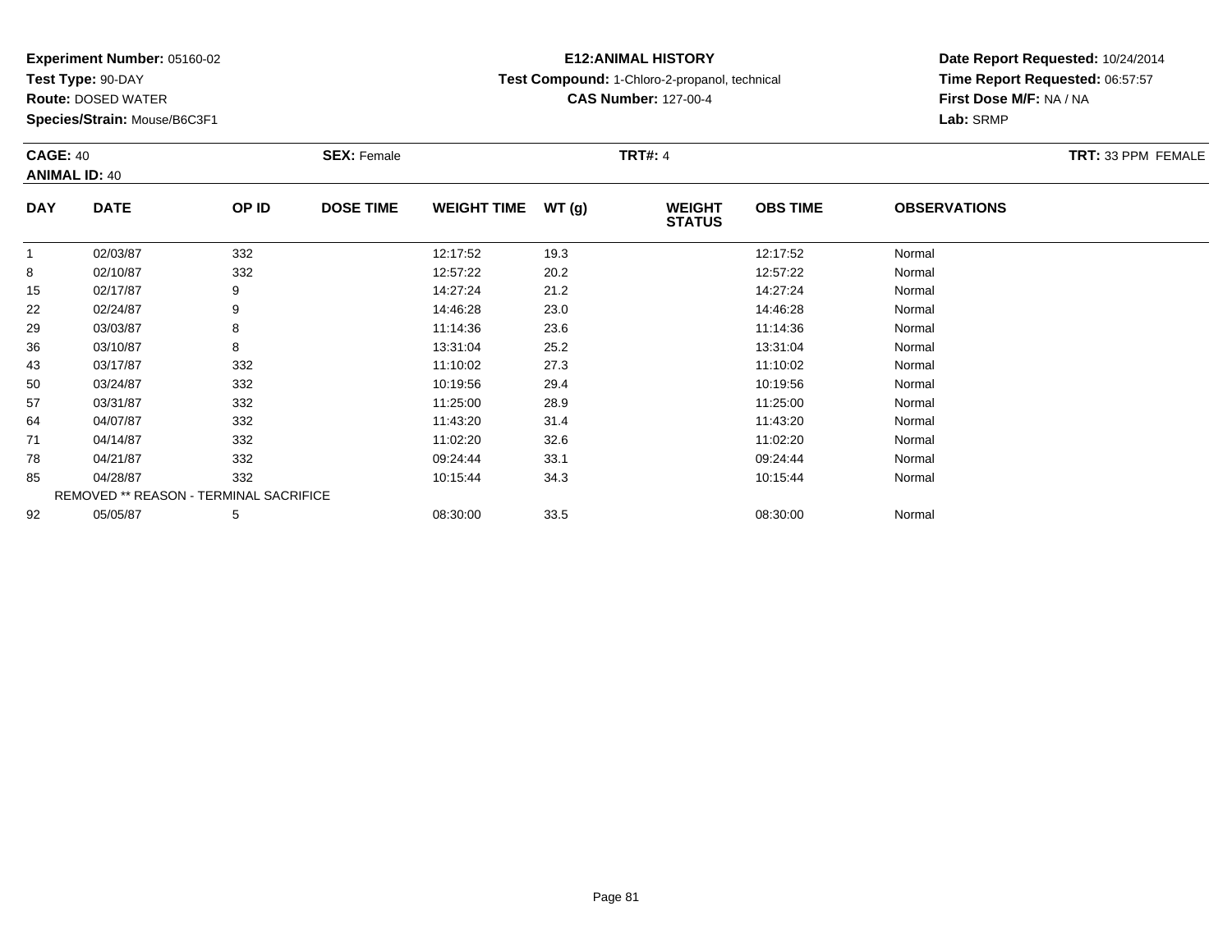**Experiment Number:** 05160-02
**Test Type:** 90-DAY
**Route:** DOSED WATER
**Species/Strain:** Mouse/B6C3F1

**E12:ANIMAL HISTORY**
**Test Compound:** 1-Chloro-2-propanol, technical
**CAS Number:** 127-00-4

**Date Report Requested:** 10/24/2014
**Time Report Requested:** 06:57:57
**First Dose M/F:** NA / NA
**Lab:** SRMP

**CAGE:** 40 **SEX:** Female **TRT#:** 4 **TRT:** 33 PPM FEMALE
**ANIMAL ID:** 40

| DAY | DATE | OP ID | DOSE TIME | WEIGHT TIME | WT (g) | WEIGHT STATUS | OBS TIME | OBSERVATIONS |
|---|---|---|---|---|---|---|---|---|
| 1 | 02/03/87 | 332 | | 12:17:52 | 19.3 | | 12:17:52 | Normal |
| 8 | 02/10/87 | 332 | | 12:57:22 | 20.2 | | 12:57:22 | Normal |
| 15 | 02/17/87 | 9 | | 14:27:24 | 21.2 | | 14:27:24 | Normal |
| 22 | 02/24/87 | 9 | | 14:46:28 | 23.0 | | 14:46:28 | Normal |
| 29 | 03/03/87 | 8 | | 11:14:36 | 23.6 | | 11:14:36 | Normal |
| 36 | 03/10/87 | 8 | | 13:31:04 | 25.2 | | 13:31:04 | Normal |
| 43 | 03/17/87 | 332 | | 11:10:02 | 27.3 | | 11:10:02 | Normal |
| 50 | 03/24/87 | 332 | | 10:19:56 | 29.4 | | 10:19:56 | Normal |
| 57 | 03/31/87 | 332 | | 11:25:00 | 28.9 | | 11:25:00 | Normal |
| 64 | 04/07/87 | 332 | | 11:43:20 | 31.4 | | 11:43:20 | Normal |
| 71 | 04/14/87 | 332 | | 11:02:20 | 32.6 | | 11:02:20 | Normal |
| 78 | 04/21/87 | 332 | | 09:24:44 | 33.1 | | 09:24:44 | Normal |
| 85 | 04/28/87 | 332 | | 10:15:44 | 34.3 | | 10:15:44 | Normal |
| REMOVED ** REASON - TERMINAL SACRIFICE | | | | | | | | |
| 92 | 05/05/87 | 5 | | 08:30:00 | 33.5 | | 08:30:00 | Normal |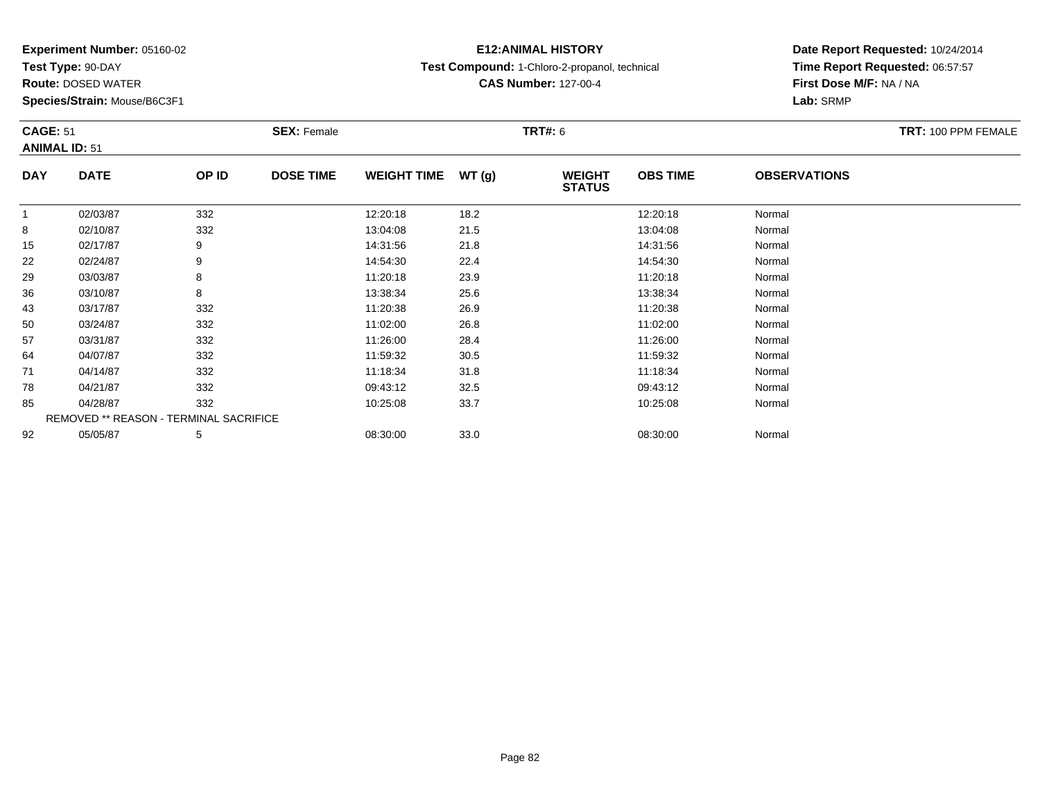**Experiment Number:** 05160-02
**Test Type:** 90-DAY
**Route:** DOSED WATER
**Species/Strain:** Mouse/B6C3F1

**E12:ANIMAL HISTORY**
**Test Compound:** 1-Chloro-2-propanol, technical
**CAS Number:** 127-00-4

**Date Report Requested:** 10/24/2014
**Time Report Requested:** 06:57:57
**First Dose M/F:** NA / NA
**Lab:** SRMP

**CAGE:** 51 **SEX:** Female **TRT#:** 6 **TRT:** 100 PPM FEMALE
**ANIMAL ID:** 51

| DAY | DATE | OP ID | DOSE TIME | WEIGHT TIME | WT (g) | WEIGHT STATUS | OBS TIME | OBSERVATIONS |
|---|---|---|---|---|---|---|---|---|
| 1 | 02/03/87 | 332 | | 12:20:18 | 18.2 | | 12:20:18 | Normal |
| 8 | 02/10/87 | 332 | | 13:04:08 | 21.5 | | 13:04:08 | Normal |
| 15 | 02/17/87 | 9 | | 14:31:56 | 21.8 | | 14:31:56 | Normal |
| 22 | 02/24/87 | 9 | | 14:54:30 | 22.4 | | 14:54:30 | Normal |
| 29 | 03/03/87 | 8 | | 11:20:18 | 23.9 | | 11:20:18 | Normal |
| 36 | 03/10/87 | 8 | | 13:38:34 | 25.6 | | 13:38:34 | Normal |
| 43 | 03/17/87 | 332 | | 11:20:38 | 26.9 | | 11:20:38 | Normal |
| 50 | 03/24/87 | 332 | | 11:02:00 | 26.8 | | 11:02:00 | Normal |
| 57 | 03/31/87 | 332 | | 11:26:00 | 28.4 | | 11:26:00 | Normal |
| 64 | 04/07/87 | 332 | | 11:59:32 | 30.5 | | 11:59:32 | Normal |
| 71 | 04/14/87 | 332 | | 11:18:34 | 31.8 | | 11:18:34 | Normal |
| 78 | 04/21/87 | 332 | | 09:43:12 | 32.5 | | 09:43:12 | Normal |
| 85 | 04/28/87 | 332 | | 10:25:08 | 33.7 | | 10:25:08 | Normal |
| | REMOVED ** REASON - TERMINAL SACRIFICE | | | | | | | |
| 92 | 05/05/87 | 5 | | 08:30:00 | 33.0 | | 08:30:00 | Normal |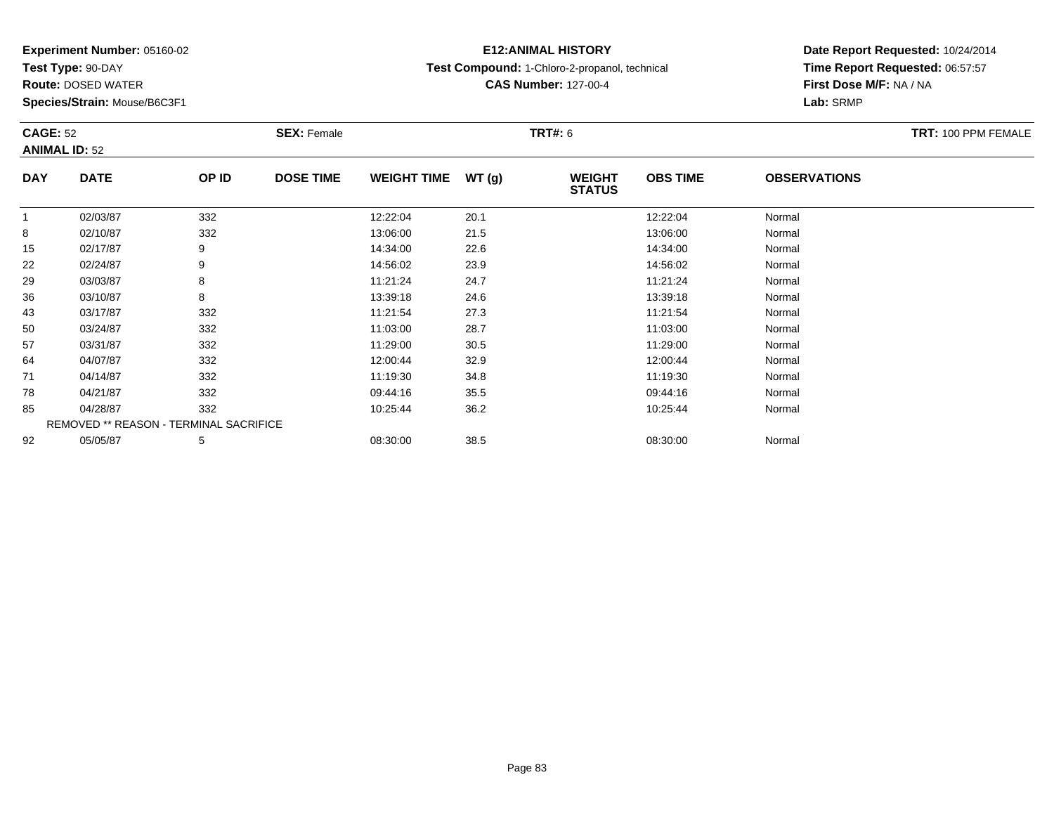**Experiment Number:** 05160-02
**Test Type:** 90-DAY
**Route:** DOSED WATER
**Species/Strain:** Mouse/B6C3F1

**E12:ANIMAL HISTORY**
**Test Compound:** 1-Chloro-2-propanol, technical
**CAS Number:** 127-00-4

**Date Report Requested:** 10/24/2014
**Time Report Requested:** 06:57:57
**First Dose M/F:** NA / NA
**Lab:** SRMP

**CAGE:** 52
**ANIMAL ID:** 52
**SEX:** Female
**TRT#:** 6
**TRT:** 100 PPM FEMALE

| DAY | DATE | OP ID | DOSE TIME | WEIGHT TIME | WT (g) | WEIGHT STATUS | OBS TIME | OBSERVATIONS |
|---|---|---|---|---|---|---|---|---|
| 1 | 02/03/87 | 332 | | 12:22:04 | 20.1 | | 12:22:04 | Normal |
| 8 | 02/10/87 | 332 | | 13:06:00 | 21.5 | | 13:06:00 | Normal |
| 15 | 02/17/87 | 9 | | 14:34:00 | 22.6 | | 14:34:00 | Normal |
| 22 | 02/24/87 | 9 | | 14:56:02 | 23.9 | | 14:56:02 | Normal |
| 29 | 03/03/87 | 8 | | 11:21:24 | 24.7 | | 11:21:24 | Normal |
| 36 | 03/10/87 | 8 | | 13:39:18 | 24.6 | | 13:39:18 | Normal |
| 43 | 03/17/87 | 332 | | 11:21:54 | 27.3 | | 11:21:54 | Normal |
| 50 | 03/24/87 | 332 | | 11:03:00 | 28.7 | | 11:03:00 | Normal |
| 57 | 03/31/87 | 332 | | 11:29:00 | 30.5 | | 11:29:00 | Normal |
| 64 | 04/07/87 | 332 | | 12:00:44 | 32.9 | | 12:00:44 | Normal |
| 71 | 04/14/87 | 332 | | 11:19:30 | 34.8 | | 11:19:30 | Normal |
| 78 | 04/21/87 | 332 | | 09:44:16 | 35.5 | | 09:44:16 | Normal |
| 85 | 04/28/87 | 332 | | 10:25:44 | 36.2 | | 10:25:44 | Normal |
| REMOVED ** REASON - TERMINAL SACRIFICE | | | | | | | | |
| 92 | 05/05/87 | 5 | | 08:30:00 | 38.5 | | 08:30:00 | Normal |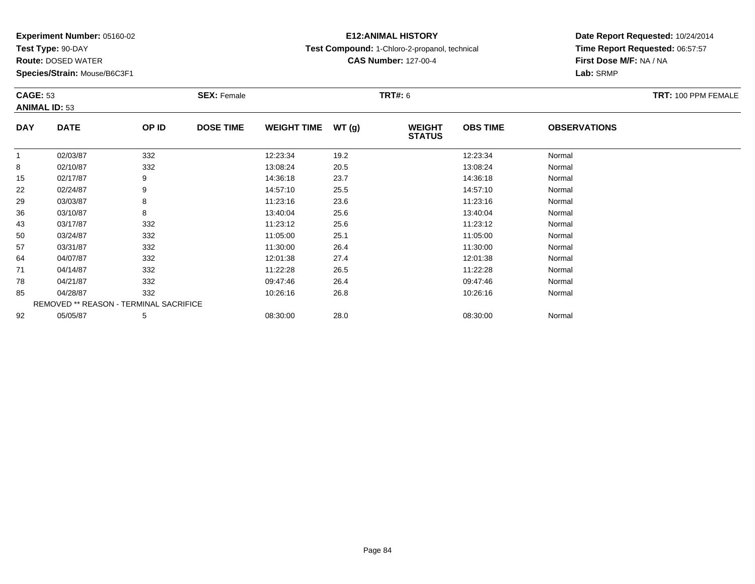**Experiment Number:** 05160-02
**Test Type:** 90-DAY
**Route:** DOSED WATER
**Species/Strain:** Mouse/B6C3F1

**E12:ANIMAL HISTORY**
**Test Compound:** 1-Chloro-2-propanol, technical
**CAS Number:** 127-00-4

**Date Report Requested:** 10/24/2014
**Time Report Requested:** 06:57:57
**First Dose M/F:** NA / NA
**Lab:** SRMP

**CAGE:** 53
**ANIMAL ID:** 53
**SEX:** Female
**TRT#:** 6
**TRT:** 100 PPM FEMALE

| DAY | DATE | OP ID | DOSE TIME | WEIGHT TIME | WT (g) | WEIGHT STATUS | OBS TIME | OBSERVATIONS |
|---|---|---|---|---|---|---|---|---|
| 1 | 02/03/87 | 332 | | 12:23:34 | 19.2 | | 12:23:34 | Normal |
| 8 | 02/10/87 | 332 | | 13:08:24 | 20.5 | | 13:08:24 | Normal |
| 15 | 02/17/87 | 9 | | 14:36:18 | 23.7 | | 14:36:18 | Normal |
| 22 | 02/24/87 | 9 | | 14:57:10 | 25.5 | | 14:57:10 | Normal |
| 29 | 03/03/87 | 8 | | 11:23:16 | 23.6 | | 11:23:16 | Normal |
| 36 | 03/10/87 | 8 | | 13:40:04 | 25.6 | | 13:40:04 | Normal |
| 43 | 03/17/87 | 332 | | 11:23:12 | 25.6 | | 11:23:12 | Normal |
| 50 | 03/24/87 | 332 | | 11:05:00 | 25.1 | | 11:05:00 | Normal |
| 57 | 03/31/87 | 332 | | 11:30:00 | 26.4 | | 11:30:00 | Normal |
| 64 | 04/07/87 | 332 | | 12:01:38 | 27.4 | | 12:01:38 | Normal |
| 71 | 04/14/87 | 332 | | 11:22:28 | 26.5 | | 11:22:28 | Normal |
| 78 | 04/21/87 | 332 | | 09:47:46 | 26.4 | | 09:47:46 | Normal |
| 85 | 04/28/87 | 332 | | 10:26:16 | 26.8 | | 10:26:16 | Normal |
| | REMOVED ** REASON - TERMINAL SACRIFICE | | | | | | | |
| 92 | 05/05/87 | 5 | | 08:30:00 | 28.0 | | 08:30:00 | Normal |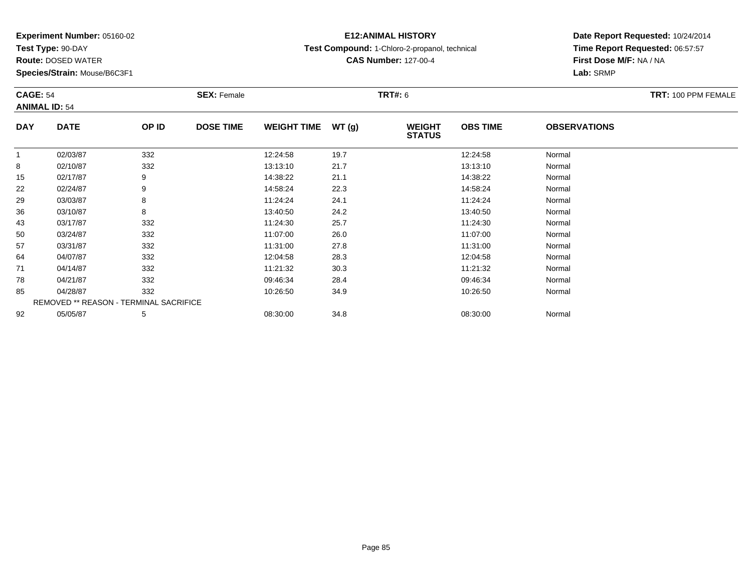**Experiment Number:** 05160-02
**Test Type:** 90-DAY
**Route:** DOSED WATER
**Species/Strain:** Mouse/B6C3F1

**E12:ANIMAL HISTORY**
**Test Compound:** 1-Chloro-2-propanol, technical
**CAS Number:** 127-00-4

**Date Report Requested:** 10/24/2014
**Time Report Requested:** 06:57:57
**First Dose M/F:** NA / NA
**Lab:** SRMP

**CAGE:** 54 **SEX:** Female **TRT#:** 6 **TRT:** 100 PPM FEMALE
**ANIMAL ID:** 54

| DAY | DATE | OP ID | DOSE TIME | WEIGHT TIME | WT (g) | WEIGHT STATUS | OBS TIME | OBSERVATIONS |
|---|---|---|---|---|---|---|---|---|
| 1 | 02/03/87 | 332 | | 12:24:58 | 19.7 | | 12:24:58 | Normal |
| 8 | 02/10/87 | 332 | | 13:13:10 | 21.7 | | 13:13:10 | Normal |
| 15 | 02/17/87 | 9 | | 14:38:22 | 21.1 | | 14:38:22 | Normal |
| 22 | 02/24/87 | 9 | | 14:58:24 | 22.3 | | 14:58:24 | Normal |
| 29 | 03/03/87 | 8 | | 11:24:24 | 24.1 | | 11:24:24 | Normal |
| 36 | 03/10/87 | 8 | | 13:40:50 | 24.2 | | 13:40:50 | Normal |
| 43 | 03/17/87 | 332 | | 11:24:30 | 25.7 | | 11:24:30 | Normal |
| 50 | 03/24/87 | 332 | | 11:07:00 | 26.0 | | 11:07:00 | Normal |
| 57 | 03/31/87 | 332 | | 11:31:00 | 27.8 | | 11:31:00 | Normal |
| 64 | 04/07/87 | 332 | | 12:04:58 | 28.3 | | 12:04:58 | Normal |
| 71 | 04/14/87 | 332 | | 11:21:32 | 30.3 | | 11:21:32 | Normal |
| 78 | 04/21/87 | 332 | | 09:46:34 | 28.4 | | 09:46:34 | Normal |
| 85 | 04/28/87 | 332 | | 10:26:50 | 34.9 | | 10:26:50 | Normal |
| | REMOVED ** REASON - TERMINAL SACRIFICE | | | | | | | |
| 92 | 05/05/87 | 5 | | 08:30:00 | 34.8 | | 08:30:00 | Normal |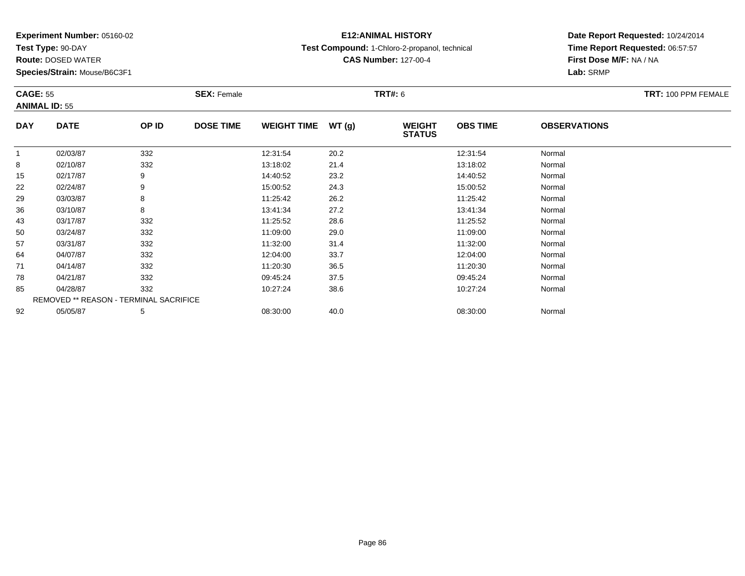**Experiment Number:** 05160-02
**Test Type:** 90-DAY
**Route:** DOSED WATER
**Species/Strain:** Mouse/B6C3F1

**E12:ANIMAL HISTORY**
**Test Compound:** 1-Chloro-2-propanol, technical
**CAS Number:** 127-00-4

**Date Report Requested:** 10/24/2014
**Time Report Requested:** 06:57:57
**First Dose M/F:** NA / NA
**Lab:** SRMP

**CAGE:** 55 **SEX:** Female **TRT#:** 6 **TRT:** 100 PPM FEMALE
**ANIMAL ID:** 55

| DAY | DATE | OP ID | DOSE TIME | WEIGHT TIME | WT (g) | WEIGHT STATUS | OBS TIME | OBSERVATIONS |
|---|---|---|---|---|---|---|---|---|
| 1 | 02/03/87 | 332 | | 12:31:54 | 20.2 | | 12:31:54 | Normal |
| 8 | 02/10/87 | 332 | | 13:18:02 | 21.4 | | 13:18:02 | Normal |
| 15 | 02/17/87 | 9 | | 14:40:52 | 23.2 | | 14:40:52 | Normal |
| 22 | 02/24/87 | 9 | | 15:00:52 | 24.3 | | 15:00:52 | Normal |
| 29 | 03/03/87 | 8 | | 11:25:42 | 26.2 | | 11:25:42 | Normal |
| 36 | 03/10/87 | 8 | | 13:41:34 | 27.2 | | 13:41:34 | Normal |
| 43 | 03/17/87 | 332 | | 11:25:52 | 28.6 | | 11:25:52 | Normal |
| 50 | 03/24/87 | 332 | | 11:09:00 | 29.0 | | 11:09:00 | Normal |
| 57 | 03/31/87 | 332 | | 11:32:00 | 31.4 | | 11:32:00 | Normal |
| 64 | 04/07/87 | 332 | | 12:04:00 | 33.7 | | 12:04:00 | Normal |
| 71 | 04/14/87 | 332 | | 11:20:30 | 36.5 | | 11:20:30 | Normal |
| 78 | 04/21/87 | 332 | | 09:45:24 | 37.5 | | 09:45:24 | Normal |
| 85 | 04/28/87 | 332 | | 10:27:24 | 38.6 | | 10:27:24 | Normal |
| | REMOVED ** REASON - TERMINAL SACRIFICE | | | | | | | |
| 92 | 05/05/87 | 5 | | 08:30:00 | 40.0 | | 08:30:00 | Normal |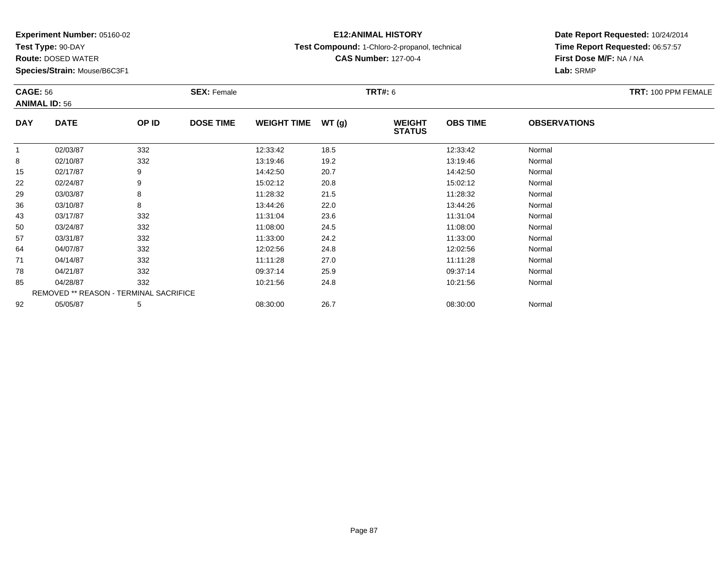**Experiment Number:** 05160-02
**Test Type:** 90-DAY
**Route:** DOSED WATER
**Species/Strain:** Mouse/B6C3F1

**E12:ANIMAL HISTORY**
**Test Compound:** 1-Chloro-2-propanol, technical
**CAS Number:** 127-00-4

**Date Report Requested:** 10/24/2014
**Time Report Requested:** 06:57:57
**First Dose M/F:** NA / NA
**Lab:** SRMP

**CAGE:** 56
**ANIMAL ID:** 56
**SEX:** Female
**TRT#:** 6
**TRT:** 100 PPM FEMALE

| DAY | DATE | OP ID | DOSE TIME | WEIGHT TIME | WT (g) | WEIGHT STATUS | OBS TIME | OBSERVATIONS |
|---|---|---|---|---|---|---|---|---|
| 1 | 02/03/87 | 332 | | 12:33:42 | 18.5 | | 12:33:42 | Normal |
| 8 | 02/10/87 | 332 | | 13:19:46 | 19.2 | | 13:19:46 | Normal |
| 15 | 02/17/87 | 9 | | 14:42:50 | 20.7 | | 14:42:50 | Normal |
| 22 | 02/24/87 | 9 | | 15:02:12 | 20.8 | | 15:02:12 | Normal |
| 29 | 03/03/87 | 8 | | 11:28:32 | 21.5 | | 11:28:32 | Normal |
| 36 | 03/10/87 | 8 | | 13:44:26 | 22.0 | | 13:44:26 | Normal |
| 43 | 03/17/87 | 332 | | 11:31:04 | 23.6 | | 11:31:04 | Normal |
| 50 | 03/24/87 | 332 | | 11:08:00 | 24.5 | | 11:08:00 | Normal |
| 57 | 03/31/87 | 332 | | 11:33:00 | 24.2 | | 11:33:00 | Normal |
| 64 | 04/07/87 | 332 | | 12:02:56 | 24.8 | | 12:02:56 | Normal |
| 71 | 04/14/87 | 332 | | 11:11:28 | 27.0 | | 11:11:28 | Normal |
| 78 | 04/21/87 | 332 | | 09:37:14 | 25.9 | | 09:37:14 | Normal |
| 85 | 04/28/87 | 332 | | 10:21:56 | 24.8 | | 10:21:56 | Normal |
| | REMOVED ** REASON - TERMINAL SACRIFICE | | | | | | | |
| 92 | 05/05/87 | 5 | | 08:30:00 | 26.7 | | 08:30:00 | Normal |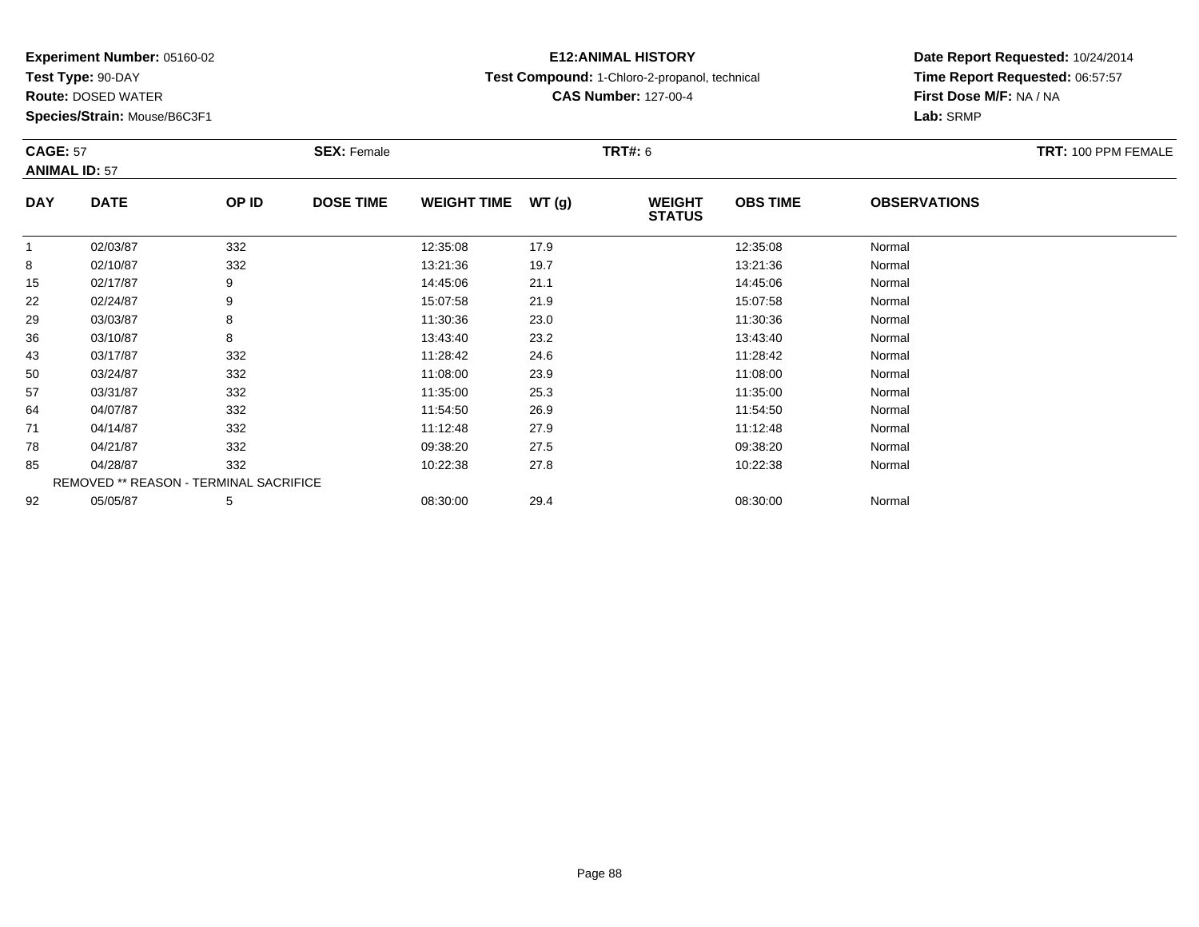**Experiment Number:** 05160-02
**Test Type:** 90-DAY
**Route:** DOSED WATER
**Species/Strain:** Mouse/B6C3F1

**E12:ANIMAL HISTORY**
**Test Compound:** 1-Chloro-2-propanol, technical
**CAS Number:** 127-00-4

**Date Report Requested:** 10/24/2014
**Time Report Requested:** 06:57:57
**First Dose M/F:** NA / NA
**Lab:** SRMP

**CAGE:** 57 **SEX:** Female **TRT#:** 6 **TRT:** 100 PPM FEMALE
**ANIMAL ID:** 57

| DAY | DATE | OP ID | DOSE TIME | WEIGHT TIME | WT (g) | WEIGHT STATUS | OBS TIME | OBSERVATIONS |
|---|---|---|---|---|---|---|---|---|
| 1 | 02/03/87 | 332 | | 12:35:08 | 17.9 | | 12:35:08 | Normal |
| 8 | 02/10/87 | 332 | | 13:21:36 | 19.7 | | 13:21:36 | Normal |
| 15 | 02/17/87 | 9 | | 14:45:06 | 21.1 | | 14:45:06 | Normal |
| 22 | 02/24/87 | 9 | | 15:07:58 | 21.9 | | 15:07:58 | Normal |
| 29 | 03/03/87 | 8 | | 11:30:36 | 23.0 | | 11:30:36 | Normal |
| 36 | 03/10/87 | 8 | | 13:43:40 | 23.2 | | 13:43:40 | Normal |
| 43 | 03/17/87 | 332 | | 11:28:42 | 24.6 | | 11:28:42 | Normal |
| 50 | 03/24/87 | 332 | | 11:08:00 | 23.9 | | 11:08:00 | Normal |
| 57 | 03/31/87 | 332 | | 11:35:00 | 25.3 | | 11:35:00 | Normal |
| 64 | 04/07/87 | 332 | | 11:54:50 | 26.9 | | 11:54:50 | Normal |
| 71 | 04/14/87 | 332 | | 11:12:48 | 27.9 | | 11:12:48 | Normal |
| 78 | 04/21/87 | 332 | | 09:38:20 | 27.5 | | 09:38:20 | Normal |
| 85 | 04/28/87 | 332 | | 10:22:38 | 27.8 | | 10:22:38 | Normal |
| REMOVED ** REASON - TERMINAL SACRIFICE | | | | | | | | |
| 92 | 05/05/87 | 5 | | 08:30:00 | 29.4 | | 08:30:00 | Normal |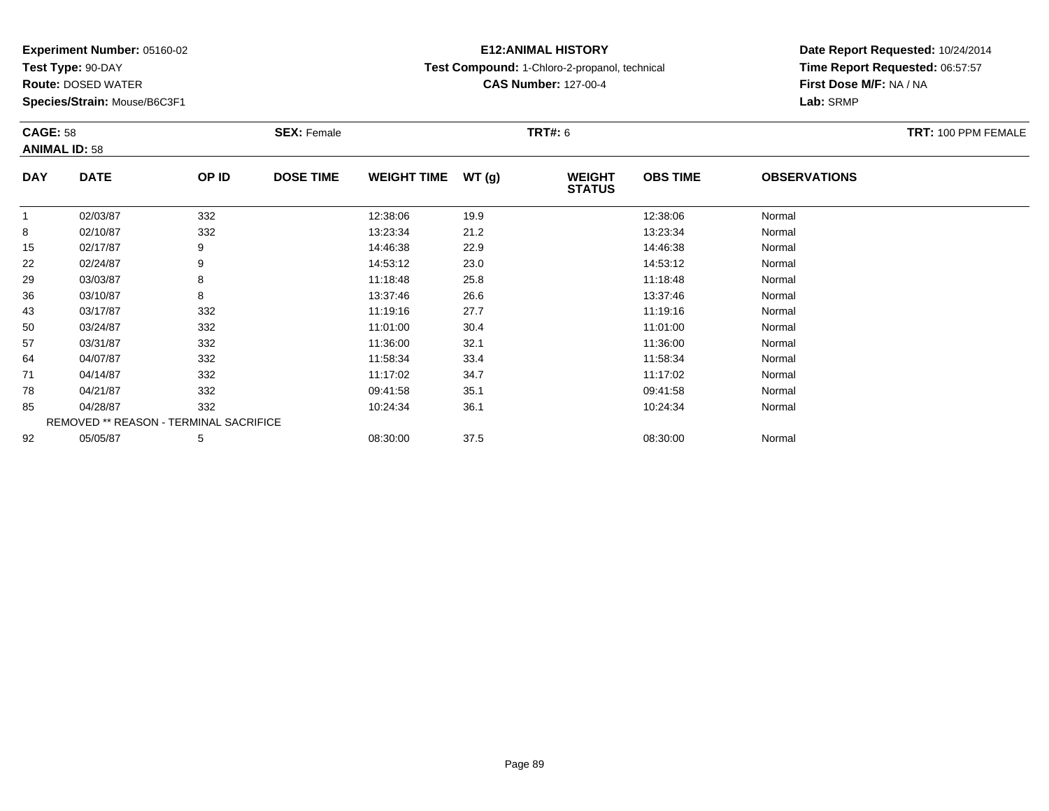**Experiment Number:** 05160-02
**Test Type:** 90-DAY
**Route:** DOSED WATER
**Species/Strain:** Mouse/B6C3F1

**E12:ANIMAL HISTORY**
**Test Compound:** 1-Chloro-2-propanol, technical
**CAS Number:** 127-00-4

**Date Report Requested:** 10/24/2014
**Time Report Requested:** 06:57:57
**First Dose M/F:** NA / NA
**Lab:** SRMP

**CAGE:** 58
**ANIMAL ID:** 58
**SEX:** Female
**TRT#:** 6
**TRT:** 100 PPM FEMALE

| DAY | DATE | OP ID | DOSE TIME | WEIGHT TIME | WT (g) | WEIGHT STATUS | OBS TIME | OBSERVATIONS |
|---|---|---|---|---|---|---|---|---|
| 1 | 02/03/87 | 332 | | 12:38:06 | 19.9 | | 12:38:06 | Normal |
| 8 | 02/10/87 | 332 | | 13:23:34 | 21.2 | | 13:23:34 | Normal |
| 15 | 02/17/87 | 9 | | 14:46:38 | 22.9 | | 14:46:38 | Normal |
| 22 | 02/24/87 | 9 | | 14:53:12 | 23.0 | | 14:53:12 | Normal |
| 29 | 03/03/87 | 8 | | 11:18:48 | 25.8 | | 11:18:48 | Normal |
| 36 | 03/10/87 | 8 | | 13:37:46 | 26.6 | | 13:37:46 | Normal |
| 43 | 03/17/87 | 332 | | 11:19:16 | 27.7 | | 11:19:16 | Normal |
| 50 | 03/24/87 | 332 | | 11:01:00 | 30.4 | | 11:01:00 | Normal |
| 57 | 03/31/87 | 332 | | 11:36:00 | 32.1 | | 11:36:00 | Normal |
| 64 | 04/07/87 | 332 | | 11:58:34 | 33.4 | | 11:58:34 | Normal |
| 71 | 04/14/87 | 332 | | 11:17:02 | 34.7 | | 11:17:02 | Normal |
| 78 | 04/21/87 | 332 | | 09:41:58 | 35.1 | | 09:41:58 | Normal |
| 85 | 04/28/87 | 332 | | 10:24:34 | 36.1 | | 10:24:34 | Normal |
| REMOVED ** REASON - TERMINAL SACRIFICE | | | | | | | | |
| 92 | 05/05/87 | 5 | | 08:30:00 | 37.5 | | 08:30:00 | Normal |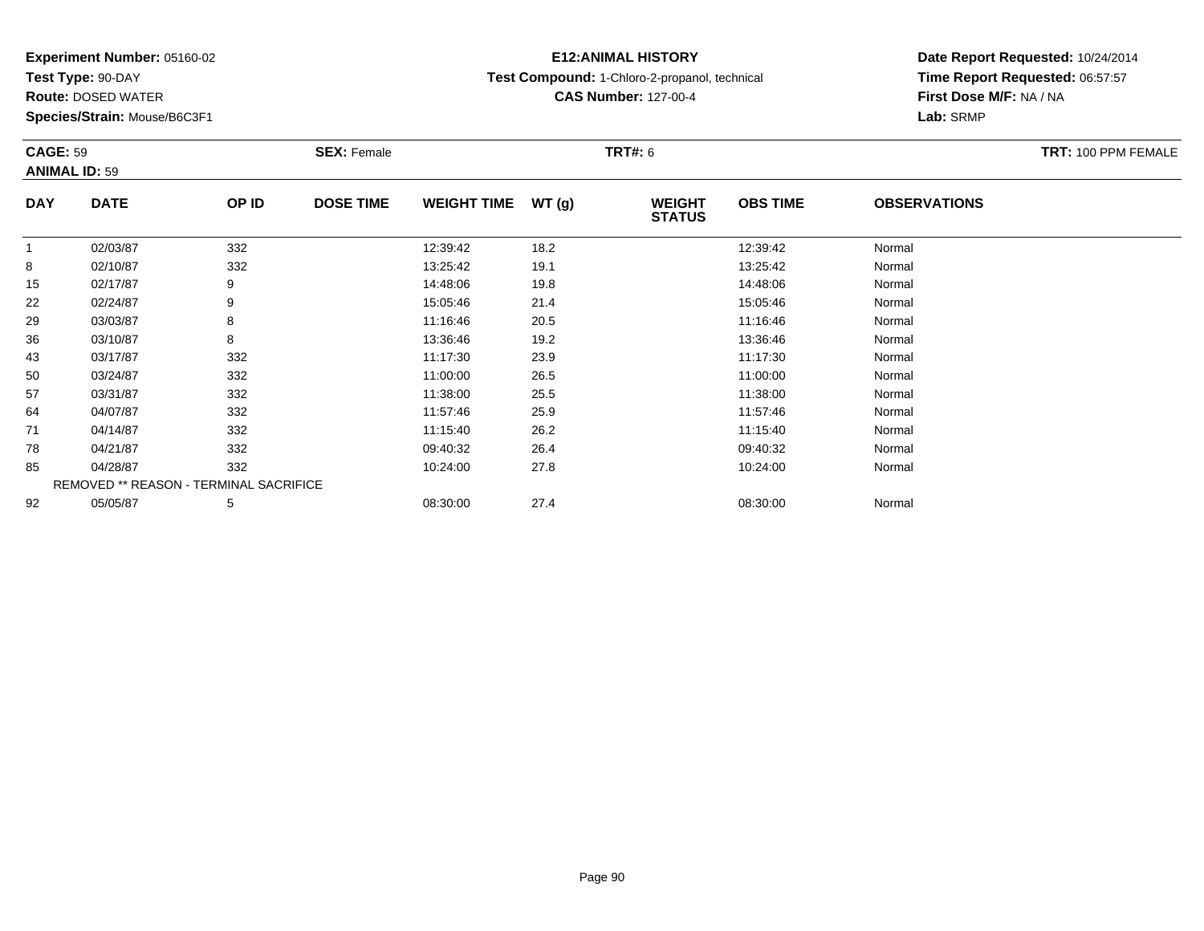**Experiment Number:** 05160-02
**Test Type:** 90-DAY
**Route:** DOSED WATER
**Species/Strain:** Mouse/B6C3F1

**E12:ANIMAL HISTORY**
**Test Compound:** 1-Chloro-2-propanol, technical
**CAS Number:** 127-00-4

**Date Report Requested:** 10/24/2014
**Time Report Requested:** 06:57:57
**First Dose M/F:** NA / NA
**Lab:** SRMP

**CAGE:** 59　**SEX:** Female　**TRT#:** 6　**TRT:** 100 PPM FEMALE
**ANIMAL ID:** 59

| DAY | DATE | OP ID | DOSE TIME | WEIGHT TIME | WT (g) | WEIGHT STATUS | OBS TIME | OBSERVATIONS |
|---|---|---|---|---|---|---|---|---|
| 1 | 02/03/87 | 332 | | 12:39:42 | 18.2 | | 12:39:42 | Normal |
| 8 | 02/10/87 | 332 | | 13:25:42 | 19.1 | | 13:25:42 | Normal |
| 15 | 02/17/87 | 9 | | 14:48:06 | 19.8 | | 14:48:06 | Normal |
| 22 | 02/24/87 | 9 | | 15:05:46 | 21.4 | | 15:05:46 | Normal |
| 29 | 03/03/87 | 8 | | 11:16:46 | 20.5 | | 11:16:46 | Normal |
| 36 | 03/10/87 | 8 | | 13:36:46 | 19.2 | | 13:36:46 | Normal |
| 43 | 03/17/87 | 332 | | 11:17:30 | 23.9 | | 11:17:30 | Normal |
| 50 | 03/24/87 | 332 | | 11:00:00 | 26.5 | | 11:00:00 | Normal |
| 57 | 03/31/87 | 332 | | 11:38:00 | 25.5 | | 11:38:00 | Normal |
| 64 | 04/07/87 | 332 | | 11:57:46 | 25.9 | | 11:57:46 | Normal |
| 71 | 04/14/87 | 332 | | 11:15:40 | 26.2 | | 11:15:40 | Normal |
| 78 | 04/21/87 | 332 | | 09:40:32 | 26.4 | | 09:40:32 | Normal |
| 85 | 04/28/87 | 332 | | 10:24:00 | 27.8 | | 10:24:00 | Normal |
| REMOVED ** REASON - TERMINAL SACRIFICE | | | | | | | | |
| 92 | 05/05/87 | 5 | | 08:30:00 | 27.4 | | 08:30:00 | Normal |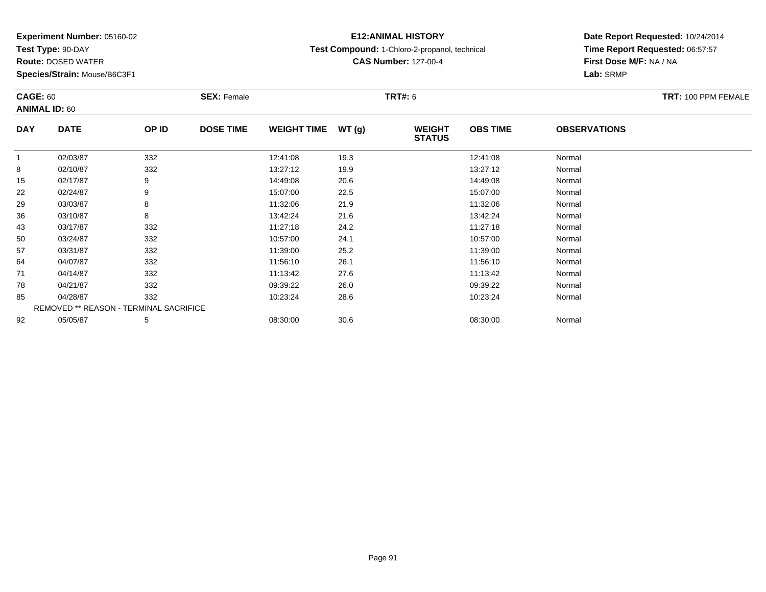**Experiment Number:** 05160-02
**Test Type:** 90-DAY
**Route:** DOSED WATER
**Species/Strain:** Mouse/B6C3F1

**E12:ANIMAL HISTORY**
**Test Compound:** 1-Chloro-2-propanol, technical
**CAS Number:** 127-00-4

**Date Report Requested:** 10/24/2014
**Time Report Requested:** 06:57:57
**First Dose M/F:** NA / NA
**Lab:** SRMP

**CAGE:** 60 **SEX:** Female **TRT#:** 6 **TRT:** 100 PPM FEMALE
**ANIMAL ID:** 60

| DAY | DATE | OP ID | DOSE TIME | WEIGHT TIME | WT (g) | WEIGHT STATUS | OBS TIME | OBSERVATIONS |
|---|---|---|---|---|---|---|---|---|
| 1 | 02/03/87 | 332 | | 12:41:08 | 19.3 | | 12:41:08 | Normal |
| 8 | 02/10/87 | 332 | | 13:27:12 | 19.9 | | 13:27:12 | Normal |
| 15 | 02/17/87 | 9 | | 14:49:08 | 20.6 | | 14:49:08 | Normal |
| 22 | 02/24/87 | 9 | | 15:07:00 | 22.5 | | 15:07:00 | Normal |
| 29 | 03/03/87 | 8 | | 11:32:06 | 21.9 | | 11:32:06 | Normal |
| 36 | 03/10/87 | 8 | | 13:42:24 | 21.6 | | 13:42:24 | Normal |
| 43 | 03/17/87 | 332 | | 11:27:18 | 24.2 | | 11:27:18 | Normal |
| 50 | 03/24/87 | 332 | | 10:57:00 | 24.1 | | 10:57:00 | Normal |
| 57 | 03/31/87 | 332 | | 11:39:00 | 25.2 | | 11:39:00 | Normal |
| 64 | 04/07/87 | 332 | | 11:56:10 | 26.1 | | 11:56:10 | Normal |
| 71 | 04/14/87 | 332 | | 11:13:42 | 27.6 | | 11:13:42 | Normal |
| 78 | 04/21/87 | 332 | | 09:39:22 | 26.0 | | 09:39:22 | Normal |
| 85 | 04/28/87 | 332 | | 10:23:24 | 28.6 | | 10:23:24 | Normal |
| REMOVED ** REASON - TERMINAL SACRIFICE | | | | | | | | |
| 92 | 05/05/87 | 5 | | 08:30:00 | 30.6 | | 08:30:00 | Normal |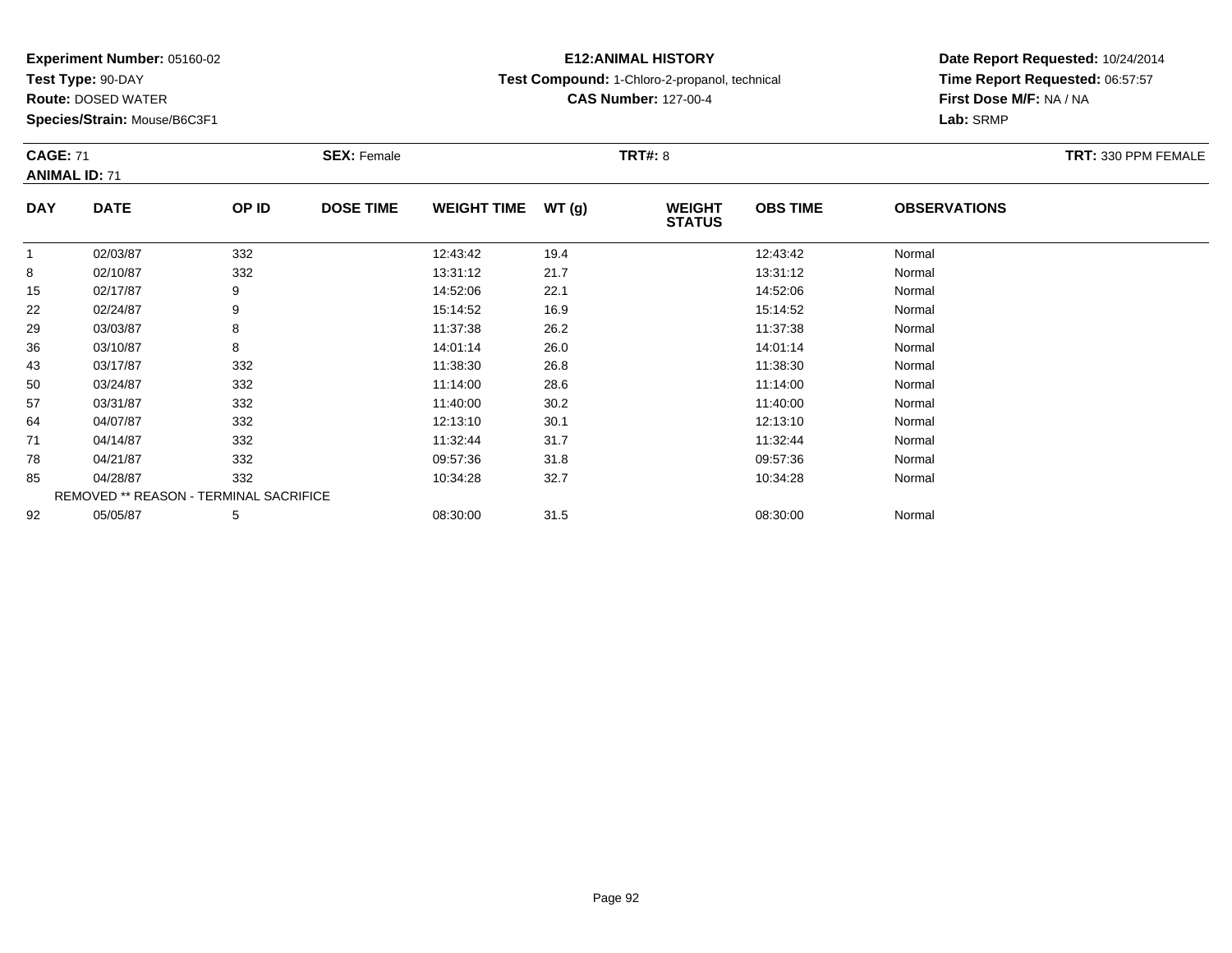**Experiment Number:** 05160-02
**Test Type:** 90-DAY
**Route:** DOSED WATER
**Species/Strain:** Mouse/B6C3F1

**E12:ANIMAL HISTORY**
**Test Compound:** 1-Chloro-2-propanol, technical
**CAS Number:** 127-00-4

**Date Report Requested:** 10/24/2014
**Time Report Requested:** 06:57:57
**First Dose M/F:** NA / NA
**Lab:** SRMP

**CAGE:** 71 **SEX:** Female **TRT#:** 8 **TRT:** 330 PPM FEMALE
**ANIMAL ID:** 71

| DAY | DATE | OP ID | DOSE TIME | WEIGHT TIME | WT (g) | WEIGHT STATUS | OBS TIME | OBSERVATIONS |
|---|---|---|---|---|---|---|---|---|
| 1 | 02/03/87 | 332 | | 12:43:42 | 19.4 | | 12:43:42 | Normal |
| 8 | 02/10/87 | 332 | | 13:31:12 | 21.7 | | 13:31:12 | Normal |
| 15 | 02/17/87 | 9 | | 14:52:06 | 22.1 | | 14:52:06 | Normal |
| 22 | 02/24/87 | 9 | | 15:14:52 | 16.9 | | 15:14:52 | Normal |
| 29 | 03/03/87 | 8 | | 11:37:38 | 26.2 | | 11:37:38 | Normal |
| 36 | 03/10/87 | 8 | | 14:01:14 | 26.0 | | 14:01:14 | Normal |
| 43 | 03/17/87 | 332 | | 11:38:30 | 26.8 | | 11:38:30 | Normal |
| 50 | 03/24/87 | 332 | | 11:14:00 | 28.6 | | 11:14:00 | Normal |
| 57 | 03/31/87 | 332 | | 11:40:00 | 30.2 | | 11:40:00 | Normal |
| 64 | 04/07/87 | 332 | | 12:13:10 | 30.1 | | 12:13:10 | Normal |
| 71 | 04/14/87 | 332 | | 11:32:44 | 31.7 | | 11:32:44 | Normal |
| 78 | 04/21/87 | 332 | | 09:57:36 | 31.8 | | 09:57:36 | Normal |
| 85 | 04/28/87 | 332 | | 10:34:28 | 32.7 | | 10:34:28 | Normal |
| | REMOVED ** REASON - TERMINAL SACRIFICE | | | | | | | |
| 92 | 05/05/87 | 5 | | 08:30:00 | 31.5 | | 08:30:00 | Normal |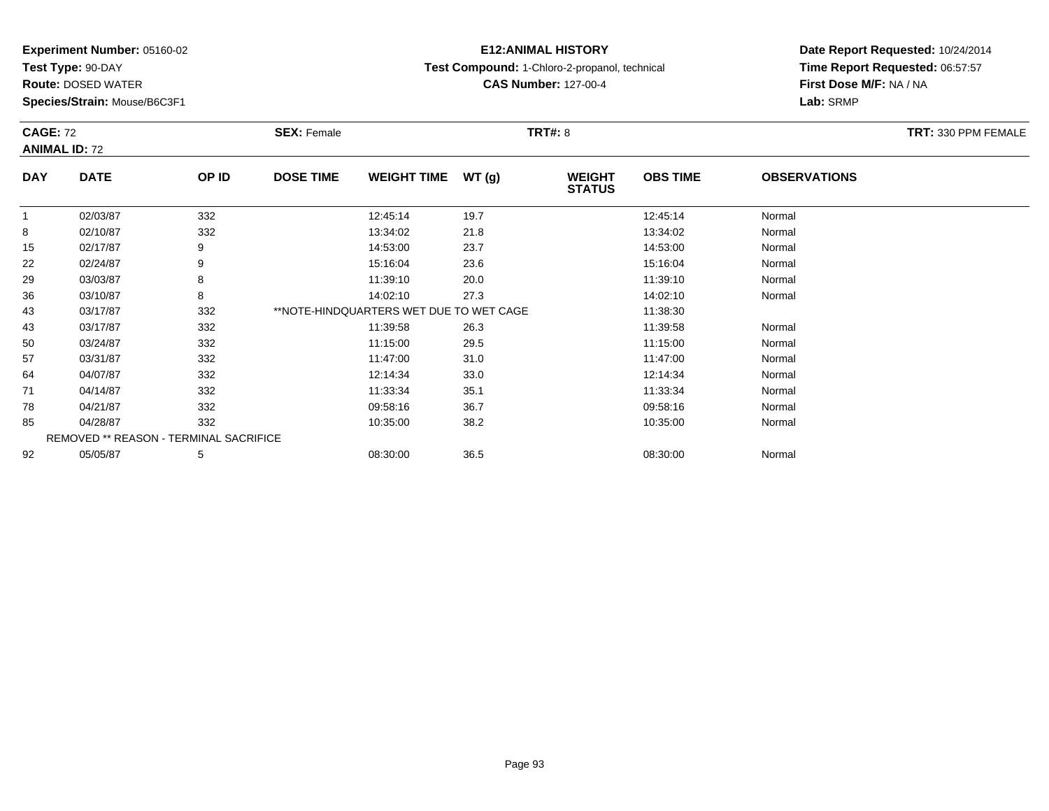**Experiment Number:** 05160-02
**Test Type:** 90-DAY
**Route:** DOSED WATER
**Species/Strain:** Mouse/B6C3F1

**E12:ANIMAL HISTORY**
**Test Compound:** 1-Chloro-2-propanol, technical
**CAS Number:** 127-00-4

**Date Report Requested:** 10/24/2014
**Time Report Requested:** 06:57:57
**First Dose M/F:** NA / NA
**Lab:** SRMP

**CAGE:** 72 **SEX:** Female **TRT#:** 8 **TRT:** 330 PPM FEMALE
**ANIMAL ID:** 72

| DAY | DATE | OP ID | DOSE TIME | WEIGHT TIME | WT (g) | WEIGHT STATUS | OBS TIME | OBSERVATIONS |
|---|---|---|---|---|---|---|---|---|
| 1 | 02/03/87 | 332 | | 12:45:14 | 19.7 | | 12:45:14 | Normal |
| 8 | 02/10/87 | 332 | | 13:34:02 | 21.8 | | 13:34:02 | Normal |
| 15 | 02/17/87 | 9 | | 14:53:00 | 23.7 | | 14:53:00 | Normal |
| 22 | 02/24/87 | 9 | | 15:16:04 | 23.6 | | 15:16:04 | Normal |
| 29 | 03/03/87 | 8 | | 11:39:10 | 20.0 | | 11:39:10 | Normal |
| 36 | 03/10/87 | 8 | | 14:02:10 | 27.3 | | 14:02:10 | Normal |
| 43 | 03/17/87 | 332 | **NOTE-HINDQUARTERS WET DUE TO WET CAGE | | | | 11:38:30 | |
| 43 | 03/17/87 | 332 | | 11:39:58 | 26.3 | | 11:39:58 | Normal |
| 50 | 03/24/87 | 332 | | 11:15:00 | 29.5 | | 11:15:00 | Normal |
| 57 | 03/31/87 | 332 | | 11:47:00 | 31.0 | | 11:47:00 | Normal |
| 64 | 04/07/87 | 332 | | 12:14:34 | 33.0 | | 12:14:34 | Normal |
| 71 | 04/14/87 | 332 | | 11:33:34 | 35.1 | | 11:33:34 | Normal |
| 78 | 04/21/87 | 332 | | 09:58:16 | 36.7 | | 09:58:16 | Normal |
| 85 | 04/28/87 | 332 | | 10:35:00 | 38.2 | | 10:35:00 | Normal |
| | REMOVED ** REASON - TERMINAL SACRIFICE | | | | | | | |
| 92 | 05/05/87 | 5 | | 08:30:00 | 36.5 | | 08:30:00 | Normal |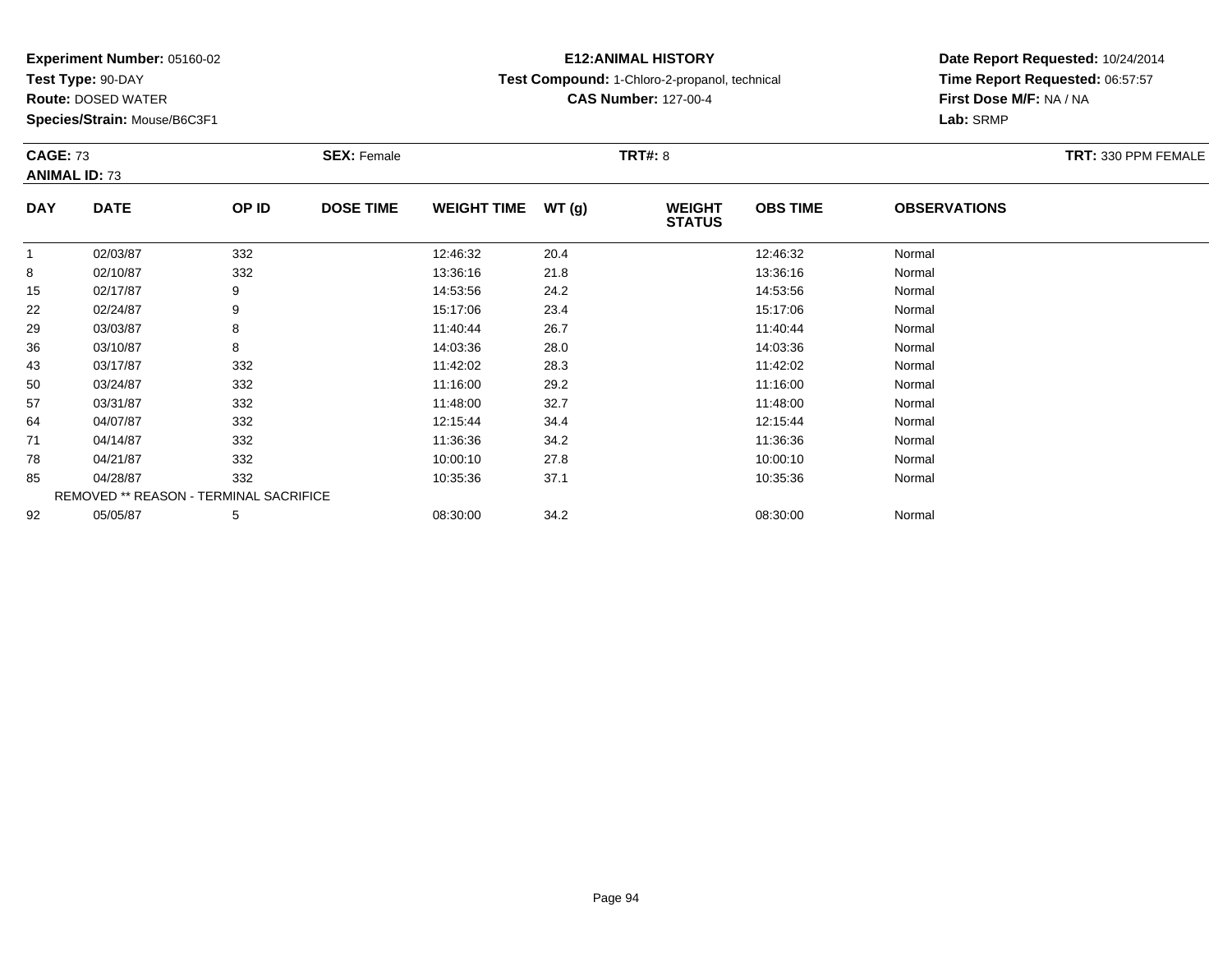**Experiment Number:** 05160-02
**Test Type:** 90-DAY
**Route:** DOSED WATER
**Species/Strain:** Mouse/B6C3F1

**E12:ANIMAL HISTORY**
**Test Compound:** 1-Chloro-2-propanol, technical
**CAS Number:** 127-00-4

**Date Report Requested:** 10/24/2014
**Time Report Requested:** 06:57:57
**First Dose M/F:** NA / NA
**Lab:** SRMP

**CAGE:** 73
**ANIMAL ID:** 73
**SEX:** Female
**TRT#:** 8
**TRT:** 330 PPM FEMALE

| DAY | DATE | OP ID | DOSE TIME | WEIGHT TIME | WT (g) | WEIGHT STATUS | OBS TIME | OBSERVATIONS |
|---|---|---|---|---|---|---|---|---|
| 1 | 02/03/87 | 332 | | 12:46:32 | 20.4 | | 12:46:32 | Normal |
| 8 | 02/10/87 | 332 | | 13:36:16 | 21.8 | | 13:36:16 | Normal |
| 15 | 02/17/87 | 9 | | 14:53:56 | 24.2 | | 14:53:56 | Normal |
| 22 | 02/24/87 | 9 | | 15:17:06 | 23.4 | | 15:17:06 | Normal |
| 29 | 03/03/87 | 8 | | 11:40:44 | 26.7 | | 11:40:44 | Normal |
| 36 | 03/10/87 | 8 | | 14:03:36 | 28.0 | | 14:03:36 | Normal |
| 43 | 03/17/87 | 332 | | 11:42:02 | 28.3 | | 11:42:02 | Normal |
| 50 | 03/24/87 | 332 | | 11:16:00 | 29.2 | | 11:16:00 | Normal |
| 57 | 03/31/87 | 332 | | 11:48:00 | 32.7 | | 11:48:00 | Normal |
| 64 | 04/07/87 | 332 | | 12:15:44 | 34.4 | | 12:15:44 | Normal |
| 71 | 04/14/87 | 332 | | 11:36:36 | 34.2 | | 11:36:36 | Normal |
| 78 | 04/21/87 | 332 | | 10:00:10 | 27.8 | | 10:00:10 | Normal |
| 85 | 04/28/87 | 332 | | 10:35:36 | 37.1 | | 10:35:36 | Normal |
| REMOVED ** REASON - TERMINAL SACRIFICE | | | | | | | | |
| 92 | 05/05/87 | 5 | | 08:30:00 | 34.2 | | 08:30:00 | Normal |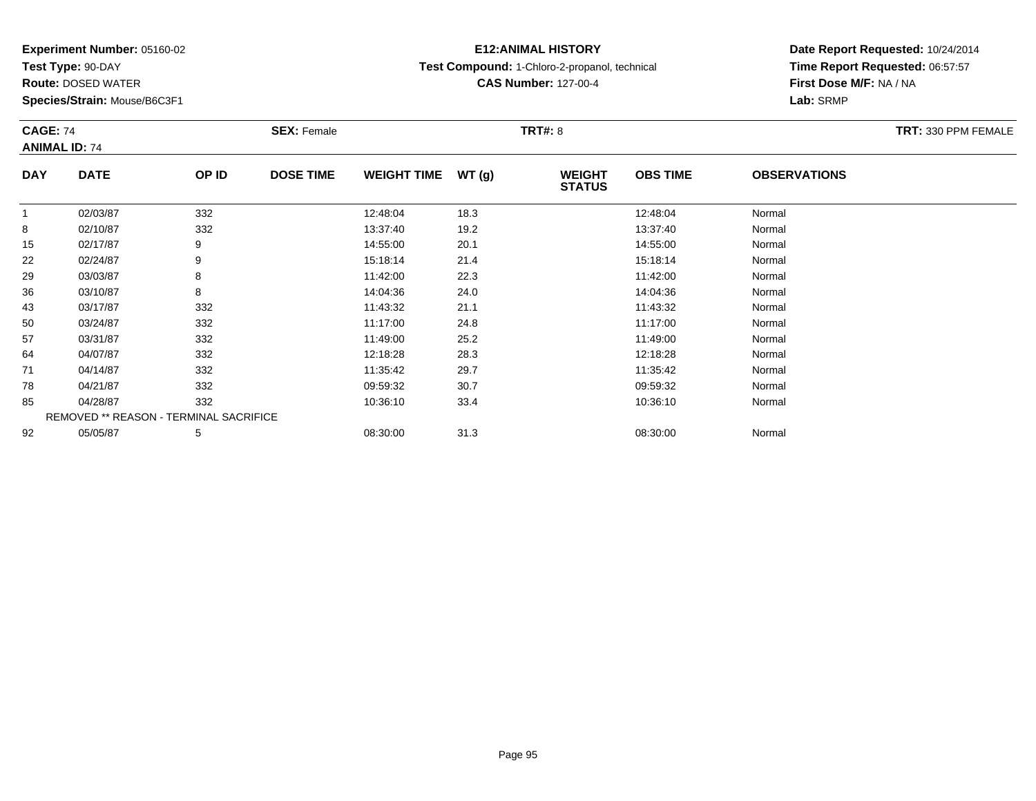**Experiment Number:** 05160-02
**Test Type:** 90-DAY
**Route:** DOSED WATER
**Species/Strain:** Mouse/B6C3F1

**E12:ANIMAL HISTORY**
**Test Compound:** 1-Chloro-2-propanol, technical
**CAS Number:** 127-00-4

**Date Report Requested:** 10/24/2014
**Time Report Requested:** 06:57:57
**First Dose M/F:** NA / NA
**Lab:** SRMP

**CAGE:** 74 **SEX:** Female **TRT#:** 8 **TRT:** 330 PPM FEMALE
**ANIMAL ID:** 74

| DAY | DATE | OP ID | DOSE TIME | WEIGHT TIME | WT (g) | WEIGHT STATUS | OBS TIME | OBSERVATIONS |
|---|---|---|---|---|---|---|---|---|
| 1 | 02/03/87 | 332 | | 12:48:04 | 18.3 | | 12:48:04 | Normal |
| 8 | 02/10/87 | 332 | | 13:37:40 | 19.2 | | 13:37:40 | Normal |
| 15 | 02/17/87 | 9 | | 14:55:00 | 20.1 | | 14:55:00 | Normal |
| 22 | 02/24/87 | 9 | | 15:18:14 | 21.4 | | 15:18:14 | Normal |
| 29 | 03/03/87 | 8 | | 11:42:00 | 22.3 | | 11:42:00 | Normal |
| 36 | 03/10/87 | 8 | | 14:04:36 | 24.0 | | 14:04:36 | Normal |
| 43 | 03/17/87 | 332 | | 11:43:32 | 21.1 | | 11:43:32 | Normal |
| 50 | 03/24/87 | 332 | | 11:17:00 | 24.8 | | 11:17:00 | Normal |
| 57 | 03/31/87 | 332 | | 11:49:00 | 25.2 | | 11:49:00 | Normal |
| 64 | 04/07/87 | 332 | | 12:18:28 | 28.3 | | 12:18:28 | Normal |
| 71 | 04/14/87 | 332 | | 11:35:42 | 29.7 | | 11:35:42 | Normal |
| 78 | 04/21/87 | 332 | | 09:59:32 | 30.7 | | 09:59:32 | Normal |
| 85 | 04/28/87 | 332 | | 10:36:10 | 33.4 | | 10:36:10 | Normal |
| REMOVED ** REASON - TERMINAL SACRIFICE | | | | | | | | |
| 92 | 05/05/87 | 5 | | 08:30:00 | 31.3 | | 08:30:00 | Normal |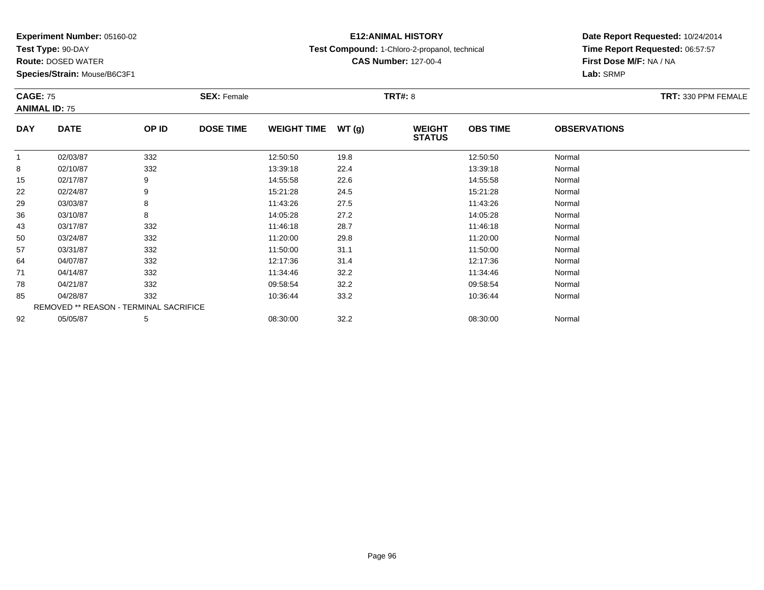**Experiment Number:** 05160-02
**Test Type:** 90-DAY
**Route:** DOSED WATER
**Species/Strain:** Mouse/B6C3F1

**E12:ANIMAL HISTORY**
**Test Compound:** 1-Chloro-2-propanol, technical
**CAS Number:** 127-00-4

**Date Report Requested:** 10/24/2014
**Time Report Requested:** 06:57:57
**First Dose M/F:** NA / NA
**Lab:** SRMP

**CAGE:** 75 **SEX:** Female **TRT#:** 8 **TRT:** 330 PPM FEMALE
**ANIMAL ID:** 75

| DAY | DATE | OP ID | DOSE TIME | WEIGHT TIME | WT (g) | WEIGHT STATUS | OBS TIME | OBSERVATIONS |
|---|---|---|---|---|---|---|---|---|
| 1 | 02/03/87 | 332 | | 12:50:50 | 19.8 | | 12:50:50 | Normal |
| 8 | 02/10/87 | 332 | | 13:39:18 | 22.4 | | 13:39:18 | Normal |
| 15 | 02/17/87 | 9 | | 14:55:58 | 22.6 | | 14:55:58 | Normal |
| 22 | 02/24/87 | 9 | | 15:21:28 | 24.5 | | 15:21:28 | Normal |
| 29 | 03/03/87 | 8 | | 11:43:26 | 27.5 | | 11:43:26 | Normal |
| 36 | 03/10/87 | 8 | | 14:05:28 | 27.2 | | 14:05:28 | Normal |
| 43 | 03/17/87 | 332 | | 11:46:18 | 28.7 | | 11:46:18 | Normal |
| 50 | 03/24/87 | 332 | | 11:20:00 | 29.8 | | 11:20:00 | Normal |
| 57 | 03/31/87 | 332 | | 11:50:00 | 31.1 | | 11:50:00 | Normal |
| 64 | 04/07/87 | 332 | | 12:17:36 | 31.4 | | 12:17:36 | Normal |
| 71 | 04/14/87 | 332 | | 11:34:46 | 32.2 | | 11:34:46 | Normal |
| 78 | 04/21/87 | 332 | | 09:58:54 | 32.2 | | 09:58:54 | Normal |
| 85 | 04/28/87 | 332 | | 10:36:44 | 33.2 | | 10:36:44 | Normal |
| | REMOVED ** REASON - TERMINAL SACRIFICE | | | | | | | |
| 92 | 05/05/87 | 5 | | 08:30:00 | 32.2 | | 08:30:00 | Normal |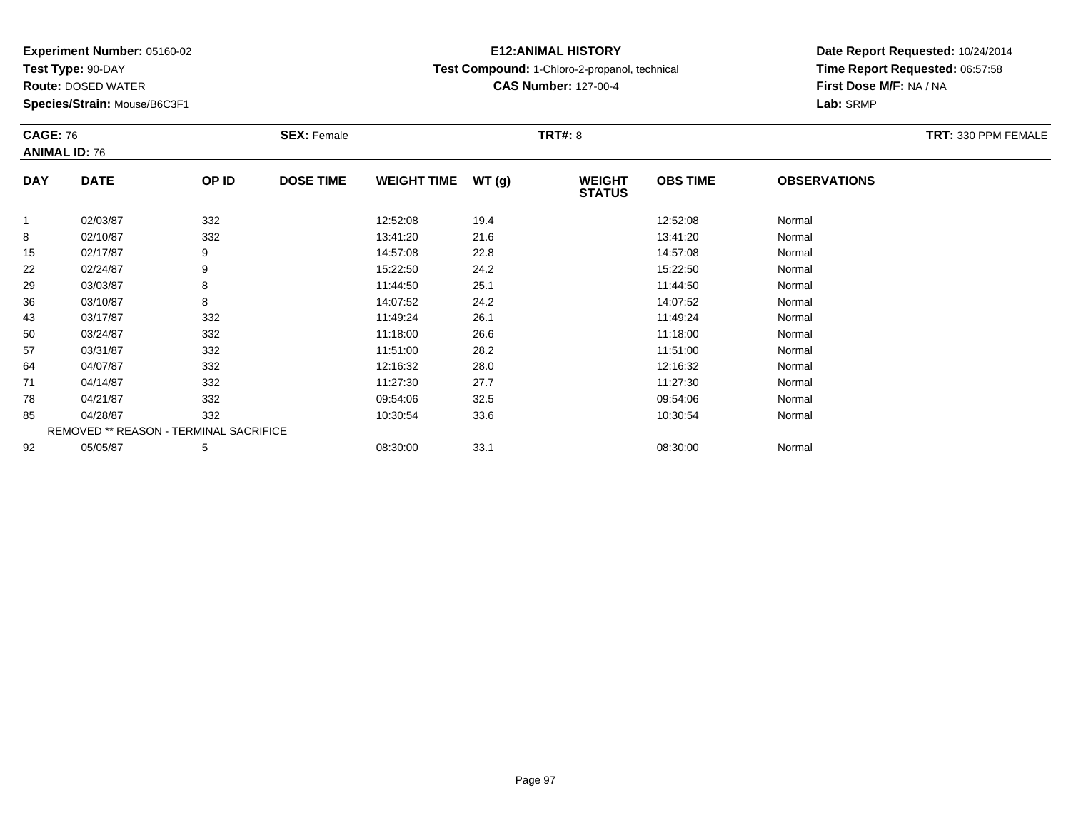**Experiment Number:** 05160-02
**Test Type:** 90-DAY
**Route:** DOSED WATER
**Species/Strain:** Mouse/B6C3F1

**E12:ANIMAL HISTORY**
**Test Compound:** 1-Chloro-2-propanol, technical
**CAS Number:** 127-00-4

**Date Report Requested:** 10/24/2014
**Time Report Requested:** 06:57:58
**First Dose M/F:** NA / NA
**Lab:** SRMP

**CAGE:** 76 **SEX:** Female **TRT#:** 8 **TRT:** 330 PPM FEMALE
**ANIMAL ID:** 76

| DAY | DATE | OP ID | DOSE TIME | WEIGHT TIME | WT (g) | WEIGHT STATUS | OBS TIME | OBSERVATIONS |
|---|---|---|---|---|---|---|---|---|
| 1 | 02/03/87 | 332 | | 12:52:08 | 19.4 | | 12:52:08 | Normal |
| 8 | 02/10/87 | 332 | | 13:41:20 | 21.6 | | 13:41:20 | Normal |
| 15 | 02/17/87 | 9 | | 14:57:08 | 22.8 | | 14:57:08 | Normal |
| 22 | 02/24/87 | 9 | | 15:22:50 | 24.2 | | 15:22:50 | Normal |
| 29 | 03/03/87 | 8 | | 11:44:50 | 25.1 | | 11:44:50 | Normal |
| 36 | 03/10/87 | 8 | | 14:07:52 | 24.2 | | 14:07:52 | Normal |
| 43 | 03/17/87 | 332 | | 11:49:24 | 26.1 | | 11:49:24 | Normal |
| 50 | 03/24/87 | 332 | | 11:18:00 | 26.6 | | 11:18:00 | Normal |
| 57 | 03/31/87 | 332 | | 11:51:00 | 28.2 | | 11:51:00 | Normal |
| 64 | 04/07/87 | 332 | | 12:16:32 | 28.0 | | 12:16:32 | Normal |
| 71 | 04/14/87 | 332 | | 11:27:30 | 27.7 | | 11:27:30 | Normal |
| 78 | 04/21/87 | 332 | | 09:54:06 | 32.5 | | 09:54:06 | Normal |
| 85 | 04/28/87 | 332 | | 10:30:54 | 33.6 | | 10:30:54 | Normal |
| REMOVED ** REASON - TERMINAL SACRIFICE | | | | | | | | |
| 92 | 05/05/87 | 5 | | 08:30:00 | 33.1 | | 08:30:00 | Normal |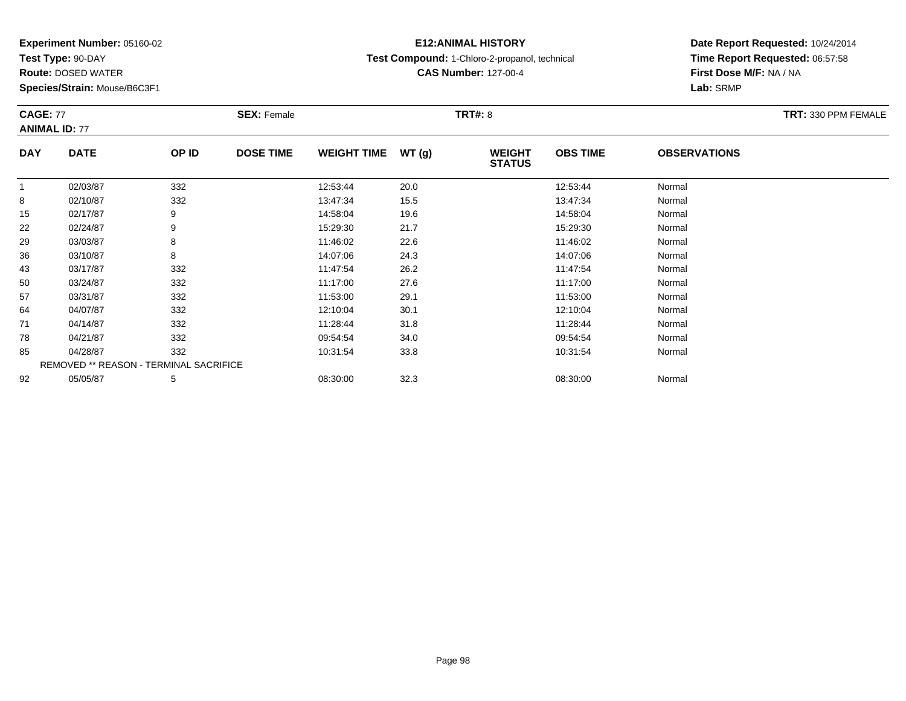**Experiment Number:** 05160-02
**Test Type:** 90-DAY
**Route:** DOSED WATER
**Species/Strain:** Mouse/B6C3F1

**E12:ANIMAL HISTORY**
**Test Compound:** 1-Chloro-2-propanol, technical
**CAS Number:** 127-00-4

**Date Report Requested:** 10/24/2014
**Time Report Requested:** 06:57:58
**First Dose M/F:** NA / NA
**Lab:** SRMP

**CAGE:** 77
**ANIMAL ID:** 77
**SEX:** Female
**TRT#:** 8
**TRT:** 330 PPM FEMALE

| DAY | DATE | OP ID | DOSE TIME | WEIGHT TIME | WT (g) | WEIGHT STATUS | OBS TIME | OBSERVATIONS |
|---|---|---|---|---|---|---|---|---|
| 1 | 02/03/87 | 332 | | 12:53:44 | 20.0 | | 12:53:44 | Normal |
| 8 | 02/10/87 | 332 | | 13:47:34 | 15.5 | | 13:47:34 | Normal |
| 15 | 02/17/87 | 9 | | 14:58:04 | 19.6 | | 14:58:04 | Normal |
| 22 | 02/24/87 | 9 | | 15:29:30 | 21.7 | | 15:29:30 | Normal |
| 29 | 03/03/87 | 8 | | 11:46:02 | 22.6 | | 11:46:02 | Normal |
| 36 | 03/10/87 | 8 | | 14:07:06 | 24.3 | | 14:07:06 | Normal |
| 43 | 03/17/87 | 332 | | 11:47:54 | 26.2 | | 11:47:54 | Normal |
| 50 | 03/24/87 | 332 | | 11:17:00 | 27.6 | | 11:17:00 | Normal |
| 57 | 03/31/87 | 332 | | 11:53:00 | 29.1 | | 11:53:00 | Normal |
| 64 | 04/07/87 | 332 | | 12:10:04 | 30.1 | | 12:10:04 | Normal |
| 71 | 04/14/87 | 332 | | 11:28:44 | 31.8 | | 11:28:44 | Normal |
| 78 | 04/21/87 | 332 | | 09:54:54 | 34.0 | | 09:54:54 | Normal |
| 85 | 04/28/87 | 332 | | 10:31:54 | 33.8 | | 10:31:54 | Normal |
| REMOVED ** REASON - TERMINAL SACRIFICE | | | | | | | | |
| 92 | 05/05/87 | 5 | | 08:30:00 | 32.3 | | 08:30:00 | Normal |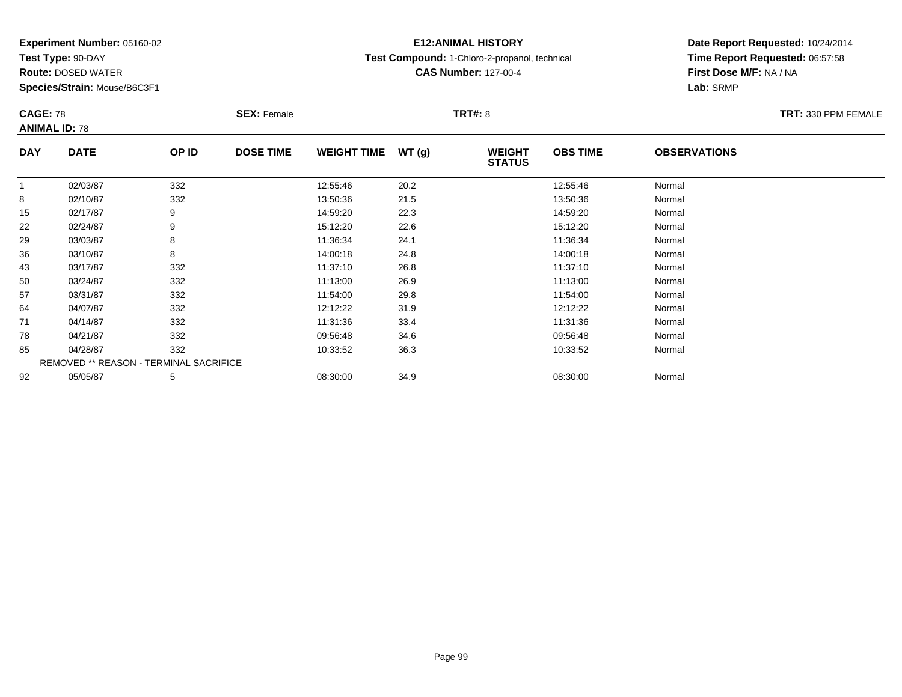**Experiment Number:** 05160-02
**Test Type:** 90-DAY
**Route:** DOSED WATER
**Species/Strain:** Mouse/B6C3F1

**E12:ANIMAL HISTORY**
**Test Compound:** 1-Chloro-2-propanol, technical
**CAS Number:** 127-00-4

**Date Report Requested:** 10/24/2014
**Time Report Requested:** 06:57:58
**First Dose M/F:** NA / NA
**Lab:** SRMP

**CAGE:** 78
**ANIMAL ID:** 78
**SEX:** Female
**TRT#:** 8
**TRT:** 330 PPM FEMALE

| DAY | DATE | OP ID | DOSE TIME | WEIGHT TIME | WT (g) | WEIGHT STATUS | OBS TIME | OBSERVATIONS |
|---|---|---|---|---|---|---|---|---|
| 1 | 02/03/87 | 332 | | 12:55:46 | 20.2 | | 12:55:46 | Normal |
| 8 | 02/10/87 | 332 | | 13:50:36 | 21.5 | | 13:50:36 | Normal |
| 15 | 02/17/87 | 9 | | 14:59:20 | 22.3 | | 14:59:20 | Normal |
| 22 | 02/24/87 | 9 | | 15:12:20 | 22.6 | | 15:12:20 | Normal |
| 29 | 03/03/87 | 8 | | 11:36:34 | 24.1 | | 11:36:34 | Normal |
| 36 | 03/10/87 | 8 | | 14:00:18 | 24.8 | | 14:00:18 | Normal |
| 43 | 03/17/87 | 332 | | 11:37:10 | 26.8 | | 11:37:10 | Normal |
| 50 | 03/24/87 | 332 | | 11:13:00 | 26.9 | | 11:13:00 | Normal |
| 57 | 03/31/87 | 332 | | 11:54:00 | 29.8 | | 11:54:00 | Normal |
| 64 | 04/07/87 | 332 | | 12:12:22 | 31.9 | | 12:12:22 | Normal |
| 71 | 04/14/87 | 332 | | 11:31:36 | 33.4 | | 11:31:36 | Normal |
| 78 | 04/21/87 | 332 | | 09:56:48 | 34.6 | | 09:56:48 | Normal |
| 85 | 04/28/87 | 332 | | 10:33:52 | 36.3 | | 10:33:52 | Normal |
| | REMOVED ** REASON - TERMINAL SACRIFICE | | | | | | | |
| 92 | 05/05/87 | 5 | | 08:30:00 | 34.9 | | 08:30:00 | Normal |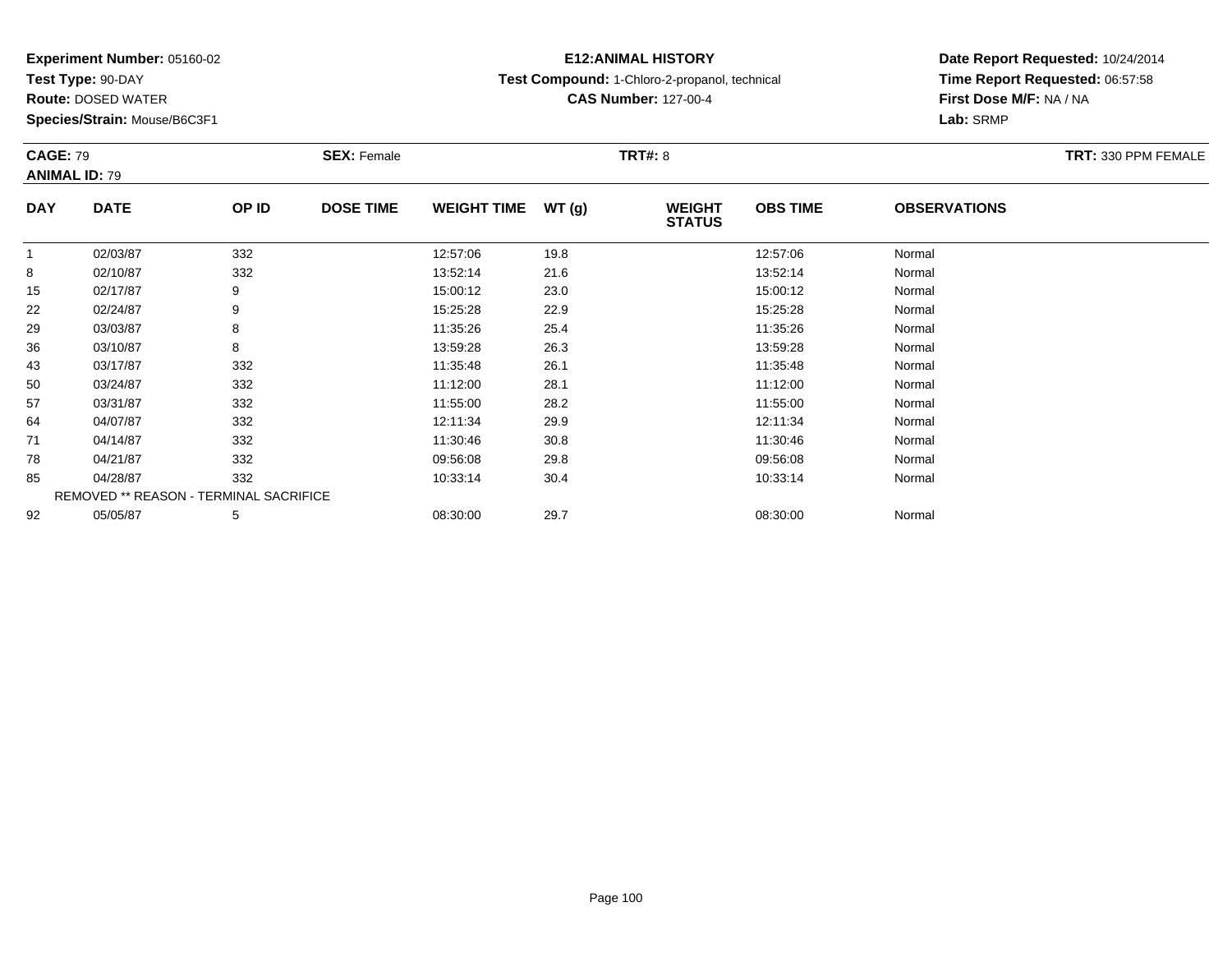**Experiment Number:** 05160-02
**Test Type:** 90-DAY
**Route:** DOSED WATER
**Species/Strain:** Mouse/B6C3F1

**E12:ANIMAL HISTORY**
**Test Compound:** 1-Chloro-2-propanol, technical
**CAS Number:** 127-00-4

**Date Report Requested:** 10/24/2014
**Time Report Requested:** 06:57:58
**First Dose M/F:** NA / NA
**Lab:** SRMP

**CAGE:** 79 **SEX:** Female **TRT#:** 8 **TRT:** 330 PPM FEMALE
**ANIMAL ID:** 79

| DAY | DATE | OP ID | DOSE TIME | WEIGHT TIME | WT (g) | WEIGHT STATUS | OBS TIME | OBSERVATIONS |
|---|---|---|---|---|---|---|---|---|
| 1 | 02/03/87 | 332 | | 12:57:06 | 19.8 | | 12:57:06 | Normal |
| 8 | 02/10/87 | 332 | | 13:52:14 | 21.6 | | 13:52:14 | Normal |
| 15 | 02/17/87 | 9 | | 15:00:12 | 23.0 | | 15:00:12 | Normal |
| 22 | 02/24/87 | 9 | | 15:25:28 | 22.9 | | 15:25:28 | Normal |
| 29 | 03/03/87 | 8 | | 11:35:26 | 25.4 | | 11:35:26 | Normal |
| 36 | 03/10/87 | 8 | | 13:59:28 | 26.3 | | 13:59:28 | Normal |
| 43 | 03/17/87 | 332 | | 11:35:48 | 26.1 | | 11:35:48 | Normal |
| 50 | 03/24/87 | 332 | | 11:12:00 | 28.1 | | 11:12:00 | Normal |
| 57 | 03/31/87 | 332 | | 11:55:00 | 28.2 | | 11:55:00 | Normal |
| 64 | 04/07/87 | 332 | | 12:11:34 | 29.9 | | 12:11:34 | Normal |
| 71 | 04/14/87 | 332 | | 11:30:46 | 30.8 | | 11:30:46 | Normal |
| 78 | 04/21/87 | 332 | | 09:56:08 | 29.8 | | 09:56:08 | Normal |
| 85 | 04/28/87 | 332 | | 10:33:14 | 30.4 | | 10:33:14 | Normal |
| REMOVED ** REASON - TERMINAL SACRIFICE | | | | | | | | |
| 92 | 05/05/87 | 5 | | 08:30:00 | 29.7 | | 08:30:00 | Normal |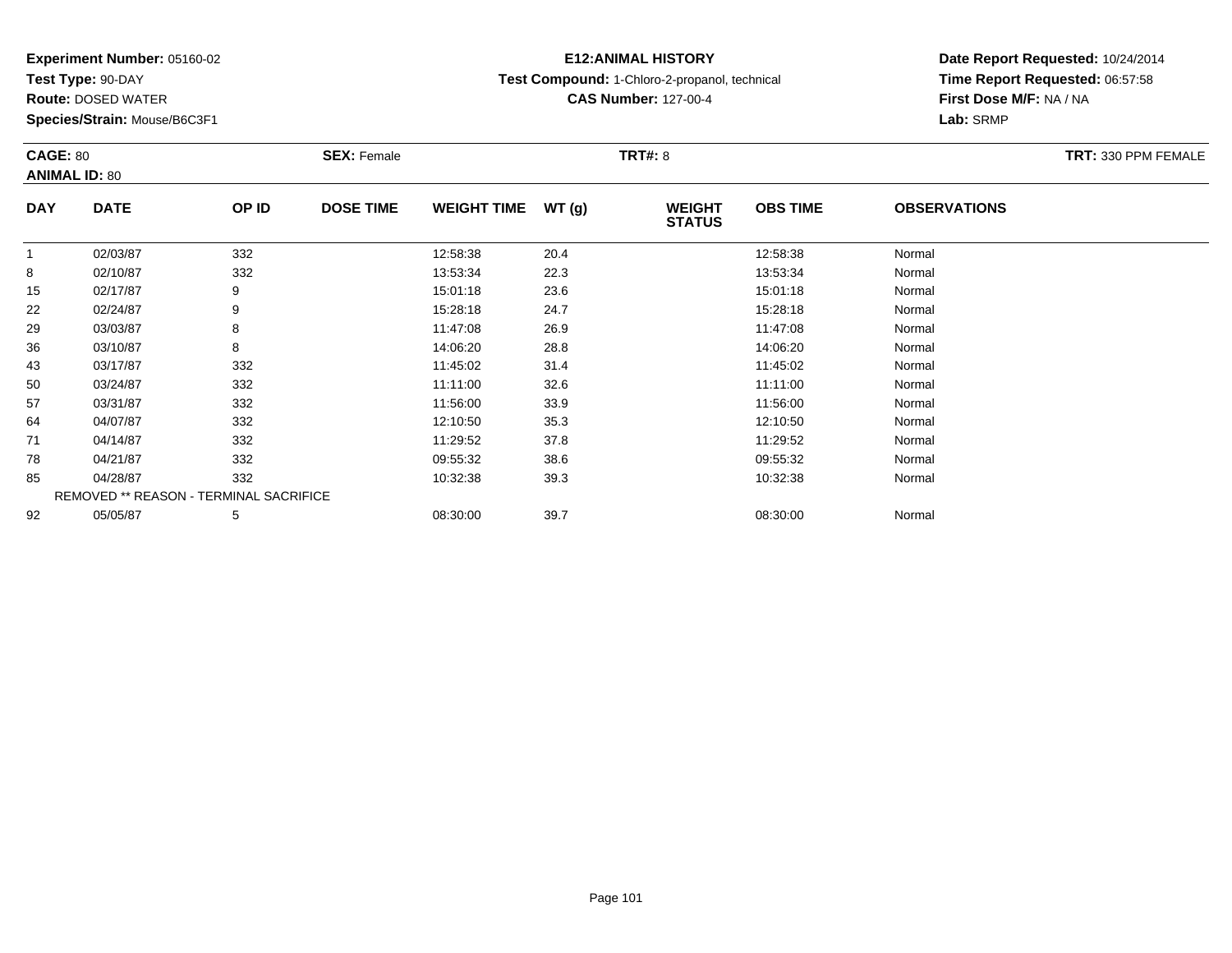**Experiment Number:** 05160-02
**Test Type:** 90-DAY
**Route:** DOSED WATER
**Species/Strain:** Mouse/B6C3F1

**E12:ANIMAL HISTORY**
**Test Compound:** 1-Chloro-2-propanol, technical
**CAS Number:** 127-00-4

**Date Report Requested:** 10/24/2014
**Time Report Requested:** 06:57:58
**First Dose M/F:** NA / NA
**Lab:** SRMP

**CAGE:** 80 **SEX:** Female **TRT#:** 8 **TRT:** 330 PPM FEMALE
**ANIMAL ID:** 80

| DAY | DATE | OP ID | DOSE TIME | WEIGHT TIME | WT (g) | WEIGHT STATUS | OBS TIME | OBSERVATIONS |
|---|---|---|---|---|---|---|---|---|
| 1 | 02/03/87 | 332 | | 12:58:38 | 20.4 | | 12:58:38 | Normal |
| 8 | 02/10/87 | 332 | | 13:53:34 | 22.3 | | 13:53:34 | Normal |
| 15 | 02/17/87 | 9 | | 15:01:18 | 23.6 | | 15:01:18 | Normal |
| 22 | 02/24/87 | 9 | | 15:28:18 | 24.7 | | 15:28:18 | Normal |
| 29 | 03/03/87 | 8 | | 11:47:08 | 26.9 | | 11:47:08 | Normal |
| 36 | 03/10/87 | 8 | | 14:06:20 | 28.8 | | 14:06:20 | Normal |
| 43 | 03/17/87 | 332 | | 11:45:02 | 31.4 | | 11:45:02 | Normal |
| 50 | 03/24/87 | 332 | | 11:11:00 | 32.6 | | 11:11:00 | Normal |
| 57 | 03/31/87 | 332 | | 11:56:00 | 33.9 | | 11:56:00 | Normal |
| 64 | 04/07/87 | 332 | | 12:10:50 | 35.3 | | 12:10:50 | Normal |
| 71 | 04/14/87 | 332 | | 11:29:52 | 37.8 | | 11:29:52 | Normal |
| 78 | 04/21/87 | 332 | | 09:55:32 | 38.6 | | 09:55:32 | Normal |
| 85 | 04/28/87 | 332 | | 10:32:38 | 39.3 | | 10:32:38 | Normal |
| REMOVED ** REASON - TERMINAL SACRIFICE | | | | | | | | |
| 92 | 05/05/87 | 5 | | 08:30:00 | 39.7 | | 08:30:00 | Normal |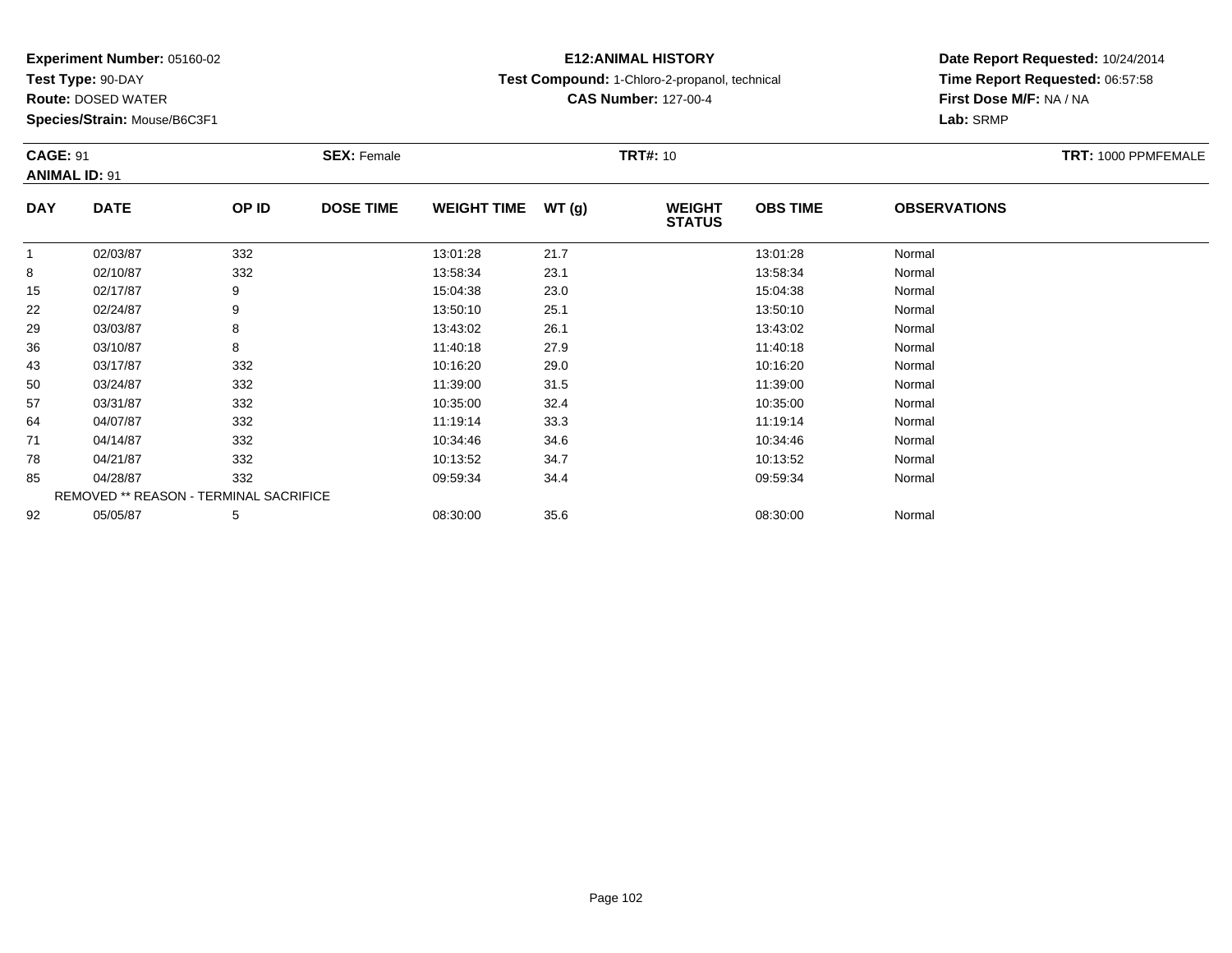**Experiment Number:** 05160-02
**Test Type:** 90-DAY
**Route:** DOSED WATER
**Species/Strain:** Mouse/B6C3F1

**E12:ANIMAL HISTORY**
**Test Compound:** 1-Chloro-2-propanol, technical
**CAS Number:** 127-00-4

**Date Report Requested:** 10/24/2014
**Time Report Requested:** 06:57:58
**First Dose M/F:** NA / NA
**Lab:** SRMP

**CAGE:** 91 **SEX:** Female **TRT#:** 10 **TRT:** 1000 PPMFEMALE
**ANIMAL ID:** 91

| DAY | DATE | OP ID | DOSE TIME | WEIGHT TIME | WT (g) | WEIGHT STATUS | OBS TIME | OBSERVATIONS |
|---|---|---|---|---|---|---|---|---|
| 1 | 02/03/87 | 332 | | 13:01:28 | 21.7 | | 13:01:28 | Normal |
| 8 | 02/10/87 | 332 | | 13:58:34 | 23.1 | | 13:58:34 | Normal |
| 15 | 02/17/87 | 9 | | 15:04:38 | 23.0 | | 15:04:38 | Normal |
| 22 | 02/24/87 | 9 | | 13:50:10 | 25.1 | | 13:50:10 | Normal |
| 29 | 03/03/87 | 8 | | 13:43:02 | 26.1 | | 13:43:02 | Normal |
| 36 | 03/10/87 | 8 | | 11:40:18 | 27.9 | | 11:40:18 | Normal |
| 43 | 03/17/87 | 332 | | 10:16:20 | 29.0 | | 10:16:20 | Normal |
| 50 | 03/24/87 | 332 | | 11:39:00 | 31.5 | | 11:39:00 | Normal |
| 57 | 03/31/87 | 332 | | 10:35:00 | 32.4 | | 10:35:00 | Normal |
| 64 | 04/07/87 | 332 | | 11:19:14 | 33.3 | | 11:19:14 | Normal |
| 71 | 04/14/87 | 332 | | 10:34:46 | 34.6 | | 10:34:46 | Normal |
| 78 | 04/21/87 | 332 | | 10:13:52 | 34.7 | | 10:13:52 | Normal |
| 85 | 04/28/87 | 332 | | 09:59:34 | 34.4 | | 09:59:34 | Normal |
| | REMOVED ** REASON - TERMINAL SACRIFICE | | | | | | | |
| 92 | 05/05/87 | 5 | | 08:30:00 | 35.6 | | 08:30:00 | Normal |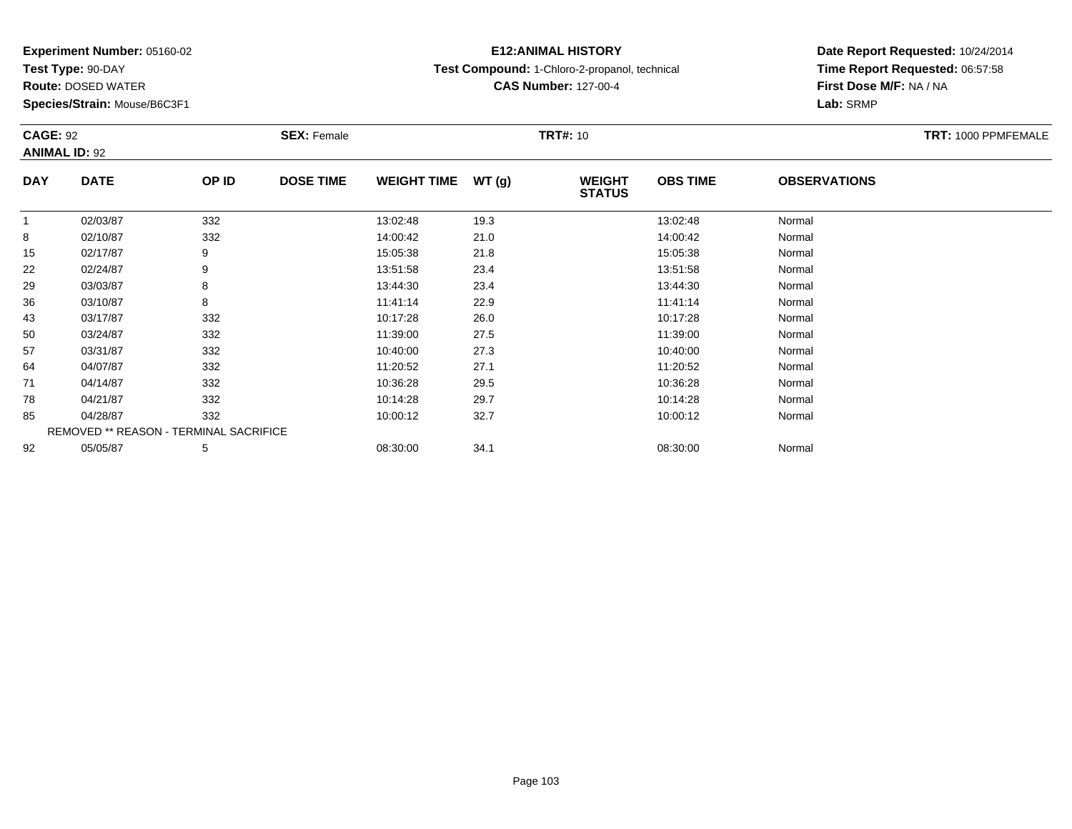**Experiment Number:** 05160-02
**Test Type:** 90-DAY
**Route:** DOSED WATER
**Species/Strain:** Mouse/B6C3F1

**E12:ANIMAL HISTORY**
**Test Compound:** 1-Chloro-2-propanol, technical
**CAS Number:** 127-00-4

**Date Report Requested:** 10/24/2014
**Time Report Requested:** 06:57:58
**First Dose M/F:** NA / NA
**Lab:** SRMP

**CAGE:** 92
**ANIMAL ID:** 92
**SEX:** Female
**TRT#:** 10
**TRT:** 1000 PPMFEMALE

| DAY | DATE | OP ID | DOSE TIME | WEIGHT TIME | WT (g) | WEIGHT STATUS | OBS TIME | OBSERVATIONS |
|---|---|---|---|---|---|---|---|---|
| 1 | 02/03/87 | 332 | | 13:02:48 | 19.3 | | 13:02:48 | Normal |
| 8 | 02/10/87 | 332 | | 14:00:42 | 21.0 | | 14:00:42 | Normal |
| 15 | 02/17/87 | 9 | | 15:05:38 | 21.8 | | 15:05:38 | Normal |
| 22 | 02/24/87 | 9 | | 13:51:58 | 23.4 | | 13:51:58 | Normal |
| 29 | 03/03/87 | 8 | | 13:44:30 | 23.4 | | 13:44:30 | Normal |
| 36 | 03/10/87 | 8 | | 11:41:14 | 22.9 | | 11:41:14 | Normal |
| 43 | 03/17/87 | 332 | | 10:17:28 | 26.0 | | 10:17:28 | Normal |
| 50 | 03/24/87 | 332 | | 11:39:00 | 27.5 | | 11:39:00 | Normal |
| 57 | 03/31/87 | 332 | | 10:40:00 | 27.3 | | 10:40:00 | Normal |
| 64 | 04/07/87 | 332 | | 11:20:52 | 27.1 | | 11:20:52 | Normal |
| 71 | 04/14/87 | 332 | | 10:36:28 | 29.5 | | 10:36:28 | Normal |
| 78 | 04/21/87 | 332 | | 10:14:28 | 29.7 | | 10:14:28 | Normal |
| 85 | 04/28/87 | 332 | | 10:00:12 | 32.7 | | 10:00:12 | Normal |
| REMOVED ** REASON - TERMINAL SACRIFICE | | | | | | | | |
| 92 | 05/05/87 | 5 | | 08:30:00 | 34.1 | | 08:30:00 | Normal |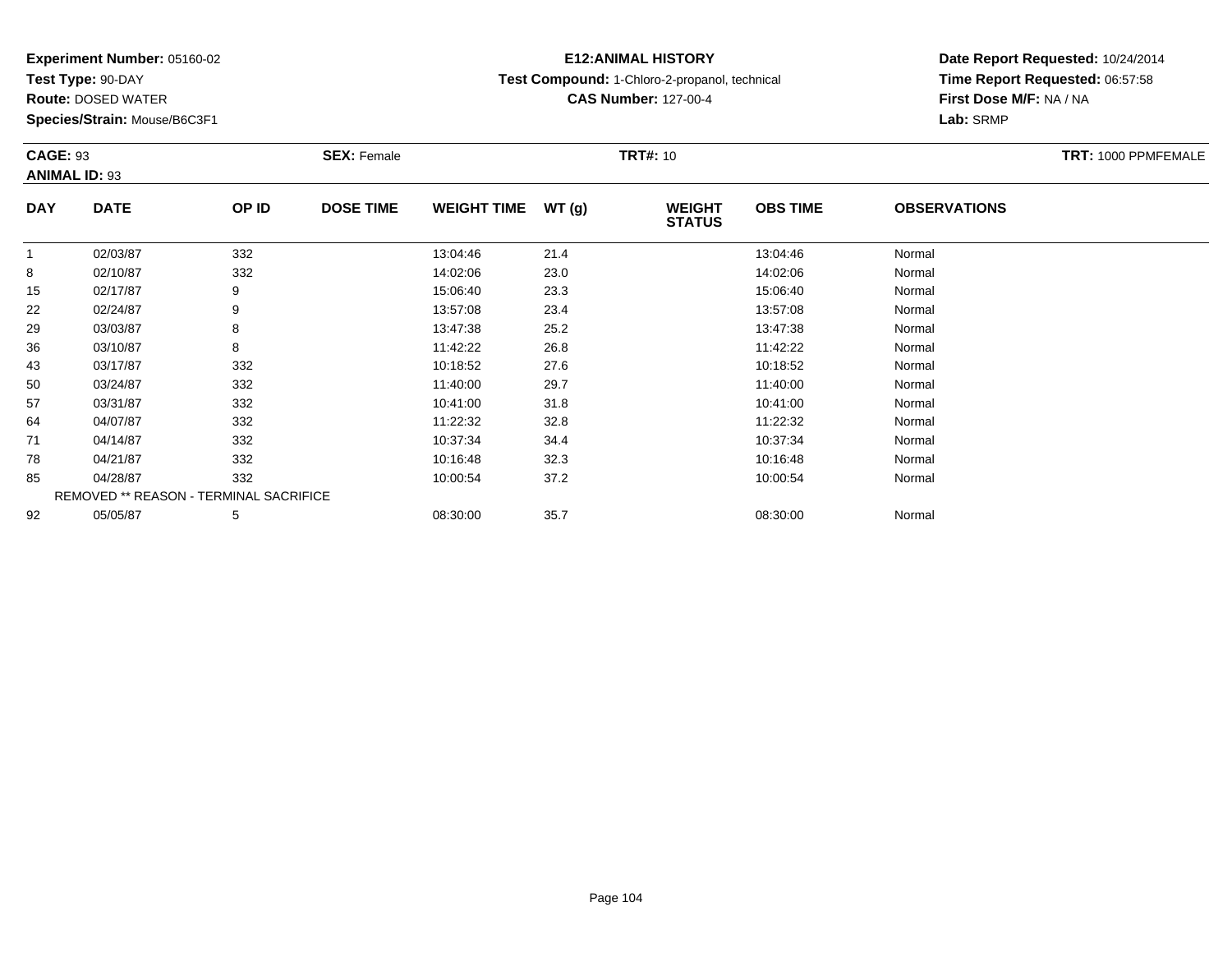**Experiment Number:** 05160-02
**Test Type:** 90-DAY
**Route:** DOSED WATER
**Species/Strain:** Mouse/B6C3F1

**E12:ANIMAL HISTORY**
**Test Compound:** 1-Chloro-2-propanol, technical
**CAS Number:** 127-00-4

**Date Report Requested:** 10/24/2014
**Time Report Requested:** 06:57:58
**First Dose M/F:** NA / NA
**Lab:** SRMP

**CAGE:** 93 **SEX:** Female **TRT#:** 10 **TRT:** 1000 PPMFEMALE
**ANIMAL ID:** 93

| DAY | DATE | OP ID | DOSE TIME | WEIGHT TIME | WT (g) | WEIGHT STATUS | OBS TIME | OBSERVATIONS |
|---|---|---|---|---|---|---|---|---|
| 1 | 02/03/87 | 332 | | 13:04:46 | 21.4 | | 13:04:46 | Normal |
| 8 | 02/10/87 | 332 | | 14:02:06 | 23.0 | | 14:02:06 | Normal |
| 15 | 02/17/87 | 9 | | 15:06:40 | 23.3 | | 15:06:40 | Normal |
| 22 | 02/24/87 | 9 | | 13:57:08 | 23.4 | | 13:57:08 | Normal |
| 29 | 03/03/87 | 8 | | 13:47:38 | 25.2 | | 13:47:38 | Normal |
| 36 | 03/10/87 | 8 | | 11:42:22 | 26.8 | | 11:42:22 | Normal |
| 43 | 03/17/87 | 332 | | 10:18:52 | 27.6 | | 10:18:52 | Normal |
| 50 | 03/24/87 | 332 | | 11:40:00 | 29.7 | | 11:40:00 | Normal |
| 57 | 03/31/87 | 332 | | 10:41:00 | 31.8 | | 10:41:00 | Normal |
| 64 | 04/07/87 | 332 | | 11:22:32 | 32.8 | | 11:22:32 | Normal |
| 71 | 04/14/87 | 332 | | 10:37:34 | 34.4 | | 10:37:34 | Normal |
| 78 | 04/21/87 | 332 | | 10:16:48 | 32.3 | | 10:16:48 | Normal |
| 85 | 04/28/87 | 332 | | 10:00:54 | 37.2 | | 10:00:54 | Normal |
| REMOVED ** REASON - TERMINAL SACRIFICE | | | | | | | | |
| 92 | 05/05/87 | 5 | | 08:30:00 | 35.7 | | 08:30:00 | Normal |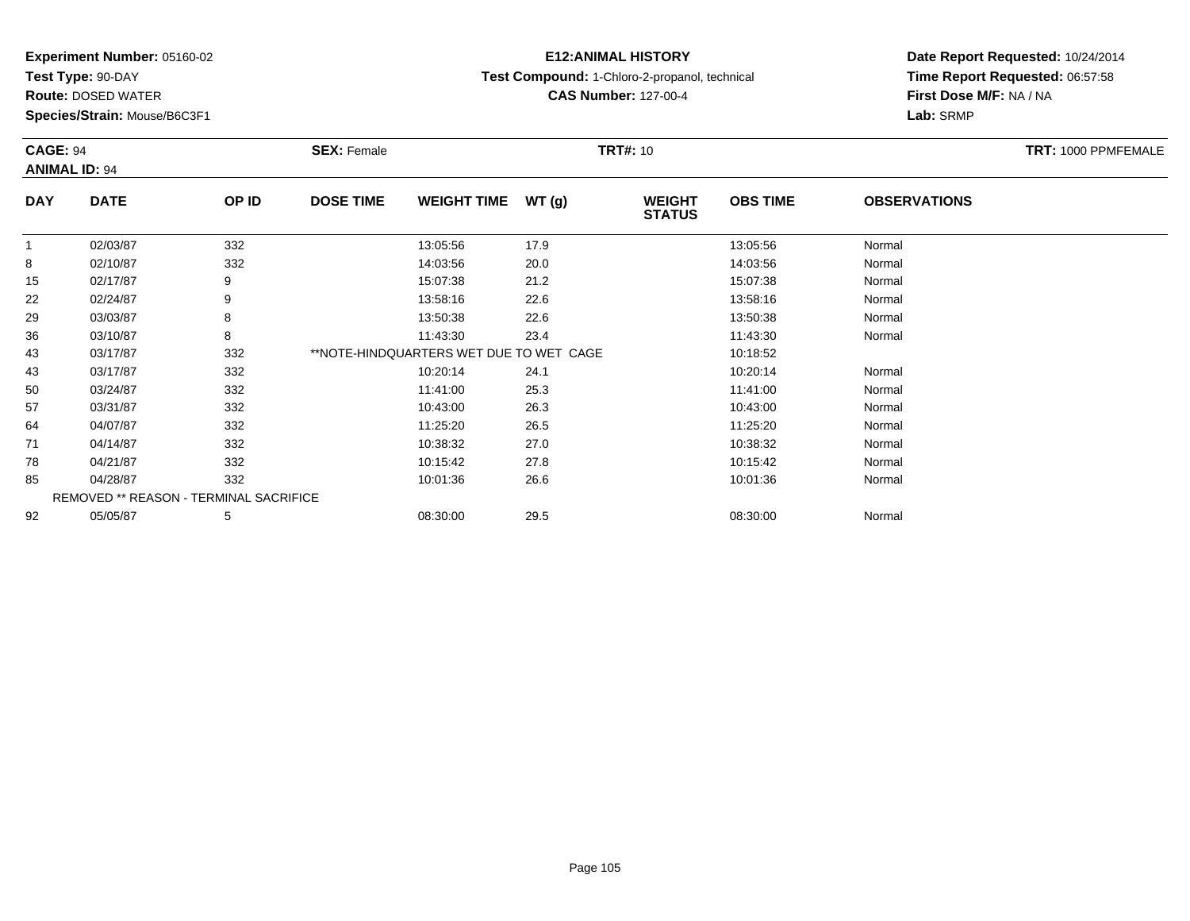**Experiment Number:** 05160-02
**Test Type:** 90-DAY
**Route:** DOSED WATER
**Species/Strain:** Mouse/B6C3F1

**E12:ANIMAL HISTORY**
**Test Compound:** 1-Chloro-2-propanol, technical
**CAS Number:** 127-00-4

**Date Report Requested:** 10/24/2014
**Time Report Requested:** 06:57:58
**First Dose M/F:** NA / NA
**Lab:** SRMP

**CAGE:** 94 **SEX:** Female **TRT#:** 10 **TRT:** 1000 PPMFEMALE
**ANIMAL ID:** 94

| DAY | DATE | OP ID | DOSE TIME | WEIGHT TIME | WT (g) | WEIGHT STATUS | OBS TIME | OBSERVATIONS |
|---|---|---|---|---|---|---|---|---|
| 1 | 02/03/87 | 332 | | 13:05:56 | 17.9 | | 13:05:56 | Normal |
| 8 | 02/10/87 | 332 | | 14:03:56 | 20.0 | | 14:03:56 | Normal |
| 15 | 02/17/87 | 9 | | 15:07:38 | 21.2 | | 15:07:38 | Normal |
| 22 | 02/24/87 | 9 | | 13:58:16 | 22.6 | | 13:58:16 | Normal |
| 29 | 03/03/87 | 8 | | 13:50:38 | 22.6 | | 13:50:38 | Normal |
| 36 | 03/10/87 | 8 | | 11:43:30 | 23.4 | | 11:43:30 | Normal |
| 43 | 03/17/87 | 332 | **NOTE-HINDQUARTERS WET DUE TO WET CAGE | | | | 10:18:52 | |
| 43 | 03/17/87 | 332 | | 10:20:14 | 24.1 | | 10:20:14 | Normal |
| 50 | 03/24/87 | 332 | | 11:41:00 | 25.3 | | 11:41:00 | Normal |
| 57 | 03/31/87 | 332 | | 10:43:00 | 26.3 | | 10:43:00 | Normal |
| 64 | 04/07/87 | 332 | | 11:25:20 | 26.5 | | 11:25:20 | Normal |
| 71 | 04/14/87 | 332 | | 10:38:32 | 27.0 | | 10:38:32 | Normal |
| 78 | 04/21/87 | 332 | | 10:15:42 | 27.8 | | 10:15:42 | Normal |
| 85 | 04/28/87 | 332 | | 10:01:36 | 26.6 | | 10:01:36 | Normal |
| | REMOVED ** REASON - TERMINAL SACRIFICE | | | | | | | |
| 92 | 05/05/87 | 5 | | 08:30:00 | 29.5 | | 08:30:00 | Normal |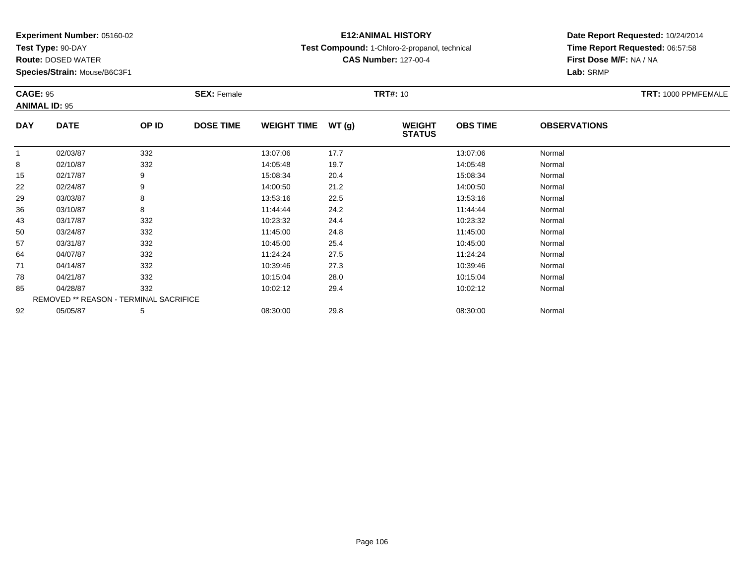**Experiment Number:** 05160-02
**Test Type:** 90-DAY
**Route:** DOSED WATER
**Species/Strain:** Mouse/B6C3F1

**E12:ANIMAL HISTORY**
**Test Compound:** 1-Chloro-2-propanol, technical
**CAS Number:** 127-00-4

**Date Report Requested:** 10/24/2014
**Time Report Requested:** 06:57:58
**First Dose M/F:** NA / NA
**Lab:** SRMP

**CAGE:** 95
**ANIMAL ID:** 95
**SEX:** Female
**TRT#:** 10
**TRT:** 1000 PPMFEMALE

| DAY | DATE | OP ID | DOSE TIME | WEIGHT TIME | WT (g) | WEIGHT STATUS | OBS TIME | OBSERVATIONS |
|---|---|---|---|---|---|---|---|---|
| 1 | 02/03/87 | 332 | | 13:07:06 | 17.7 | | 13:07:06 | Normal |
| 8 | 02/10/87 | 332 | | 14:05:48 | 19.7 | | 14:05:48 | Normal |
| 15 | 02/17/87 | 9 | | 15:08:34 | 20.4 | | 15:08:34 | Normal |
| 22 | 02/24/87 | 9 | | 14:00:50 | 21.2 | | 14:00:50 | Normal |
| 29 | 03/03/87 | 8 | | 13:53:16 | 22.5 | | 13:53:16 | Normal |
| 36 | 03/10/87 | 8 | | 11:44:44 | 24.2 | | 11:44:44 | Normal |
| 43 | 03/17/87 | 332 | | 10:23:32 | 24.4 | | 10:23:32 | Normal |
| 50 | 03/24/87 | 332 | | 11:45:00 | 24.8 | | 11:45:00 | Normal |
| 57 | 03/31/87 | 332 | | 10:45:00 | 25.4 | | 10:45:00 | Normal |
| 64 | 04/07/87 | 332 | | 11:24:24 | 27.5 | | 11:24:24 | Normal |
| 71 | 04/14/87 | 332 | | 10:39:46 | 27.3 | | 10:39:46 | Normal |
| 78 | 04/21/87 | 332 | | 10:15:04 | 28.0 | | 10:15:04 | Normal |
| 85 | 04/28/87 | 332 | | 10:02:12 | 29.4 | | 10:02:12 | Normal |
| | REMOVED ** REASON - TERMINAL SACRIFICE | | | | | | | |
| 92 | 05/05/87 | 5 | | 08:30:00 | 29.8 | | 08:30:00 | Normal |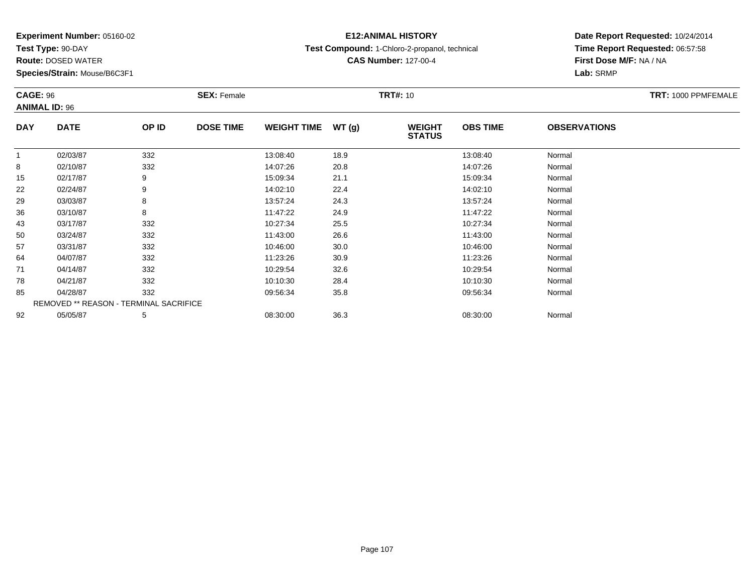**Experiment Number:** 05160-02
**Test Type:** 90-DAY
**Route:** DOSED WATER
**Species/Strain:** Mouse/B6C3F1

**E12:ANIMAL HISTORY**
**Test Compound:** 1-Chloro-2-propanol, technical
**CAS Number:** 127-00-4

**Date Report Requested:** 10/24/2014
**Time Report Requested:** 06:57:58
**First Dose M/F:** NA / NA
**Lab:** SRMP

**CAGE:** 96 **SEX:** Female **TRT#:** 10 **TRT:** 1000 PPMFEMALE
**ANIMAL ID:** 96

| DAY | DATE | OP ID | DOSE TIME | WEIGHT TIME | WT (g) | WEIGHT STATUS | OBS TIME | OBSERVATIONS |
|---|---|---|---|---|---|---|---|---|
| 1 | 02/03/87 | 332 | | 13:08:40 | 18.9 | | 13:08:40 | Normal |
| 8 | 02/10/87 | 332 | | 14:07:26 | 20.8 | | 14:07:26 | Normal |
| 15 | 02/17/87 | 9 | | 15:09:34 | 21.1 | | 15:09:34 | Normal |
| 22 | 02/24/87 | 9 | | 14:02:10 | 22.4 | | 14:02:10 | Normal |
| 29 | 03/03/87 | 8 | | 13:57:24 | 24.3 | | 13:57:24 | Normal |
| 36 | 03/10/87 | 8 | | 11:47:22 | 24.9 | | 11:47:22 | Normal |
| 43 | 03/17/87 | 332 | | 10:27:34 | 25.5 | | 10:27:34 | Normal |
| 50 | 03/24/87 | 332 | | 11:43:00 | 26.6 | | 11:43:00 | Normal |
| 57 | 03/31/87 | 332 | | 10:46:00 | 30.0 | | 10:46:00 | Normal |
| 64 | 04/07/87 | 332 | | 11:23:26 | 30.9 | | 11:23:26 | Normal |
| 71 | 04/14/87 | 332 | | 10:29:54 | 32.6 | | 10:29:54 | Normal |
| 78 | 04/21/87 | 332 | | 10:10:30 | 28.4 | | 10:10:30 | Normal |
| 85 | 04/28/87 | 332 | | 09:56:34 | 35.8 | | 09:56:34 | Normal |
| REMOVED ** REASON - TERMINAL SACRIFICE | | | | | | | | |
| 92 | 05/05/87 | 5 | | 08:30:00 | 36.3 | | 08:30:00 | Normal |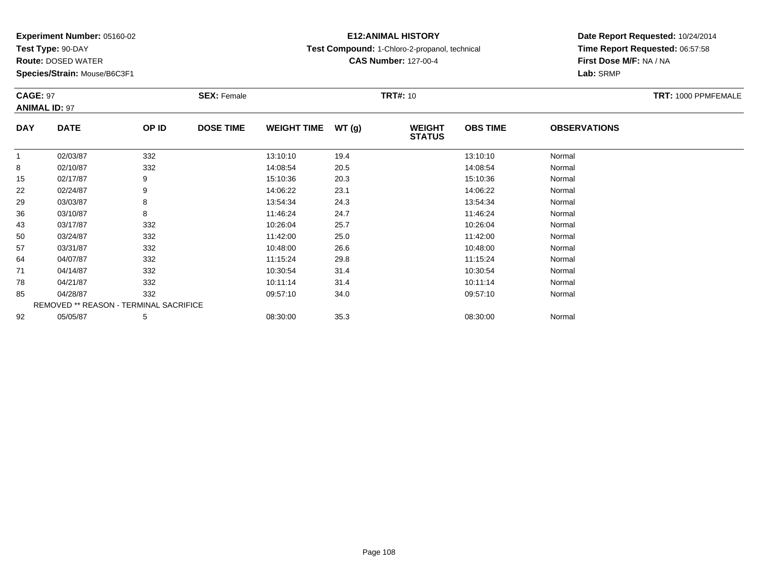**Experiment Number:** 05160-02
**Test Type:** 90-DAY
**Route:** DOSED WATER
**Species/Strain:** Mouse/B6C3F1

**E12:ANIMAL HISTORY**
**Test Compound:** 1-Chloro-2-propanol, technical
**CAS Number:** 127-00-4

**Date Report Requested:** 10/24/2014
**Time Report Requested:** 06:57:58
**First Dose M/F:** NA / NA
**Lab:** SRMP

**CAGE:** 97
**ANIMAL ID:** 97
**SEX:** Female
**TRT#:** 10
**TRT:** 1000 PPMFEMALE

| DAY | DATE | OP ID | DOSE TIME | WEIGHT TIME | WT (g) | WEIGHT STATUS | OBS TIME | OBSERVATIONS |
|---|---|---|---|---|---|---|---|---|
| 1 | 02/03/87 | 332 | | 13:10:10 | 19.4 | | 13:10:10 | Normal |
| 8 | 02/10/87 | 332 | | 14:08:54 | 20.5 | | 14:08:54 | Normal |
| 15 | 02/17/87 | 9 | | 15:10:36 | 20.3 | | 15:10:36 | Normal |
| 22 | 02/24/87 | 9 | | 14:06:22 | 23.1 | | 14:06:22 | Normal |
| 29 | 03/03/87 | 8 | | 13:54:34 | 24.3 | | 13:54:34 | Normal |
| 36 | 03/10/87 | 8 | | 11:46:24 | 24.7 | | 11:46:24 | Normal |
| 43 | 03/17/87 | 332 | | 10:26:04 | 25.7 | | 10:26:04 | Normal |
| 50 | 03/24/87 | 332 | | 11:42:00 | 25.0 | | 11:42:00 | Normal |
| 57 | 03/31/87 | 332 | | 10:48:00 | 26.6 | | 10:48:00 | Normal |
| 64 | 04/07/87 | 332 | | 11:15:24 | 29.8 | | 11:15:24 | Normal |
| 71 | 04/14/87 | 332 | | 10:30:54 | 31.4 | | 10:30:54 | Normal |
| 78 | 04/21/87 | 332 | | 10:11:14 | 31.4 | | 10:11:14 | Normal |
| 85 | 04/28/87 | 332 | | 09:57:10 | 34.0 | | 09:57:10 | Normal |
| REMOVED ** REASON - TERMINAL SACRIFICE | | | | | | | | |
| 92 | 05/05/87 | 5 | | 08:30:00 | 35.3 | | 08:30:00 | Normal |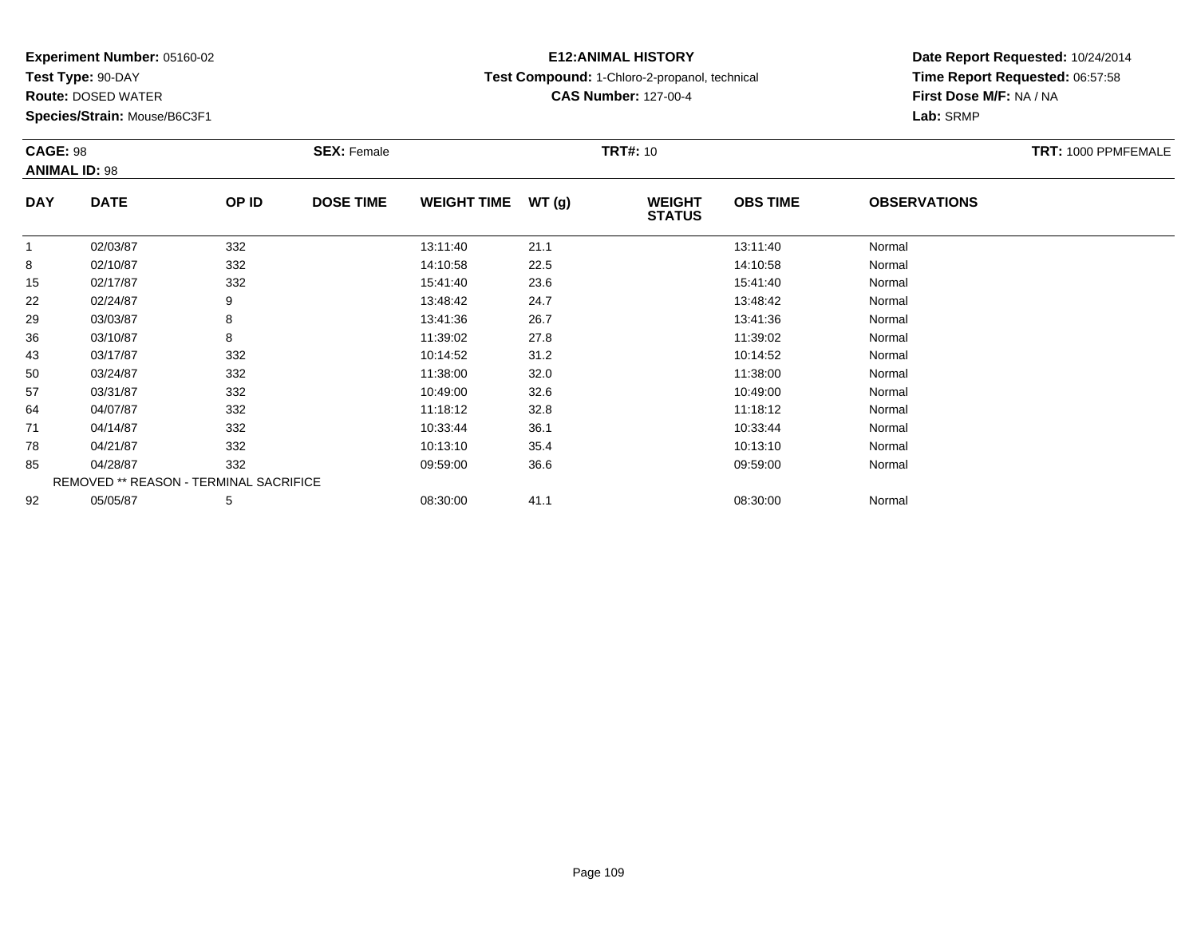**Experiment Number:** 05160-02
**Test Type:** 90-DAY
**Route:** DOSED WATER
**Species/Strain:** Mouse/B6C3F1

**E12:ANIMAL HISTORY**
**Test Compound:** 1-Chloro-2-propanol, technical
**CAS Number:** 127-00-4

**Date Report Requested:** 10/24/2014
**Time Report Requested:** 06:57:58
**First Dose M/F:** NA / NA
**Lab:** SRMP

**CAGE:** 98
**ANIMAL ID:** 98
**SEX:** Female
**TRT#:** 10
**TRT:** 1000 PPMFEMALE

| DAY | DATE | OP ID | DOSE TIME | WEIGHT TIME | WT (g) | WEIGHT STATUS | OBS TIME | OBSERVATIONS |
|---|---|---|---|---|---|---|---|---|
| 1 | 02/03/87 | 332 | | 13:11:40 | 21.1 | | 13:11:40 | Normal |
| 8 | 02/10/87 | 332 | | 14:10:58 | 22.5 | | 14:10:58 | Normal |
| 15 | 02/17/87 | 332 | | 15:41:40 | 23.6 | | 15:41:40 | Normal |
| 22 | 02/24/87 | 9 | | 13:48:42 | 24.7 | | 13:48:42 | Normal |
| 29 | 03/03/87 | 8 | | 13:41:36 | 26.7 | | 13:41:36 | Normal |
| 36 | 03/10/87 | 8 | | 11:39:02 | 27.8 | | 11:39:02 | Normal |
| 43 | 03/17/87 | 332 | | 10:14:52 | 31.2 | | 10:14:52 | Normal |
| 50 | 03/24/87 | 332 | | 11:38:00 | 32.0 | | 11:38:00 | Normal |
| 57 | 03/31/87 | 332 | | 10:49:00 | 32.6 | | 10:49:00 | Normal |
| 64 | 04/07/87 | 332 | | 11:18:12 | 32.8 | | 11:18:12 | Normal |
| 71 | 04/14/87 | 332 | | 10:33:44 | 36.1 | | 10:33:44 | Normal |
| 78 | 04/21/87 | 332 | | 10:13:10 | 35.4 | | 10:13:10 | Normal |
| 85 | 04/28/87 | 332 | | 09:59:00 | 36.6 | | 09:59:00 | Normal |
| REMOVED ** REASON - TERMINAL SACRIFICE | | | | | | | | |
| 92 | 05/05/87 | 5 | | 08:30:00 | 41.1 | | 08:30:00 | Normal |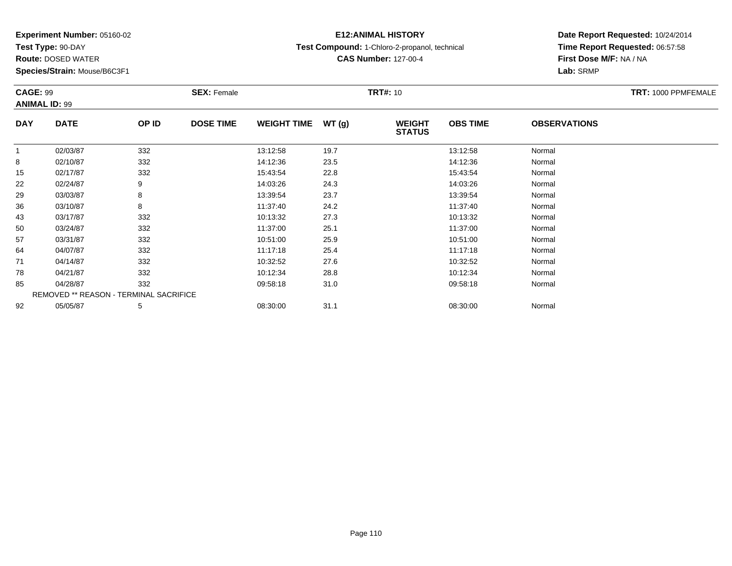**Experiment Number:** 05160-02
**Test Type:** 90-DAY
**Route:** DOSED WATER
**Species/Strain:** Mouse/B6C3F1

**E12:ANIMAL HISTORY**
**Test Compound:** 1-Chloro-2-propanol, technical
**CAS Number:** 127-00-4

**Date Report Requested:** 10/24/2014
**Time Report Requested:** 06:57:58
**First Dose M/F:** NA / NA
**Lab:** SRMP

**CAGE:** 99 **SEX:** Female **TRT#:** 10 **TRT:** 1000 PPMFEMALE
**ANIMAL ID:** 99

| DAY | DATE | OP ID | DOSE TIME | WEIGHT TIME | WT (g) | WEIGHT STATUS | OBS TIME | OBSERVATIONS |
|---|---|---|---|---|---|---|---|---|
| 1 | 02/03/87 | 332 | | 13:12:58 | 19.7 | | 13:12:58 | Normal |
| 8 | 02/10/87 | 332 | | 14:12:36 | 23.5 | | 14:12:36 | Normal |
| 15 | 02/17/87 | 332 | | 15:43:54 | 22.8 | | 15:43:54 | Normal |
| 22 | 02/24/87 | 9 | | 14:03:26 | 24.3 | | 14:03:26 | Normal |
| 29 | 03/03/87 | 8 | | 13:39:54 | 23.7 | | 13:39:54 | Normal |
| 36 | 03/10/87 | 8 | | 11:37:40 | 24.2 | | 11:37:40 | Normal |
| 43 | 03/17/87 | 332 | | 10:13:32 | 27.3 | | 10:13:32 | Normal |
| 50 | 03/24/87 | 332 | | 11:37:00 | 25.1 | | 11:37:00 | Normal |
| 57 | 03/31/87 | 332 | | 10:51:00 | 25.9 | | 10:51:00 | Normal |
| 64 | 04/07/87 | 332 | | 11:17:18 | 25.4 | | 11:17:18 | Normal |
| 71 | 04/14/87 | 332 | | 10:32:52 | 27.6 | | 10:32:52 | Normal |
| 78 | 04/21/87 | 332 | | 10:12:34 | 28.8 | | 10:12:34 | Normal |
| 85 | 04/28/87 | 332 | | 09:58:18 | 31.0 | | 09:58:18 | Normal |
| REMOVED ** REASON - TERMINAL SACRIFICE | | | | | | | | |
| 92 | 05/05/87 | 5 | | 08:30:00 | 31.1 | | 08:30:00 | Normal |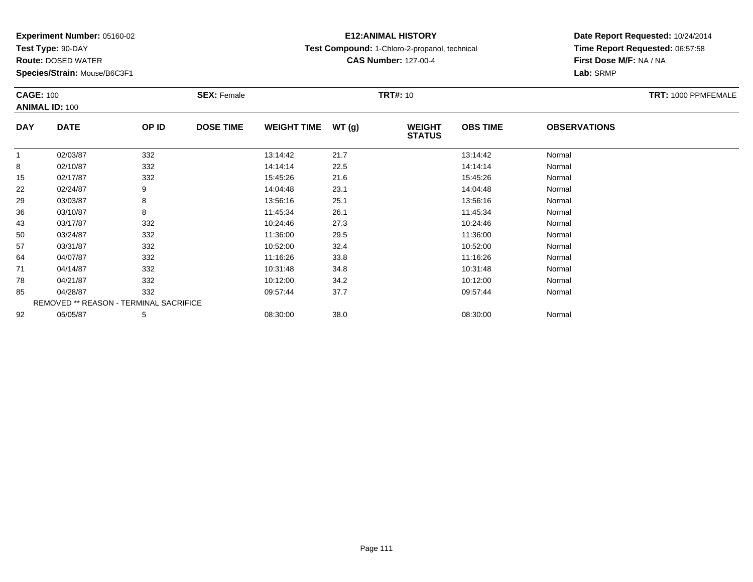**Experiment Number:** 05160-02
**Test Type:** 90-DAY
**Route:** DOSED WATER
**Species/Strain:** Mouse/B6C3F1

**E12:ANIMAL HISTORY**
**Test Compound:** 1-Chloro-2-propanol, technical
**CAS Number:** 127-00-4

**Date Report Requested:** 10/24/2014
**Time Report Requested:** 06:57:58
**First Dose M/F:** NA / NA
**Lab:** SRMP

**CAGE:** 100 **SEX:** Female **TRT#:** 10 **TRT:** 1000 PPMFEMALE
**ANIMAL ID:** 100

| DAY | DATE | OP ID | DOSE TIME | WEIGHT TIME | WT (g) | WEIGHT STATUS | OBS TIME | OBSERVATIONS |
|---|---|---|---|---|---|---|---|---|
| 1 | 02/03/87 | 332 | | 13:14:42 | 21.7 | | 13:14:42 | Normal |
| 8 | 02/10/87 | 332 | | 14:14:14 | 22.5 | | 14:14:14 | Normal |
| 15 | 02/17/87 | 332 | | 15:45:26 | 21.6 | | 15:45:26 | Normal |
| 22 | 02/24/87 | 9 | | 14:04:48 | 23.1 | | 14:04:48 | Normal |
| 29 | 03/03/87 | 8 | | 13:56:16 | 25.1 | | 13:56:16 | Normal |
| 36 | 03/10/87 | 8 | | 11:45:34 | 26.1 | | 11:45:34 | Normal |
| 43 | 03/17/87 | 332 | | 10:24:46 | 27.3 | | 10:24:46 | Normal |
| 50 | 03/24/87 | 332 | | 11:36:00 | 29.5 | | 11:36:00 | Normal |
| 57 | 03/31/87 | 332 | | 10:52:00 | 32.4 | | 10:52:00 | Normal |
| 64 | 04/07/87 | 332 | | 11:16:26 | 33.8 | | 11:16:26 | Normal |
| 71 | 04/14/87 | 332 | | 10:31:48 | 34.8 | | 10:31:48 | Normal |
| 78 | 04/21/87 | 332 | | 10:12:00 | 34.2 | | 10:12:00 | Normal |
| 85 | 04/28/87 | 332 | | 09:57:44 | 37.7 | | 09:57:44 | Normal |
| | REMOVED ** REASON - TERMINAL SACRIFICE | | | | | | | |
| 92 | 05/05/87 | 5 | | 08:30:00 | 38.0 | | 08:30:00 | Normal |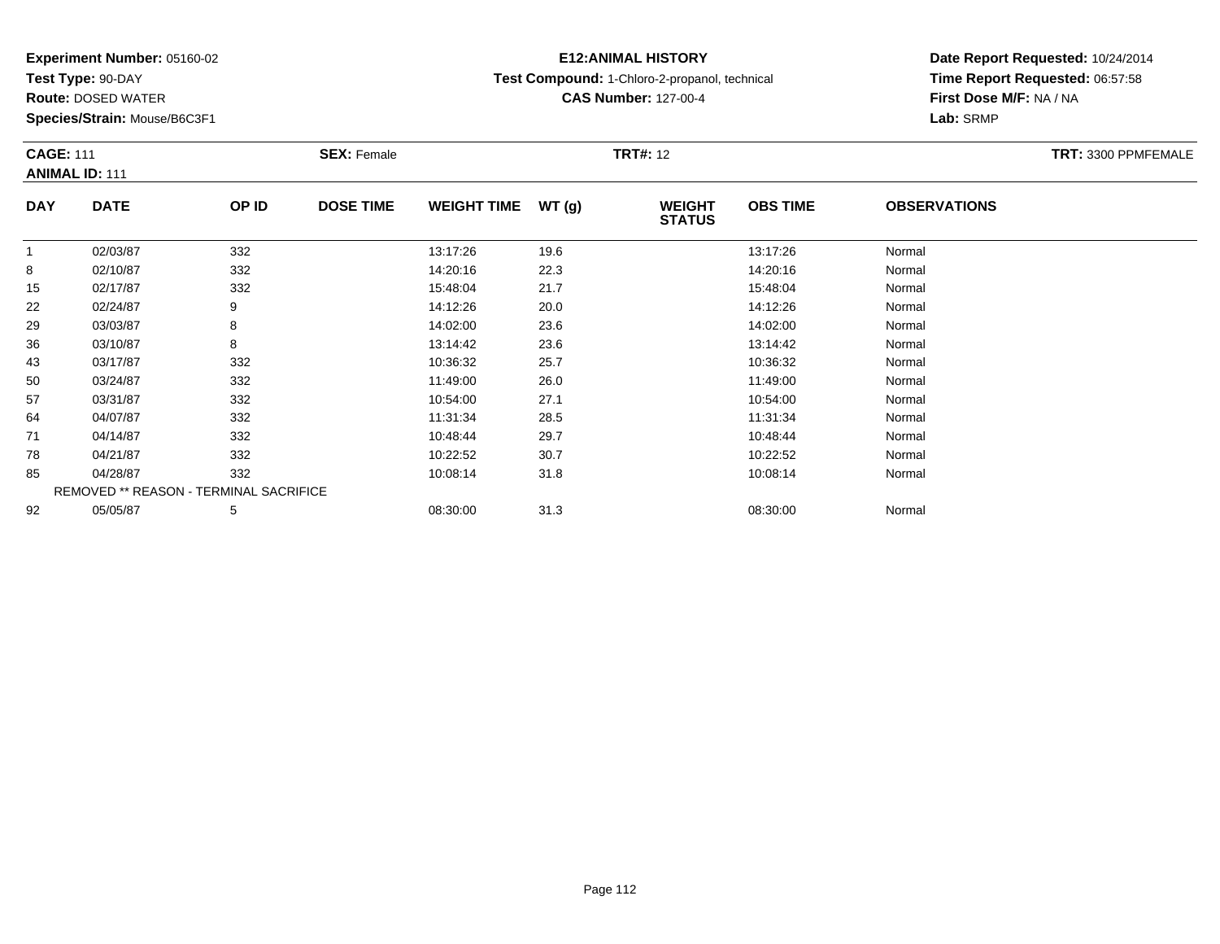**Experiment Number:** 05160-02
**Test Type:** 90-DAY
**Route:** DOSED WATER
**Species/Strain:** Mouse/B6C3F1

**E12:ANIMAL HISTORY**
**Test Compound:** 1-Chloro-2-propanol, technical
**CAS Number:** 127-00-4

**Date Report Requested:** 10/24/2014
**Time Report Requested:** 06:57:58
**First Dose M/F:** NA / NA
**Lab:** SRMP

**CAGE:** 111 **SEX:** Female **TRT#:** 12 **TRT:** 3300 PPMFEMALE
**ANIMAL ID:** 111

| DAY | DATE | OP ID | DOSE TIME | WEIGHT TIME | WT (g) | WEIGHT STATUS | OBS TIME | OBSERVATIONS |
|---|---|---|---|---|---|---|---|---|
| 1 | 02/03/87 | 332 | | 13:17:26 | 19.6 | | 13:17:26 | Normal |
| 8 | 02/10/87 | 332 | | 14:20:16 | 22.3 | | 14:20:16 | Normal |
| 15 | 02/17/87 | 332 | | 15:48:04 | 21.7 | | 15:48:04 | Normal |
| 22 | 02/24/87 | 9 | | 14:12:26 | 20.0 | | 14:12:26 | Normal |
| 29 | 03/03/87 | 8 | | 14:02:00 | 23.6 | | 14:02:00 | Normal |
| 36 | 03/10/87 | 8 | | 13:14:42 | 23.6 | | 13:14:42 | Normal |
| 43 | 03/17/87 | 332 | | 10:36:32 | 25.7 | | 10:36:32 | Normal |
| 50 | 03/24/87 | 332 | | 11:49:00 | 26.0 | | 11:49:00 | Normal |
| 57 | 03/31/87 | 332 | | 10:54:00 | 27.1 | | 10:54:00 | Normal |
| 64 | 04/07/87 | 332 | | 11:31:34 | 28.5 | | 11:31:34 | Normal |
| 71 | 04/14/87 | 332 | | 10:48:44 | 29.7 | | 10:48:44 | Normal |
| 78 | 04/21/87 | 332 | | 10:22:52 | 30.7 | | 10:22:52 | Normal |
| 85 | 04/28/87 | 332 | | 10:08:14 | 31.8 | | 10:08:14 | Normal |
| | REMOVED ** REASON - TERMINAL SACRIFICE | | | | | | | |
| 92 | 05/05/87 | 5 | | 08:30:00 | 31.3 | | 08:30:00 | Normal |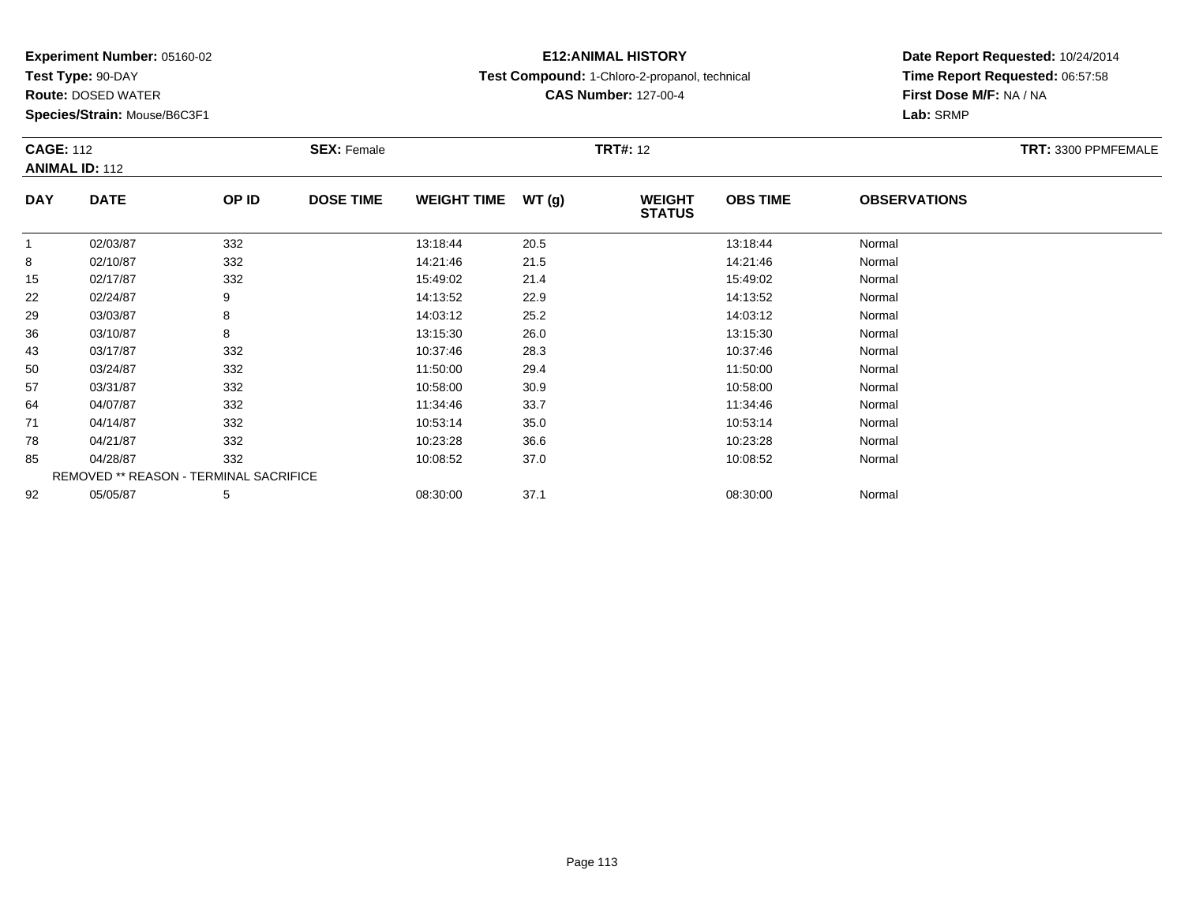**Experiment Number:** 05160-02
**Test Type:** 90-DAY
**Route:** DOSED WATER
**Species/Strain:** Mouse/B6C3F1

**E12:ANIMAL HISTORY**
**Test Compound:** 1-Chloro-2-propanol, technical
**CAS Number:** 127-00-4

**Date Report Requested:** 10/24/2014
**Time Report Requested:** 06:57:58
**First Dose M/F:** NA / NA
**Lab:** SRMP

**CAGE:** 112 **SEX:** Female **TRT#:** 12 **TRT:** 3300 PPMFEMALE
**ANIMAL ID:** 112

| DAY | DATE | OP ID | DOSE TIME | WEIGHT TIME | WT (g) | WEIGHT STATUS | OBS TIME | OBSERVATIONS |
|---|---|---|---|---|---|---|---|---|
| 1 | 02/03/87 | 332 | | 13:18:44 | 20.5 | | 13:18:44 | Normal |
| 8 | 02/10/87 | 332 | | 14:21:46 | 21.5 | | 14:21:46 | Normal |
| 15 | 02/17/87 | 332 | | 15:49:02 | 21.4 | | 15:49:02 | Normal |
| 22 | 02/24/87 | 9 | | 14:13:52 | 22.9 | | 14:13:52 | Normal |
| 29 | 03/03/87 | 8 | | 14:03:12 | 25.2 | | 14:03:12 | Normal |
| 36 | 03/10/87 | 8 | | 13:15:30 | 26.0 | | 13:15:30 | Normal |
| 43 | 03/17/87 | 332 | | 10:37:46 | 28.3 | | 10:37:46 | Normal |
| 50 | 03/24/87 | 332 | | 11:50:00 | 29.4 | | 11:50:00 | Normal |
| 57 | 03/31/87 | 332 | | 10:58:00 | 30.9 | | 10:58:00 | Normal |
| 64 | 04/07/87 | 332 | | 11:34:46 | 33.7 | | 11:34:46 | Normal |
| 71 | 04/14/87 | 332 | | 10:53:14 | 35.0 | | 10:53:14 | Normal |
| 78 | 04/21/87 | 332 | | 10:23:28 | 36.6 | | 10:23:28 | Normal |
| 85 | 04/28/87 | 332 | | 10:08:52 | 37.0 | | 10:08:52 | Normal |
| REMOVED ** REASON - TERMINAL SACRIFICE | | | | | | | | |
| 92 | 05/05/87 | 5 | | 08:30:00 | 37.1 | | 08:30:00 | Normal |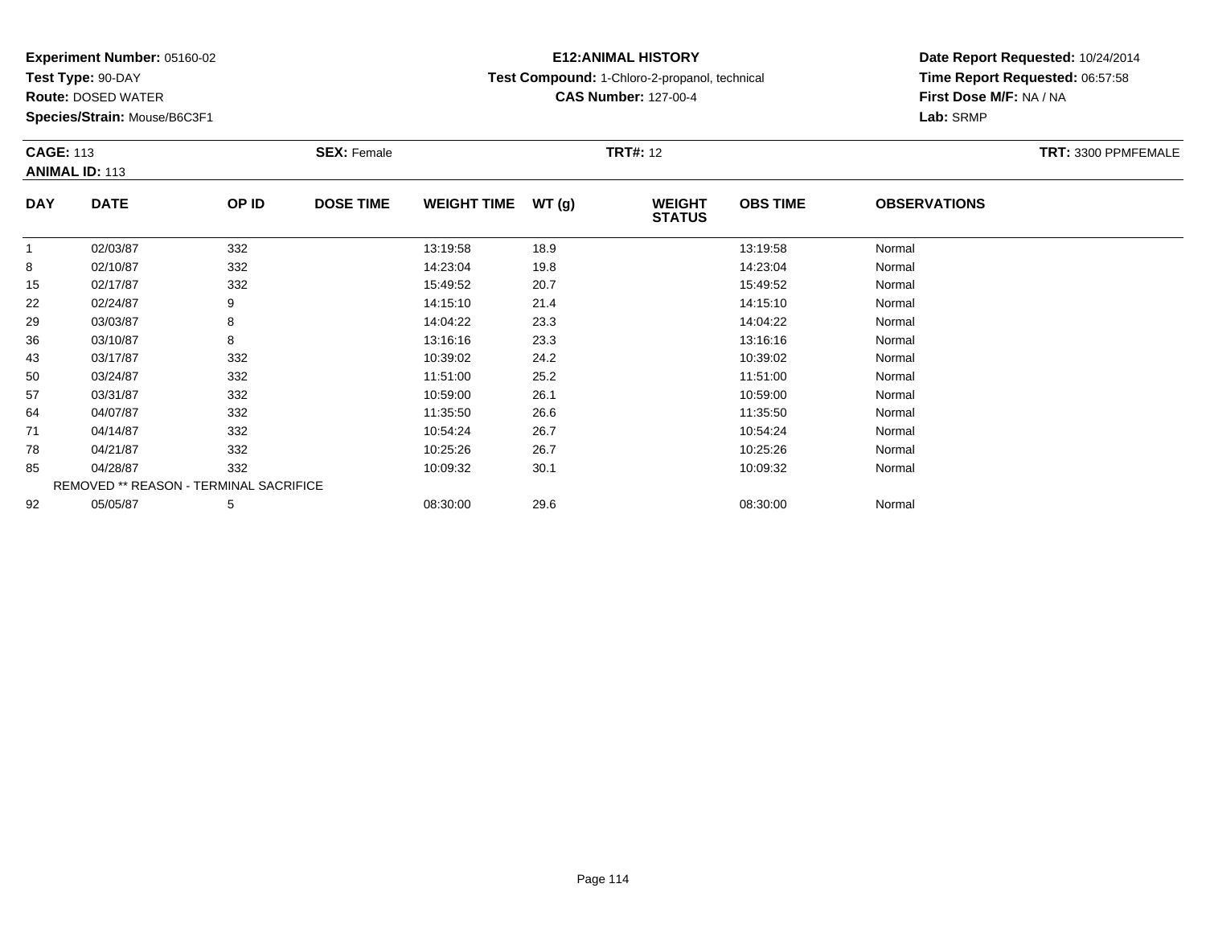**Experiment Number:** 05160-02
**Test Type:** 90-DAY
**Route:** DOSED WATER
**Species/Strain:** Mouse/B6C3F1

**E12:ANIMAL HISTORY**
**Test Compound:** 1-Chloro-2-propanol, technical
**CAS Number:** 127-00-4

**Date Report Requested:** 10/24/2014
**Time Report Requested:** 06:57:58
**First Dose M/F:** NA / NA
**Lab:** SRMP

**CAGE:** 113
**ANIMAL ID:** 113
**SEX:** Female
**TRT#:** 12
**TRT:** 3300 PPMFEMALE

| DAY | DATE | OP ID | DOSE TIME | WEIGHT TIME | WT (g) | WEIGHT STATUS | OBS TIME | OBSERVATIONS |
|---|---|---|---|---|---|---|---|---|
| 1 | 02/03/87 | 332 | | 13:19:58 | 18.9 | | 13:19:58 | Normal |
| 8 | 02/10/87 | 332 | | 14:23:04 | 19.8 | | 14:23:04 | Normal |
| 15 | 02/17/87 | 332 | | 15:49:52 | 20.7 | | 15:49:52 | Normal |
| 22 | 02/24/87 | 9 | | 14:15:10 | 21.4 | | 14:15:10 | Normal |
| 29 | 03/03/87 | 8 | | 14:04:22 | 23.3 | | 14:04:22 | Normal |
| 36 | 03/10/87 | 8 | | 13:16:16 | 23.3 | | 13:16:16 | Normal |
| 43 | 03/17/87 | 332 | | 10:39:02 | 24.2 | | 10:39:02 | Normal |
| 50 | 03/24/87 | 332 | | 11:51:00 | 25.2 | | 11:51:00 | Normal |
| 57 | 03/31/87 | 332 | | 10:59:00 | 26.1 | | 10:59:00 | Normal |
| 64 | 04/07/87 | 332 | | 11:35:50 | 26.6 | | 11:35:50 | Normal |
| 71 | 04/14/87 | 332 | | 10:54:24 | 26.7 | | 10:54:24 | Normal |
| 78 | 04/21/87 | 332 | | 10:25:26 | 26.7 | | 10:25:26 | Normal |
| 85 | 04/28/87 | 332 | | 10:09:32 | 30.1 | | 10:09:32 | Normal |
| REMOVED ** REASON - TERMINAL SACRIFICE | | | | | | | | |
| 92 | 05/05/87 | 5 | | 08:30:00 | 29.6 | | 08:30:00 | Normal |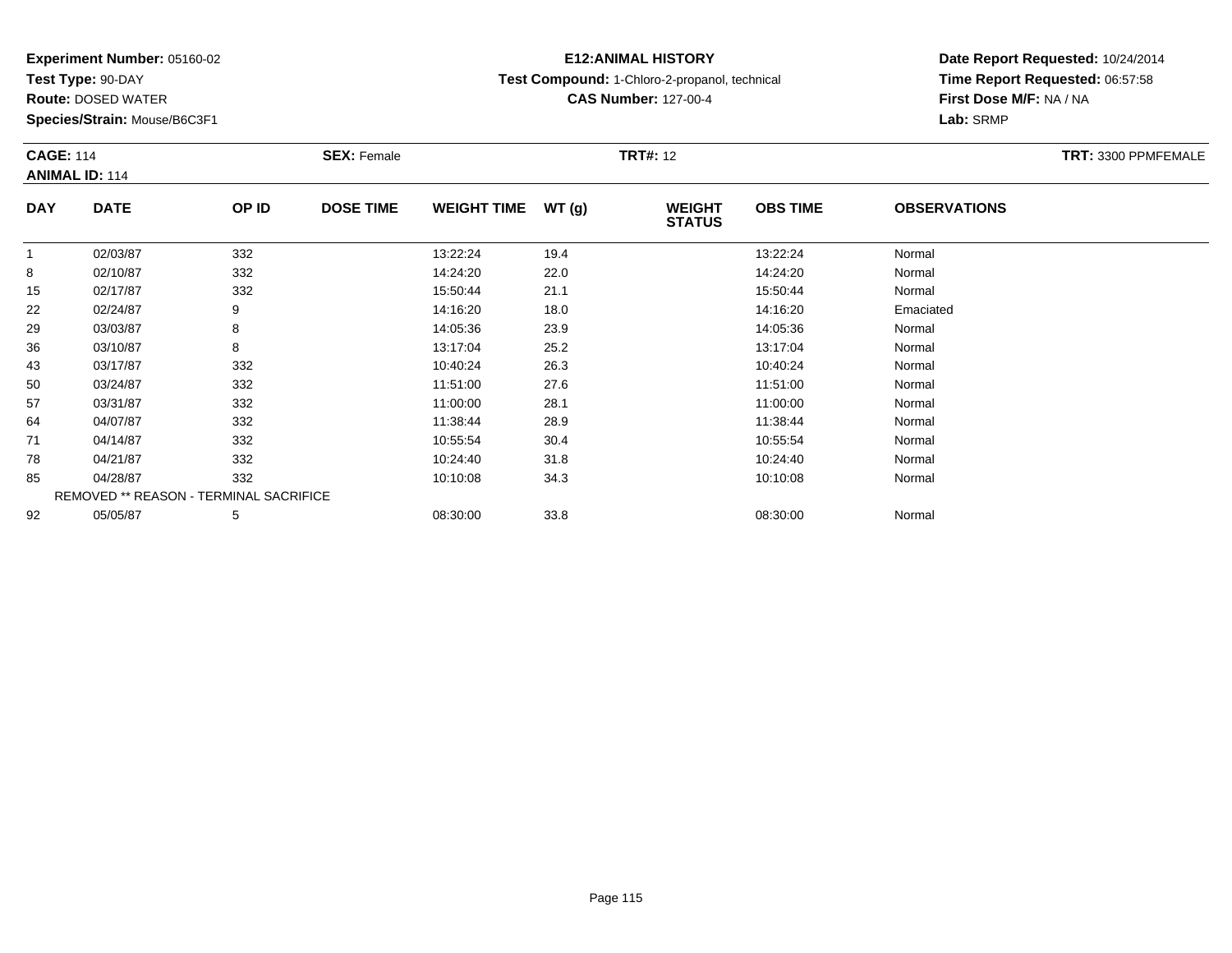**Experiment Number:** 05160-02
**Test Type:** 90-DAY
**Route:** DOSED WATER
**Species/Strain:** Mouse/B6C3F1

**E12:ANIMAL HISTORY**
**Test Compound:** 1-Chloro-2-propanol, technical
**CAS Number:** 127-00-4

**Date Report Requested:** 10/24/2014
**Time Report Requested:** 06:57:58
**First Dose M/F:** NA / NA
**Lab:** SRMP

**CAGE:** 114
**ANIMAL ID:** 114
**SEX:** Female
**TRT#:** 12
**TRT:** 3300 PPMFEMALE

| DAY | DATE | OP ID | DOSE TIME | WEIGHT TIME | WT (g) | WEIGHT STATUS | OBS TIME | OBSERVATIONS |
|---|---|---|---|---|---|---|---|---|
| 1 | 02/03/87 | 332 | | 13:22:24 | 19.4 | | 13:22:24 | Normal |
| 8 | 02/10/87 | 332 | | 14:24:20 | 22.0 | | 14:24:20 | Normal |
| 15 | 02/17/87 | 332 | | 15:50:44 | 21.1 | | 15:50:44 | Normal |
| 22 | 02/24/87 | 9 | | 14:16:20 | 18.0 | | 14:16:20 | Emaciated |
| 29 | 03/03/87 | 8 | | 14:05:36 | 23.9 | | 14:05:36 | Normal |
| 36 | 03/10/87 | 8 | | 13:17:04 | 25.2 | | 13:17:04 | Normal |
| 43 | 03/17/87 | 332 | | 10:40:24 | 26.3 | | 10:40:24 | Normal |
| 50 | 03/24/87 | 332 | | 11:51:00 | 27.6 | | 11:51:00 | Normal |
| 57 | 03/31/87 | 332 | | 11:00:00 | 28.1 | | 11:00:00 | Normal |
| 64 | 04/07/87 | 332 | | 11:38:44 | 28.9 | | 11:38:44 | Normal |
| 71 | 04/14/87 | 332 | | 10:55:54 | 30.4 | | 10:55:54 | Normal |
| 78 | 04/21/87 | 332 | | 10:24:40 | 31.8 | | 10:24:40 | Normal |
| 85 | 04/28/87 | 332 | | 10:10:08 | 34.3 | | 10:10:08 | Normal |
| REMOVED ** REASON - TERMINAL SACRIFICE | | | | | | | | |
| 92 | 05/05/87 | 5 | | 08:30:00 | 33.8 | | 08:30:00 | Normal |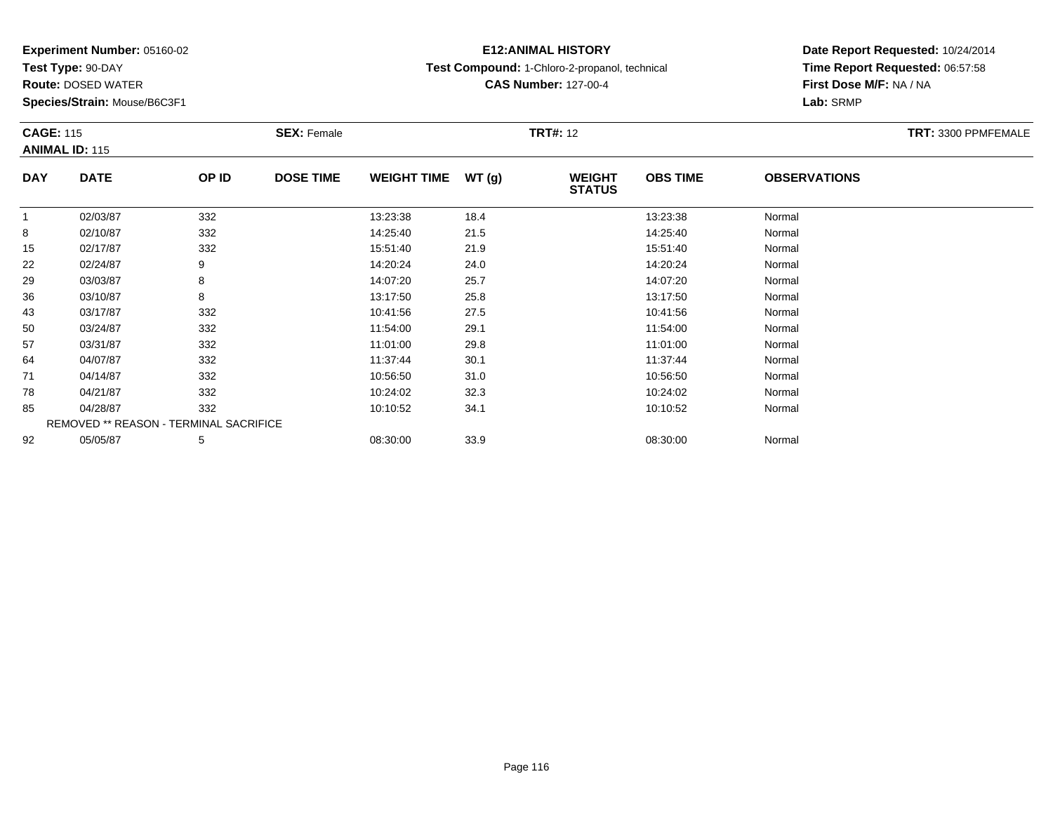**Experiment Number:** 05160-02
**Test Type:** 90-DAY
**Route:** DOSED WATER
**Species/Strain:** Mouse/B6C3F1

**E12:ANIMAL HISTORY**
**Test Compound:** 1-Chloro-2-propanol, technical
**CAS Number:** 127-00-4

**Date Report Requested:** 10/24/2014
**Time Report Requested:** 06:57:58
**First Dose M/F:** NA / NA
**Lab:** SRMP

**CAGE:** 115
**ANIMAL ID:** 115
**SEX:** Female
**TRT#:** 12
**TRT:** 3300 PPMFEMALE

| DAY | DATE | OP ID | DOSE TIME | WEIGHT TIME | WT (g) | WEIGHT STATUS | OBS TIME | OBSERVATIONS |
|---|---|---|---|---|---|---|---|---|
| 1 | 02/03/87 | 332 | | 13:23:38 | 18.4 | | 13:23:38 | Normal |
| 8 | 02/10/87 | 332 | | 14:25:40 | 21.5 | | 14:25:40 | Normal |
| 15 | 02/17/87 | 332 | | 15:51:40 | 21.9 | | 15:51:40 | Normal |
| 22 | 02/24/87 | 9 | | 14:20:24 | 24.0 | | 14:20:24 | Normal |
| 29 | 03/03/87 | 8 | | 14:07:20 | 25.7 | | 14:07:20 | Normal |
| 36 | 03/10/87 | 8 | | 13:17:50 | 25.8 | | 13:17:50 | Normal |
| 43 | 03/17/87 | 332 | | 10:41:56 | 27.5 | | 10:41:56 | Normal |
| 50 | 03/24/87 | 332 | | 11:54:00 | 29.1 | | 11:54:00 | Normal |
| 57 | 03/31/87 | 332 | | 11:01:00 | 29.8 | | 11:01:00 | Normal |
| 64 | 04/07/87 | 332 | | 11:37:44 | 30.1 | | 11:37:44 | Normal |
| 71 | 04/14/87 | 332 | | 10:56:50 | 31.0 | | 10:56:50 | Normal |
| 78 | 04/21/87 | 332 | | 10:24:02 | 32.3 | | 10:24:02 | Normal |
| 85 | 04/28/87 | 332 | | 10:10:52 | 34.1 | | 10:10:52 | Normal |
| REMOVED ** REASON - TERMINAL SACRIFICE | | | | | | | | |
| 92 | 05/05/87 | 5 | | 08:30:00 | 33.9 | | 08:30:00 | Normal |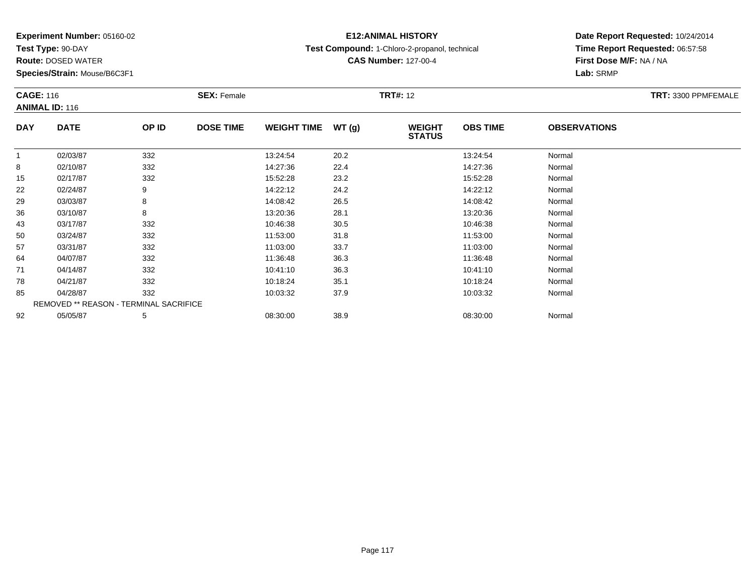**Experiment Number:** 05160-02
**Test Type:** 90-DAY
**Route:** DOSED WATER
**Species/Strain:** Mouse/B6C3F1

**E12:ANIMAL HISTORY**
**Test Compound:** 1-Chloro-2-propanol, technical
**CAS Number:** 127-00-4

**Date Report Requested:** 10/24/2014
**Time Report Requested:** 06:57:58
**First Dose M/F:** NA / NA
**Lab:** SRMP

**CAGE:** 116 **SEX:** Female **TRT#:** 12 **TRT:** 3300 PPMFEMALE
**ANIMAL ID:** 116

| DAY | DATE | OP ID | DOSE TIME | WEIGHT TIME | WT (g) | WEIGHT STATUS | OBS TIME | OBSERVATIONS |
|---|---|---|---|---|---|---|---|---|
| 1 | 02/03/87 | 332 | | 13:24:54 | 20.2 | | 13:24:54 | Normal |
| 8 | 02/10/87 | 332 | | 14:27:36 | 22.4 | | 14:27:36 | Normal |
| 15 | 02/17/87 | 332 | | 15:52:28 | 23.2 | | 15:52:28 | Normal |
| 22 | 02/24/87 | 9 | | 14:22:12 | 24.2 | | 14:22:12 | Normal |
| 29 | 03/03/87 | 8 | | 14:08:42 | 26.5 | | 14:08:42 | Normal |
| 36 | 03/10/87 | 8 | | 13:20:36 | 28.1 | | 13:20:36 | Normal |
| 43 | 03/17/87 | 332 | | 10:46:38 | 30.5 | | 10:46:38 | Normal |
| 50 | 03/24/87 | 332 | | 11:53:00 | 31.8 | | 11:53:00 | Normal |
| 57 | 03/31/87 | 332 | | 11:03:00 | 33.7 | | 11:03:00 | Normal |
| 64 | 04/07/87 | 332 | | 11:36:48 | 36.3 | | 11:36:48 | Normal |
| 71 | 04/14/87 | 332 | | 10:41:10 | 36.3 | | 10:41:10 | Normal |
| 78 | 04/21/87 | 332 | | 10:18:24 | 35.1 | | 10:18:24 | Normal |
| 85 | 04/28/87 | 332 | | 10:03:32 | 37.9 | | 10:03:32 | Normal |
| REMOVED ** REASON - TERMINAL SACRIFICE | | | | | | | | |
| 92 | 05/05/87 | 5 | | 08:30:00 | 38.9 | | 08:30:00 | Normal |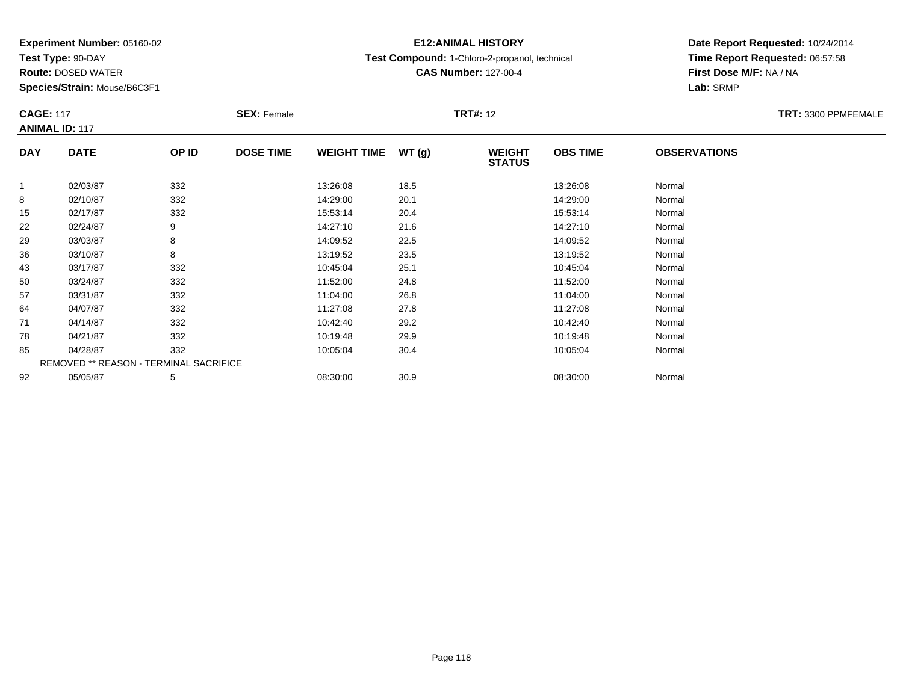**Experiment Number:** 05160-02
**Test Type:** 90-DAY
**Route:** DOSED WATER
**Species/Strain:** Mouse/B6C3F1

**E12:ANIMAL HISTORY**
**Test Compound:** 1-Chloro-2-propanol, technical
**CAS Number:** 127-00-4

**Date Report Requested:** 10/24/2014
**Time Report Requested:** 06:57:58
**First Dose M/F:** NA / NA
**Lab:** SRMP

**CAGE:** 117 **SEX:** Female **TRT#:** 12 **TRT:** 3300 PPMFEMALE
**ANIMAL ID:** 117

| DAY | DATE | OP ID | DOSE TIME | WEIGHT TIME | WT (g) | WEIGHT STATUS | OBS TIME | OBSERVATIONS |
|---|---|---|---|---|---|---|---|---|
| 1 | 02/03/87 | 332 | | 13:26:08 | 18.5 | | 13:26:08 | Normal |
| 8 | 02/10/87 | 332 | | 14:29:00 | 20.1 | | 14:29:00 | Normal |
| 15 | 02/17/87 | 332 | | 15:53:14 | 20.4 | | 15:53:14 | Normal |
| 22 | 02/24/87 | 9 | | 14:27:10 | 21.6 | | 14:27:10 | Normal |
| 29 | 03/03/87 | 8 | | 14:09:52 | 22.5 | | 14:09:52 | Normal |
| 36 | 03/10/87 | 8 | | 13:19:52 | 23.5 | | 13:19:52 | Normal |
| 43 | 03/17/87 | 332 | | 10:45:04 | 25.1 | | 10:45:04 | Normal |
| 50 | 03/24/87 | 332 | | 11:52:00 | 24.8 | | 11:52:00 | Normal |
| 57 | 03/31/87 | 332 | | 11:04:00 | 26.8 | | 11:04:00 | Normal |
| 64 | 04/07/87 | 332 | | 11:27:08 | 27.8 | | 11:27:08 | Normal |
| 71 | 04/14/87 | 332 | | 10:42:40 | 29.2 | | 10:42:40 | Normal |
| 78 | 04/21/87 | 332 | | 10:19:48 | 29.9 | | 10:19:48 | Normal |
| 85 | 04/28/87 | 332 | | 10:05:04 | 30.4 | | 10:05:04 | Normal |
| REMOVED ** REASON - TERMINAL SACRIFICE | | | | | | | | |
| 92 | 05/05/87 | 5 | | 08:30:00 | 30.9 | | 08:30:00 | Normal |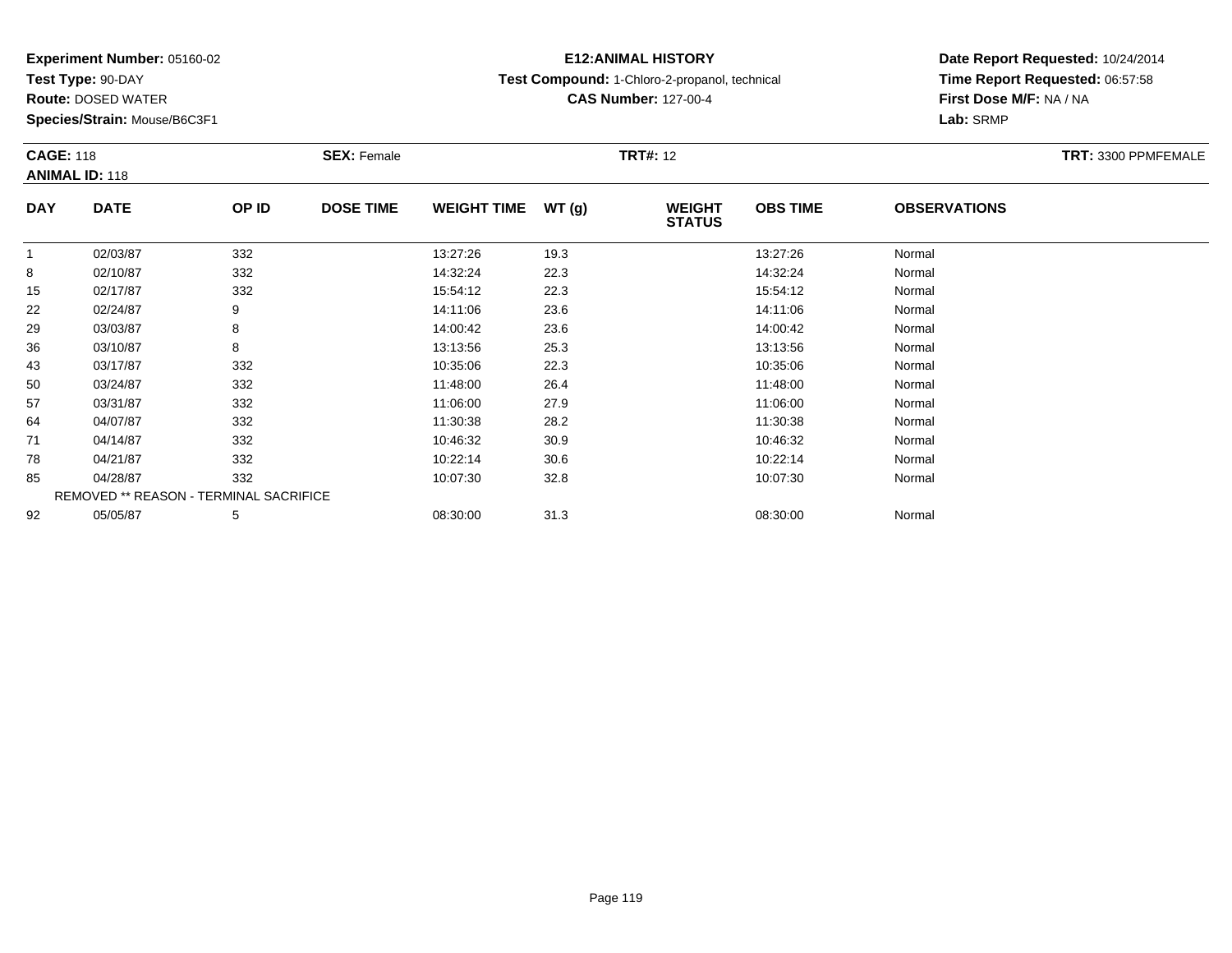**Experiment Number:** 05160-02
**Test Type:** 90-DAY
**Route:** DOSED WATER
**Species/Strain:** Mouse/B6C3F1

**E12:ANIMAL HISTORY**
**Test Compound:** 1-Chloro-2-propanol, technical
**CAS Number:** 127-00-4

**Date Report Requested:** 10/24/2014
**Time Report Requested:** 06:57:58
**First Dose M/F:** NA / NA
**Lab:** SRMP

**CAGE:** 118
**ANIMAL ID:** 118
**SEX:** Female
**TRT#:** 12
**TRT:** 3300 PPMFEMALE

| DAY | DATE | OP ID | DOSE TIME | WEIGHT TIME | WT (g) | WEIGHT STATUS | OBS TIME | OBSERVATIONS |
|---|---|---|---|---|---|---|---|---|
| 1 | 02/03/87 | 332 | | 13:27:26 | 19.3 | | 13:27:26 | Normal |
| 8 | 02/10/87 | 332 | | 14:32:24 | 22.3 | | 14:32:24 | Normal |
| 15 | 02/17/87 | 332 | | 15:54:12 | 22.3 | | 15:54:12 | Normal |
| 22 | 02/24/87 | 9 | | 14:11:06 | 23.6 | | 14:11:06 | Normal |
| 29 | 03/03/87 | 8 | | 14:00:42 | 23.6 | | 14:00:42 | Normal |
| 36 | 03/10/87 | 8 | | 13:13:56 | 25.3 | | 13:13:56 | Normal |
| 43 | 03/17/87 | 332 | | 10:35:06 | 22.3 | | 10:35:06 | Normal |
| 50 | 03/24/87 | 332 | | 11:48:00 | 26.4 | | 11:48:00 | Normal |
| 57 | 03/31/87 | 332 | | 11:06:00 | 27.9 | | 11:06:00 | Normal |
| 64 | 04/07/87 | 332 | | 11:30:38 | 28.2 | | 11:30:38 | Normal |
| 71 | 04/14/87 | 332 | | 10:46:32 | 30.9 | | 10:46:32 | Normal |
| 78 | 04/21/87 | 332 | | 10:22:14 | 30.6 | | 10:22:14 | Normal |
| 85 | 04/28/87 | 332 | | 10:07:30 | 32.8 | | 10:07:30 | Normal |
| REMOVED ** REASON - TERMINAL SACRIFICE | | | | | | | | |
| 92 | 05/05/87 | 5 | | 08:30:00 | 31.3 | | 08:30:00 | Normal |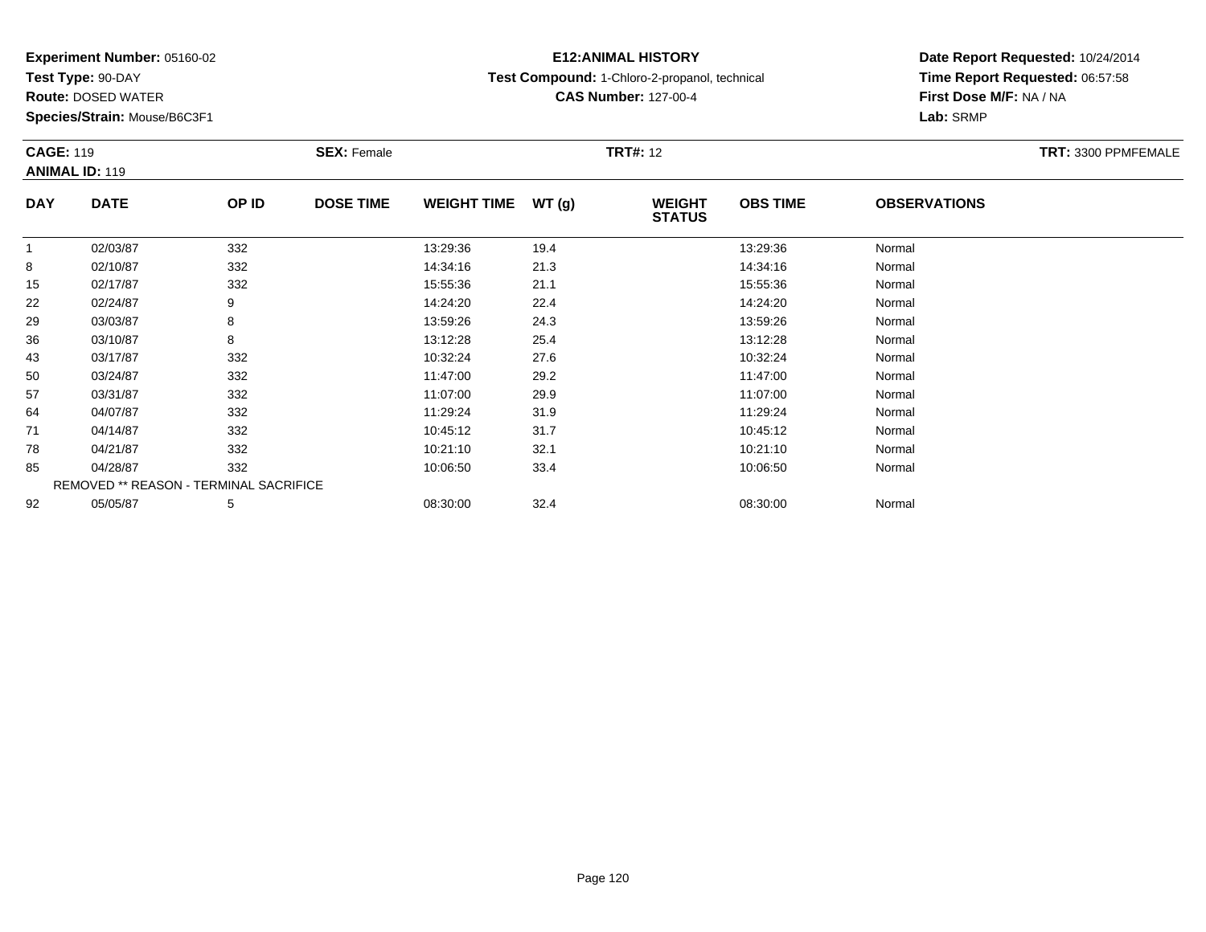**Experiment Number:** 05160-02
**Test Type:** 90-DAY
**Route:** DOSED WATER
**Species/Strain:** Mouse/B6C3F1

**E12:ANIMAL HISTORY**
**Test Compound:** 1-Chloro-2-propanol, technical
**CAS Number:** 127-00-4

**Date Report Requested:** 10/24/2014
**Time Report Requested:** 06:57:58
**First Dose M/F:** NA / NA
**Lab:** SRMP

**CAGE:** 119 **SEX:** Female **TRT#:** 12 **TRT:** 3300 PPMFEMALE
**ANIMAL ID:** 119

| DAY | DATE | OP ID | DOSE TIME | WEIGHT TIME | WT (g) | WEIGHT STATUS | OBS TIME | OBSERVATIONS |
|---|---|---|---|---|---|---|---|---|
| 1 | 02/03/87 | 332 | | 13:29:36 | 19.4 | | 13:29:36 | Normal |
| 8 | 02/10/87 | 332 | | 14:34:16 | 21.3 | | 14:34:16 | Normal |
| 15 | 02/17/87 | 332 | | 15:55:36 | 21.1 | | 15:55:36 | Normal |
| 22 | 02/24/87 | 9 | | 14:24:20 | 22.4 | | 14:24:20 | Normal |
| 29 | 03/03/87 | 8 | | 13:59:26 | 24.3 | | 13:59:26 | Normal |
| 36 | 03/10/87 | 8 | | 13:12:28 | 25.4 | | 13:12:28 | Normal |
| 43 | 03/17/87 | 332 | | 10:32:24 | 27.6 | | 10:32:24 | Normal |
| 50 | 03/24/87 | 332 | | 11:47:00 | 29.2 | | 11:47:00 | Normal |
| 57 | 03/31/87 | 332 | | 11:07:00 | 29.9 | | 11:07:00 | Normal |
| 64 | 04/07/87 | 332 | | 11:29:24 | 31.9 | | 11:29:24 | Normal |
| 71 | 04/14/87 | 332 | | 10:45:12 | 31.7 | | 10:45:12 | Normal |
| 78 | 04/21/87 | 332 | | 10:21:10 | 32.1 | | 10:21:10 | Normal |
| 85 | 04/28/87 | 332 | | 10:06:50 | 33.4 | | 10:06:50 | Normal |
| REMOVED ** REASON - TERMINAL SACRIFICE | | | | | | | | |
| 92 | 05/05/87 | 5 | | 08:30:00 | 32.4 | | 08:30:00 | Normal |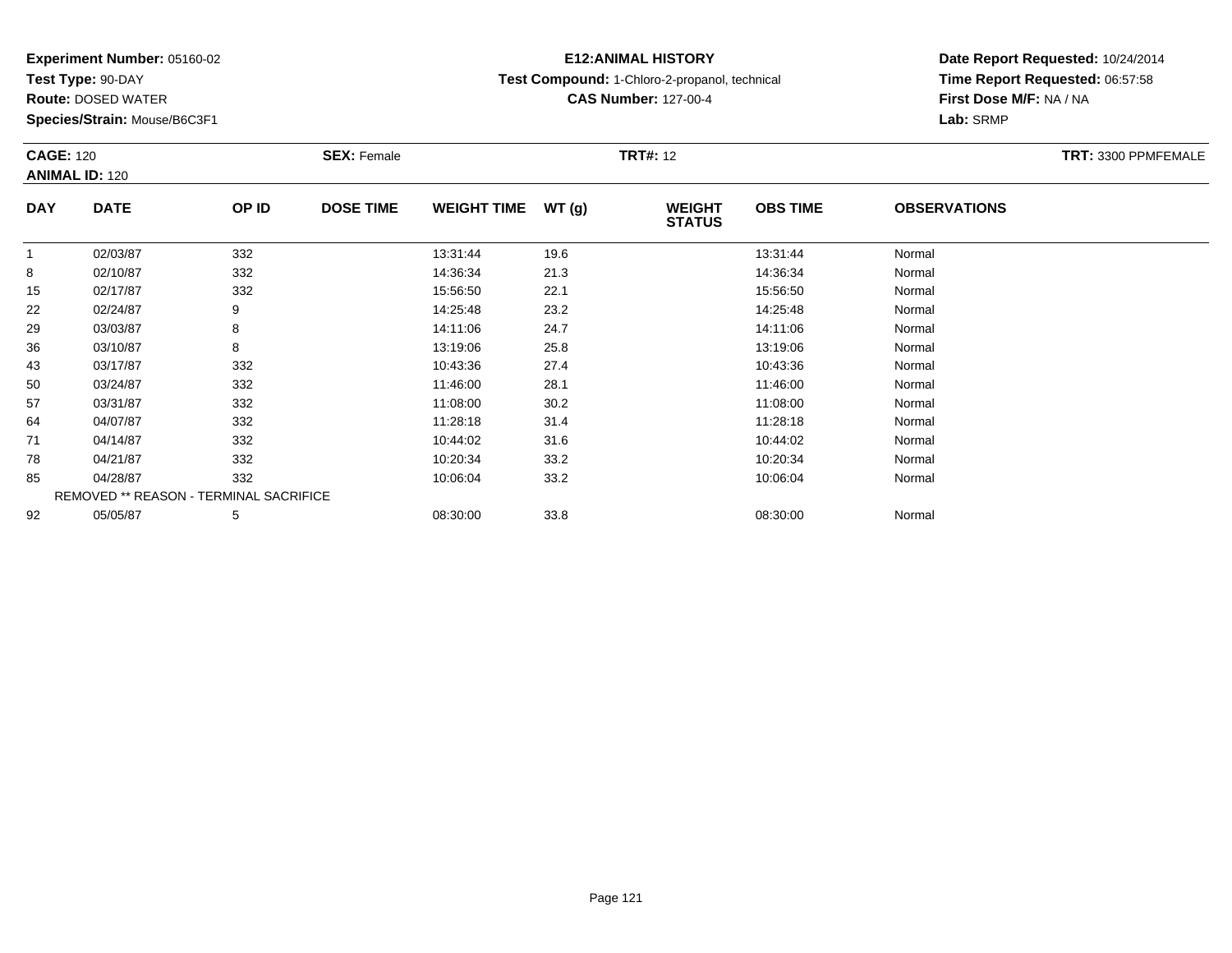**Experiment Number:** 05160-02
**Test Type:** 90-DAY
**Route:** DOSED WATER
**Species/Strain:** Mouse/B6C3F1

**E12:ANIMAL HISTORY**
**Test Compound:** 1-Chloro-2-propanol, technical
**CAS Number:** 127-00-4

**Date Report Requested:** 10/24/2014
**Time Report Requested:** 06:57:58
**First Dose M/F:** NA / NA
**Lab:** SRMP

**CAGE:** 120 **SEX:** Female **TRT#:** 12 **TRT:** 3300 PPMFEMALE
**ANIMAL ID:** 120

| DAY | DATE | OP ID | DOSE TIME | WEIGHT TIME | WT (g) | WEIGHT STATUS | OBS TIME | OBSERVATIONS |
|---|---|---|---|---|---|---|---|---|
| 1 | 02/03/87 | 332 | | 13:31:44 | 19.6 | | 13:31:44 | Normal |
| 8 | 02/10/87 | 332 | | 14:36:34 | 21.3 | | 14:36:34 | Normal |
| 15 | 02/17/87 | 332 | | 15:56:50 | 22.1 | | 15:56:50 | Normal |
| 22 | 02/24/87 | 9 | | 14:25:48 | 23.2 | | 14:25:48 | Normal |
| 29 | 03/03/87 | 8 | | 14:11:06 | 24.7 | | 14:11:06 | Normal |
| 36 | 03/10/87 | 8 | | 13:19:06 | 25.8 | | 13:19:06 | Normal |
| 43 | 03/17/87 | 332 | | 10:43:36 | 27.4 | | 10:43:36 | Normal |
| 50 | 03/24/87 | 332 | | 11:46:00 | 28.1 | | 11:46:00 | Normal |
| 57 | 03/31/87 | 332 | | 11:08:00 | 30.2 | | 11:08:00 | Normal |
| 64 | 04/07/87 | 332 | | 11:28:18 | 31.4 | | 11:28:18 | Normal |
| 71 | 04/14/87 | 332 | | 10:44:02 | 31.6 | | 10:44:02 | Normal |
| 78 | 04/21/87 | 332 | | 10:20:34 | 33.2 | | 10:20:34 | Normal |
| 85 | 04/28/87 | 332 | | 10:06:04 | 33.2 | | 10:06:04 | Normal |
| REMOVED ** REASON - TERMINAL SACRIFICE | | | | | | | | |
| 92 | 05/05/87 | 5 | | 08:30:00 | 33.8 | | 08:30:00 | Normal |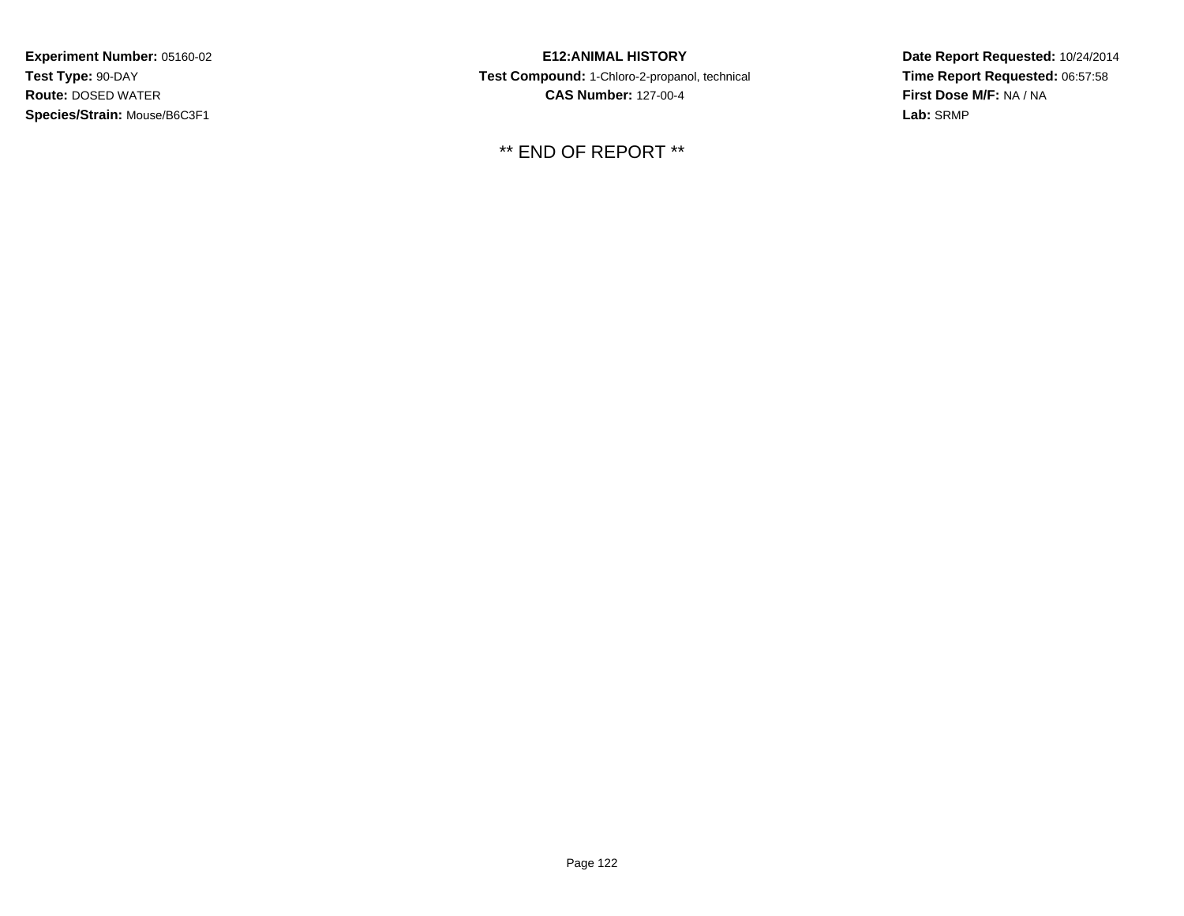**Experiment Number:** 05160-02
**Test Type:** 90-DAY
**Route:** DOSED WATER
**Species/Strain:** Mouse/B6C3F1

**E12:ANIMAL HISTORY**
**Test Compound:** 1-Chloro-2-propanol, technical
**CAS Number:** 127-00-4

**Date Report Requested:** 10/24/2014
**Time Report Requested:** 06:57:58
**First Dose M/F:** NA / NA
**Lab:** SRMP

** END OF REPORT **